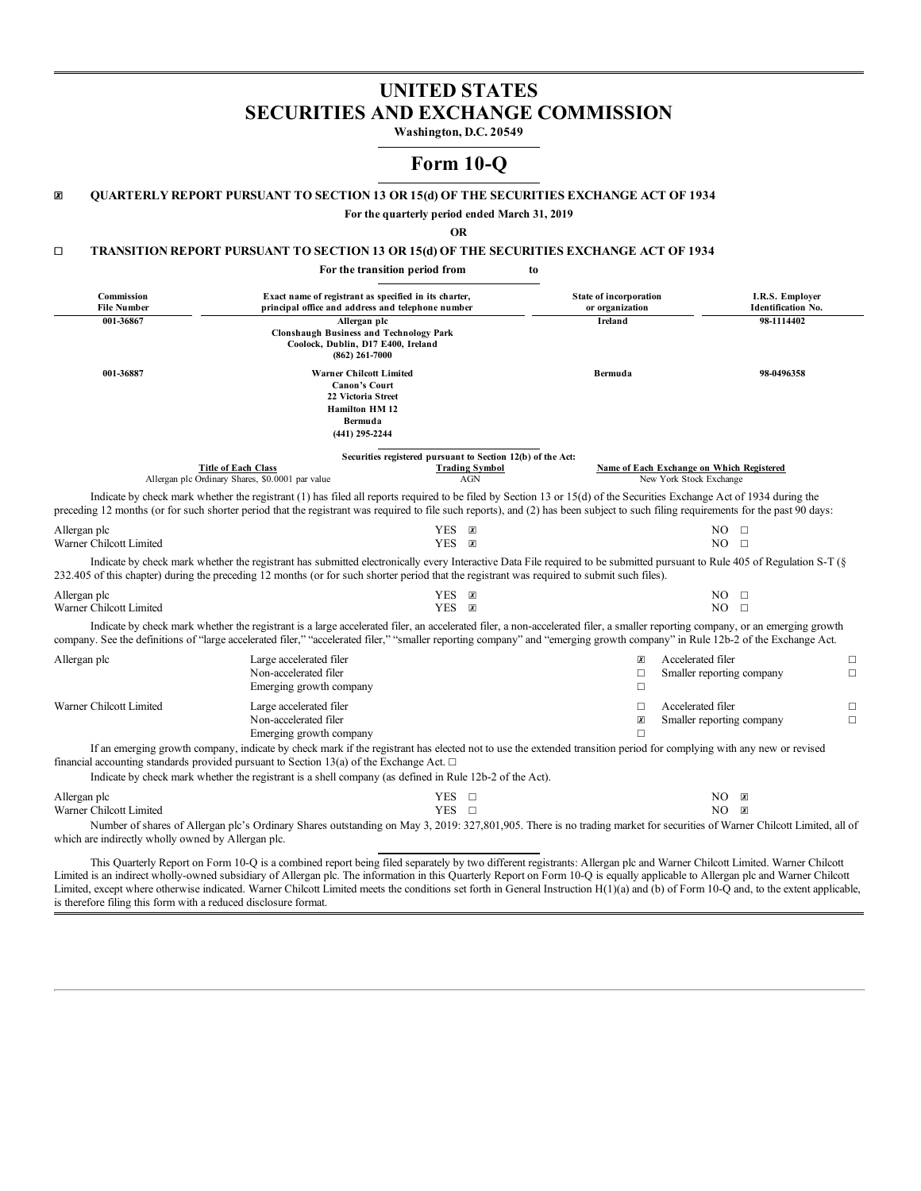# UNITED STATES
# SECURITIES AND EXCHANGE COMMISSION

**Washington, D.C. 20549**

# Form 10-Q

☒ **QUARTERLY REPORT PURSUANT TO SECTION 13 OR 15(d) OF THE SECURITIES EXCHANGE ACT OF 1934**

**For the quarterly period ended March 31, 2019**

**OR**

☐ **TRANSITION REPORT PURSUANT TO SECTION 13 OR 15(d) OF THE SECURITIES EXCHANGE ACT OF 1934**

**For the transition period from to**

| Commission File Number | Exact name of registrant as specified in its charter, principal office and address and telephone number | State of incorporation or organization | I.R.S. Employer Identification No. |
|---|---|---|---|
| 001-36867 | Allergan plc<br>Clonshaugh Business and Technology Park<br>Coolock, Dublin, D17 E400, Ireland<br>(862) 261-7000 | Ireland | 98-1114402 |
| 001-36887 | Warner Chilcott Limited<br>Canon's Court<br>22 Victoria Street<br>Hamilton HM 12<br>Bermuda<br>(441) 295-2244 | Bermuda | 98-0496358 |

Securities registered pursuant to Section 12(b) of the Act:

| Title of Each Class | Trading Symbol | Name of Each Exchange on Which Registered |
|---|---|---|
| Allergan plc Ordinary Shares, $0.0001 par value | AGN | New York Stock Exchange |

Indicate by check mark whether the registrant (1) has filed all reports required to be filed by Section 13 or 15(d) of the Securities Exchange Act of 1934 during the preceding 12 months (or for such shorter period that the registrant was required to file such reports), and (2) has been subject to such filing requirements for the past 90 days:

| | | |
|---|---|---|
| Allergan plc | YES ☒ | NO ☐ |
| Warner Chilcott Limited | YES ☒ | NO ☐ |

Indicate by check mark whether the registrant has submitted electronically every Interactive Data File required to be submitted pursuant to Rule 405 of Regulation S-T (§ 232.405 of this chapter) during the preceding 12 months (or for such shorter period that the registrant was required to submit such files).

| | | |
|---|---|---|
| Allergan plc | YES ☒ | NO ☐ |
| Warner Chilcott Limited | YES ☒ | NO ☐ |

Indicate by check mark whether the registrant is a large accelerated filer, an accelerated filer, a non-accelerated filer, a smaller reporting company, or an emerging growth company. See the definitions of "large accelerated filer," "accelerated filer," "smaller reporting company" and "emerging growth company" in Rule 12b-2 of the Exchange Act.

| | | | | |
|---|---|---|---|---|
| Allergan plc | Large accelerated filer | ☒ | Accelerated filer | ☐ |
| | Non-accelerated filer | ☐ | Smaller reporting company | ☐ |
| | Emerging growth company | ☐ | | |
| Warner Chilcott Limited | Large accelerated filer | ☐ | Accelerated filer | ☐ |
| | Non-accelerated filer | ☒ | Smaller reporting company | ☐ |
| | Emerging growth company | ☐ | | |

If an emerging growth company, indicate by check mark if the registrant has elected not to use the extended transition period for complying with any new or revised financial accounting standards provided pursuant to Section 13(a) of the Exchange Act. ☐

Indicate by check mark whether the registrant is a shell company (as defined in Rule 12b-2 of the Act).

| | | |
|---|---|---|
| Allergan plc | YES ☐ | NO ☒ |
| Warner Chilcott Limited | YES ☐ | NO ☒ |

Number of shares of Allergan plc's Ordinary Shares outstanding on May 3, 2019: 327,801,905. There is no trading market for securities of Warner Chilcott Limited, all of which are indirectly wholly owned by Allergan plc.

This Quarterly Report on Form 10-Q is a combined report being filed separately by two different registrants: Allergan plc and Warner Chilcott Limited. Warner Chilcott Limited is an indirect wholly-owned subsidiary of Allergan plc. The information in this Quarterly Report on Form 10-Q is equally applicable to Allergan plc and Warner Chilcott Limited, except where otherwise indicated. Warner Chilcott Limited meets the conditions set forth in General Instruction H(1)(a) and (b) of Form 10-Q and, to the extent applicable, is therefore filing this form with a reduced disclosure format.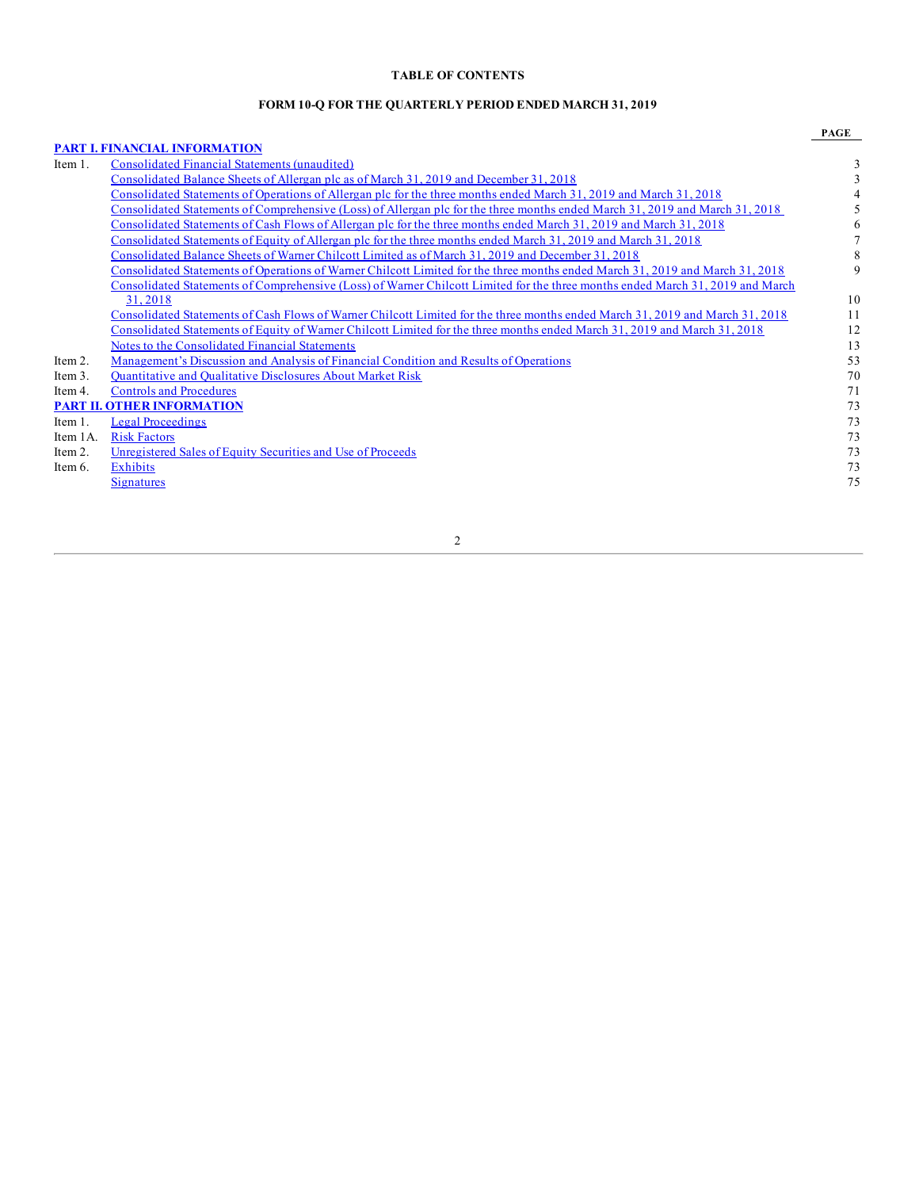# TABLE OF CONTENTS

## FORM 10-Q FOR THE QUARTERLY PERIOD ENDED MARCH 31, 2019

| | | PAGE |
|---|---|---|
| **PART I. FINANCIAL INFORMATION** | | |
| Item 1. | Consolidated Financial Statements (unaudited) | 3 |
| | Consolidated Balance Sheets of Allergan plc as of March 31, 2019 and December 31, 2018 | 3 |
| | Consolidated Statements of Operations of Allergan plc for the three months ended March 31, 2019 and March 31, 2018 | 4 |
| | Consolidated Statements of Comprehensive (Loss) of Allergan plc for the three months ended March 31, 2019 and March 31, 2018 | 5 |
| | Consolidated Statements of Cash Flows of Allergan plc for the three months ended March 31, 2019 and March 31, 2018 | 6 |
| | Consolidated Statements of Equity of Allergan plc for the three months ended March 31, 2019 and March 31, 2018 | 7 |
| | Consolidated Balance Sheets of Warner Chilcott Limited as of March 31, 2019 and December 31, 2018 | 8 |
| | Consolidated Statements of Operations of Warner Chilcott Limited for the three months ended March 31, 2019 and March 31, 2018 | 9 |
| | Consolidated Statements of Comprehensive (Loss) of Warner Chilcott Limited for the three months ended March 31, 2019 and March 31, 2018 | 10 |
| | Consolidated Statements of Cash Flows of Warner Chilcott Limited for the three months ended March 31, 2019 and March 31, 2018 | 11 |
| | Consolidated Statements of Equity of Warner Chilcott Limited for the three months ended March 31, 2019 and March 31, 2018 | 12 |
| | Notes to the Consolidated Financial Statements | 13 |
| Item 2. | Management's Discussion and Analysis of Financial Condition and Results of Operations | 53 |
| Item 3. | Quantitative and Qualitative Disclosures About Market Risk | 70 |
| Item 4. | Controls and Procedures | 71 |
| **PART II. OTHER INFORMATION** | | 73 |
| Item 1. | Legal Proceedings | 73 |
| Item 1A. | Risk Factors | 73 |
| Item 2. | Unregistered Sales of Equity Securities and Use of Proceeds | 73 |
| Item 6. | Exhibits | 73 |
| | Signatures | 75 |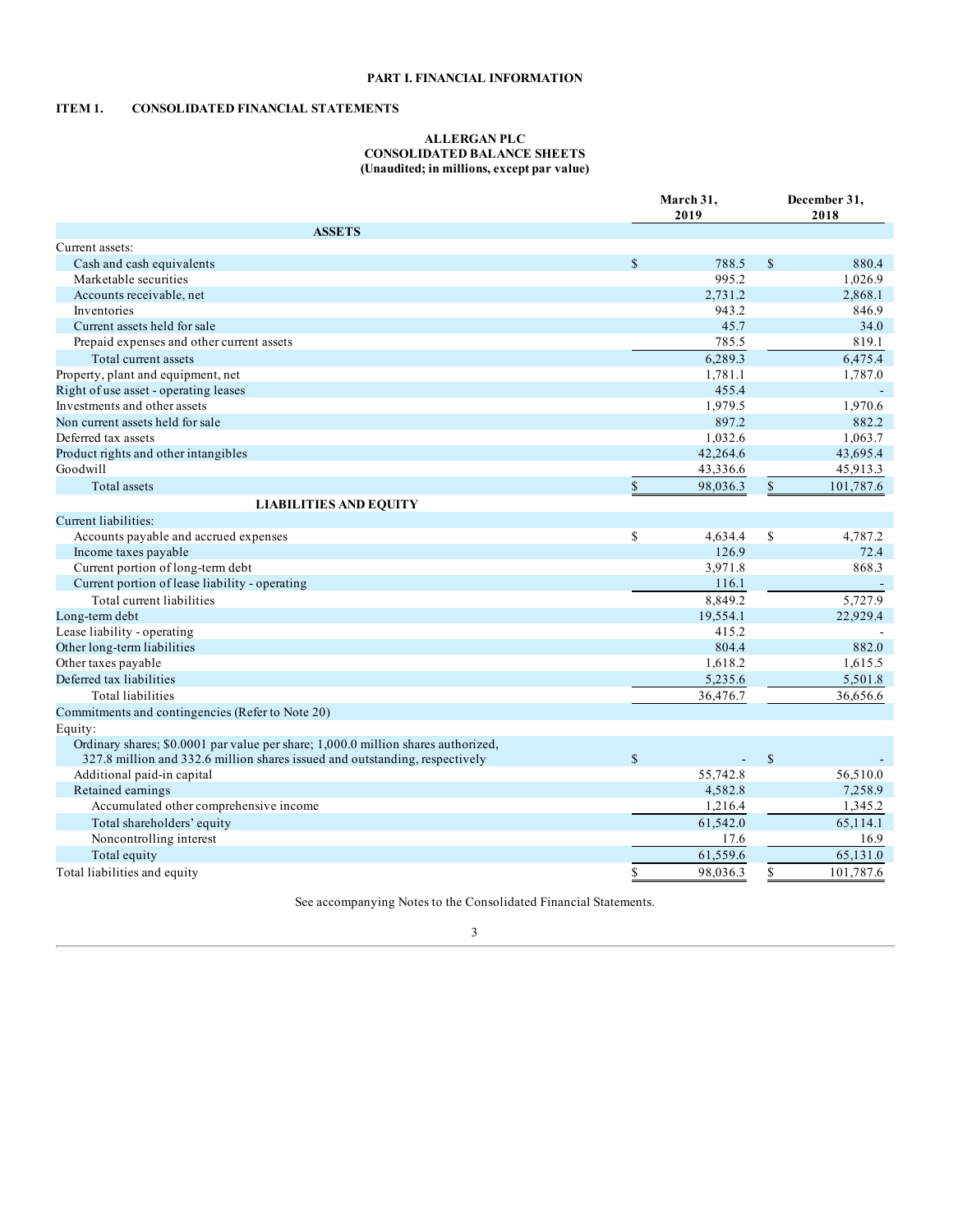# PART I. FINANCIAL INFORMATION

## ITEM 1. CONSOLIDATED FINANCIAL STATEMENTS

### ALLERGAN PLC
### CONSOLIDATED BALANCE SHEETS
### (Unaudited; in millions, except par value)

| | March 31, 2019 | December 31, 2018 |
|---|---|---|
| **ASSETS** | | |
| Current assets: | | |
| Cash and cash equivalents | $ 788.5 | $ 880.4 |
| Marketable securities | 995.2 | 1,026.9 |
| Accounts receivable, net | 2,731.2 | 2,868.1 |
| Inventories | 943.2 | 846.9 |
| Current assets held for sale | 45.7 | 34.0 |
| Prepaid expenses and other current assets | 785.5 | 819.1 |
| Total current assets | 6,289.3 | 6,475.4 |
| Property, plant and equipment, net | 1,781.1 | 1,787.0 |
| Right of use asset - operating leases | 455.4 | - |
| Investments and other assets | 1,979.5 | 1,970.6 |
| Non current assets held for sale | 897.2 | 882.2 |
| Deferred tax assets | 1,032.6 | 1,063.7 |
| Product rights and other intangibles | 42,264.6 | 43,695.4 |
| Goodwill | 43,336.6 | 45,913.3 |
| Total assets | $ 98,036.3 | $ 101,787.6 |
| **LIABILITIES AND EQUITY** | | |
| Current liabilities: | | |
| Accounts payable and accrued expenses | $ 4,634.4 | $ 4,787.2 |
| Income taxes payable | 126.9 | 72.4 |
| Current portion of long-term debt | 3,971.8 | 868.3 |
| Current portion of lease liability - operating | 116.1 | - |
| Total current liabilities | 8,849.2 | 5,727.9 |
| Long-term debt | 19,554.1 | 22,929.4 |
| Lease liability - operating | 415.2 | - |
| Other long-term liabilities | 804.4 | 882.0 |
| Other taxes payable | 1,618.2 | 1,615.5 |
| Deferred tax liabilities | 5,235.6 | 5,501.8 |
| Total liabilities | 36,476.7 | 36,656.6 |
| Commitments and contingencies (Refer to Note 20) | | |
| Equity: | | |
| Ordinary shares; $0.0001 par value per share; 1,000.0 million shares authorized, 327.8 million and 332.6 million shares issued and outstanding, respectively | $ - | $ - |
| Additional paid-in capital | 55,742.8 | 56,510.0 |
| Retained earnings | 4,582.8 | 7,258.9 |
| Accumulated other comprehensive income | 1,216.4 | 1,345.2 |
| Total shareholders' equity | 61,542.0 | 65,114.1 |
| Noncontrolling interest | 17.6 | 16.9 |
| Total equity | 61,559.6 | 65,131.0 |
| Total liabilities and equity | $ 98,036.3 | $ 101,787.6 |

See accompanying Notes to the Consolidated Financial Statements.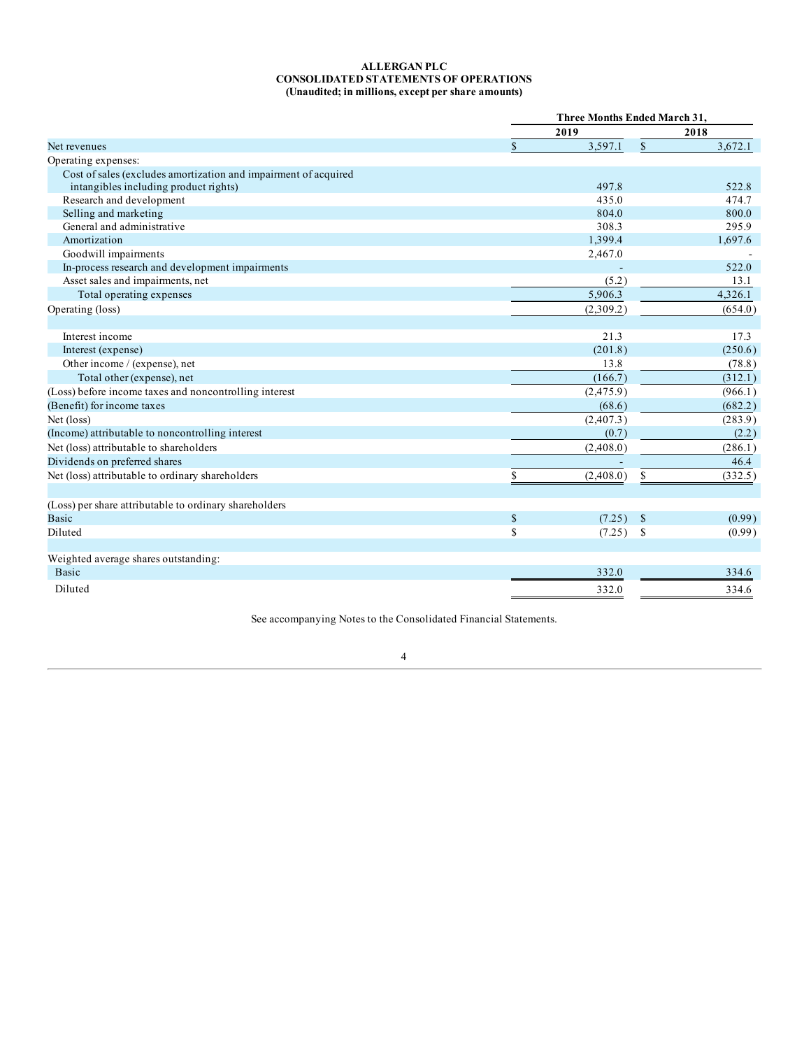**ALLERGAN PLC**
**CONSOLIDATED STATEMENTS OF OPERATIONS**
**(Unaudited; in millions, except per share amounts)**

| | Three Months Ended March 31, | |
|---|---|---|
| | 2019 | 2018 |
| Net revenues | $ 3,597.1 | $ 3,672.1 |
| Operating expenses: | | |
| Cost of sales (excludes amortization and impairment of acquired intangibles including product rights) | 497.8 | 522.8 |
| Research and development | 435.0 | 474.7 |
| Selling and marketing | 804.0 | 800.0 |
| General and administrative | 308.3 | 295.9 |
| Amortization | 1,399.4 | 1,697.6 |
| Goodwill impairments | 2,467.0 | - |
| In-process research and development impairments | - | 522.0 |
| Asset sales and impairments, net | (5.2) | 13.1 |
| Total operating expenses | 5,906.3 | 4,326.1 |
| Operating (loss) | (2,309.2) | (654.0) |
| | | |
| Interest income | 21.3 | 17.3 |
| Interest (expense) | (201.8) | (250.6) |
| Other income / (expense), net | 13.8 | (78.8) |
| Total other (expense), net | (166.7) | (312.1) |
| (Loss) before income taxes and noncontrolling interest | (2,475.9) | (966.1) |
| (Benefit) for income taxes | (68.6) | (682.2) |
| Net (loss) | (2,407.3) | (283.9) |
| (Income) attributable to noncontrolling interest | (0.7) | (2.2) |
| Net (loss) attributable to shareholders | (2,408.0) | (286.1) |
| Dividends on preferred shares | - | 46.4 |
| Net (loss) attributable to ordinary shareholders | $ (2,408.0) | $ (332.5) |
| | | |
| (Loss) per share attributable to ordinary shareholders | | |
| Basic | $ (7.25) | $ (0.99) |
| Diluted | $ (7.25) | $ (0.99) |
| | | |
| Weighted average shares outstanding: | | |
| Basic | 332.0 | 334.6 |
| Diluted | 332.0 | 334.6 |

See accompanying Notes to the Consolidated Financial Statements.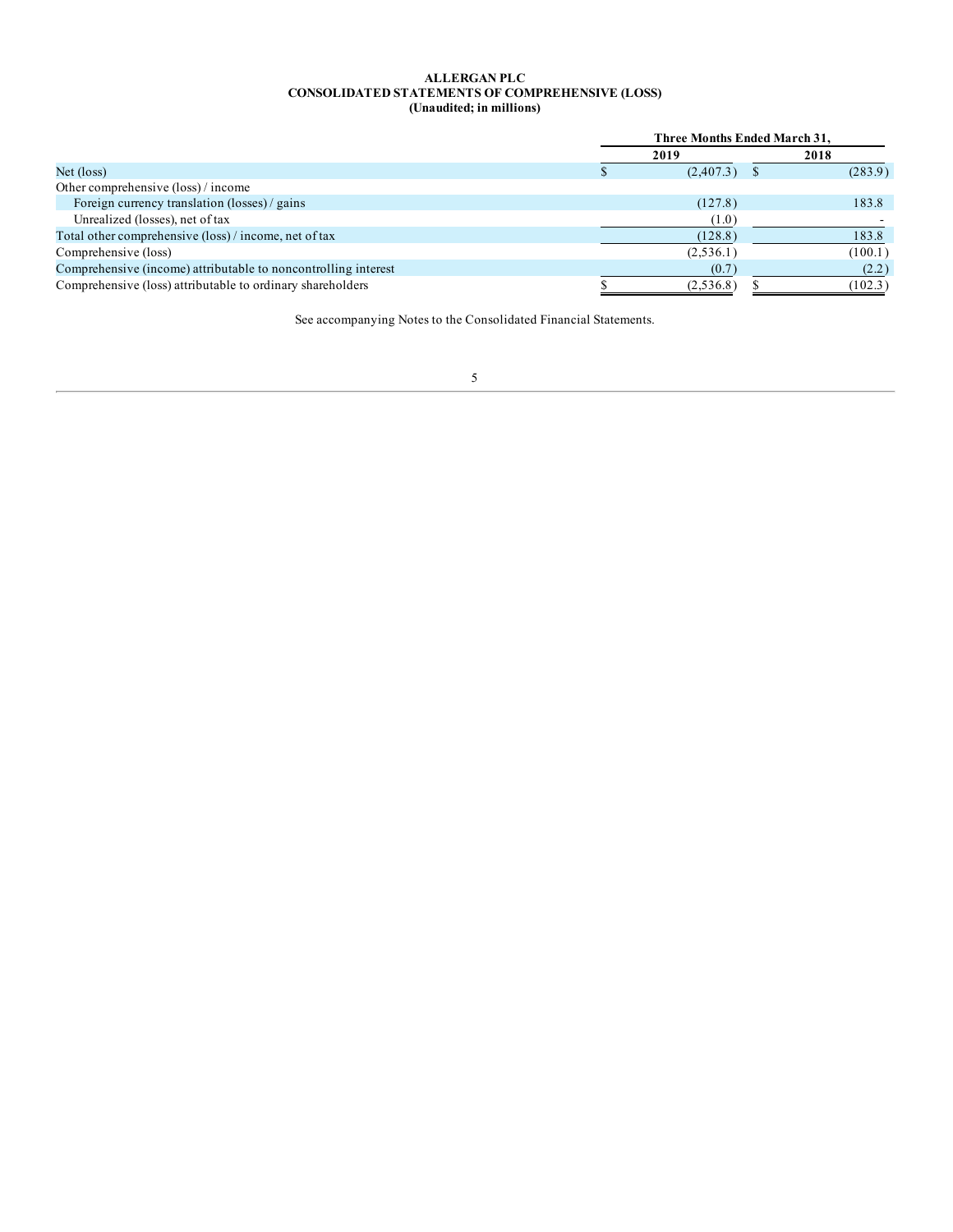**ALLERGAN PLC**
**CONSOLIDATED STATEMENTS OF COMPREHENSIVE (LOSS)**
**(Unaudited; in millions)**

| | Three Months Ended March 31, | |
|---|---|---|
| | 2019 | 2018 |
| Net (loss) | $ (2,407.3) | $ (283.9) |
| Other comprehensive (loss) / income | | |
| Foreign currency translation (losses) / gains | (127.8) | 183.8 |
| Unrealized (losses), net of tax | (1.0) | - |
| Total other comprehensive (loss) / income, net of tax | (128.8) | 183.8 |
| Comprehensive (loss) | (2,536.1) | (100.1) |
| Comprehensive (income) attributable to noncontrolling interest | (0.7) | (2.2) |
| Comprehensive (loss) attributable to ordinary shareholders | $ (2,536.8) | $ (102.3) |

See accompanying Notes to the Consolidated Financial Statements.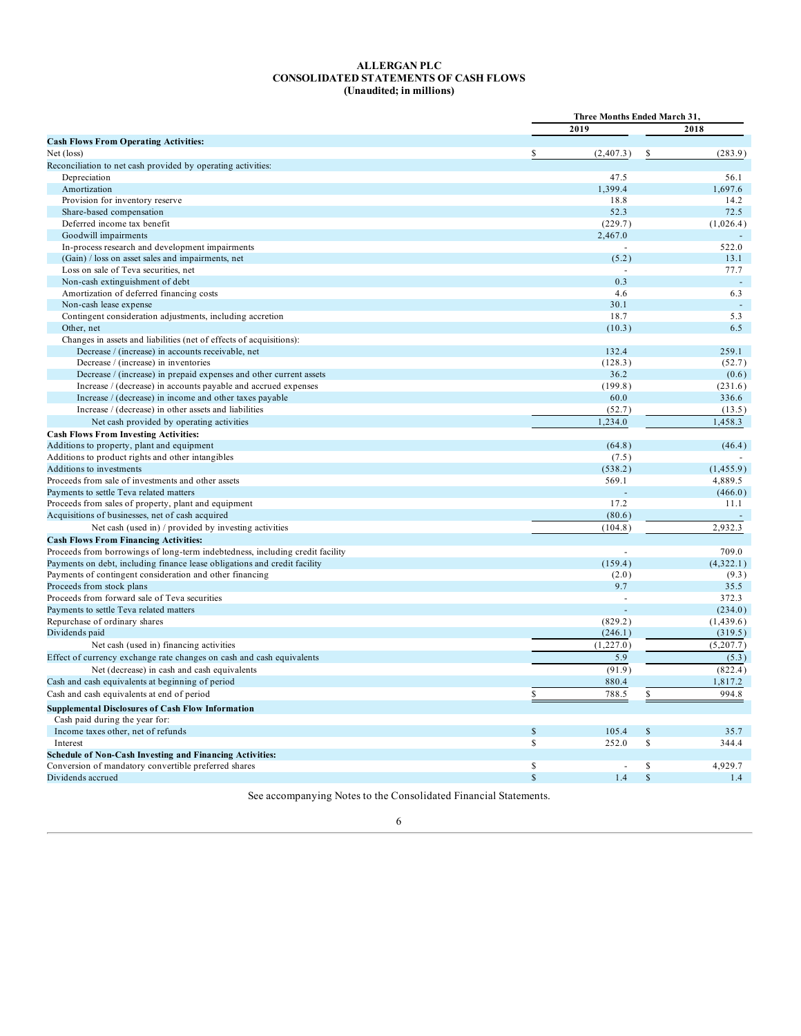**ALLERGAN PLC**
**CONSOLIDATED STATEMENTS OF CASH FLOWS**
**(Unaudited; in millions)**

| | Three Months Ended March 31, | |
|---|---|---|
| | 2019 | 2018 |
| **Cash Flows From Operating Activities:** | | |
| Net (loss) | $ (2,407.3) | $ (283.9) |
| Reconciliation to net cash provided by operating activities: | | |
| Depreciation | 47.5 | 56.1 |
| Amortization | 1,399.4 | 1,697.6 |
| Provision for inventory reserve | 18.8 | 14.2 |
| Share-based compensation | 52.3 | 72.5 |
| Deferred income tax benefit | (229.7) | (1,026.4) |
| Goodwill impairments | 2,467.0 | - |
| In-process research and development impairments | - | 522.0 |
| (Gain) / loss on asset sales and impairments, net | (5.2) | 13.1 |
| Loss on sale of Teva securities, net | - | 77.7 |
| Non-cash extinguishment of debt | 0.3 | - |
| Amortization of deferred financing costs | 4.6 | 6.3 |
| Non-cash lease expense | 30.1 | - |
| Contingent consideration adjustments, including accretion | 18.7 | 5.3 |
| Other, net | (10.3) | 6.5 |
| Changes in assets and liabilities (net of effects of acquisitions): | | |
| Decrease / (increase) in accounts receivable, net | 132.4 | 259.1 |
| Decrease / (increase) in inventories | (128.3) | (52.7) |
| Decrease / (increase) in prepaid expenses and other current assets | 36.2 | (0.6) |
| Increase / (decrease) in accounts payable and accrued expenses | (199.8) | (231.6) |
| Increase / (decrease) in income and other taxes payable | 60.0 | 336.6 |
| Increase / (decrease) in other assets and liabilities | (52.7) | (13.5) |
| Net cash provided by operating activities | 1,234.0 | 1,458.3 |
| **Cash Flows From Investing Activities:** | | |
| Additions to property, plant and equipment | (64.8) | (46.4) |
| Additions to product rights and other intangibles | (7.5) | - |
| Additions to investments | (538.2) | (1,455.9) |
| Proceeds from sale of investments and other assets | 569.1 | 4,889.5 |
| Payments to settle Teva related matters | - | (466.0) |
| Proceeds from sales of property, plant and equipment | 17.2 | 11.1 |
| Acquisitions of businesses, net of cash acquired | (80.6) | - |
| Net cash (used in) / provided by investing activities | (104.8) | 2,932.3 |
| **Cash Flows From Financing Activities:** | | |
| Proceeds from borrowings of long-term indebtedness, including credit facility | - | 709.0 |
| Payments on debt, including finance lease obligations and credit facility | (159.4) | (4,322.1) |
| Payments of contingent consideration and other financing | (2.0) | (9.3) |
| Proceeds from stock plans | 9.7 | 35.5 |
| Proceeds from forward sale of Teva securities | - | 372.3 |
| Payments to settle Teva related matters | - | (234.0) |
| Repurchase of ordinary shares | (829.2) | (1,439.6) |
| Dividends paid | (246.1) | (319.5) |
| Net cash (used in) financing activities | (1,227.0) | (5,207.7) |
| Effect of currency exchange rate changes on cash and cash equivalents | 5.9 | (5.3) |
| Net (decrease) in cash and cash equivalents | (91.9) | (822.4) |
| Cash and cash equivalents at beginning of period | 880.4 | 1,817.2 |
| Cash and cash equivalents at end of period | $ 788.5 | $ 994.8 |
| **Supplemental Disclosures of Cash Flow Information** | | |
| Cash paid during the year for: | | |
| Income taxes other, net of refunds | $ 105.4 | $ 35.7 |
| Interest | $ 252.0 | $ 344.4 |
| **Schedule of Non-Cash Investing and Financing Activities:** | | |
| Conversion of mandatory convertible preferred shares | $ - | $ 4,929.7 |
| Dividends accrued | $ 1.4 | $ 1.4 |

See accompanying Notes to the Consolidated Financial Statements.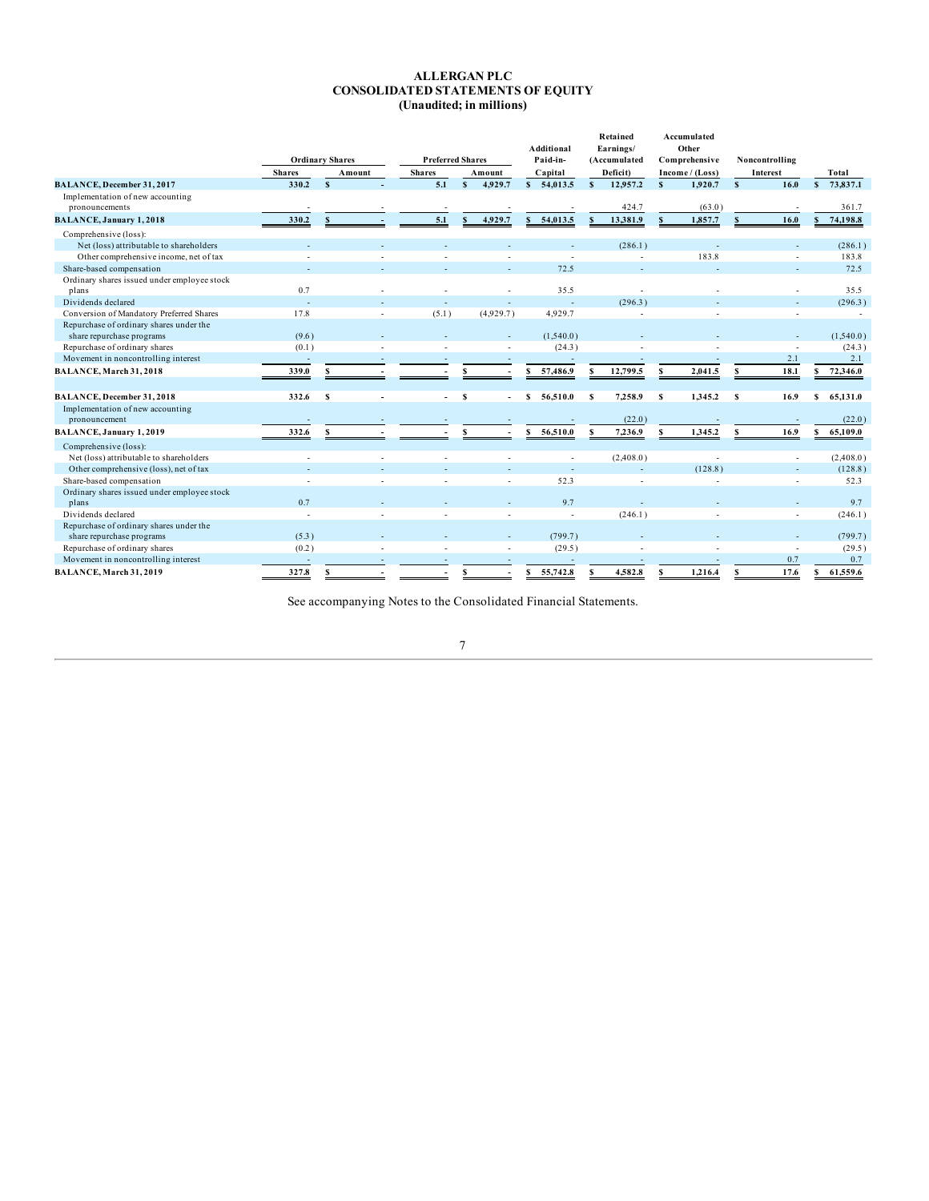# ALLERGAN PLC
## CONSOLIDATED STATEMENTS OF EQUITY
### (Unaudited; in millions)

| | Ordinary Shares | | Preferred Shares | | Additional Paid-in- | Retained Earnings/ (Accumulated | Accumulated Other Comprehensive | Noncontrolling | |
|---|---|---|---|---|---|---|---|---|---|
| | Shares | Amount | Shares | Amount | Capital | Deficit) | Income / (Loss) | Interest | Total |
| **BALANCE, December 31, 2017** | **330.2** | **$ -** | **5.1** | **$ 4,929.7** | **$ 54,013.5** | **$ 12,957.2** | **$ 1,920.7** | **$ 16.0** | **$ 73,837.1** |
| Implementation of new accounting pronouncements | - | - | - | - | - | 424.7 | (63.0) | - | 361.7 |
| **BALANCE, January 1, 2018** | **330.2** | **$ -** | **5.1** | **$ 4,929.7** | **$ 54,013.5** | **$ 13,381.9** | **$ 1,857.7** | **$ 16.0** | **$ 74,198.8** |
| Comprehensive (loss): | | | | | | | | | |
| Net (loss) attributable to shareholders | - | - | - | - | - | (286.1) | - | - | (286.1) |
| Other comprehensive income, net of tax | - | - | - | - | - | - | 183.8 | - | 183.8 |
| Share-based compensation | - | - | - | - | 72.5 | - | - | - | 72.5 |
| Ordinary shares issued under employee stock plans | 0.7 | - | - | - | 35.5 | - | - | - | 35.5 |
| Dividends declared | - | - | - | - | - | (296.3) | - | - | (296.3) |
| Conversion of Mandatory Preferred Shares | 17.8 | - | (5.1) | (4,929.7) | 4,929.7 | - | - | - | - |
| Repurchase of ordinary shares under the share repurchase programs | (9.6) | - | - | - | (1,540.0) | - | - | - | (1,540.0) |
| Repurchase of ordinary shares | (0.1) | - | - | - | (24.3) | - | - | - | (24.3) |
| Movement in noncontrolling interest | - | - | - | - | - | - | - | 2.1 | 2.1 |
| **BALANCE, March 31, 2018** | **339.0** | **$ -** | **-** | **$ -** | **$ 57,486.9** | **$ 12,799.5** | **$ 2,041.5** | **$ 18.1** | **$ 72,346.0** |
| | | | | | | | | | |
| **BALANCE, December 31, 2018** | **332.6** | **$ -** | **-** | **$ -** | **$ 56,510.0** | **$ 7,258.9** | **$ 1,345.2** | **$ 16.9** | **$ 65,131.0** |
| Implementation of new accounting pronouncement | - | - | - | - | - | (22.0) | - | - | (22.0) |
| **BALANCE, January 1, 2019** | **332.6** | **$ -** | **-** | **$ -** | **$ 56,510.0** | **$ 7,236.9** | **$ 1,345.2** | **$ 16.9** | **$ 65,109.0** |
| Comprehensive (loss): | | | | | | | | | |
| Net (loss) attributable to shareholders | - | - | - | - | - | (2,408.0) | - | - | (2,408.0) |
| Other comprehensive (loss), net of tax | - | - | - | - | - | - | (128.8) | - | (128.8) |
| Share-based compensation | - | - | - | - | 52.3 | - | - | - | 52.3 |
| Ordinary shares issued under employee stock plans | 0.7 | - | - | - | 9.7 | - | - | - | 9.7 |
| Dividends declared | - | - | - | - | - | (246.1) | - | - | (246.1) |
| Repurchase of ordinary shares under the share repurchase programs | (5.3) | - | - | - | (799.7) | - | - | - | (799.7) |
| Repurchase of ordinary shares | (0.2) | - | - | - | (29.5) | - | - | - | (29.5) |
| Movement in noncontrolling interest | - | - | - | - | - | - | - | 0.7 | 0.7 |
| **BALANCE, March 31, 2019** | **327.8** | **$ -** | **-** | **$ -** | **$ 55,742.8** | **$ 4,582.8** | **$ 1,216.4** | **$ 17.6** | **$ 61,559.6** |

See accompanying Notes to the Consolidated Financial Statements.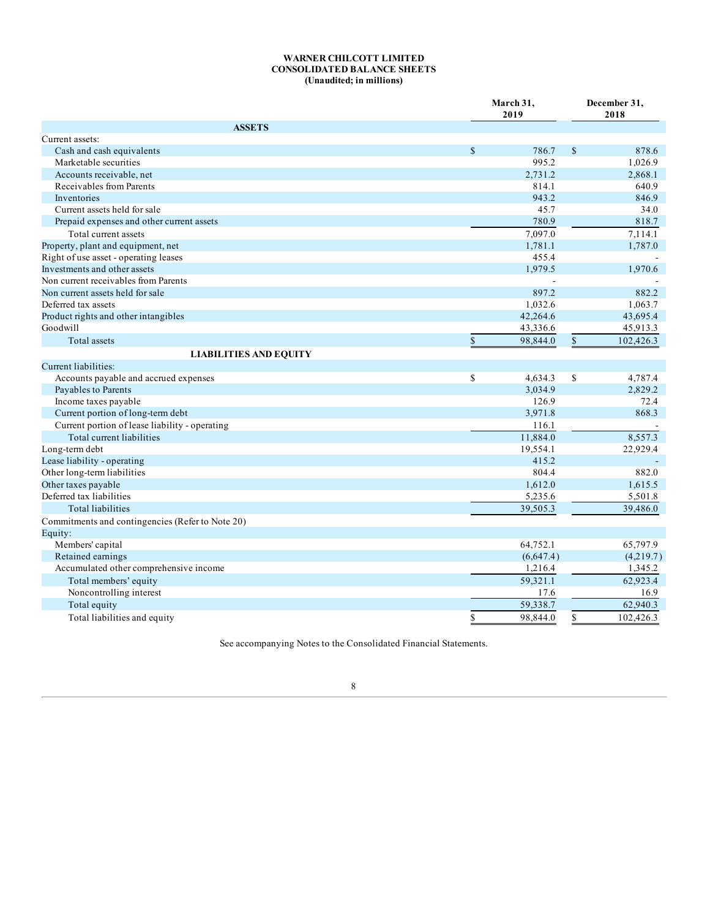**WARNER CHILCOTT LIMITED**
**CONSOLIDATED BALANCE SHEETS**
**(Unaudited; in millions)**

| | March 31, 2019 | December 31, 2018 |
|---|---|---|
| **ASSETS** | | |
| Current assets: | | |
| Cash and cash equivalents | $ 786.7 | $ 878.6 |
| Marketable securities | 995.2 | 1,026.9 |
| Accounts receivable, net | 2,731.2 | 2,868.1 |
| Receivables from Parents | 814.1 | 640.9 |
| Inventories | 943.2 | 846.9 |
| Current assets held for sale | 45.7 | 34.0 |
| Prepaid expenses and other current assets | 780.9 | 818.7 |
| Total current assets | 7,097.0 | 7,114.1 |
| Property, plant and equipment, net | 1,781.1 | 1,787.0 |
| Right of use asset - operating leases | 455.4 | - |
| Investments and other assets | 1,979.5 | 1,970.6 |
| Non current receivables from Parents | - | - |
| Non current assets held for sale | 897.2 | 882.2 |
| Deferred tax assets | 1,032.6 | 1,063.7 |
| Product rights and other intangibles | 42,264.6 | 43,695.4 |
| Goodwill | 43,336.6 | 45,913.3 |
| Total assets | $ 98,844.0 | $ 102,426.3 |
| **LIABILITIES AND EQUITY** | | |
| Current liabilities: | | |
| Accounts payable and accrued expenses | $ 4,634.3 | $ 4,787.4 |
| Payables to Parents | 3,034.9 | 2,829.2 |
| Income taxes payable | 126.9 | 72.4 |
| Current portion of long-term debt | 3,971.8 | 868.3 |
| Current portion of lease liability - operating | 116.1 | - |
| Total current liabilities | 11,884.0 | 8,557.3 |
| Long-term debt | 19,554.1 | 22,929.4 |
| Lease liability - operating | 415.2 | - |
| Other long-term liabilities | 804.4 | 882.0 |
| Other taxes payable | 1,612.0 | 1,615.5 |
| Deferred tax liabilities | 5,235.6 | 5,501.8 |
| Total liabilities | 39,505.3 | 39,486.0 |
| Commitments and contingencies (Refer to Note 20) | | |
| Equity: | | |
| Members' capital | 64,752.1 | 65,797.9 |
| Retained earnings | (6,647.4) | (4,219.7) |
| Accumulated other comprehensive income | 1,216.4 | 1,345.2 |
| Total members' equity | 59,321.1 | 62,923.4 |
| Noncontrolling interest | 17.6 | 16.9 |
| Total equity | 59,338.7 | 62,940.3 |
| Total liabilities and equity | $ 98,844.0 | $ 102,426.3 |

See accompanying Notes to the Consolidated Financial Statements.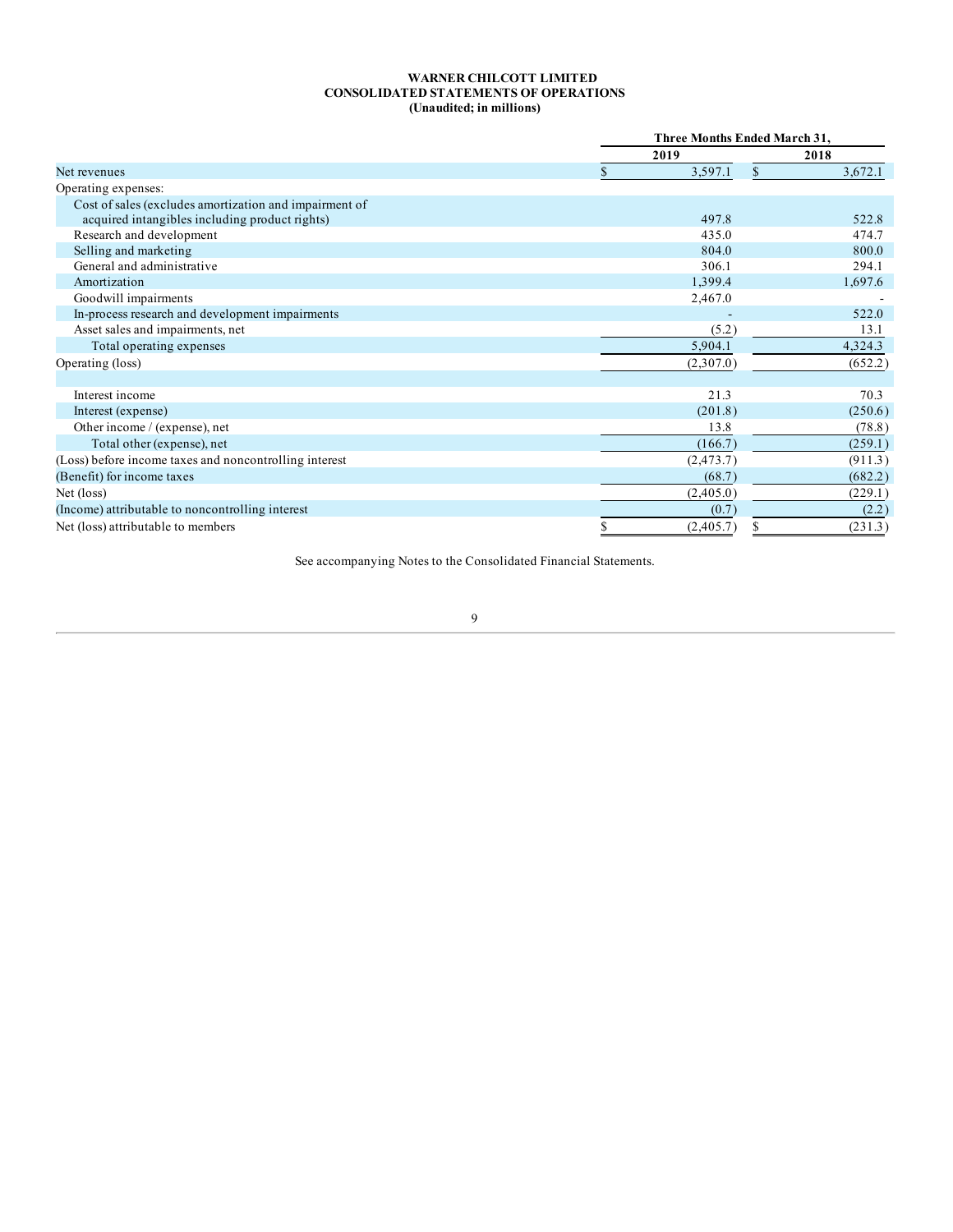**WARNER CHILCOTT LIMITED**
**CONSOLIDATED STATEMENTS OF OPERATIONS**
**(Unaudited; in millions)**

| | Three Months Ended March 31, | |
|---|---|---|
| | 2019 | 2018 |
| Net revenues | $ 3,597.1 | $ 3,672.1 |
| Operating expenses: | | |
| Cost of sales (excludes amortization and impairment of acquired intangibles including product rights) | 497.8 | 522.8 |
| Research and development | 435.0 | 474.7 |
| Selling and marketing | 804.0 | 800.0 |
| General and administrative | 306.1 | 294.1 |
| Amortization | 1,399.4 | 1,697.6 |
| Goodwill impairments | 2,467.0 | - |
| In-process research and development impairments | - | 522.0 |
| Asset sales and impairments, net | (5.2) | 13.1 |
| Total operating expenses | 5,904.1 | 4,324.3 |
| Operating (loss) | (2,307.0) | (652.2) |
| | | |
| Interest income | 21.3 | 70.3 |
| Interest (expense) | (201.8) | (250.6) |
| Other income / (expense), net | 13.8 | (78.8) |
| Total other (expense), net | (166.7) | (259.1) |
| (Loss) before income taxes and noncontrolling interest | (2,473.7) | (911.3) |
| (Benefit) for income taxes | (68.7) | (682.2) |
| Net (loss) | (2,405.0) | (229.1) |
| (Income) attributable to noncontrolling interest | (0.7) | (2.2) |
| Net (loss) attributable to members | $ (2,405.7) | $ (231.3) |

See accompanying Notes to the Consolidated Financial Statements.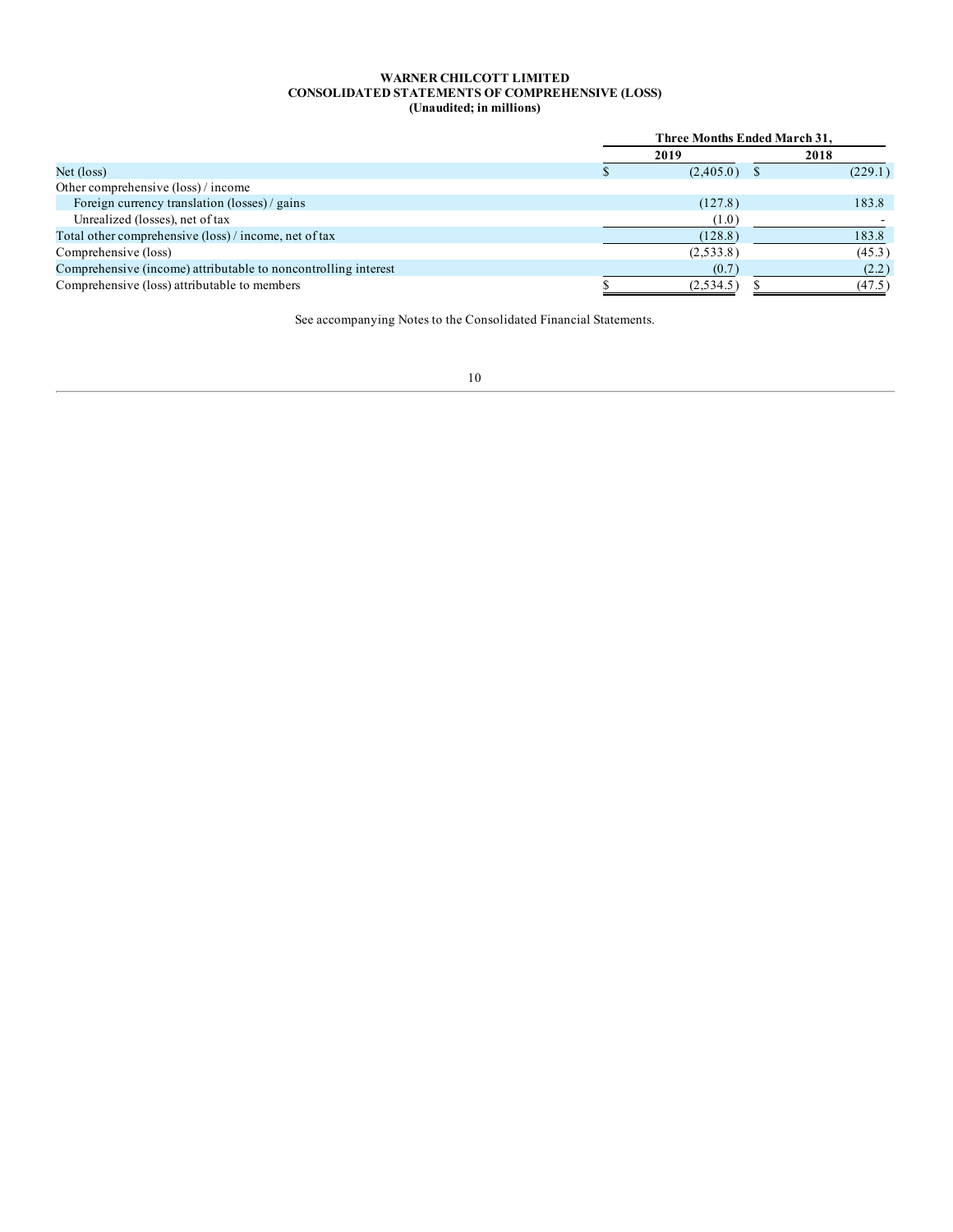**WARNER CHILCOTT LIMITED**
**CONSOLIDATED STATEMENTS OF COMPREHENSIVE (LOSS)**
**(Unaudited; in millions)**

| | Three Months Ended March 31, | |
|---|---|---|
| | 2019 | 2018 |
| Net (loss) | $ (2,405.0) | $ (229.1) |
| Other comprehensive (loss) / income | | |
| Foreign currency translation (losses) / gains | (127.8) | 183.8 |
| Unrealized (losses), net of tax | (1.0) | - |
| Total other comprehensive (loss) / income, net of tax | (128.8) | 183.8 |
| Comprehensive (loss) | (2,533.8) | (45.3) |
| Comprehensive (income) attributable to noncontrolling interest | (0.7) | (2.2) |
| Comprehensive (loss) attributable to members | $ (2,534.5) | $ (47.5) |

See accompanying Notes to the Consolidated Financial Statements.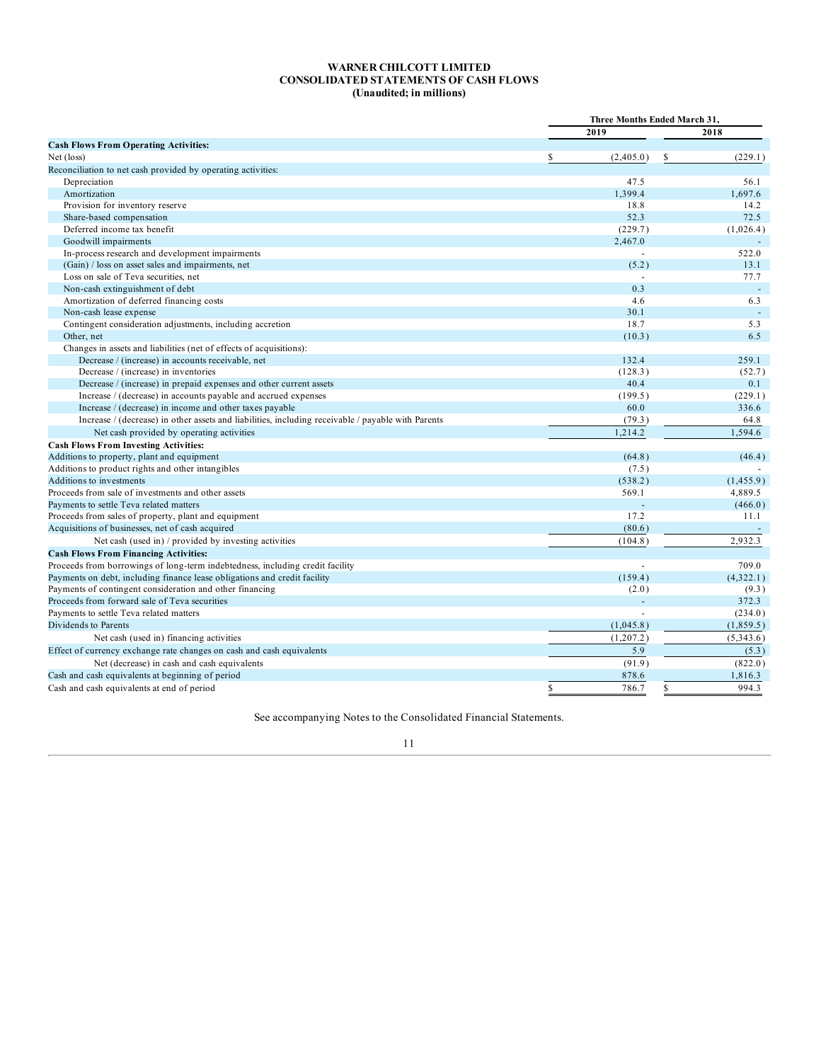# WARNER CHILCOTT LIMITED
## CONSOLIDATED STATEMENTS OF CASH FLOWS
### (Unaudited; in millions)

| | Three Months Ended March 31, | |
|---|---|---|
| | 2019 | 2018 |
| **Cash Flows From Operating Activities:** | | |
| Net (loss) | $ (2,405.0) | $ (229.1) |
| Reconciliation to net cash provided by operating activities: | | |
| Depreciation | 47.5 | 56.1 |
| Amortization | 1,399.4 | 1,697.6 |
| Provision for inventory reserve | 18.8 | 14.2 |
| Share-based compensation | 52.3 | 72.5 |
| Deferred income tax benefit | (229.7) | (1,026.4) |
| Goodwill impairments | 2,467.0 | - |
| In-process research and development impairments | - | 522.0 |
| (Gain) / loss on asset sales and impairments, net | (5.2) | 13.1 |
| Loss on sale of Teva securities, net | - | 77.7 |
| Non-cash extinguishment of debt | 0.3 | - |
| Amortization of deferred financing costs | 4.6 | 6.3 |
| Non-cash lease expense | 30.1 | - |
| Contingent consideration adjustments, including accretion | 18.7 | 5.3 |
| Other, net | (10.3) | 6.5 |
| Changes in assets and liabilities (net of effects of acquisitions): | | |
| Decrease / (increase) in accounts receivable, net | 132.4 | 259.1 |
| Decrease / (increase) in inventories | (128.3) | (52.7) |
| Decrease / (increase) in prepaid expenses and other current assets | 40.4 | 0.1 |
| Increase / (decrease) in accounts payable and accrued expenses | (199.5) | (229.1) |
| Increase / (decrease) in income and other taxes payable | 60.0 | 336.6 |
| Increase / (decrease) in other assets and liabilities, including receivable / payable with Parents | (79.3) | 64.8 |
| Net cash provided by operating activities | 1,214.2 | 1,594.6 |
| **Cash Flows From Investing Activities:** | | |
| Additions to property, plant and equipment | (64.8) | (46.4) |
| Additions to product rights and other intangibles | (7.5) | - |
| Additions to investments | (538.2) | (1,455.9) |
| Proceeds from sale of investments and other assets | 569.1 | 4,889.5 |
| Payments to settle Teva related matters | - | (466.0) |
| Proceeds from sales of property, plant and equipment | 17.2 | 11.1 |
| Acquisitions of businesses, net of cash acquired | (80.6) | - |
| Net cash (used in) / provided by investing activities | (104.8) | 2,932.3 |
| **Cash Flows From Financing Activities:** | | |
| Proceeds from borrowings of long-term indebtedness, including credit facility | - | 709.0 |
| Payments on debt, including finance lease obligations and credit facility | (159.4) | (4,322.1) |
| Payments of contingent consideration and other financing | (2.0) | (9.3) |
| Proceeds from forward sale of Teva securities | - | 372.3 |
| Payments to settle Teva related matters | - | (234.0) |
| Dividends to Parents | (1,045.8) | (1,859.5) |
| Net cash (used in) financing activities | (1,207.2) | (5,343.6) |
| Effect of currency exchange rate changes on cash and cash equivalents | 5.9 | (5.3) |
| Net (decrease) in cash and cash equivalents | (91.9) | (822.0) |
| Cash and cash equivalents at beginning of period | 878.6 | 1,816.3 |
| Cash and cash equivalents at end of period | $ 786.7 | $ 994.3 |

See accompanying Notes to the Consolidated Financial Statements.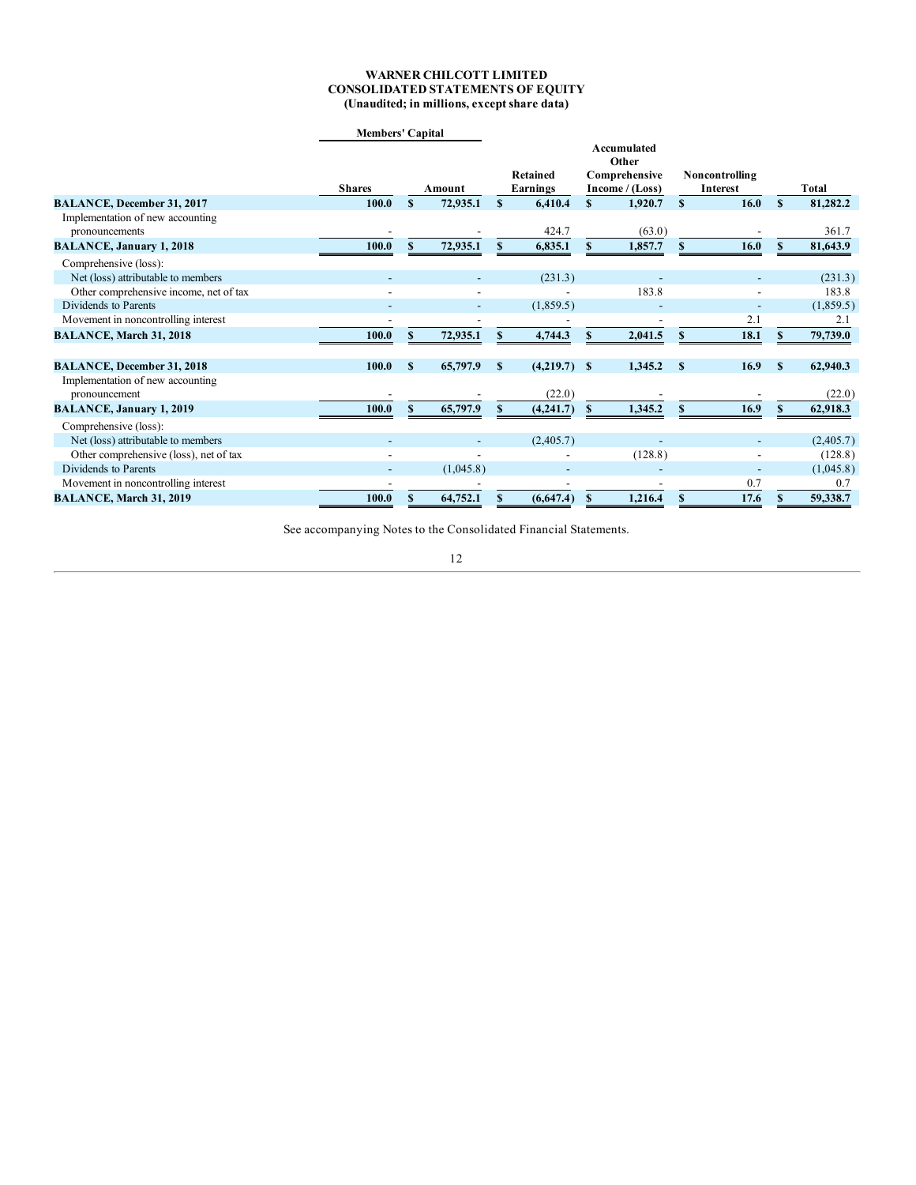**WARNER CHILCOTT LIMITED**
**CONSOLIDATED STATEMENTS OF EQUITY**
**(Unaudited; in millions, except share data)**

| | Members' Capital | | | Accumulated Other | | |
|---|---|---|---|---|---|---|
| | Shares | Amount | Retained Earnings | Comprehensive Income / (Loss) | Noncontrolling Interest | Total |
| **BALANCE, December 31, 2017** | **100.0** | **$ 72,935.1** | **$ 6,410.4** | **$ 1,920.7** | **$ 16.0** | **$ 81,282.2** |
| Implementation of new accounting pronouncements | - | - | 424.7 | (63.0) | - | 361.7 |
| **BALANCE, January 1, 2018** | **100.0** | **$ 72,935.1** | **$ 6,835.1** | **$ 1,857.7** | **$ 16.0** | **$ 81,643.9** |
| Comprehensive (loss): | | | | | | |
| Net (loss) attributable to members | - | - | (231.3) | - | - | (231.3) |
| Other comprehensive income, net of tax | - | - | - | 183.8 | - | 183.8 |
| Dividends to Parents | - | - | (1,859.5) | - | - | (1,859.5) |
| Movement in noncontrolling interest | - | - | - | - | 2.1 | 2.1 |
| **BALANCE, March 31, 2018** | **100.0** | **$ 72,935.1** | **$ 4,744.3** | **$ 2,041.5** | **$ 18.1** | **$ 79,739.0** |
| | | | | | | |
| **BALANCE, December 31, 2018** | **100.0** | **$ 65,797.9** | **$ (4,219.7)** | **$ 1,345.2** | **$ 16.9** | **$ 62,940.3** |
| Implementation of new accounting pronouncement | - | - | (22.0) | - | - | (22.0) |
| **BALANCE, January 1, 2019** | **100.0** | **$ 65,797.9** | **$ (4,241.7)** | **$ 1,345.2** | **$ 16.9** | **$ 62,918.3** |
| Comprehensive (loss): | | | | | | |
| Net (loss) attributable to members | - | - | (2,405.7) | - | - | (2,405.7) |
| Other comprehensive (loss), net of tax | - | - | - | (128.8) | - | (128.8) |
| Dividends to Parents | - | (1,045.8) | - | - | - | (1,045.8) |
| Movement in noncontrolling interest | - | - | - | - | 0.7 | 0.7 |
| **BALANCE, March 31, 2019** | **100.0** | **$ 64,752.1** | **$ (6,647.4)** | **$ 1,216.4** | **$ 17.6** | **$ 59,338.7** |

See accompanying Notes to the Consolidated Financial Statements.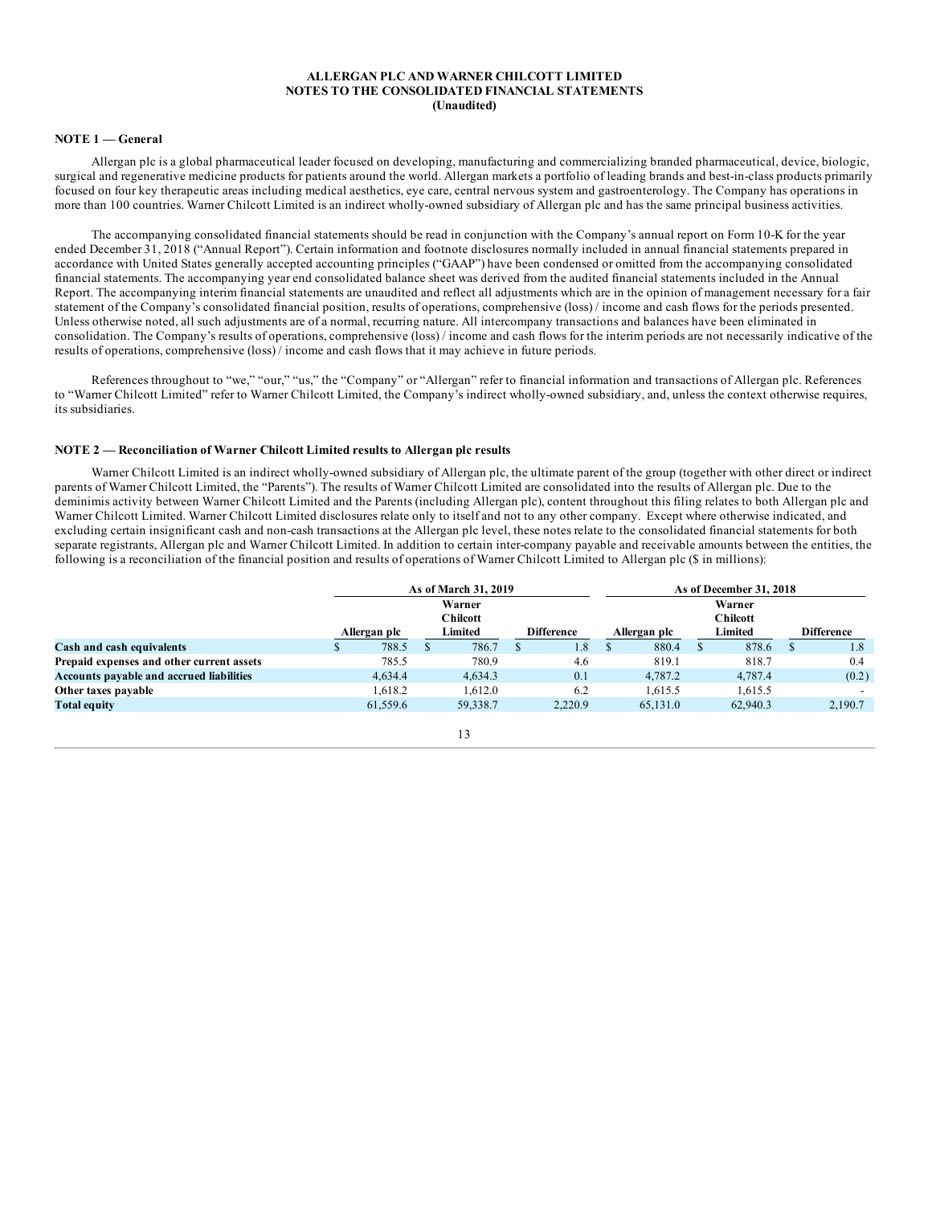**ALLERGAN PLC AND WARNER CHILCOTT LIMITED**
**NOTES TO THE CONSOLIDATED FINANCIAL STATEMENTS**
**(Unaudited)**

## NOTE 1 — General

Allergan plc is a global pharmaceutical leader focused on developing, manufacturing and commercializing branded pharmaceutical, device, biologic, surgical and regenerative medicine products for patients around the world. Allergan markets a portfolio of leading brands and best-in-class products primarily focused on four key therapeutic areas including medical aesthetics, eye care, central nervous system and gastroenterology. The Company has operations in more than 100 countries. Warner Chilcott Limited is an indirect wholly-owned subsidiary of Allergan plc and has the same principal business activities.

The accompanying consolidated financial statements should be read in conjunction with the Company's annual report on Form 10-K for the year ended December 31, 2018 ("Annual Report"). Certain information and footnote disclosures normally included in annual financial statements prepared in accordance with United States generally accepted accounting principles ("GAAP") have been condensed or omitted from the accompanying consolidated financial statements. The accompanying year end consolidated balance sheet was derived from the audited financial statements included in the Annual Report. The accompanying interim financial statements are unaudited and reflect all adjustments which are in the opinion of management necessary for a fair statement of the Company's consolidated financial position, results of operations, comprehensive (loss) / income and cash flows for the periods presented. Unless otherwise noted, all such adjustments are of a normal, recurring nature. All intercompany transactions and balances have been eliminated in consolidation. The Company's results of operations, comprehensive (loss) / income and cash flows for the interim periods are not necessarily indicative of the results of operations, comprehensive (loss) / income and cash flows that it may achieve in future periods.

References throughout to "we," "our," "us," the "Company" or "Allergan" refer to financial information and transactions of Allergan plc. References to "Warner Chilcott Limited" refer to Warner Chilcott Limited, the Company's indirect wholly-owned subsidiary, and, unless the context otherwise requires, its subsidiaries.

## NOTE 2 — Reconciliation of Warner Chilcott Limited results to Allergan plc results

Warner Chilcott Limited is an indirect wholly-owned subsidiary of Allergan plc, the ultimate parent of the group (together with other direct or indirect parents of Warner Chilcott Limited, the "Parents"). The results of Warner Chilcott Limited are consolidated into the results of Allergan plc. Due to the deminimis activity between Warner Chilcott Limited and the Parents (including Allergan plc), content throughout this filing relates to both Allergan plc and Warner Chilcott Limited. Warner Chilcott Limited disclosures relate only to itself and not to any other company. Except where otherwise indicated, and excluding certain insignificant cash and non-cash transactions at the Allergan plc level, these notes relate to the consolidated financial statements for both separate registrants, Allergan plc and Warner Chilcott Limited. In addition to certain inter-company payable and receivable amounts between the entities, the following is a reconciliation of the financial position and results of operations of Warner Chilcott Limited to Allergan plc ($ in millions):

| | As of March 31, 2019 | | | As of December 31, 2018 | | |
|---|---|---|---|---|---|---|
| | Allergan plc | Warner Chilcott Limited | Difference | Allergan plc | Warner Chilcott Limited | Difference |
| **Cash and cash equivalents** | $ 788.5 | $ 786.7 | $ 1.8 | $ 880.4 | $ 878.6 | $ 1.8 |
| **Prepaid expenses and other current assets** | 785.5 | 780.9 | 4.6 | 819.1 | 818.7 | 0.4 |
| **Accounts payable and accrued liabilities** | 4,634.4 | 4,634.3 | 0.1 | 4,787.2 | 4,787.4 | (0.2) |
| **Other taxes payable** | 1,618.2 | 1,612.0 | 6.2 | 1,615.5 | 1,615.5 | - |
| **Total equity** | 61,559.6 | 59,338.7 | 2,220.9 | 65,131.0 | 62,940.3 | 2,190.7 |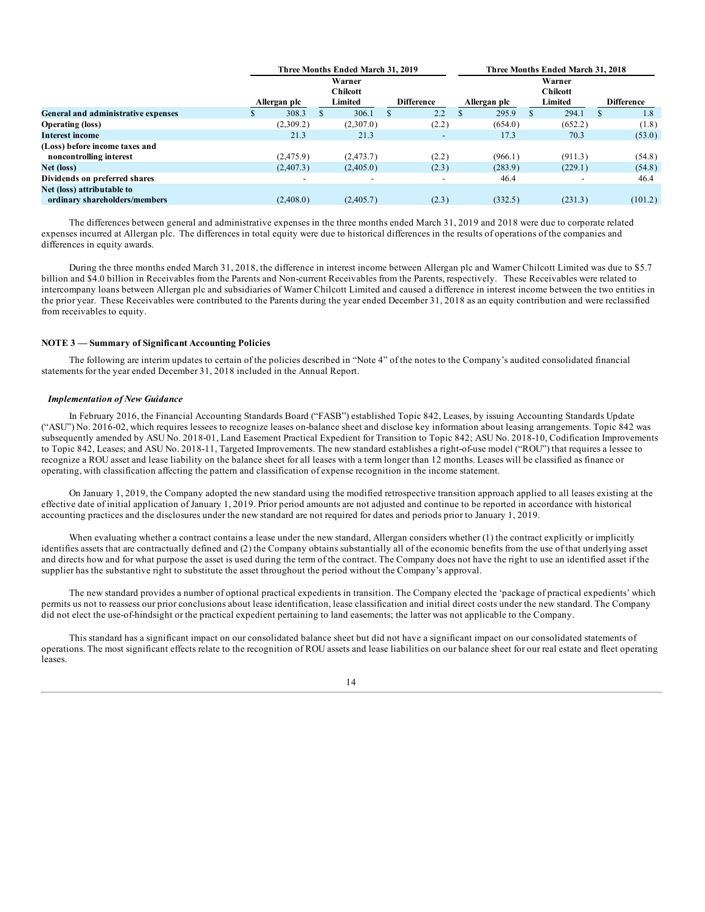| | Three Months Ended March 31, 2019 | | | Three Months Ended March 31, 2018 | | |
|---|---|---|---|---|---|---|
| | Allergan plc | Warner Chilcott Limited | Difference | Allergan plc | Warner Chilcott Limited | Difference |
| **General and administrative expenses** | $ 308.3 | $ 306.1 | $ 2.2 | $ 295.9 | $ 294.1 | $ 1.8 |
| **Operating (loss)** | (2,309.2) | (2,307.0) | (2.2) | (654.0) | (652.2) | (1.8) |
| **Interest income** | 21.3 | 21.3 | - | 17.3 | 70.3 | (53.0) |
| **(Loss) before income taxes and noncontrolling interest** | (2,475.9) | (2,473.7) | (2.2) | (966.1) | (911.3) | (54.8) |
| **Net (loss)** | (2,407.3) | (2,405.0) | (2.3) | (283.9) | (229.1) | (54.8) |
| **Dividends on preferred shares** | - | - | - | 46.4 | - | 46.4 |
| **Net (loss) attributable to ordinary shareholders/members** | (2,408.0) | (2,405.7) | (2.3) | (332.5) | (231.3) | (101.2) |

The differences between general and administrative expenses in the three months ended March 31, 2019 and 2018 were due to corporate related expenses incurred at Allergan plc. The differences in total equity were due to historical differences in the results of operations of the companies and differences in equity awards.

During the three months ended March 31, 2018, the difference in interest income between Allergan plc and Warner Chilcott Limited was due to $5.7 billion and $4.0 billion in Receivables from the Parents and Non-current Receivables from the Parents, respectively. These Receivables were related to intercompany loans between Allergan plc and subsidiaries of Warner Chilcott Limited and caused a difference in interest income between the two entities in the prior year. These Receivables were contributed to the Parents during the year ended December 31, 2018 as an equity contribution and were reclassified from receivables to equity.

## NOTE 3 — Summary of Significant Accounting Policies

The following are interim updates to certain of the policies described in "Note 4" of the notes to the Company's audited consolidated financial statements for the year ended December 31, 2018 included in the Annual Report.

### *Implementation of New Guidance*

In February 2016, the Financial Accounting Standards Board ("FASB") established Topic 842, Leases, by issuing Accounting Standards Update ("ASU") No. 2016-02, which requires lessees to recognize leases on-balance sheet and disclose key information about leasing arrangements. Topic 842 was subsequently amended by ASU No. 2018-01, Land Easement Practical Expedient for Transition to Topic 842; ASU No. 2018-10, Codification Improvements to Topic 842, Leases; and ASU No. 2018-11, Targeted Improvements. The new standard establishes a right-of-use model ("ROU") that requires a lessee to recognize a ROU asset and lease liability on the balance sheet for all leases with a term longer than 12 months. Leases will be classified as finance or operating, with classification affecting the pattern and classification of expense recognition in the income statement.

On January 1, 2019, the Company adopted the new standard using the modified retrospective transition approach applied to all leases existing at the effective date of initial application of January 1, 2019. Prior period amounts are not adjusted and continue to be reported in accordance with historical accounting practices and the disclosures under the new standard are not required for dates and periods prior to January 1, 2019.

When evaluating whether a contract contains a lease under the new standard, Allergan considers whether (1) the contract explicitly or implicitly identifies assets that are contractually defined and (2) the Company obtains substantially all of the economic benefits from the use of that underlying asset and directs how and for what purpose the asset is used during the term of the contract. The Company does not have the right to use an identified asset if the supplier has the substantive right to substitute the asset throughout the period without the Company's approval.

The new standard provides a number of optional practical expedients in transition. The Company elected the 'package of practical expedients' which permits us not to reassess our prior conclusions about lease identification, lease classification and initial direct costs under the new standard. The Company did not elect the use-of-hindsight or the practical expedient pertaining to land easements; the latter was not applicable to the Company.

This standard has a significant impact on our consolidated balance sheet but did not have a significant impact on our consolidated statements of operations. The most significant effects relate to the recognition of ROU assets and lease liabilities on our balance sheet for our real estate and fleet operating leases.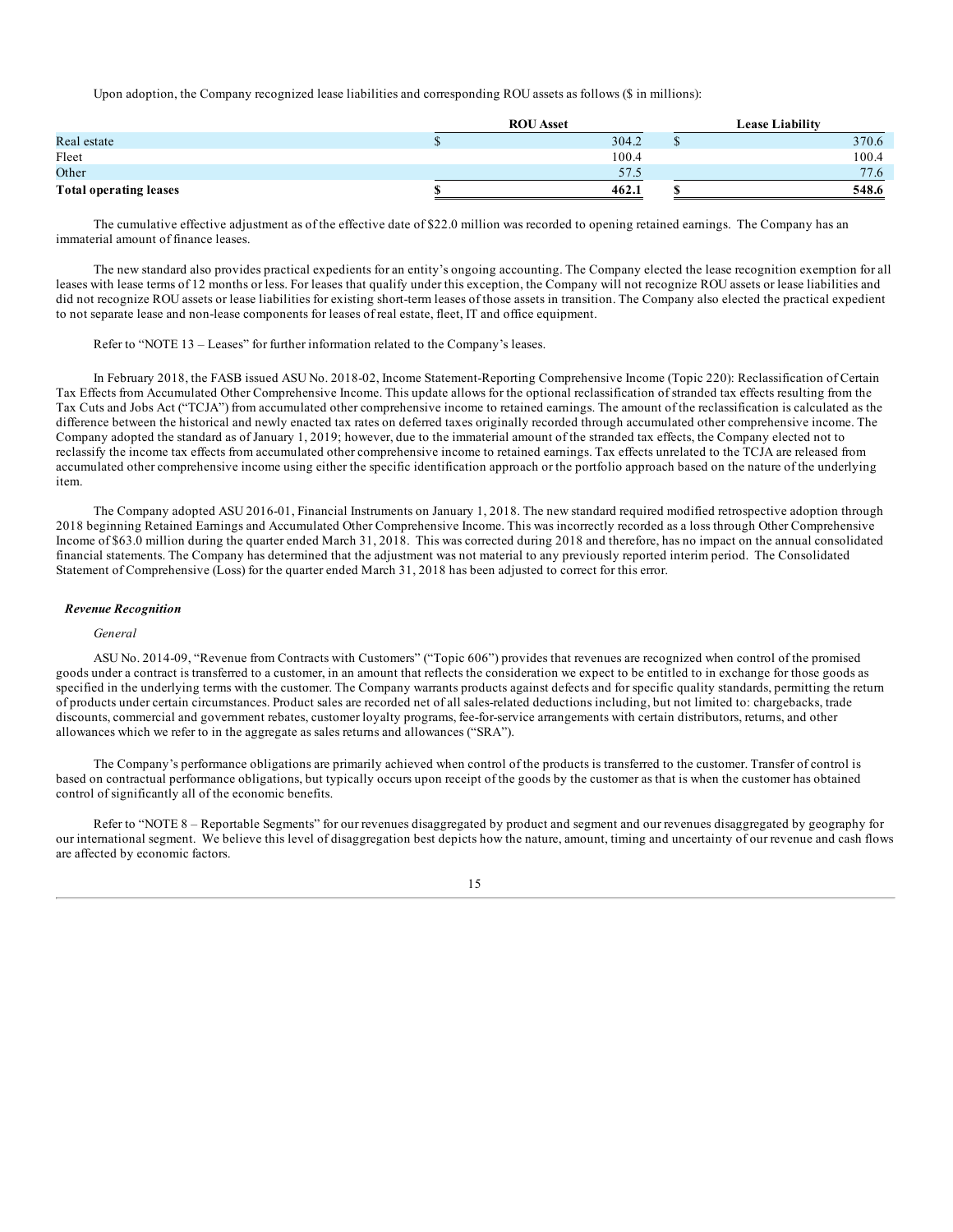Upon adoption, the Company recognized lease liabilities and corresponding ROU assets as follows ($ in millions):

| | ROU Asset | Lease Liability |
|---|---|---|
| Real estate | $ 304.2 | $ 370.6 |
| Fleet | 100.4 | 100.4 |
| Other | 57.5 | 77.6 |
| **Total operating leases** | **$ 462.1** | **$ 548.6** |

The cumulative effective adjustment as of the effective date of $22.0 million was recorded to opening retained earnings. The Company has an immaterial amount of finance leases.

The new standard also provides practical expedients for an entity's ongoing accounting. The Company elected the lease recognition exemption for all leases with lease terms of 12 months or less. For leases that qualify under this exception, the Company will not recognize ROU assets or lease liabilities and did not recognize ROU assets or lease liabilities for existing short-term leases of those assets in transition. The Company also elected the practical expedient to not separate lease and non-lease components for leases of real estate, fleet, IT and office equipment.

Refer to "NOTE 13 – Leases" for further information related to the Company's leases.

In February 2018, the FASB issued ASU No. 2018-02, Income Statement-Reporting Comprehensive Income (Topic 220): Reclassification of Certain Tax Effects from Accumulated Other Comprehensive Income. This update allows for the optional reclassification of stranded tax effects resulting from the Tax Cuts and Jobs Act ("TCJA") from accumulated other comprehensive income to retained earnings. The amount of the reclassification is calculated as the difference between the historical and newly enacted tax rates on deferred taxes originally recorded through accumulated other comprehensive income. The Company adopted the standard as of January 1, 2019; however, due to the immaterial amount of the stranded tax effects, the Company elected not to reclassify the income tax effects from accumulated other comprehensive income to retained earnings. Tax effects unrelated to the TCJA are released from accumulated other comprehensive income using either the specific identification approach or the portfolio approach based on the nature of the underlying item.

The Company adopted ASU 2016-01, Financial Instruments on January 1, 2018. The new standard required modified retrospective adoption through 2018 beginning Retained Earnings and Accumulated Other Comprehensive Income. This was incorrectly recorded as a loss through Other Comprehensive Income of $63.0 million during the quarter ended March 31, 2018. This was corrected during 2018 and therefore, has no impact on the annual consolidated financial statements. The Company has determined that the adjustment was not material to any previously reported interim period. The Consolidated Statement of Comprehensive (Loss) for the quarter ended March 31, 2018 has been adjusted to correct for this error.

***Revenue Recognition***

*General*

ASU No. 2014-09, "Revenue from Contracts with Customers" ("Topic 606") provides that revenues are recognized when control of the promised goods under a contract is transferred to a customer, in an amount that reflects the consideration we expect to be entitled to in exchange for those goods as specified in the underlying terms with the customer. The Company warrants products against defects and for specific quality standards, permitting the return of products under certain circumstances. Product sales are recorded net of all sales-related deductions including, but not limited to: chargebacks, trade discounts, commercial and government rebates, customer loyalty programs, fee-for-service arrangements with certain distributors, returns, and other allowances which we refer to in the aggregate as sales returns and allowances ("SRA").

The Company's performance obligations are primarily achieved when control of the products is transferred to the customer. Transfer of control is based on contractual performance obligations, but typically occurs upon receipt of the goods by the customer as that is when the customer has obtained control of significantly all of the economic benefits.

Refer to "NOTE 8 – Reportable Segments" for our revenues disaggregated by product and segment and our revenues disaggregated by geography for our international segment. We believe this level of disaggregation best depicts how the nature, amount, timing and uncertainty of our revenue and cash flows are affected by economic factors.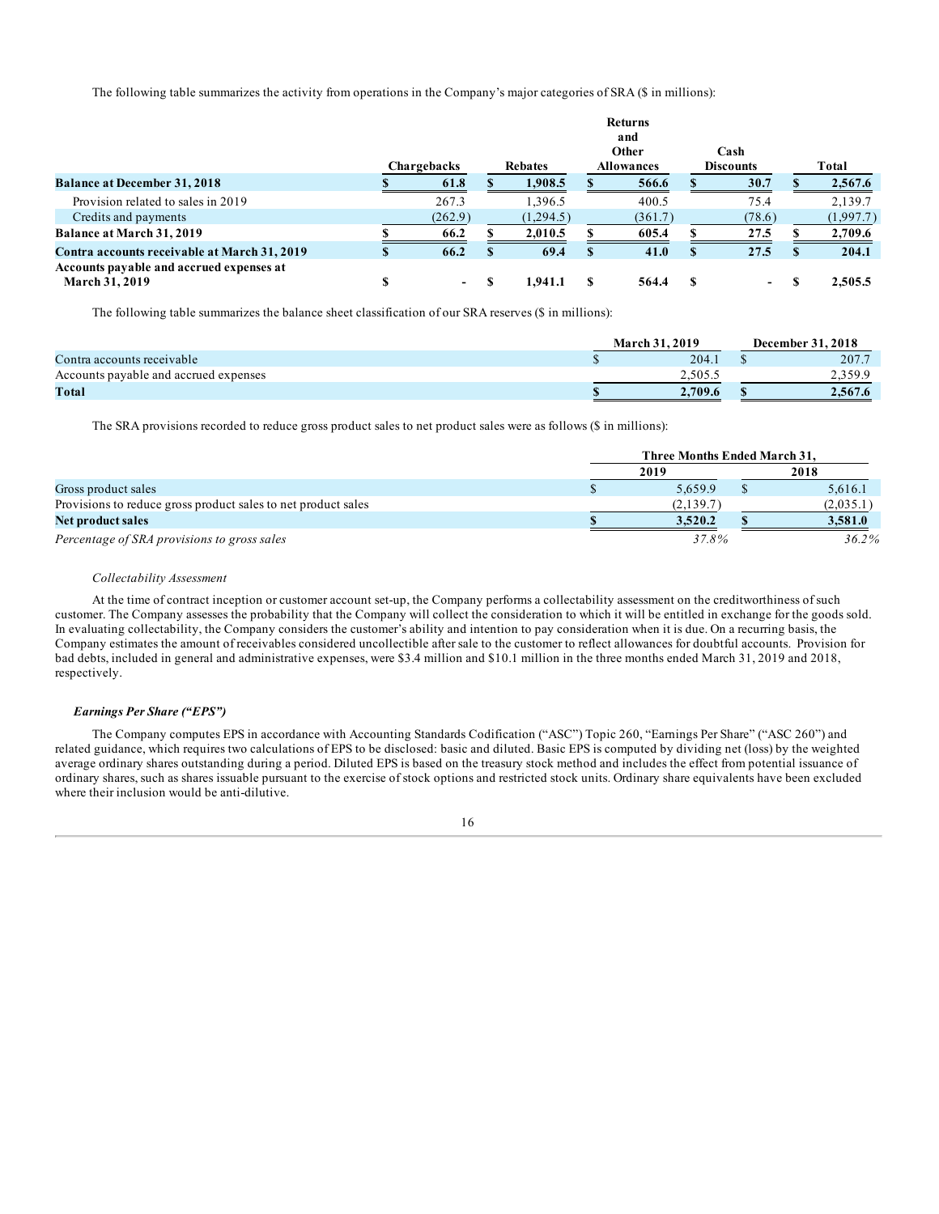The following table summarizes the activity from operations in the Company's major categories of SRA ($ in millions):

| | Chargebacks | Rebates | Returns and Other Allowances | Cash Discounts | Total |
|---|---|---|---|---|---|
| **Balance at December 31, 2018** | **$ 61.8** | **$ 1,908.5** | **$ 566.6** | **$ 30.7** | **$ 2,567.6** |
| Provision related to sales in 2019 | 267.3 | 1,396.5 | 400.5 | 75.4 | 2,139.7 |
| Credits and payments | (262.9) | (1,294.5) | (361.7) | (78.6) | (1,997.7) |
| **Balance at March 31, 2019** | **$ 66.2** | **$ 2,010.5** | **$ 605.4** | **$ 27.5** | **$ 2,709.6** |
| **Contra accounts receivable at March 31, 2019** | **$ 66.2** | **$ 69.4** | **$ 41.0** | **$ 27.5** | **$ 204.1** |
| **Accounts payable and accrued expenses at March 31, 2019** | **$ -** | **$ 1,941.1** | **$ 564.4** | **$ -** | **$ 2,505.5** |

The following table summarizes the balance sheet classification of our SRA reserves ($ in millions):

| | March 31, 2019 | December 31, 2018 |
|---|---|---|
| Contra accounts receivable | $ 204.1 | $ 207.7 |
| Accounts payable and accrued expenses | 2,505.5 | 2,359.9 |
| **Total** | **$ 2,709.6** | **$ 2,567.6** |

The SRA provisions recorded to reduce gross product sales to net product sales were as follows ($ in millions):

| | Three Months Ended March 31, | |
|---|---|---|
| | 2019 | 2018 |
| Gross product sales | $ 5,659.9 | $ 5,616.1 |
| Provisions to reduce gross product sales to net product sales | (2,139.7) | (2,035.1) |
| **Net product sales** | **$ 3,520.2** | **$ 3,581.0** |
| *Percentage of SRA provisions to gross sales* | *37.8%* | *36.2%* |

*Collectability Assessment*

At the time of contract inception or customer account set-up, the Company performs a collectability assessment on the creditworthiness of such customer. The Company assesses the probability that the Company will collect the consideration to which it will be entitled in exchange for the goods sold. In evaluating collectability, the Company considers the customer's ability and intention to pay consideration when it is due. On a recurring basis, the Company estimates the amount of receivables considered uncollectible after sale to the customer to reflect allowances for doubtful accounts. Provision for bad debts, included in general and administrative expenses, were $3.4 million and $10.1 million in the three months ended March 31, 2019 and 2018, respectively.

***Earnings Per Share ("EPS")***

The Company computes EPS in accordance with Accounting Standards Codification ("ASC") Topic 260, "Earnings Per Share" ("ASC 260") and related guidance, which requires two calculations of EPS to be disclosed: basic and diluted. Basic EPS is computed by dividing net (loss) by the weighted average ordinary shares outstanding during a period. Diluted EPS is based on the treasury stock method and includes the effect from potential issuance of ordinary shares, such as shares issuable pursuant to the exercise of stock options and restricted stock units. Ordinary share equivalents have been excluded where their inclusion would be anti-dilutive.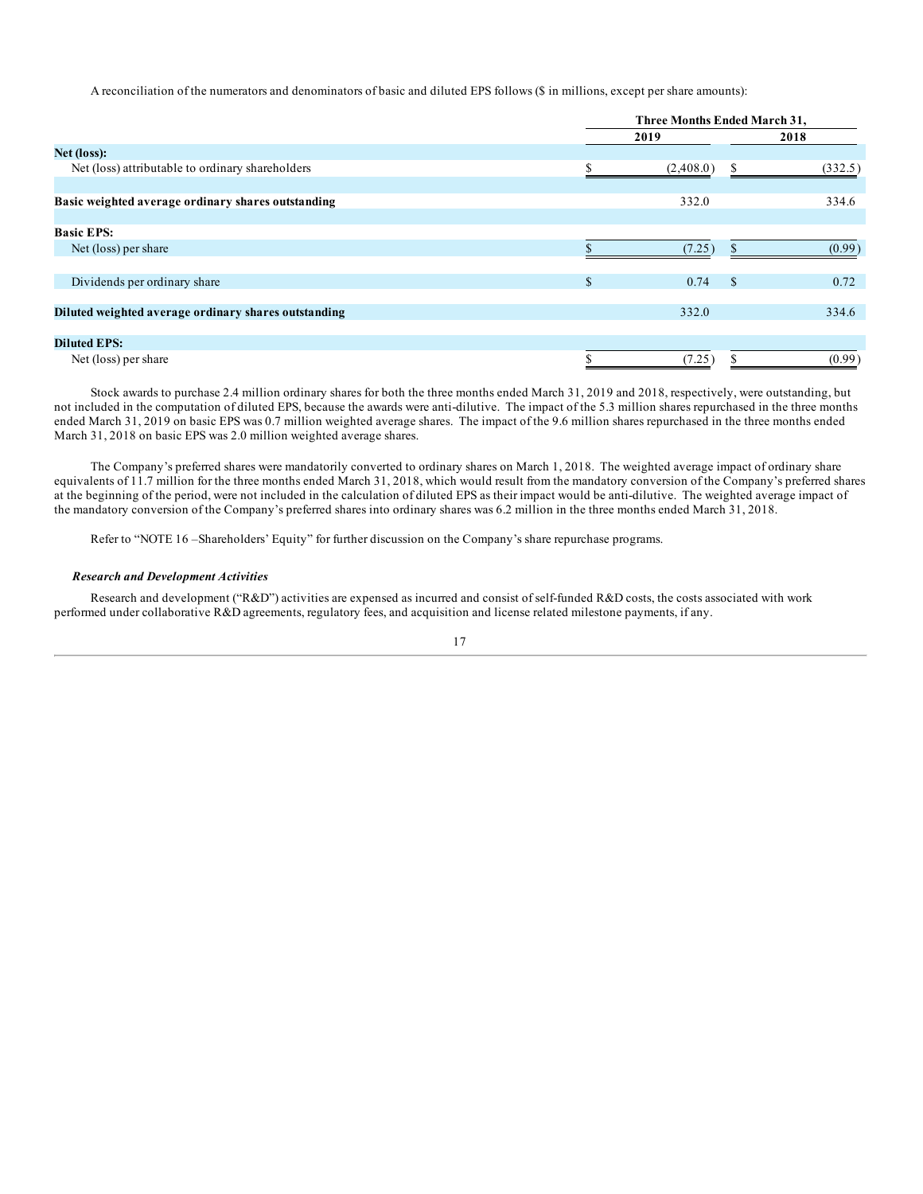A reconciliation of the numerators and denominators of basic and diluted EPS follows ($ in millions, except per share amounts):

| | Three Months Ended March 31, | |
|---|---|---|
| | 2019 | 2018 |
| **Net (loss):** | | |
| Net (loss) attributable to ordinary shareholders | $ (2,408.0) | $ (332.5) |
| **Basic weighted average ordinary shares outstanding** | 332.0 | 334.6 |
| **Basic EPS:** | | |
| Net (loss) per share | $ (7.25) | $ (0.99) |
| Dividends per ordinary share | $ 0.74 | $ 0.72 |
| **Diluted weighted average ordinary shares outstanding** | 332.0 | 334.6 |
| **Diluted EPS:** | | |
| Net (loss) per share | $ (7.25) | $ (0.99) |

Stock awards to purchase 2.4 million ordinary shares for both the three months ended March 31, 2019 and 2018, respectively, were outstanding, but not included in the computation of diluted EPS, because the awards were anti-dilutive. The impact of the 5.3 million shares repurchased in the three months ended March 31, 2019 on basic EPS was 0.7 million weighted average shares. The impact of the 9.6 million shares repurchased in the three months ended March 31, 2018 on basic EPS was 2.0 million weighted average shares.

The Company's preferred shares were mandatorily converted to ordinary shares on March 1, 2018. The weighted average impact of ordinary share equivalents of 11.7 million for the three months ended March 31, 2018, which would result from the mandatory conversion of the Company's preferred shares at the beginning of the period, were not included in the calculation of diluted EPS as their impact would be anti-dilutive. The weighted average impact of the mandatory conversion of the Company's preferred shares into ordinary shares was 6.2 million in the three months ended March 31, 2018.

Refer to "NOTE 16 –Shareholders' Equity" for further discussion on the Company's share repurchase programs.

***Research and Development Activities***

Research and development ("R&D") activities are expensed as incurred and consist of self-funded R&D costs, the costs associated with work performed under collaborative R&D agreements, regulatory fees, and acquisition and license related milestone payments, if any.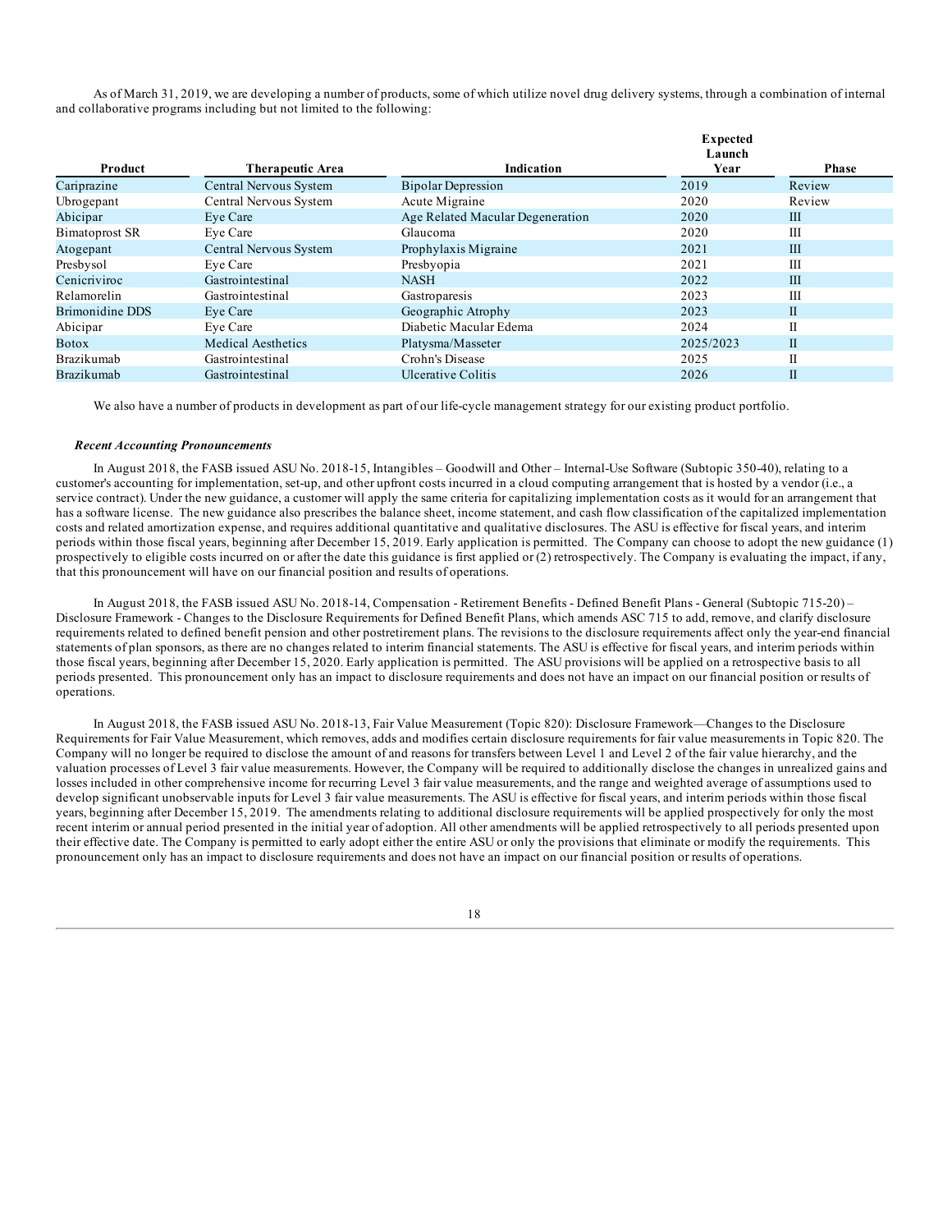As of March 31, 2019, we are developing a number of products, some of which utilize novel drug delivery systems, through a combination of internal and collaborative programs including but not limited to the following:

| Product | Therapeutic Area | Indication | Expected Launch Year | Phase |
|---|---|---|---|---|
| Cariprazine | Central Nervous System | Bipolar Depression | 2019 | Review |
| Ubrogepant | Central Nervous System | Acute Migraine | 2020 | Review |
| Abicipar | Eye Care | Age Related Macular Degeneration | 2020 | III |
| Bimatoprost SR | Eye Care | Glaucoma | 2020 | III |
| Atogepant | Central Nervous System | Prophylaxis Migraine | 2021 | III |
| Presbysol | Eye Care | Presbyopia | 2021 | III |
| Cenicriviroc | Gastrointestinal | NASH | 2022 | III |
| Relamorelin | Gastrointestinal | Gastroparesis | 2023 | III |
| Brimonidine DDS | Eye Care | Geographic Atrophy | 2023 | II |
| Abicipar | Eye Care | Diabetic Macular Edema | 2024 | II |
| Botox | Medical Aesthetics | Platysma/Masseter | 2025/2023 | II |
| Brazikumab | Gastrointestinal | Crohn's Disease | 2025 | II |
| Brazikumab | Gastrointestinal | Ulcerative Colitis | 2026 | II |

We also have a number of products in development as part of our life-cycle management strategy for our existing product portfolio.

***Recent Accounting Pronouncements***

In August 2018, the FASB issued ASU No. 2018-15, Intangibles – Goodwill and Other – Internal-Use Software (Subtopic 350-40), relating to a customer's accounting for implementation, set-up, and other upfront costs incurred in a cloud computing arrangement that is hosted by a vendor (i.e., a service contract). Under the new guidance, a customer will apply the same criteria for capitalizing implementation costs as it would for an arrangement that has a software license. The new guidance also prescribes the balance sheet, income statement, and cash flow classification of the capitalized implementation costs and related amortization expense, and requires additional quantitative and qualitative disclosures. The ASU is effective for fiscal years, and interim periods within those fiscal years, beginning after December 15, 2019. Early application is permitted. The Company can choose to adopt the new guidance (1) prospectively to eligible costs incurred on or after the date this guidance is first applied or (2) retrospectively. The Company is evaluating the impact, if any, that this pronouncement will have on our financial position and results of operations.

In August 2018, the FASB issued ASU No. 2018-14, Compensation - Retirement Benefits - Defined Benefit Plans - General (Subtopic 715-20) – Disclosure Framework - Changes to the Disclosure Requirements for Defined Benefit Plans, which amends ASC 715 to add, remove, and clarify disclosure requirements related to defined benefit pension and other postretirement plans. The revisions to the disclosure requirements affect only the year-end financial statements of plan sponsors, as there are no changes related to interim financial statements. The ASU is effective for fiscal years, and interim periods within those fiscal years, beginning after December 15, 2020. Early application is permitted. The ASU provisions will be applied on a retrospective basis to all periods presented. This pronouncement only has an impact to disclosure requirements and does not have an impact on our financial position or results of operations.

In August 2018, the FASB issued ASU No. 2018-13, Fair Value Measurement (Topic 820): Disclosure Framework—Changes to the Disclosure Requirements for Fair Value Measurement, which removes, adds and modifies certain disclosure requirements for fair value measurements in Topic 820. The Company will no longer be required to disclose the amount of and reasons for transfers between Level 1 and Level 2 of the fair value hierarchy, and the valuation processes of Level 3 fair value measurements. However, the Company will be required to additionally disclose the changes in unrealized gains and losses included in other comprehensive income for recurring Level 3 fair value measurements, and the range and weighted average of assumptions used to develop significant unobservable inputs for Level 3 fair value measurements. The ASU is effective for fiscal years, and interim periods within those fiscal years, beginning after December 15, 2019. The amendments relating to additional disclosure requirements will be applied prospectively for only the most recent interim or annual period presented in the initial year of adoption. All other amendments will be applied retrospectively to all periods presented upon their effective date. The Company is permitted to early adopt either the entire ASU or only the provisions that eliminate or modify the requirements. This pronouncement only has an impact to disclosure requirements and does not have an impact on our financial position or results of operations.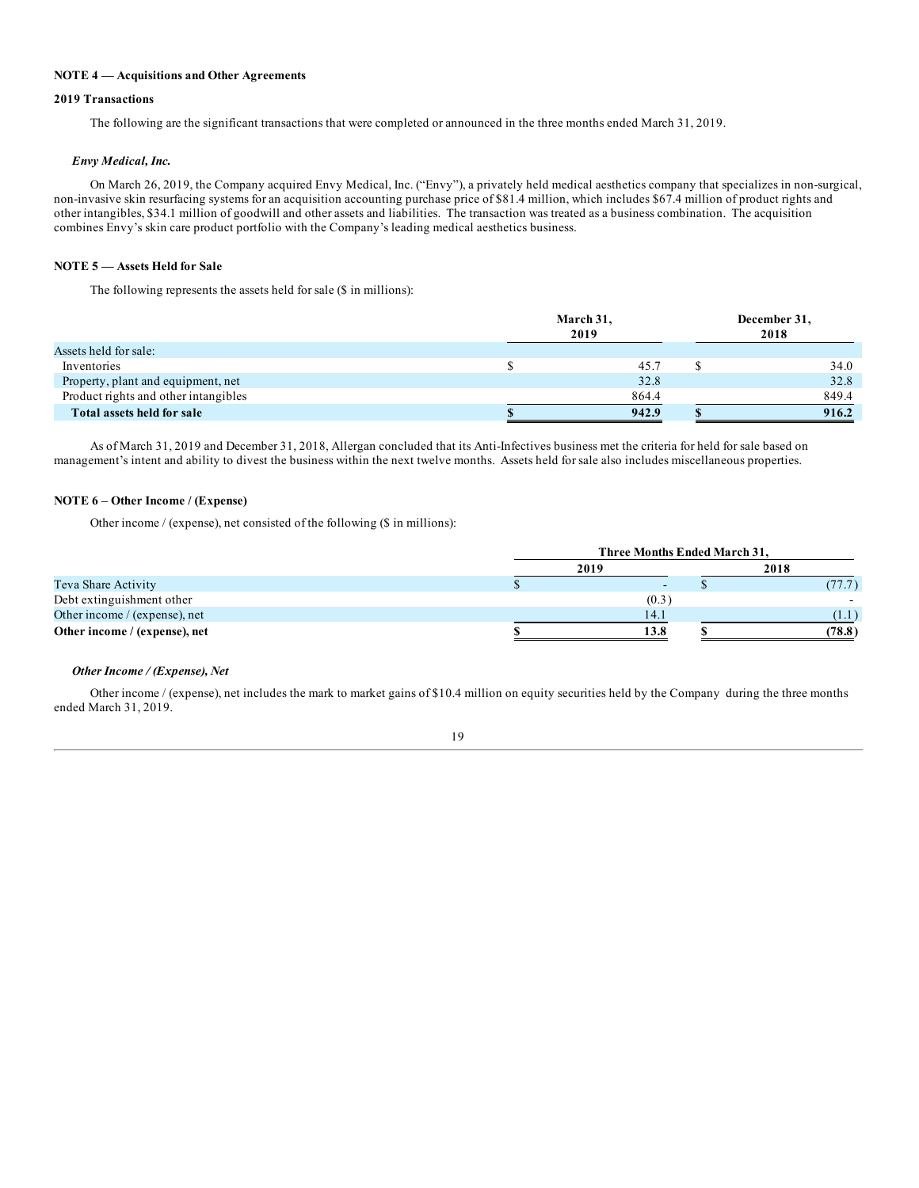**NOTE 4 — Acquisitions and Other Agreements**

**2019 Transactions**

The following are the significant transactions that were completed or announced in the three months ended March 31, 2019.

***Envy Medical, Inc.***

On March 26, 2019, the Company acquired Envy Medical, Inc. ("Envy"), a privately held medical aesthetics company that specializes in non-surgical, non-invasive skin resurfacing systems for an acquisition accounting purchase price of $81.4 million, which includes $67.4 million of product rights and other intangibles, $34.1 million of goodwill and other assets and liabilities. The transaction was treated as a business combination. The acquisition combines Envy's skin care product portfolio with the Company's leading medical aesthetics business.

**NOTE 5 — Assets Held for Sale**

The following represents the assets held for sale ($ in millions):

| | March 31, 2019 | December 31, 2018 |
|---|---|---|
| Assets held for sale: | | |
| Inventories | $ 45.7 | $ 34.0 |
| Property, plant and equipment, net | 32.8 | 32.8 |
| Product rights and other intangibles | 864.4 | 849.4 |
| **Total assets held for sale** | **$ 942.9** | **$ 916.2** |

As of March 31, 2019 and December 31, 2018, Allergan concluded that its Anti-Infectives business met the criteria for held for sale based on management's intent and ability to divest the business within the next twelve months. Assets held for sale also includes miscellaneous properties.

**NOTE 6 – Other Income / (Expense)**

Other income / (expense), net consisted of the following ($ in millions):

| | Three Months Ended March 31, | |
|---|---|---|
| | 2019 | 2018 |
| Teva Share Activity | $ - | $ (77.7) |
| Debt extinguishment other | (0.3) | - |
| Other income / (expense), net | 14.1 | (1.1) |
| **Other income / (expense), net** | **$ 13.8** | **$ (78.8)** |

***Other Income / (Expense), Net***

Other income / (expense), net includes the mark to market gains of $10.4 million on equity securities held by the Company during the three months ended March 31, 2019.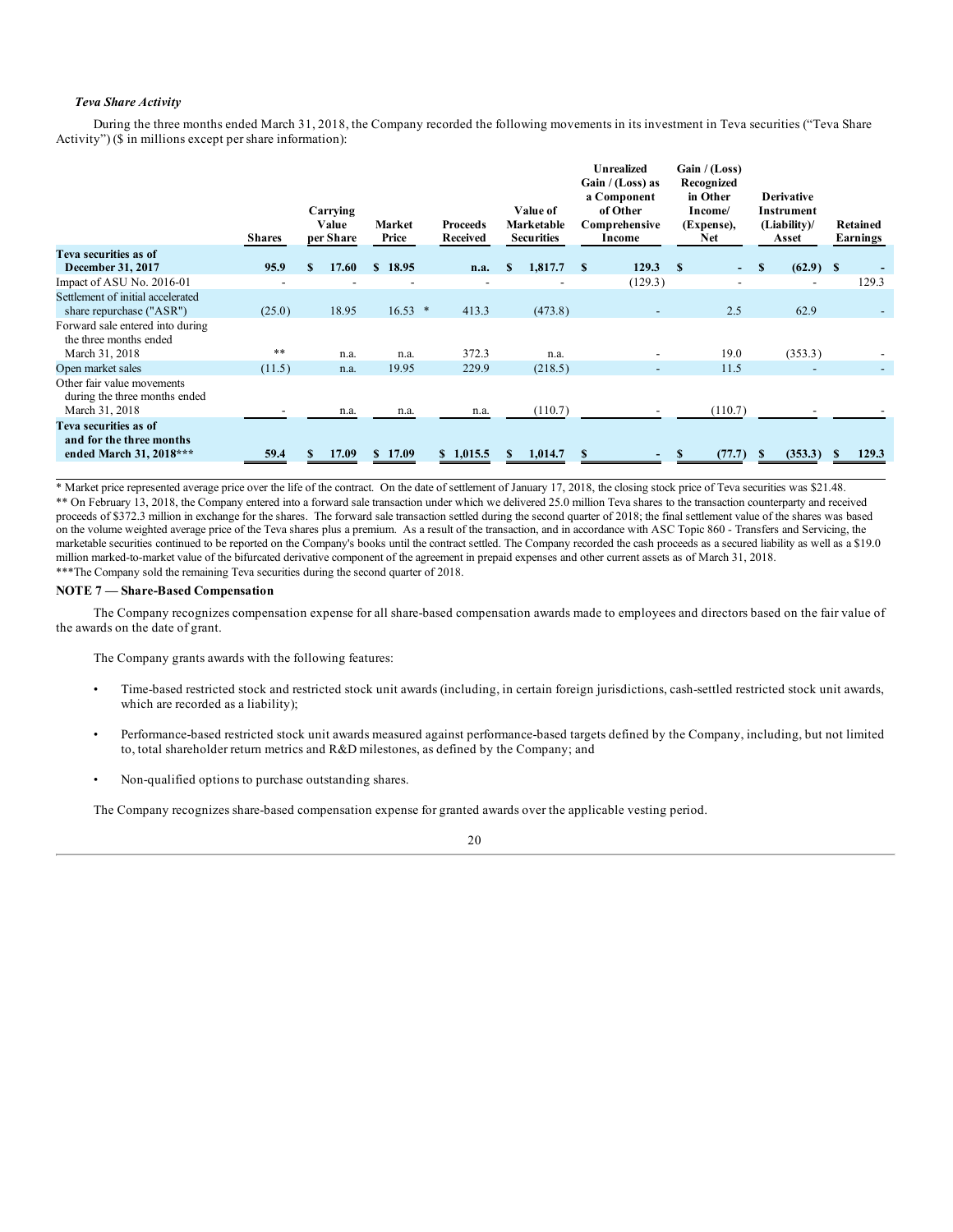*Teva Share Activity*

During the three months ended March 31, 2018, the Company recorded the following movements in its investment in Teva securities ("Teva Share Activity") ($ in millions except per share information):

| | Shares | Carrying Value per Share | Market Price | Proceeds Received | Value of Marketable Securities | Unrealized Gain / (Loss) as a Component of Other Comprehensive Income | Gain / (Loss) Recognized in Other Income/ (Expense), Net | Derivative Instrument (Liability)/ Asset | Retained Earnings |
|---|---|---|---|---|---|---|---|---|---|
| **Teva securities as of December 31, 2017** | **95.9** | **$ 17.60** | **$ 18.95** | **n.a.** | **$ 1,817.7** | **$ 129.3** | **$ -** | **$ (62.9)** | **$ -** |
| Impact of ASU No. 2016-01 | - | - | - | - | - | (129.3) | - | - | 129.3 |
| Settlement of initial accelerated share repurchase ("ASR") | (25.0) | 18.95 | 16.53 * | 413.3 | (473.8) | - | 2.5 | 62.9 | - |
| Forward sale entered into during the three months ended March 31, 2018 | ** | n.a. | n.a. | 372.3 | n.a. | - | 19.0 | (353.3) | - |
| Open market sales | (11.5) | n.a. | 19.95 | 229.9 | (218.5) | - | 11.5 | - | - |
| Other fair value movements during the three months ended March 31, 2018 | - | n.a. | n.a. | n.a. | (110.7) | - | (110.7) | - | - |
| **Teva securities as of and for the three months ended March 31, 2018*** ** | **59.4** | **$ 17.09** | **$ 17.09** | **$ 1,015.5** | **$ 1,014.7** | **$ -** | **$ (77.7)** | **$ (353.3)** | **$ 129.3** |

\* Market price represented average price over the life of the contract. On the date of settlement of January 17, 2018, the closing stock price of Teva securities was $21.48.

** On February 13, 2018, the Company entered into a forward sale transaction under which we delivered 25.0 million Teva shares to the transaction counterparty and received proceeds of $372.3 million in exchange for the shares. The forward sale transaction settled during the second quarter of 2018; the final settlement value of the shares was based on the volume weighted average price of the Teva shares plus a premium. As a result of the transaction, and in accordance with ASC Topic 860 - Transfers and Servicing, the marketable securities continued to be reported on the Company's books until the contract settled. The Company recorded the cash proceeds as a secured liability as well as a $19.0 million marked-to-market value of the bifurcated derivative component of the agreement in prepaid expenses and other current assets as of March 31, 2018.

***The Company sold the remaining Teva securities during the second quarter of 2018.

**NOTE 7 — Share-Based Compensation**

The Company recognizes compensation expense for all share-based compensation awards made to employees and directors based on the fair value of the awards on the date of grant.

The Company grants awards with the following features:

- Time-based restricted stock and restricted stock unit awards (including, in certain foreign jurisdictions, cash-settled restricted stock unit awards, which are recorded as a liability);
- Performance-based restricted stock unit awards measured against performance-based targets defined by the Company, including, but not limited to, total shareholder return metrics and R&D milestones, as defined by the Company; and
- Non-qualified options to purchase outstanding shares.

The Company recognizes share-based compensation expense for granted awards over the applicable vesting period.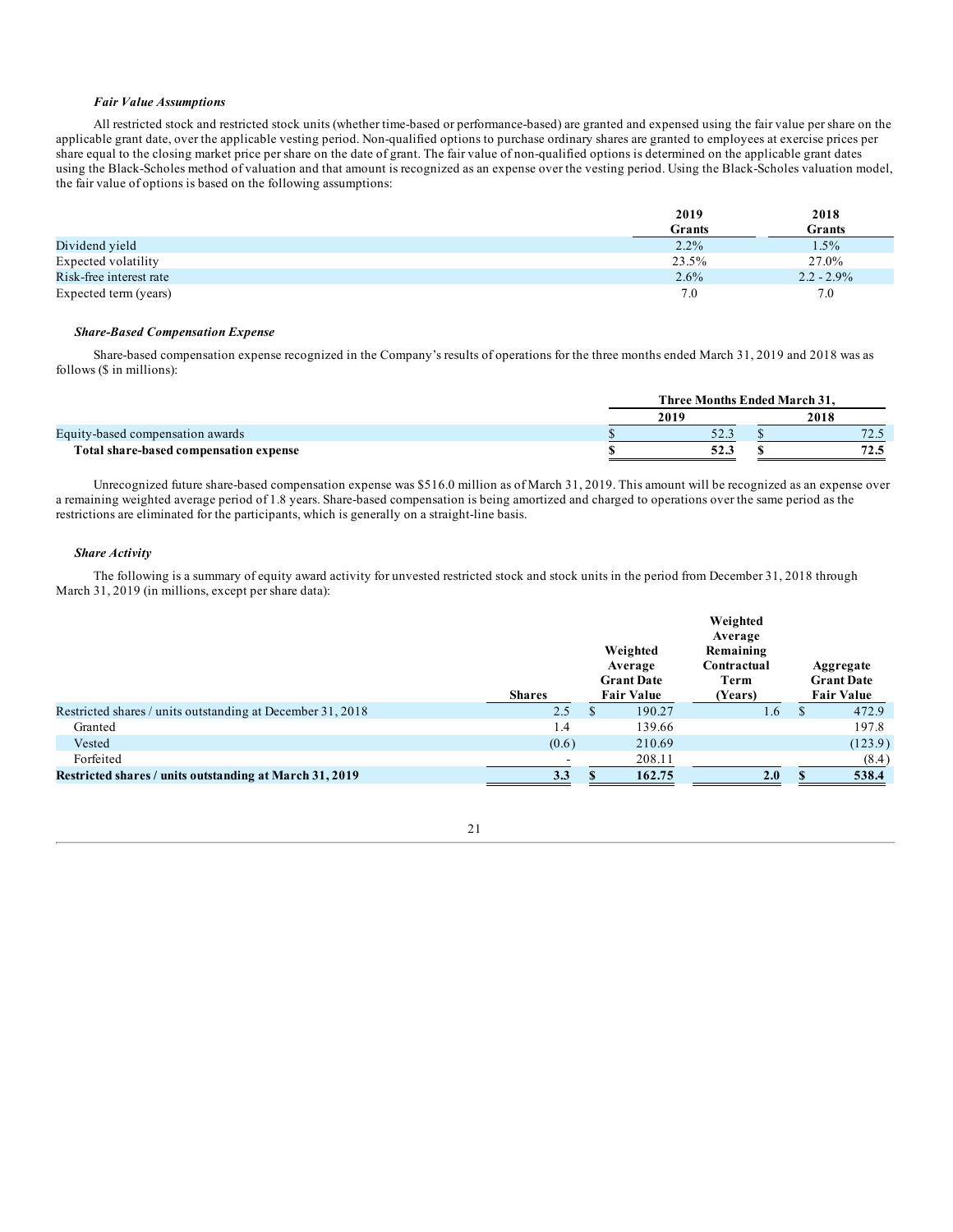***Fair Value Assumptions***

All restricted stock and restricted stock units (whether time-based or performance-based) are granted and expensed using the fair value per share on the applicable grant date, over the applicable vesting period. Non-qualified options to purchase ordinary shares are granted to employees at exercise prices per share equal to the closing market price per share on the date of grant. The fair value of non-qualified options is determined on the applicable grant dates using the Black-Scholes method of valuation and that amount is recognized as an expense over the vesting period. Using the Black-Scholes valuation model, the fair value of options is based on the following assumptions:

| | 2019 Grants | 2018 Grants |
|---|---|---|
| Dividend yield | 2.2% | 1.5% |
| Expected volatility | 23.5% | 27.0% |
| Risk-free interest rate | 2.6% | 2.2 - 2.9% |
| Expected term (years) | 7.0 | 7.0 |

***Share-Based Compensation Expense***

Share-based compensation expense recognized in the Company's results of operations for the three months ended March 31, 2019 and 2018 was as follows ($ in millions):

| | Three Months Ended March 31, | |
|---|---|---|
| | 2019 | 2018 |
| Equity-based compensation awards | $ 52.3 | $ 72.5 |
| **Total share-based compensation expense** | **$ 52.3** | **$ 72.5** |

Unrecognized future share-based compensation expense was $516.0 million as of March 31, 2019. This amount will be recognized as an expense over a remaining weighted average period of 1.8 years. Share-based compensation is being amortized and charged to operations over the same period as the restrictions are eliminated for the participants, which is generally on a straight-line basis.

***Share Activity***

The following is a summary of equity award activity for unvested restricted stock and stock units in the period from December 31, 2018 through March 31, 2019 (in millions, except per share data):

| | Shares | Weighted Average Grant Date Fair Value | Weighted Average Remaining Contractual Term (Years) | Aggregate Grant Date Fair Value |
|---|---|---|---|---|
| Restricted shares / units outstanding at December 31, 2018 | 2.5 | $ 190.27 | 1.6 | $ 472.9 |
| Granted | 1.4 | 139.66 | | 197.8 |
| Vested | (0.6) | 210.69 | | (123.9) |
| Forfeited | - | 208.11 | | (8.4) |
| **Restricted shares / units outstanding at March 31, 2019** | **3.3** | **$ 162.75** | **2.0** | **$ 538.4** |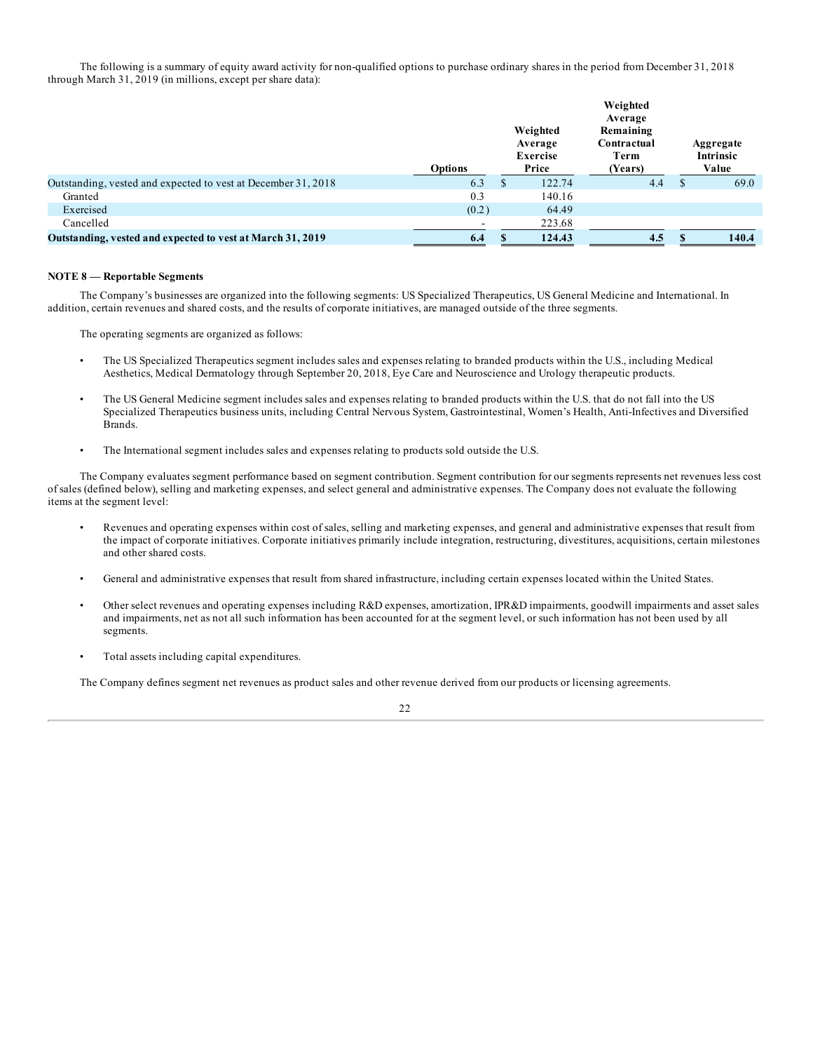The following is a summary of equity award activity for non-qualified options to purchase ordinary shares in the period from December 31, 2018 through March 31, 2019 (in millions, except per share data):

| | Options | Weighted Average Exercise Price | Weighted Average Remaining Contractual Term (Years) | Aggregate Intrinsic Value |
|---|---|---|---|---|
| Outstanding, vested and expected to vest at December 31, 2018 | 6.3 | $ 122.74 | 4.4 | $ 69.0 |
| Granted | 0.3 | 140.16 | | |
| Exercised | (0.2) | 64.49 | | |
| Cancelled | - | 223.68 | | |
| **Outstanding, vested and expected to vest at March 31, 2019** | **6.4** | **$ 124.43** | **4.5** | **$ 140.4** |

**NOTE 8 — Reportable Segments**

The Company's businesses are organized into the following segments: US Specialized Therapeutics, US General Medicine and International. In addition, certain revenues and shared costs, and the results of corporate initiatives, are managed outside of the three segments.

The operating segments are organized as follows:

- The US Specialized Therapeutics segment includes sales and expenses relating to branded products within the U.S., including Medical Aesthetics, Medical Dermatology through September 20, 2018, Eye Care and Neuroscience and Urology therapeutic products.
- The US General Medicine segment includes sales and expenses relating to branded products within the U.S. that do not fall into the US Specialized Therapeutics business units, including Central Nervous System, Gastrointestinal, Women's Health, Anti-Infectives and Diversified Brands.
- The International segment includes sales and expenses relating to products sold outside the U.S.

The Company evaluates segment performance based on segment contribution. Segment contribution for our segments represents net revenues less cost of sales (defined below), selling and marketing expenses, and select general and administrative expenses. The Company does not evaluate the following items at the segment level:

- Revenues and operating expenses within cost of sales, selling and marketing expenses, and general and administrative expenses that result from the impact of corporate initiatives. Corporate initiatives primarily include integration, restructuring, divestitures, acquisitions, certain milestones and other shared costs.
- General and administrative expenses that result from shared infrastructure, including certain expenses located within the United States.
- Other select revenues and operating expenses including R&D expenses, amortization, IPR&D impairments, goodwill impairments and asset sales and impairments, net as not all such information has been accounted for at the segment level, or such information has not been used by all segments.
- Total assets including capital expenditures.

The Company defines segment net revenues as product sales and other revenue derived from our products or licensing agreements.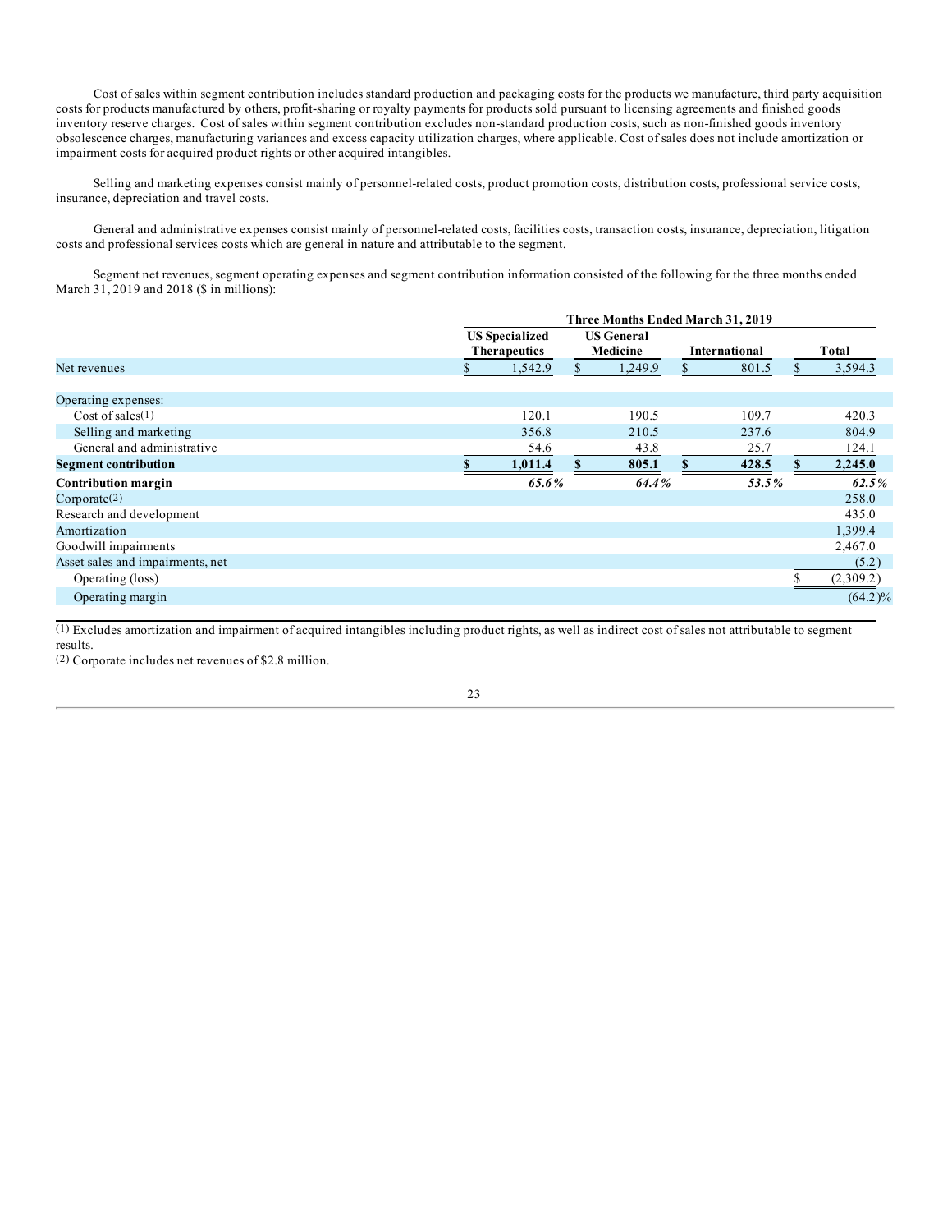Cost of sales within segment contribution includes standard production and packaging costs for the products we manufacture, third party acquisition costs for products manufactured by others, profit-sharing or royalty payments for products sold pursuant to licensing agreements and finished goods inventory reserve charges. Cost of sales within segment contribution excludes non-standard production costs, such as non-finished goods inventory obsolescence charges, manufacturing variances and excess capacity utilization charges, where applicable. Cost of sales does not include amortization or impairment costs for acquired product rights or other acquired intangibles.

Selling and marketing expenses consist mainly of personnel-related costs, product promotion costs, distribution costs, professional service costs, insurance, depreciation and travel costs.

General and administrative expenses consist mainly of personnel-related costs, facilities costs, transaction costs, insurance, depreciation, litigation costs and professional services costs which are general in nature and attributable to the segment.

Segment net revenues, segment operating expenses and segment contribution information consisted of the following for the three months ended March 31, 2019 and 2018 ($ in millions):

| | Three Months Ended March 31, 2019 | | | |
|---|---|---|---|---|
| | US Specialized Therapeutics | US General Medicine | International | Total |
| Net revenues | $ 1,542.9 | $ 1,249.9 | $ 801.5 | $ 3,594.3 |
| Operating expenses: | | | | |
| Cost of sales(1) | 120.1 | 190.5 | 109.7 | 420.3 |
| Selling and marketing | 356.8 | 210.5 | 237.6 | 804.9 |
| General and administrative | 54.6 | 43.8 | 25.7 | 124.1 |
| **Segment contribution** | **$ 1,011.4** | **$ 805.1** | **$ 428.5** | **$ 2,245.0** |
| **Contribution margin** | ***65.6%*** | ***64.4%*** | ***53.5%*** | ***62.5%*** |
| Corporate(2) | | | | 258.0 |
| Research and development | | | | 435.0 |
| Amortization | | | | 1,399.4 |
| Goodwill impairments | | | | 2,467.0 |
| Asset sales and impairments, net | | | | (5.2) |
| Operating (loss) | | | | $ (2,309.2) |
| Operating margin | | | | (64.2)% |

(1) Excludes amortization and impairment of acquired intangibles including product rights, as well as indirect cost of sales not attributable to segment results.

(2) Corporate includes net revenues of $2.8 million.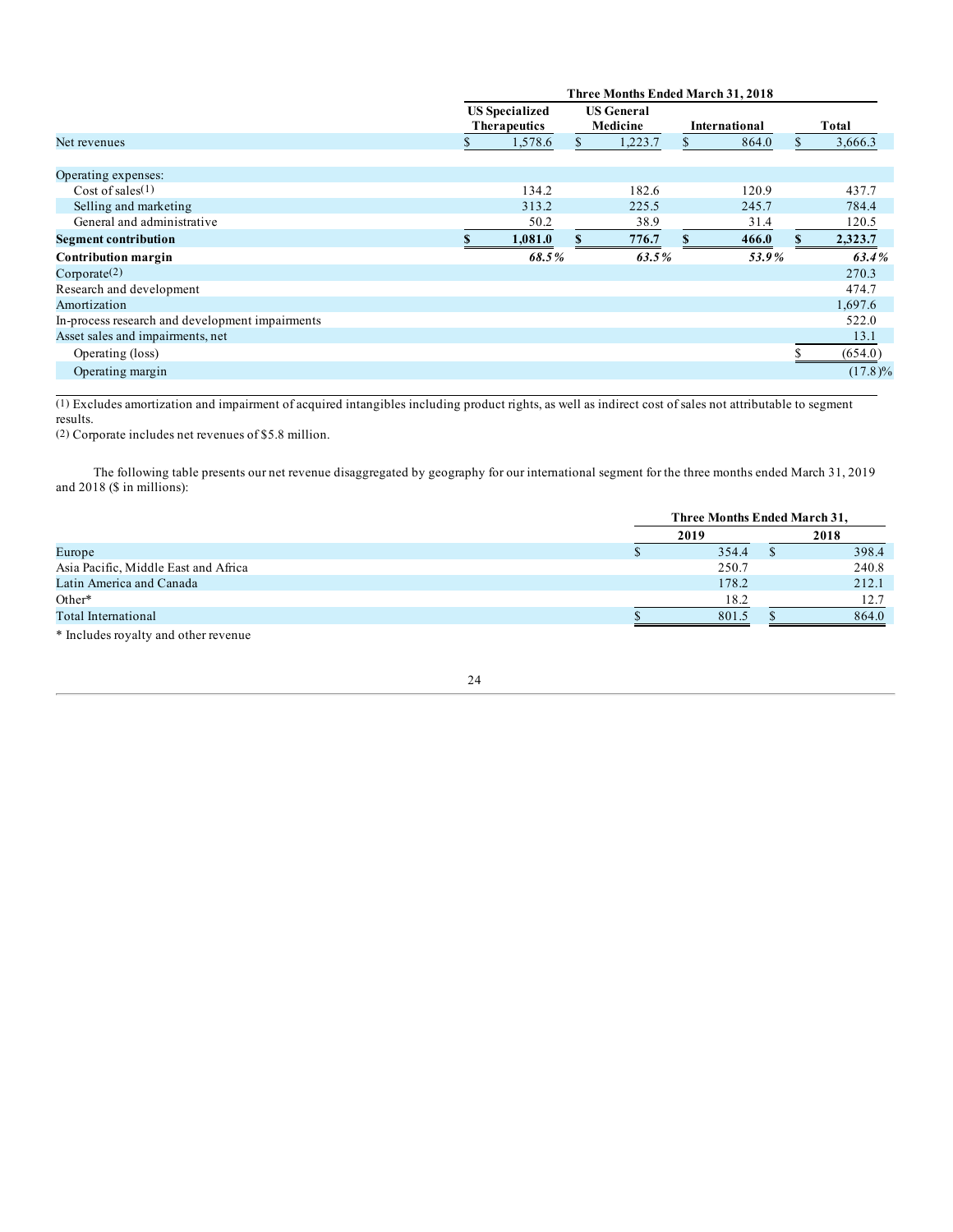| | Three Months Ended March 31, 2018 | | | |
|---|---|---|---|---|
| | US Specialized Therapeutics | US General Medicine | International | Total |
| Net revenues | $ 1,578.6 | $ 1,223.7 | $ 864.0 | $ 3,666.3 |
| Operating expenses: | | | | |
| Cost of sales(1) | 134.2 | 182.6 | 120.9 | 437.7 |
| Selling and marketing | 313.2 | 225.5 | 245.7 | 784.4 |
| General and administrative | 50.2 | 38.9 | 31.4 | 120.5 |
| **Segment contribution** | **$ 1,081.0** | **$ 776.7** | **$ 466.0** | **$ 2,323.7** |
| **Contribution margin** | ***68.5%*** | ***63.5%*** | ***53.9%*** | ***63.4%*** |
| Corporate(2) | | | | 270.3 |
| Research and development | | | | 474.7 |
| Amortization | | | | 1,697.6 |
| In-process research and development impairments | | | | 522.0 |
| Asset sales and impairments, net | | | | 13.1 |
| Operating (loss) | | | | $ (654.0) |
| Operating margin | | | | (17.8)% |

(1) Excludes amortization and impairment of acquired intangibles including product rights, as well as indirect cost of sales not attributable to segment results.
(2) Corporate includes net revenues of $5.8 million.

The following table presents our net revenue disaggregated by geography for our international segment for the three months ended March 31, 2019 and 2018 ($ in millions):

| | Three Months Ended March 31, | |
|---|---|---|
| | 2019 | 2018 |
| Europe | $ 354.4 | $ 398.4 |
| Asia Pacific, Middle East and Africa | 250.7 | 240.8 |
| Latin America and Canada | 178.2 | 212.1 |
| Other* | 18.2 | 12.7 |
| Total International | $ 801.5 | $ 864.0 |

* Includes royalty and other revenue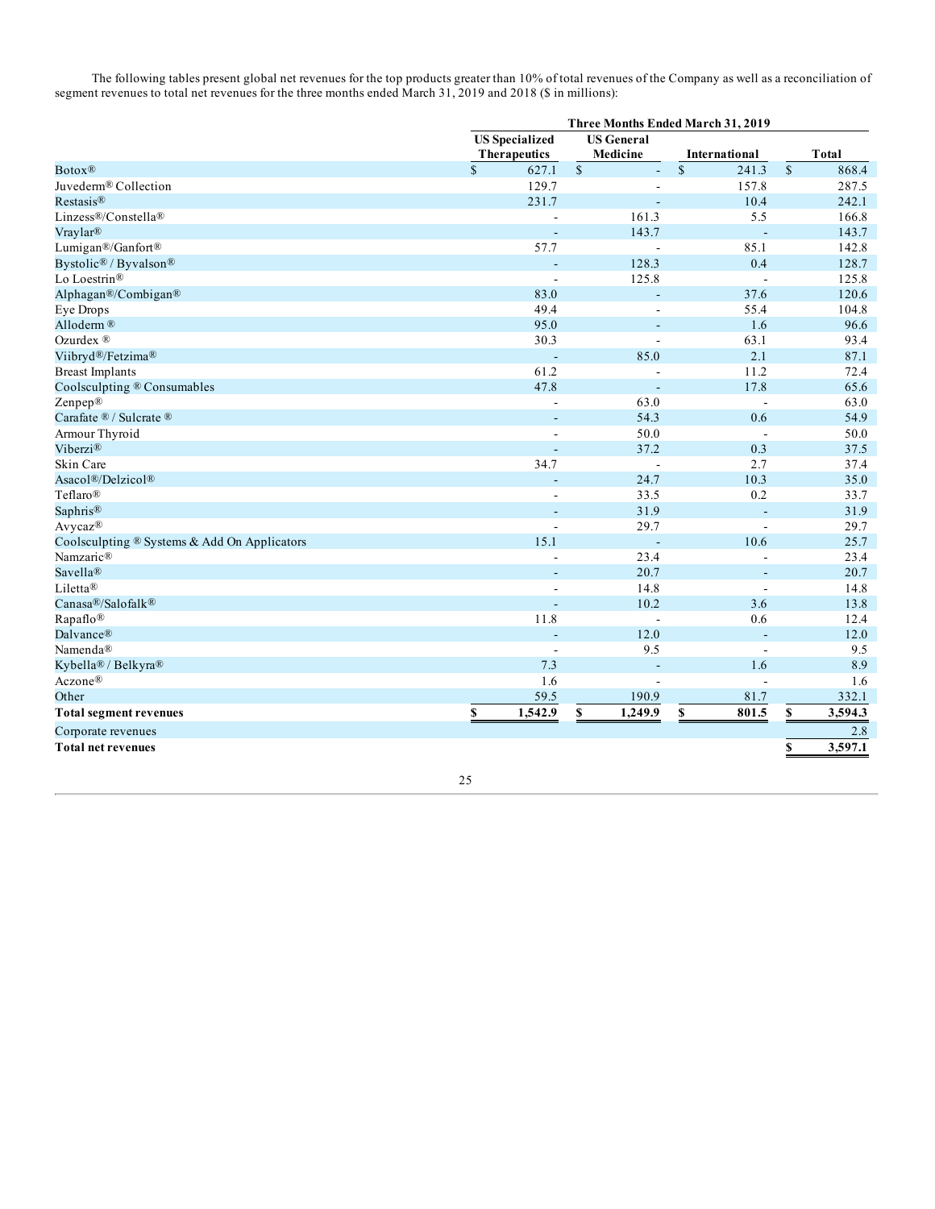The following tables present global net revenues for the top products greater than 10% of total revenues of the Company as well as a reconciliation of segment revenues to total net revenues for the three months ended March 31, 2019 and 2018 ($ in millions):

| | Three Months Ended March 31, 2019 | | | |
|---|---|---|---|---|
| | US Specialized Therapeutics | US General Medicine | International | Total |
| Botox® | $ 627.1 | $ - | $ 241.3 | $ 868.4 |
| Juvederm® Collection | 129.7 | - | 157.8 | 287.5 |
| Restasis® | 231.7 | - | 10.4 | 242.1 |
| Linzess®/Constella® | - | 161.3 | 5.5 | 166.8 |
| Vraylar® | - | 143.7 | - | 143.7 |
| Lumigan®/Ganfort® | 57.7 | - | 85.1 | 142.8 |
| Bystolic® / Byvalson® | - | 128.3 | 0.4 | 128.7 |
| Lo Loestrin® | - | 125.8 | - | 125.8 |
| Alphagan®/Combigan® | 83.0 | - | 37.6 | 120.6 |
| Eye Drops | 49.4 | - | 55.4 | 104.8 |
| Alloderm ® | 95.0 | - | 1.6 | 96.6 |
| Ozurdex ® | 30.3 | - | 63.1 | 93.4 |
| Viibryd®/Fetzima® | - | 85.0 | 2.1 | 87.1 |
| Breast Implants | 61.2 | - | 11.2 | 72.4 |
| Coolsculpting ® Consumables | 47.8 | - | 17.8 | 65.6 |
| Zenpep® | - | 63.0 | - | 63.0 |
| Carafate ® / Sulcrate ® | - | 54.3 | 0.6 | 54.9 |
| Armour Thyroid | - | 50.0 | - | 50.0 |
| Viberzi® | - | 37.2 | 0.3 | 37.5 |
| Skin Care | 34.7 | - | 2.7 | 37.4 |
| Asacol®/Delzicol® | - | 24.7 | 10.3 | 35.0 |
| Teflaro® | - | 33.5 | 0.2 | 33.7 |
| Saphris® | - | 31.9 | - | 31.9 |
| Avycaz® | - | 29.7 | - | 29.7 |
| Coolsculpting ® Systems & Add On Applicators | 15.1 | - | 10.6 | 25.7 |
| Namzaric® | - | 23.4 | - | 23.4 |
| Savella® | - | 20.7 | - | 20.7 |
| Liletta® | - | 14.8 | - | 14.8 |
| Canasa®/Salofalk® | - | 10.2 | 3.6 | 13.8 |
| Rapaflo® | 11.8 | - | 0.6 | 12.4 |
| Dalvance® | - | 12.0 | - | 12.0 |
| Namenda® | - | 9.5 | - | 9.5 |
| Kybella® / Belkyra® | 7.3 | - | 1.6 | 8.9 |
| Aczone® | 1.6 | - | - | 1.6 |
| Other | 59.5 | 190.9 | 81.7 | 332.1 |
| **Total segment revenues** | **$ 1,542.9** | **$ 1,249.9** | **$ 801.5** | **$ 3,594.3** |
| Corporate revenues | | | | 2.8 |
| **Total net revenues** | | | | **$ 3,597.1** |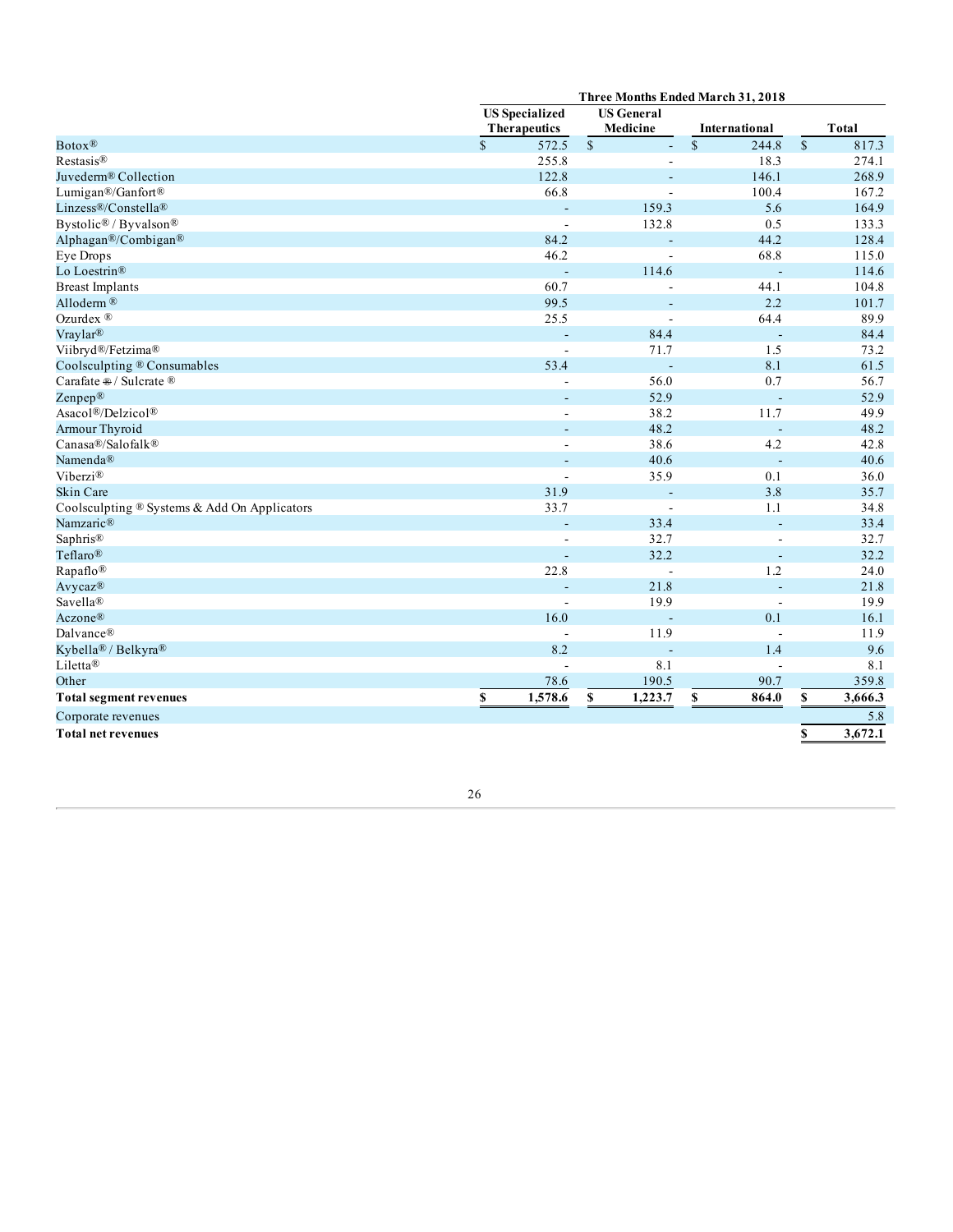| | Three Months Ended March 31, 2018 | | | |
|---|---|---|---|---|
| | US Specialized Therapeutics | US General Medicine | International | Total |
| Botox® | $ 572.5 | $ - | $ 244.8 | $ 817.3 |
| Restasis® | 255.8 | - | 18.3 | 274.1 |
| Juvederm® Collection | 122.8 | - | 146.1 | 268.9 |
| Lumigan®/Ganfort® | 66.8 | - | 100.4 | 167.2 |
| Linzess®/Constella® | - | 159.3 | 5.6 | 164.9 |
| Bystolic® / Byvalson® | - | 132.8 | 0.5 | 133.3 |
| Alphagan®/Combigan® | 84.2 | - | 44.2 | 128.4 |
| Eye Drops | 46.2 | - | 68.8 | 115.0 |
| Lo Loestrin® | - | 114.6 | - | 114.6 |
| Breast Implants | 60.7 | - | 44.1 | 104.8 |
| Alloderm ® | 99.5 | - | 2.2 | 101.7 |
| Ozurdex ® | 25.5 | - | 64.4 | 89.9 |
| Vraylar® | - | 84.4 | - | 84.4 |
| Viibryd®/Fetzima® | - | 71.7 | 1.5 | 73.2 |
| Coolsculpting ® Consumables | 53.4 | - | 8.1 | 61.5 |
| Carafate ® / Sulcrate ® | - | 56.0 | 0.7 | 56.7 |
| Zenpep® | - | 52.9 | - | 52.9 |
| Asacol®/Delzicol® | - | 38.2 | 11.7 | 49.9 |
| Armour Thyroid | - | 48.2 | - | 48.2 |
| Canasa®/Salofalk® | - | 38.6 | 4.2 | 42.8 |
| Namenda® | - | 40.6 | - | 40.6 |
| Viberzi® | - | 35.9 | 0.1 | 36.0 |
| Skin Care | 31.9 | - | 3.8 | 35.7 |
| Coolsculpting ® Systems & Add On Applicators | 33.7 | - | 1.1 | 34.8 |
| Namzaric® | - | 33.4 | - | 33.4 |
| Saphris® | - | 32.7 | - | 32.7 |
| Teflaro® | - | 32.2 | - | 32.2 |
| Rapaflo® | 22.8 | - | 1.2 | 24.0 |
| Avycaz® | - | 21.8 | - | 21.8 |
| Savella® | - | 19.9 | - | 19.9 |
| Aczone® | 16.0 | - | 0.1 | 16.1 |
| Dalvance® | - | 11.9 | - | 11.9 |
| Kybella® / Belkyra® | 8.2 | - | 1.4 | 9.6 |
| Liletta® | - | 8.1 | - | 8.1 |
| Other | 78.6 | 190.5 | 90.7 | 359.8 |
| **Total segment revenues** | **$ 1,578.6** | **$ 1,223.7** | **$ 864.0** | **$ 3,666.3** |
| Corporate revenues | | | | 5.8 |
| **Total net revenues** | | | | **$ 3,672.1** |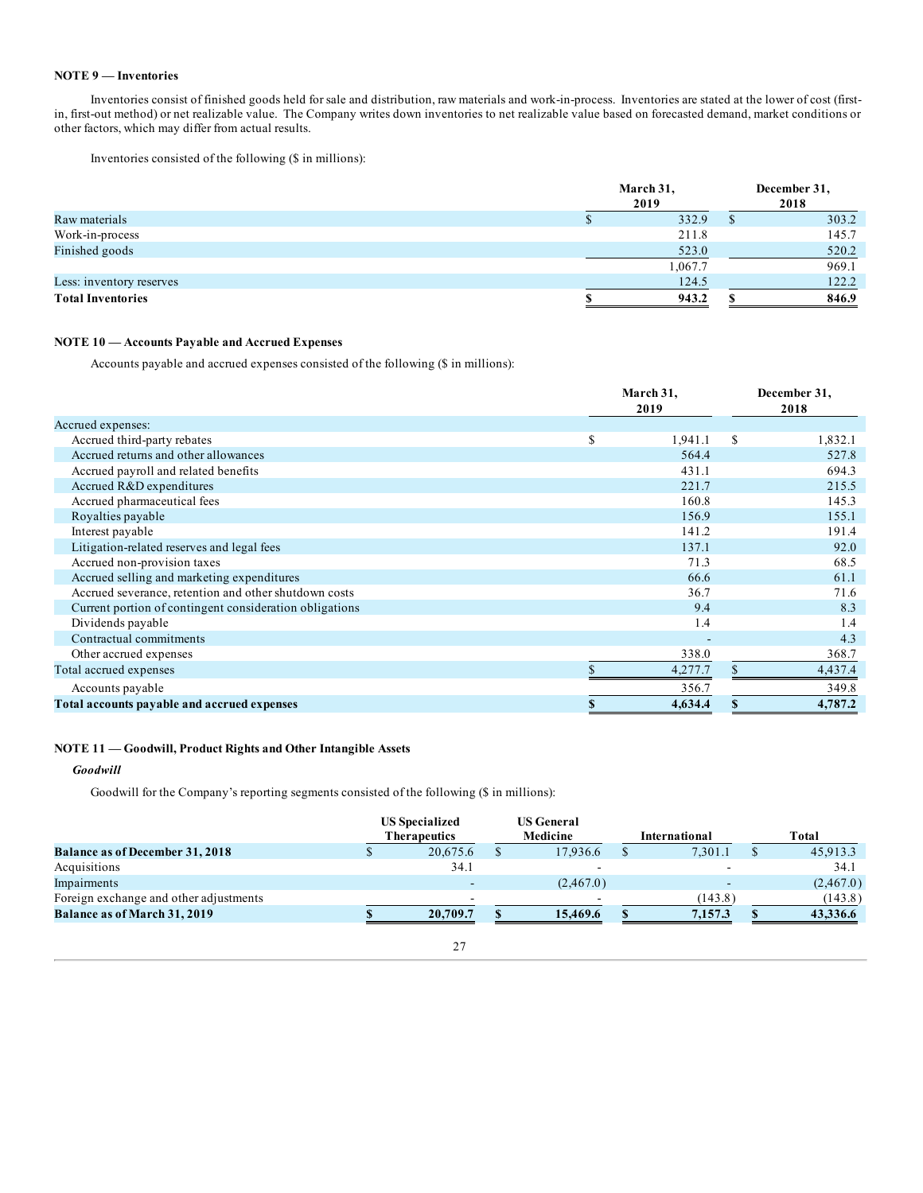**NOTE 9 — Inventories**

Inventories consist of finished goods held for sale and distribution, raw materials and work-in-process. Inventories are stated at the lower of cost (first-in, first-out method) or net realizable value. The Company writes down inventories to net realizable value based on forecasted demand, market conditions or other factors, which may differ from actual results.

Inventories consisted of the following ($ in millions):

| | March 31, 2019 | December 31, 2018 |
|---|---|---|
| Raw materials | $ 332.9 | $ 303.2 |
| Work-in-process | 211.8 | 145.7 |
| Finished goods | 523.0 | 520.2 |
| | 1,067.7 | 969.1 |
| Less: inventory reserves | 124.5 | 122.2 |
| **Total Inventories** | **$ 943.2** | **$ 846.9** |

**NOTE 10 — Accounts Payable and Accrued Expenses**

Accounts payable and accrued expenses consisted of the following ($ in millions):

| | March 31, 2019 | December 31, 2018 |
|---|---|---|
| Accrued expenses: | | |
| Accrued third-party rebates | $ 1,941.1 | $ 1,832.1 |
| Accrued returns and other allowances | 564.4 | 527.8 |
| Accrued payroll and related benefits | 431.1 | 694.3 |
| Accrued R&D expenditures | 221.7 | 215.5 |
| Accrued pharmaceutical fees | 160.8 | 145.3 |
| Royalties payable | 156.9 | 155.1 |
| Interest payable | 141.2 | 191.4 |
| Litigation-related reserves and legal fees | 137.1 | 92.0 |
| Accrued non-provision taxes | 71.3 | 68.5 |
| Accrued selling and marketing expenditures | 66.6 | 61.1 |
| Accrued severance, retention and other shutdown costs | 36.7 | 71.6 |
| Current portion of contingent consideration obligations | 9.4 | 8.3 |
| Dividends payable | 1.4 | 1.4 |
| Contractual commitments | - | 4.3 |
| Other accrued expenses | 338.0 | 368.7 |
| Total accrued expenses | $ 4,277.7 | $ 4,437.4 |
| Accounts payable | 356.7 | 349.8 |
| **Total accounts payable and accrued expenses** | **$ 4,634.4** | **$ 4,787.2** |

**NOTE 11 — Goodwill, Product Rights and Other Intangible Assets**

***Goodwill***

Goodwill for the Company's reporting segments consisted of the following ($ in millions):

| | US Specialized Therapeutics | US General Medicine | International | Total |
|---|---|---|---|---|
| **Balance as of December 31, 2018** | $ 20,675.6 | $ 17,936.6 | $ 7,301.1 | $ 45,913.3 |
| Acquisitions | 34.1 | - | - | 34.1 |
| Impairments | - | (2,467.0) | - | (2,467.0) |
| Foreign exchange and other adjustments | - | - | (143.8) | (143.8) |
| **Balance as of March 31, 2019** | **$ 20,709.7** | **$ 15,469.6** | **$ 7,157.3** | **$ 43,336.6** |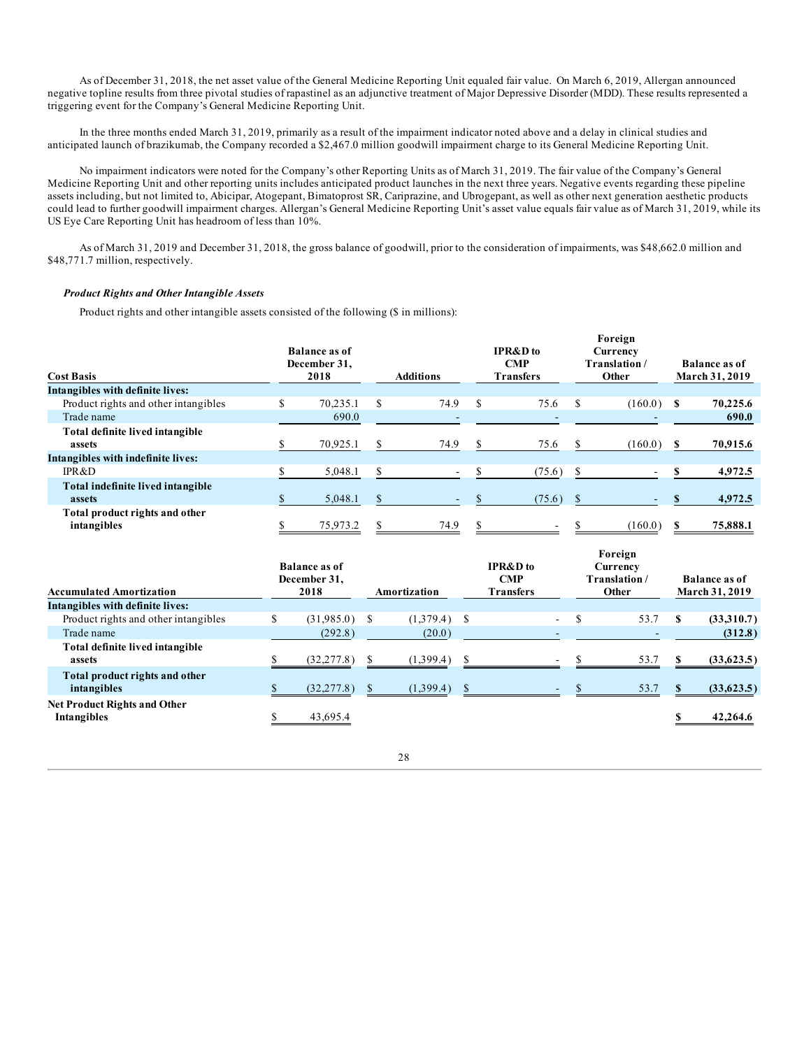As of December 31, 2018, the net asset value of the General Medicine Reporting Unit equaled fair value. On March 6, 2019, Allergan announced negative topline results from three pivotal studies of rapastinel as an adjunctive treatment of Major Depressive Disorder (MDD). These results represented a triggering event for the Company's General Medicine Reporting Unit.

In the three months ended March 31, 2019, primarily as a result of the impairment indicator noted above and a delay in clinical studies and anticipated launch of brazikumab, the Company recorded a $2,467.0 million goodwill impairment charge to its General Medicine Reporting Unit.

No impairment indicators were noted for the Company's other Reporting Units as of March 31, 2019. The fair value of the Company's General Medicine Reporting Unit and other reporting units includes anticipated product launches in the next three years. Negative events regarding these pipeline assets including, but not limited to, Abicipar, Atogepant, Bimatoprost SR, Cariprazine, and Ubrogepant, as well as other next generation aesthetic products could lead to further goodwill impairment charges. Allergan's General Medicine Reporting Unit's asset value equals fair value as of March 31, 2019, while its US Eye Care Reporting Unit has headroom of less than 10%.

As of March 31, 2019 and December 31, 2018, the gross balance of goodwill, prior to the consideration of impairments, was $48,662.0 million and $48,771.7 million, respectively.

***Product Rights and Other Intangible Assets***

Product rights and other intangible assets consisted of the following ($ in millions):

| Cost Basis | Balance as of December 31, 2018 | Additions | IPR&D to CMP Transfers | Foreign Currency Translation / Other | Balance as of March 31, 2019 |
|---|---|---|---|---|---|
| **Intangibles with definite lives:** | | | | | |
| Product rights and other intangibles | $ 70,235.1 | $ 74.9 | $ 75.6 | $ (160.0) | **$ 70,225.6** |
| Trade name | 690.0 | - | - | - | **690.0** |
| **Total definite lived intangible assets** | $ 70,925.1 | $ 74.9 | $ 75.6 | $ (160.0) | **$ 70,915.6** |
| **Intangibles with indefinite lives:** | | | | | |
| IPR&D | $ 5,048.1 | $ - | $ (75.6) | $ - | **$ 4,972.5** |
| **Total indefinite lived intangible assets** | $ 5,048.1 | $ - | $ (75.6) | $ - | **$ 4,972.5** |
| **Total product rights and other intangibles** | $ 75,973.2 | $ 74.9 | $ - | $ (160.0) | **$ 75,888.1** |

| Accumulated Amortization | Balance as of December 31, 2018 | Amortization | IPR&D to CMP Transfers | Foreign Currency Translation / Other | Balance as of March 31, 2019 |
|---|---|---|---|---|---|
| **Intangibles with definite lives:** | | | | | |
| Product rights and other intangibles | $ (31,985.0) | $ (1,379.4) | $ - | $ 53.7 | **$ (33,310.7)** |
| Trade name | (292.8) | (20.0) | - | - | **(312.8)** |
| **Total definite lived intangible assets** | $ (32,277.8) | $ (1,399.4) | $ - | $ 53.7 | **$ (33,623.5)** |
| **Total product rights and other intangibles** | $ (32,277.8) | $ (1,399.4) | $ - | $ 53.7 | **$ (33,623.5)** |
| **Net Product Rights and Other Intangibles** | $ 43,695.4 | | | | **$ 42,264.6** |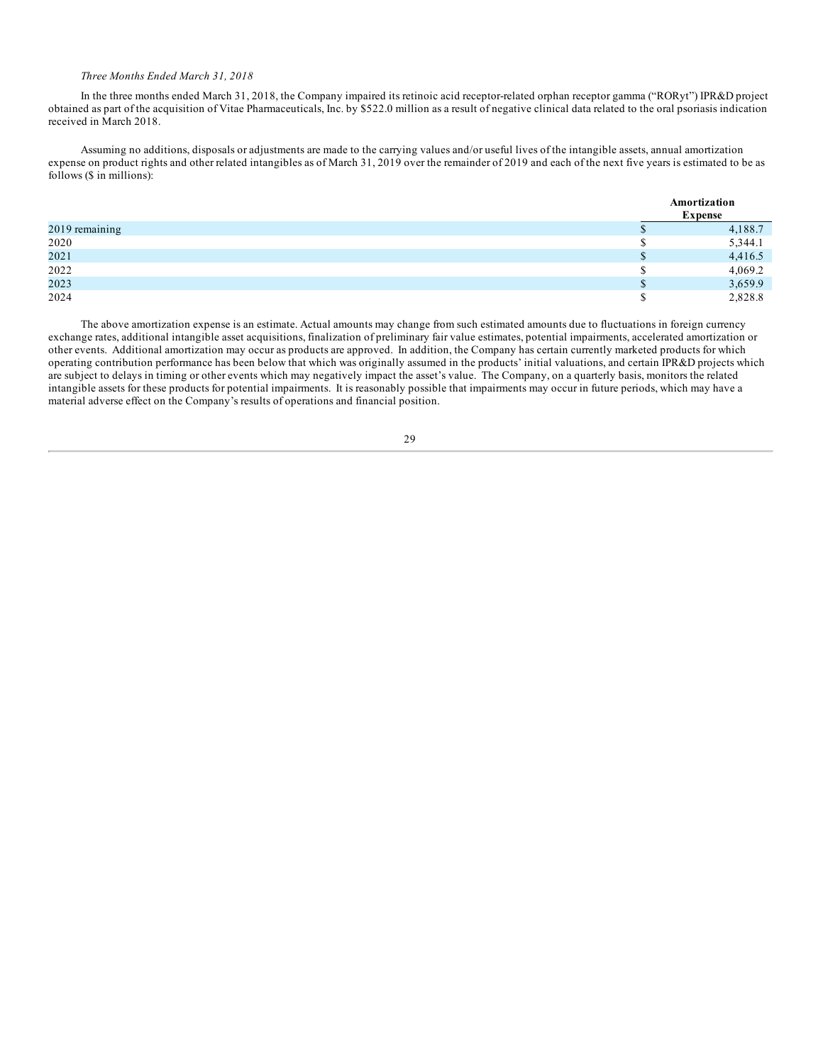*Three Months Ended March 31, 2018*

In the three months ended March 31, 2018, the Company impaired its retinoic acid receptor-related orphan receptor gamma ("RORγt") IPR&D project obtained as part of the acquisition of Vitae Pharmaceuticals, Inc. by $522.0 million as a result of negative clinical data related to the oral psoriasis indication received in March 2018.

Assuming no additions, disposals or adjustments are made to the carrying values and/or useful lives of the intangible assets, annual amortization expense on product rights and other related intangibles as of March 31, 2019 over the remainder of 2019 and each of the next five years is estimated to be as follows ($ in millions):

| | Amortization Expense |
|---|---|
| 2019 remaining | $ 4,188.7 |
| 2020 | $ 5,344.1 |
| 2021 | $ 4,416.5 |
| 2022 | $ 4,069.2 |
| 2023 | $ 3,659.9 |
| 2024 | $ 2,828.8 |

The above amortization expense is an estimate. Actual amounts may change from such estimated amounts due to fluctuations in foreign currency exchange rates, additional intangible asset acquisitions, finalization of preliminary fair value estimates, potential impairments, accelerated amortization or other events. Additional amortization may occur as products are approved. In addition, the Company has certain currently marketed products for which operating contribution performance has been below that which was originally assumed in the products' initial valuations, and certain IPR&D projects which are subject to delays in timing or other events which may negatively impact the asset's value. The Company, on a quarterly basis, monitors the related intangible assets for these products for potential impairments. It is reasonably possible that impairments may occur in future periods, which may have a material adverse effect on the Company's results of operations and financial position.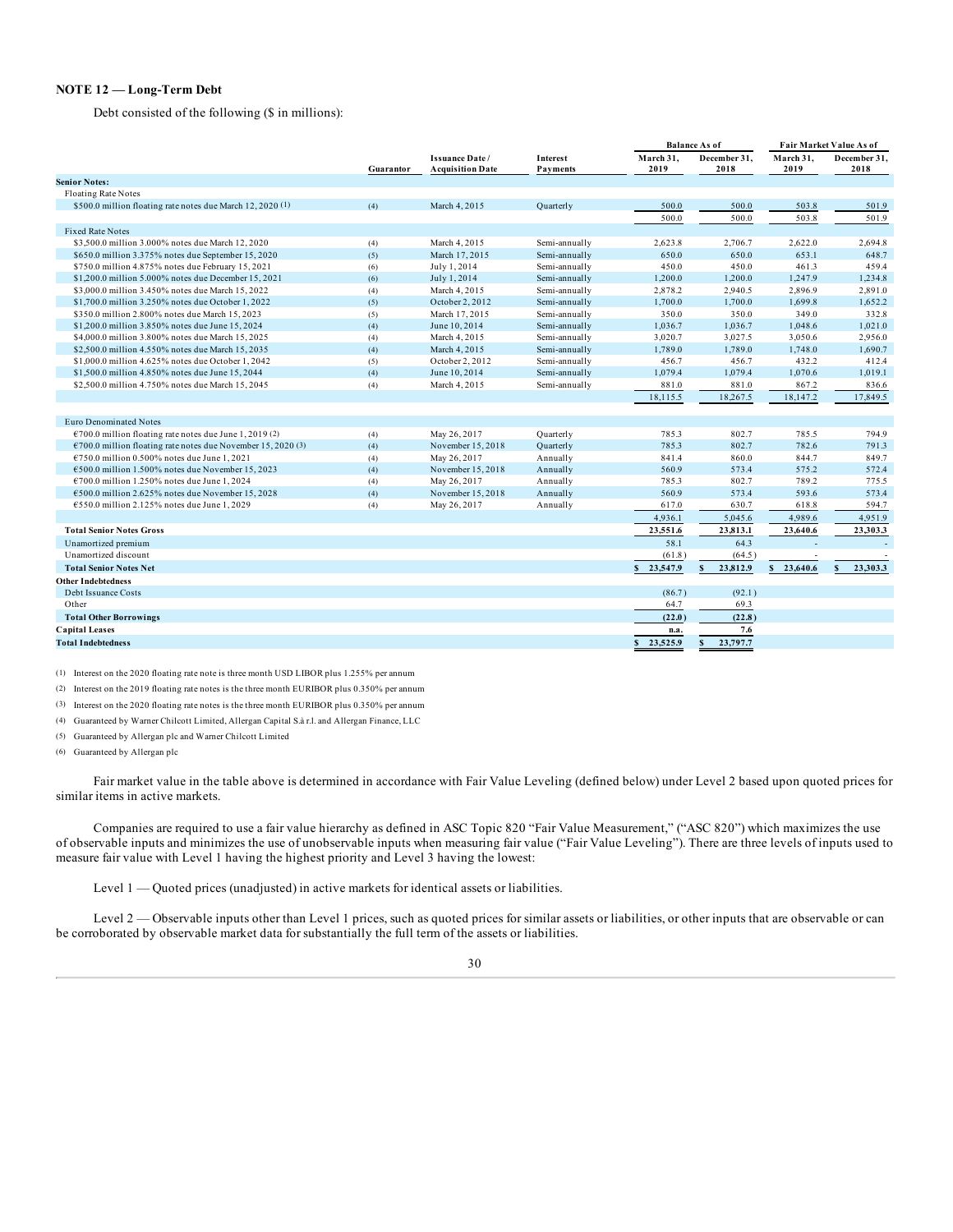## NOTE 12 — Long-Term Debt

Debt consisted of the following ($ in millions):

| | Guarantor | Issuance Date / Acquisition Date | Interest Payments | Balance As of | | Fair Market Value As of | |
|---|---|---|---|---|---|---|---|
| | | | | March 31, 2019 | December 31, 2018 | March 31, 2019 | December 31, 2018 |
| **Senior Notes:** | | | | | | | |
| Floating Rate Notes | | | | | | | |
| $500.0 million floating rate notes due March 12, 2020 (1) | (4) | March 4, 2015 | Quarterly | 500.0 | 500.0 | 503.8 | 501.9 |
| | | | | 500.0 | 500.0 | 503.8 | 501.9 |
| Fixed Rate Notes | | | | | | | |
| $3,500.0 million 3.000% notes due March 12, 2020 | (4) | March 4, 2015 | Semi-annually | 2,623.8 | 2,706.7 | 2,622.0 | 2,694.8 |
| $650.0 million 3.375% notes due September 15, 2020 | (5) | March 17, 2015 | Semi-annually | 650.0 | 650.0 | 653.1 | 648.7 |
| $750.0 million 4.875% notes due February 15, 2021 | (6) | July 1, 2014 | Semi-annually | 450.0 | 450.0 | 461.3 | 459.4 |
| $1,200.0 million 5.000% notes due December 15, 2021 | (6) | July 1, 2014 | Semi-annually | 1,200.0 | 1,200.0 | 1,247.9 | 1,234.8 |
| $3,000.0 million 3.450% notes due March 15, 2022 | (4) | March 4, 2015 | Semi-annually | 2,878.2 | 2,940.5 | 2,896.9 | 2,891.0 |
| $1,700.0 million 3.250% notes due October 1, 2022 | (5) | October 2, 2012 | Semi-annually | 1,700.0 | 1,700.0 | 1,699.8 | 1,652.2 |
| $350.0 million 2.800% notes due March 15, 2023 | (5) | March 17, 2015 | Semi-annually | 350.0 | 350.0 | 349.0 | 332.8 |
| $1,200.0 million 3.850% notes due June 15, 2024 | (4) | June 10, 2014 | Semi-annually | 1,036.7 | 1,036.7 | 1,048.6 | 1,021.0 |
| $4,000.0 million 3.800% notes due March 15, 2025 | (4) | March 4, 2015 | Semi-annually | 3,020.7 | 3,027.5 | 3,050.6 | 2,956.0 |
| $2,500.0 million 4.550% notes due March 15, 2035 | (4) | March 4, 2015 | Semi-annually | 1,789.0 | 1,789.0 | 1,748.0 | 1,690.7 |
| $1,000.0 million 4.625% notes due October 1, 2042 | (5) | October 2, 2012 | Semi-annually | 456.7 | 456.7 | 432.2 | 412.4 |
| $1,500.0 million 4.850% notes due June 15, 2044 | (4) | June 10, 2014 | Semi-annually | 1,079.4 | 1,079.4 | 1,070.6 | 1,019.1 |
| $2,500.0 million 4.750% notes due March 15, 2045 | (4) | March 4, 2015 | Semi-annually | 881.0 | 881.0 | 867.2 | 836.6 |
| | | | | 18,115.5 | 18,267.5 | 18,147.2 | 17,849.5 |
| Euro Denominated Notes | | | | | | | |
| €700.0 million floating rate notes due June 1, 2019 (2) | (4) | May 26, 2017 | Quarterly | 785.3 | 802.7 | 785.5 | 794.9 |
| €700.0 million floating rate notes due November 15, 2020 (3) | (4) | November 15, 2018 | Quarterly | 785.3 | 802.7 | 782.6 | 791.3 |
| €750.0 million 0.500% notes due June 1, 2021 | (4) | May 26, 2017 | Annually | 841.4 | 860.0 | 844.7 | 849.7 |
| €500.0 million 1.500% notes due November 15, 2023 | (4) | November 15, 2018 | Annually | 560.9 | 573.4 | 575.2 | 572.4 |
| €700.0 million 1.250% notes due June 1, 2024 | (4) | May 26, 2017 | Annually | 785.3 | 802.7 | 789.2 | 775.5 |
| €500.0 million 2.625% notes due November 15, 2028 | (4) | November 15, 2018 | Annually | 560.9 | 573.4 | 593.6 | 573.4 |
| €550.0 million 2.125% notes due June 1, 2029 | (4) | May 26, 2017 | Annually | 617.0 | 630.7 | 618.8 | 594.7 |
| | | | | 4,936.1 | 5,045.6 | 4,989.6 | 4,951.9 |
| **Total Senior Notes Gross** | | | | 23,551.6 | 23,813.1 | 23,640.6 | 23,303.3 |
| Unamortized premium | | | | 58.1 | 64.3 | - | - |
| Unamortized discount | | | | (61.8) | (64.5) | - | - |
| **Total Senior Notes Net** | | | | $ 23,547.9 | $ 23,812.9 | $ 23,640.6 | $ 23,303.3 |
| **Other Indebtedness** | | | | | | | |
| Debt Issuance Costs | | | | (86.7) | (92.1) | | |
| Other | | | | 64.7 | 69.3 | | |
| **Total Other Borrowings** | | | | (22.0) | (22.8) | | |
| **Capital Leases** | | | | n.a. | 7.6 | | |
| **Total Indebtedness** | | | | $ 23,525.9 | $ 23,797.7 | | |

(1) Interest on the 2020 floating rate note is three month USD LIBOR plus 1.255% per annum

(2) Interest on the 2019 floating rate notes is the three month EURIBOR plus 0.350% per annum

(3) Interest on the 2020 floating rate notes is the three month EURIBOR plus 0.350% per annum

(4) Guaranteed by Warner Chilcott Limited, Allergan Capital S.à r.l. and Allergan Finance, LLC

(5) Guaranteed by Allergan plc and Warner Chilcott Limited

(6) Guaranteed by Allergan plc

Fair market value in the table above is determined in accordance with Fair Value Leveling (defined below) under Level 2 based upon quoted prices for similar items in active markets.

Companies are required to use a fair value hierarchy as defined in ASC Topic 820 "Fair Value Measurement," ("ASC 820") which maximizes the use of observable inputs and minimizes the use of unobservable inputs when measuring fair value ("Fair Value Leveling"). There are three levels of inputs used to measure fair value with Level 1 having the highest priority and Level 3 having the lowest:

Level 1 — Quoted prices (unadjusted) in active markets for identical assets or liabilities.

Level 2 — Observable inputs other than Level 1 prices, such as quoted prices for similar assets or liabilities, or other inputs that are observable or can be corroborated by observable market data for substantially the full term of the assets or liabilities.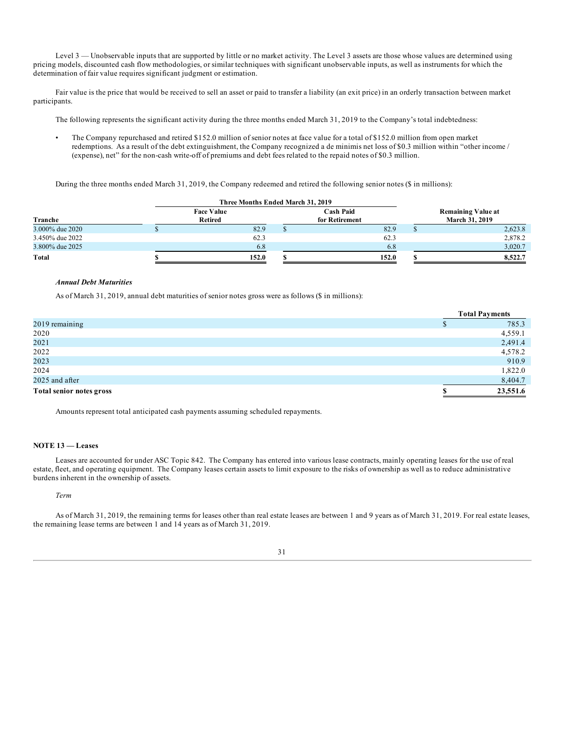Level 3 — Unobservable inputs that are supported by little or no market activity. The Level 3 assets are those whose values are determined using pricing models, discounted cash flow methodologies, or similar techniques with significant unobservable inputs, as well as instruments for which the determination of fair value requires significant judgment or estimation.

Fair value is the price that would be received to sell an asset or paid to transfer a liability (an exit price) in an orderly transaction between market participants.

The following represents the significant activity during the three months ended March 31, 2019 to the Company's total indebtedness:

- The Company repurchased and retired $152.0 million of senior notes at face value for a total of $152.0 million from open market redemptions. As a result of the debt extinguishment, the Company recognized a de minimis net loss of $0.3 million within "other income / (expense), net" for the non-cash write-off of premiums and debt fees related to the repaid notes of $0.3 million.

During the three months ended March 31, 2019, the Company redeemed and retired the following senior notes ($ in millions):

| | Three Months Ended March 31, 2019 | | |
|---|---|---|---|
| Tranche | Face Value Retired | Cash Paid for Retirement | Remaining Value at March 31, 2019 |
| 3.000% due 2020 | $ 82.9 | $ 82.9 | $ 2,623.8 |
| 3.450% due 2022 | 62.3 | 62.3 | 2,878.2 |
| 3.800% due 2025 | 6.8 | 6.8 | 3,020.7 |
| **Total** | **$ 152.0** | **$ 152.0** | **$ 8,522.7** |

### *Annual Debt Maturities*

As of March 31, 2019, annual debt maturities of senior notes gross were as follows ($ in millions):

| | Total Payments |
|---|---|
| 2019 remaining | $ 785.3 |
| 2020 | 4,559.1 |
| 2021 | 2,491.4 |
| 2022 | 4,578.2 |
| 2023 | 910.9 |
| 2024 | 1,822.0 |
| 2025 and after | 8,404.7 |
| **Total senior notes gross** | **$ 23,551.6** |

Amounts represent total anticipated cash payments assuming scheduled repayments.

## NOTE 13 — Leases

Leases are accounted for under ASC Topic 842. The Company has entered into various lease contracts, mainly operating leases for the use of real estate, fleet, and operating equipment. The Company leases certain assets to limit exposure to the risks of ownership as well as to reduce administrative burdens inherent in the ownership of assets.

*Term*

As of March 31, 2019, the remaining terms for leases other than real estate leases are between 1 and 9 years as of March 31, 2019. For real estate leases, the remaining lease terms are between 1 and 14 years as of March 31, 2019.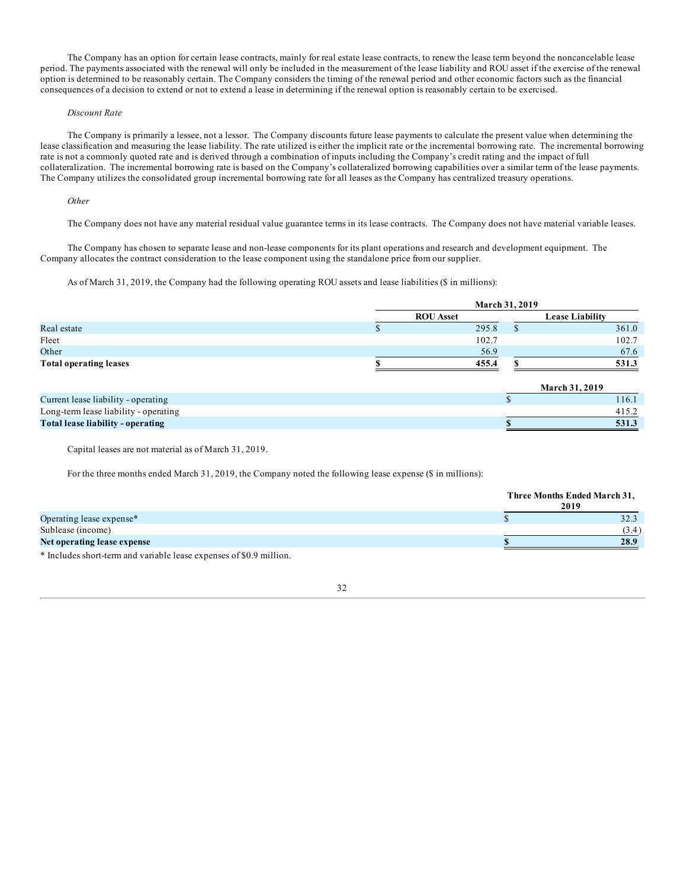The Company has an option for certain lease contracts, mainly for real estate lease contracts, to renew the lease term beyond the noncancelable lease period. The payments associated with the renewal will only be included in the measurement of the lease liability and ROU asset if the exercise of the renewal option is determined to be reasonably certain. The Company considers the timing of the renewal period and other economic factors such as the financial consequences of a decision to extend or not to extend a lease in determining if the renewal option is reasonably certain to be exercised.

*Discount Rate*

The Company is primarily a lessee, not a lessor. The Company discounts future lease payments to calculate the present value when determining the lease classification and measuring the lease liability. The rate utilized is either the implicit rate or the incremental borrowing rate. The incremental borrowing rate is not a commonly quoted rate and is derived through a combination of inputs including the Company's credit rating and the impact of full collateralization. The incremental borrowing rate is based on the Company's collateralized borrowing capabilities over a similar term of the lease payments. The Company utilizes the consolidated group incremental borrowing rate for all leases as the Company has centralized treasury operations.

*Other*

The Company does not have any material residual value guarantee terms in its lease contracts. The Company does not have material variable leases.

The Company has chosen to separate lease and non-lease components for its plant operations and research and development equipment. The Company allocates the contract consideration to the lease component using the standalone price from our supplier.

As of March 31, 2019, the Company had the following operating ROU assets and lease liabilities ($ in millions):

| | March 31, 2019 | |
|---|---|---|
| | ROU Asset | Lease Liability |
| Real estate | $ 295.8 | $ 361.0 |
| Fleet | 102.7 | 102.7 |
| Other | 56.9 | 67.6 |
| **Total operating leases** | **$ 455.4** | **$ 531.3** |

| | March 31, 2019 |
|---|---|
| Current lease liability - operating | $ 116.1 |
| Long-term lease liability - operating | 415.2 |
| **Total lease liability - operating** | **$ 531.3** |

Capital leases are not material as of March 31, 2019.

For the three months ended March 31, 2019, the Company noted the following lease expense ($ in millions):

| | Three Months Ended March 31, 2019 |
|---|---|
| Operating lease expense* | $ 32.3 |
| Sublease (income) | (3.4) |
| **Net operating lease expense** | **$ 28.9** |

* Includes short-term and variable lease expenses of $0.9 million.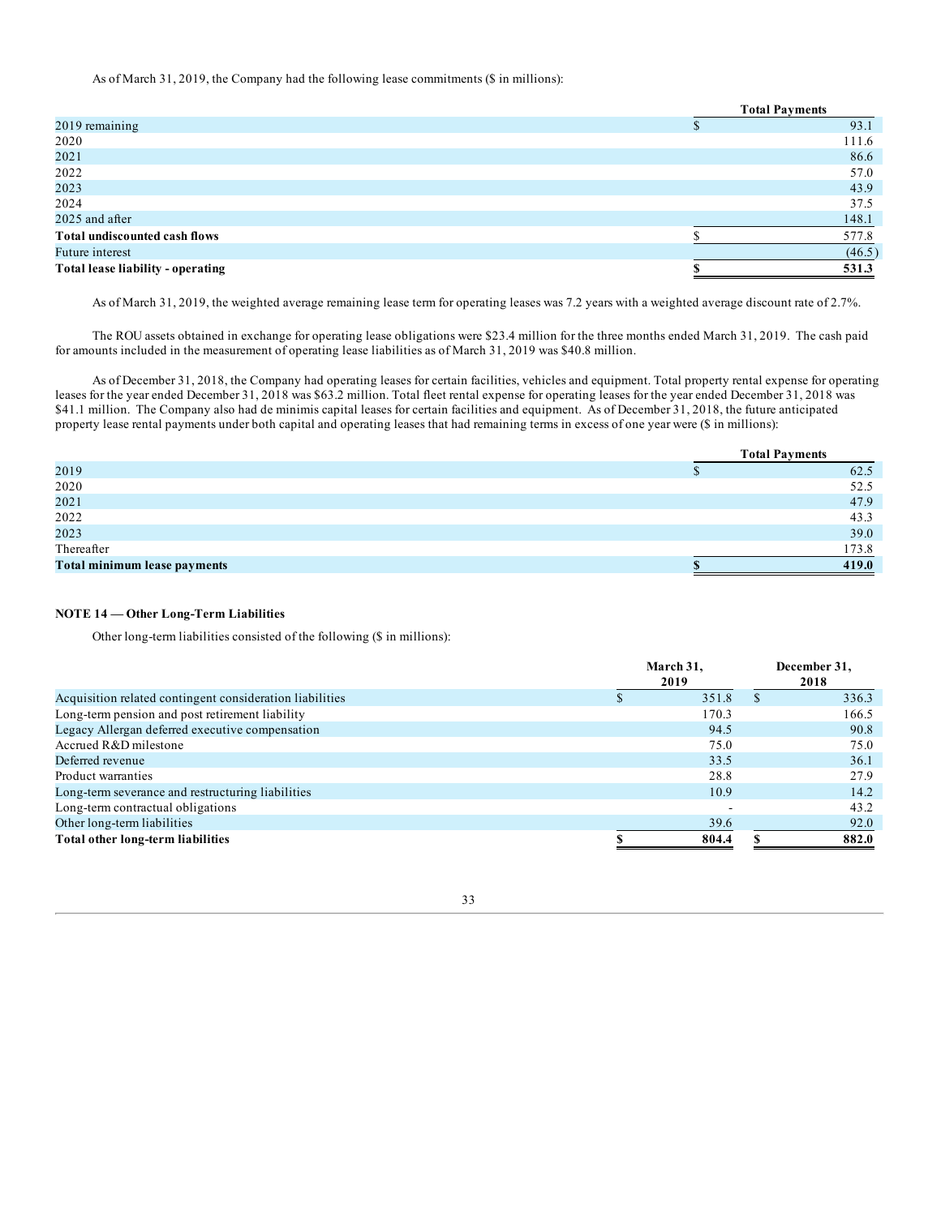As of March 31, 2019, the Company had the following lease commitments ($ in millions):

| | Total Payments |
|---|---|
| 2019 remaining | $ 93.1 |
| 2020 | 111.6 |
| 2021 | 86.6 |
| 2022 | 57.0 |
| 2023 | 43.9 |
| 2024 | 37.5 |
| 2025 and after | 148.1 |
| **Total undiscounted cash flows** | $ 577.8 |
| Future interest | (46.5) |
| **Total lease liability - operating** | **$ 531.3** |

As of March 31, 2019, the weighted average remaining lease term for operating leases was 7.2 years with a weighted average discount rate of 2.7%.

The ROU assets obtained in exchange for operating lease obligations were $23.4 million for the three months ended March 31, 2019. The cash paid for amounts included in the measurement of operating lease liabilities as of March 31, 2019 was $40.8 million.

As of December 31, 2018, the Company had operating leases for certain facilities, vehicles and equipment. Total property rental expense for operating leases for the year ended December 31, 2018 was $63.2 million. Total fleet rental expense for operating leases for the year ended December 31, 2018 was $41.1 million. The Company also had de minimis capital leases for certain facilities and equipment. As of December 31, 2018, the future anticipated property lease rental payments under both capital and operating leases that had remaining terms in excess of one year were ($ in millions):

| | Total Payments |
|---|---|
| 2019 | $ 62.5 |
| 2020 | 52.5 |
| 2021 | 47.9 |
| 2022 | 43.3 |
| 2023 | 39.0 |
| Thereafter | 173.8 |
| **Total minimum lease payments** | **$ 419.0** |

**NOTE 14 — Other Long-Term Liabilities**

Other long-term liabilities consisted of the following ($ in millions):

| | March 31, 2019 | December 31, 2018 |
|---|---|---|
| Acquisition related contingent consideration liabilities | $ 351.8 | $ 336.3 |
| Long-term pension and post retirement liability | 170.3 | 166.5 |
| Legacy Allergan deferred executive compensation | 94.5 | 90.8 |
| Accrued R&D milestone | 75.0 | 75.0 |
| Deferred revenue | 33.5 | 36.1 |
| Product warranties | 28.8 | 27.9 |
| Long-term severance and restructuring liabilities | 10.9 | 14.2 |
| Long-term contractual obligations | - | 43.2 |
| Other long-term liabilities | 39.6 | 92.0 |
| **Total other long-term liabilities** | **$ 804.4** | **$ 882.0** |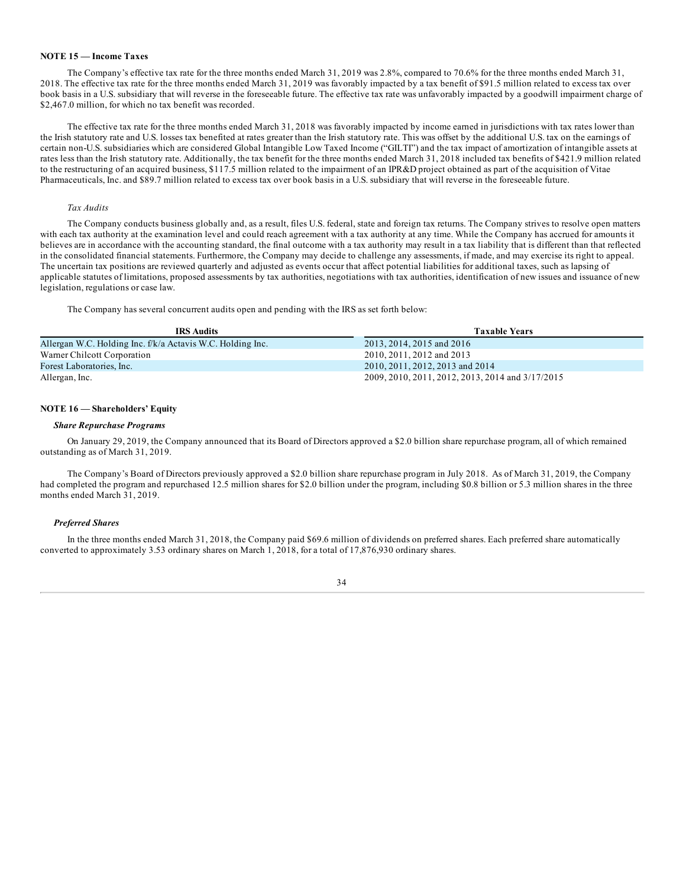**NOTE 15 — Income Taxes**

The Company's effective tax rate for the three months ended March 31, 2019 was 2.8%, compared to 70.6% for the three months ended March 31, 2018. The effective tax rate for the three months ended March 31, 2019 was favorably impacted by a tax benefit of $91.5 million related to excess tax over book basis in a U.S. subsidiary that will reverse in the foreseeable future. The effective tax rate was unfavorably impacted by a goodwill impairment charge of $2,467.0 million, for which no tax benefit was recorded.

The effective tax rate for the three months ended March 31, 2018 was favorably impacted by income earned in jurisdictions with tax rates lower than the Irish statutory rate and U.S. losses tax benefited at rates greater than the Irish statutory rate. This was offset by the additional U.S. tax on the earnings of certain non-U.S. subsidiaries which are considered Global Intangible Low Taxed Income ("GILTI") and the tax impact of amortization of intangible assets at rates less than the Irish statutory rate. Additionally, the tax benefit for the three months ended March 31, 2018 included tax benefits of $421.9 million related to the restructuring of an acquired business, $117.5 million related to the impairment of an IPR&D project obtained as part of the acquisition of Vitae Pharmaceuticals, Inc. and $89.7 million related to excess tax over book basis in a U.S. subsidiary that will reverse in the foreseeable future.

*Tax Audits*

The Company conducts business globally and, as a result, files U.S. federal, state and foreign tax returns. The Company strives to resolve open matters with each tax authority at the examination level and could reach agreement with a tax authority at any time. While the Company has accrued for amounts it believes are in accordance with the accounting standard, the final outcome with a tax authority may result in a tax liability that is different than that reflected in the consolidated financial statements. Furthermore, the Company may decide to challenge any assessments, if made, and may exercise its right to appeal. The uncertain tax positions are reviewed quarterly and adjusted as events occur that affect potential liabilities for additional taxes, such as lapsing of applicable statutes of limitations, proposed assessments by tax authorities, negotiations with tax authorities, identification of new issues and issuance of new legislation, regulations or case law.

The Company has several concurrent audits open and pending with the IRS as set forth below:

| IRS Audits | Taxable Years |
|---|---|
| Allergan W.C. Holding Inc. f/k/a Actavis W.C. Holding Inc. | 2013, 2014, 2015 and 2016 |
| Warner Chilcott Corporation | 2010, 2011, 2012 and 2013 |
| Forest Laboratories, Inc. | 2010, 2011, 2012, 2013 and 2014 |
| Allergan, Inc. | 2009, 2010, 2011, 2012, 2013, 2014 and 3/17/2015 |

**NOTE 16 — Shareholders' Equity**

***Share Repurchase Programs***

On January 29, 2019, the Company announced that its Board of Directors approved a $2.0 billion share repurchase program, all of which remained outstanding as of March 31, 2019.

The Company's Board of Directors previously approved a $2.0 billion share repurchase program in July 2018. As of March 31, 2019, the Company had completed the program and repurchased 12.5 million shares for $2.0 billion under the program, including $0.8 billion or 5.3 million shares in the three months ended March 31, 2019.

***Preferred Shares***

In the three months ended March 31, 2018, the Company paid $69.6 million of dividends on preferred shares. Each preferred share automatically converted to approximately 3.53 ordinary shares on March 1, 2018, for a total of 17,876,930 ordinary shares.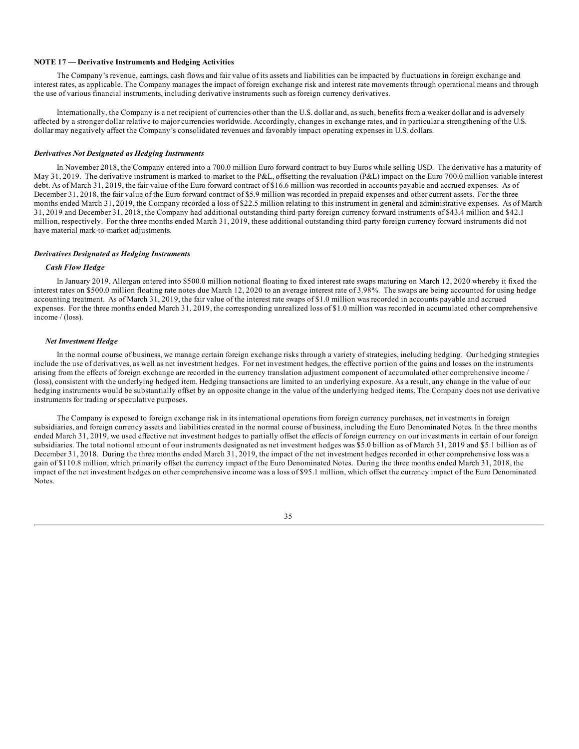**NOTE 17 — Derivative Instruments and Hedging Activities**

The Company's revenue, earnings, cash flows and fair value of its assets and liabilities can be impacted by fluctuations in foreign exchange and interest rates, as applicable. The Company manages the impact of foreign exchange risk and interest rate movements through operational means and through the use of various financial instruments, including derivative instruments such as foreign currency derivatives.

Internationally, the Company is a net recipient of currencies other than the U.S. dollar and, as such, benefits from a weaker dollar and is adversely affected by a stronger dollar relative to major currencies worldwide. Accordingly, changes in exchange rates, and in particular a strengthening of the U.S. dollar may negatively affect the Company's consolidated revenues and favorably impact operating expenses in U.S. dollars.

***Derivatives Not Designated as Hedging Instruments***

In November 2018, the Company entered into a 700.0 million Euro forward contract to buy Euros while selling USD. The derivative has a maturity of May 31, 2019. The derivative instrument is marked-to-market to the P&L, offsetting the revaluation (P&L) impact on the Euro 700.0 million variable interest debt. As of March 31, 2019, the fair value of the Euro forward contract of $16.6 million was recorded in accounts payable and accrued expenses. As of December 31, 2018, the fair value of the Euro forward contract of $5.9 million was recorded in prepaid expenses and other current assets. For the three months ended March 31, 2019, the Company recorded a loss of $22.5 million relating to this instrument in general and administrative expenses. As of March 31, 2019 and December 31, 2018, the Company had additional outstanding third-party foreign currency forward instruments of $43.4 million and $42.1 million, respectively. For the three months ended March 31, 2019, these additional outstanding third-party foreign currency forward instruments did not have material mark-to-market adjustments.

***Derivatives Designated as Hedging Instruments***

***Cash Flow Hedge***

In January 2019, Allergan entered into $500.0 million notional floating to fixed interest rate swaps maturing on March 12, 2020 whereby it fixed the interest rates on $500.0 million floating rate notes due March 12, 2020 to an average interest rate of 3.98%. The swaps are being accounted for using hedge accounting treatment. As of March 31, 2019, the fair value of the interest rate swaps of $1.0 million was recorded in accounts payable and accrued expenses. For the three months ended March 31, 2019, the corresponding unrealized loss of $1.0 million was recorded in accumulated other comprehensive income / (loss).

***Net Investment Hedge***

In the normal course of business, we manage certain foreign exchange risks through a variety of strategies, including hedging. Our hedging strategies include the use of derivatives, as well as net investment hedges. For net investment hedges, the effective portion of the gains and losses on the instruments arising from the effects of foreign exchange are recorded in the currency translation adjustment component of accumulated other comprehensive income / (loss), consistent with the underlying hedged item. Hedging transactions are limited to an underlying exposure. As a result, any change in the value of our hedging instruments would be substantially offset by an opposite change in the value of the underlying hedged items. The Company does not use derivative instruments for trading or speculative purposes.

The Company is exposed to foreign exchange risk in its international operations from foreign currency purchases, net investments in foreign subsidiaries, and foreign currency assets and liabilities created in the normal course of business, including the Euro Denominated Notes. In the three months ended March 31, 2019, we used effective net investment hedges to partially offset the effects of foreign currency on our investments in certain of our foreign subsidiaries. The total notional amount of our instruments designated as net investment hedges was $5.0 billion as of March 31, 2019 and $5.1 billion as of December 31, 2018. During the three months ended March 31, 2019, the impact of the net investment hedges recorded in other comprehensive loss was a gain of $110.8 million, which primarily offset the currency impact of the Euro Denominated Notes. During the three months ended March 31, 2018, the impact of the net investment hedges on other comprehensive income was a loss of $95.1 million, which offset the currency impact of the Euro Denominated Notes.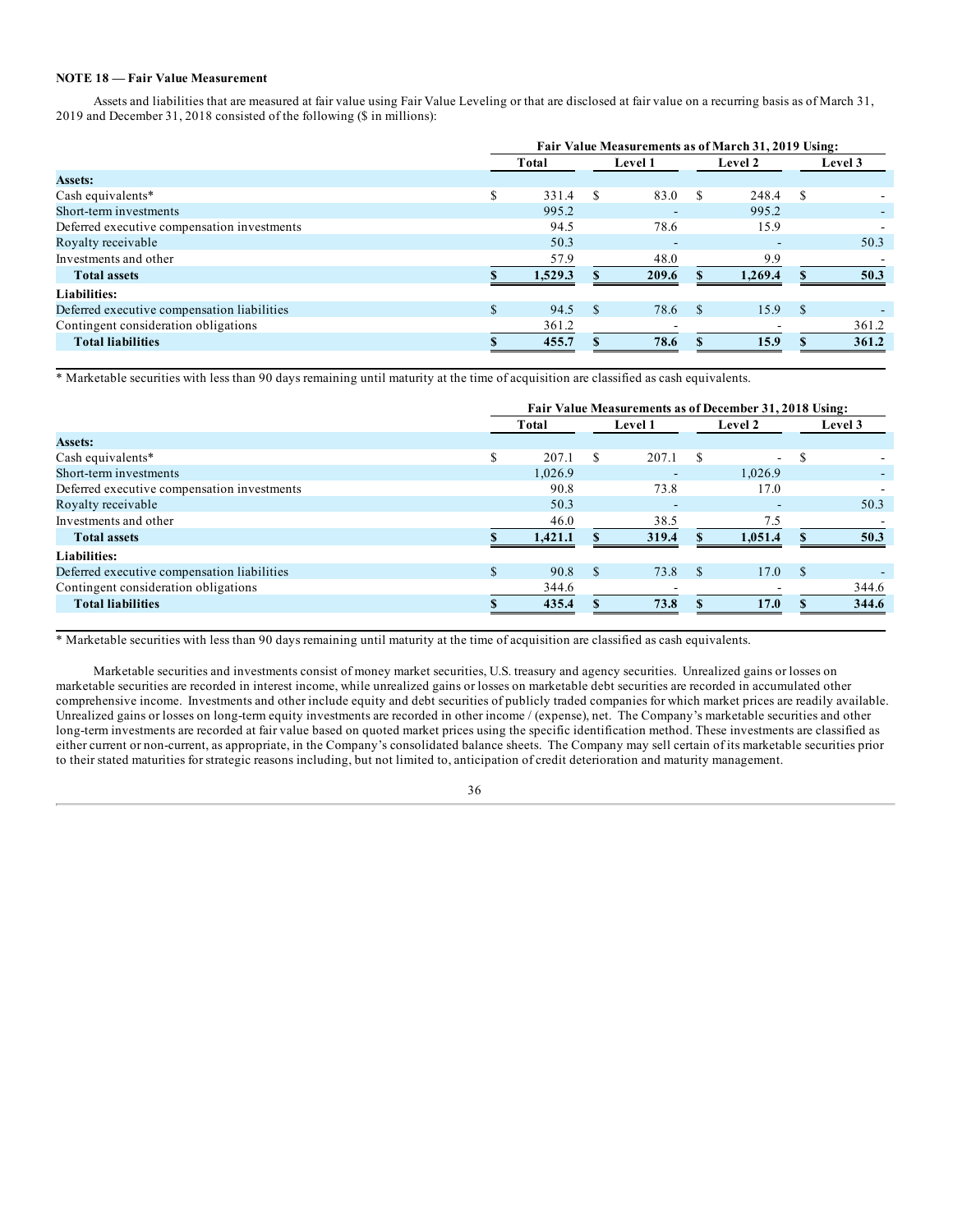**NOTE 18 — Fair Value Measurement**

Assets and liabilities that are measured at fair value using Fair Value Leveling or that are disclosed at fair value on a recurring basis as of March 31, 2019 and December 31, 2018 consisted of the following ($ in millions):

| | Fair Value Measurements as of March 31, 2019 Using: | | | |
|---|---|---|---|---|
| | Total | Level 1 | Level 2 | Level 3 |
| **Assets:** | | | | |
| Cash equivalents* | $ 331.4 | $ 83.0 | $ 248.4 | $ - |
| Short-term investments | 995.2 | - | 995.2 | - |
| Deferred executive compensation investments | 94.5 | 78.6 | 15.9 | - |
| Royalty receivable | 50.3 | - | - | 50.3 |
| Investments and other | 57.9 | 48.0 | 9.9 | - |
| **Total assets** | **$ 1,529.3** | **$ 209.6** | **$ 1,269.4** | **$ 50.3** |
| **Liabilities:** | | | | |
| Deferred executive compensation liabilities | $ 94.5 | $ 78.6 | $ 15.9 | $ - |
| Contingent consideration obligations | 361.2 | - | - | 361.2 |
| **Total liabilities** | **$ 455.7** | **$ 78.6** | **$ 15.9** | **$ 361.2** |

* Marketable securities with less than 90 days remaining until maturity at the time of acquisition are classified as cash equivalents.

| | Fair Value Measurements as of December 31, 2018 Using: | | | |
|---|---|---|---|---|
| | Total | Level 1 | Level 2 | Level 3 |
| **Assets:** | | | | |
| Cash equivalents* | $ 207.1 | $ 207.1 | $ - | $ - |
| Short-term investments | 1,026.9 | - | 1,026.9 | - |
| Deferred executive compensation investments | 90.8 | 73.8 | 17.0 | - |
| Royalty receivable | 50.3 | - | - | 50.3 |
| Investments and other | 46.0 | 38.5 | 7.5 | - |
| **Total assets** | **$ 1,421.1** | **$ 319.4** | **$ 1,051.4** | **$ 50.3** |
| **Liabilities:** | | | | |
| Deferred executive compensation liabilities | $ 90.8 | $ 73.8 | $ 17.0 | $ - |
| Contingent consideration obligations | 344.6 | - | - | 344.6 |
| **Total liabilities** | **$ 435.4** | **$ 73.8** | **$ 17.0** | **$ 344.6** |

* Marketable securities with less than 90 days remaining until maturity at the time of acquisition are classified as cash equivalents.

Marketable securities and investments consist of money market securities, U.S. treasury and agency securities. Unrealized gains or losses on marketable securities are recorded in interest income, while unrealized gains or losses on marketable debt securities are recorded in accumulated other comprehensive income. Investments and other include equity and debt securities of publicly traded companies for which market prices are readily available. Unrealized gains or losses on long-term equity investments are recorded in other income / (expense), net. The Company's marketable securities and other long-term investments are recorded at fair value based on quoted market prices using the specific identification method. These investments are classified as either current or non-current, as appropriate, in the Company's consolidated balance sheets. The Company may sell certain of its marketable securities prior to their stated maturities for strategic reasons including, but not limited to, anticipation of credit deterioration and maturity management.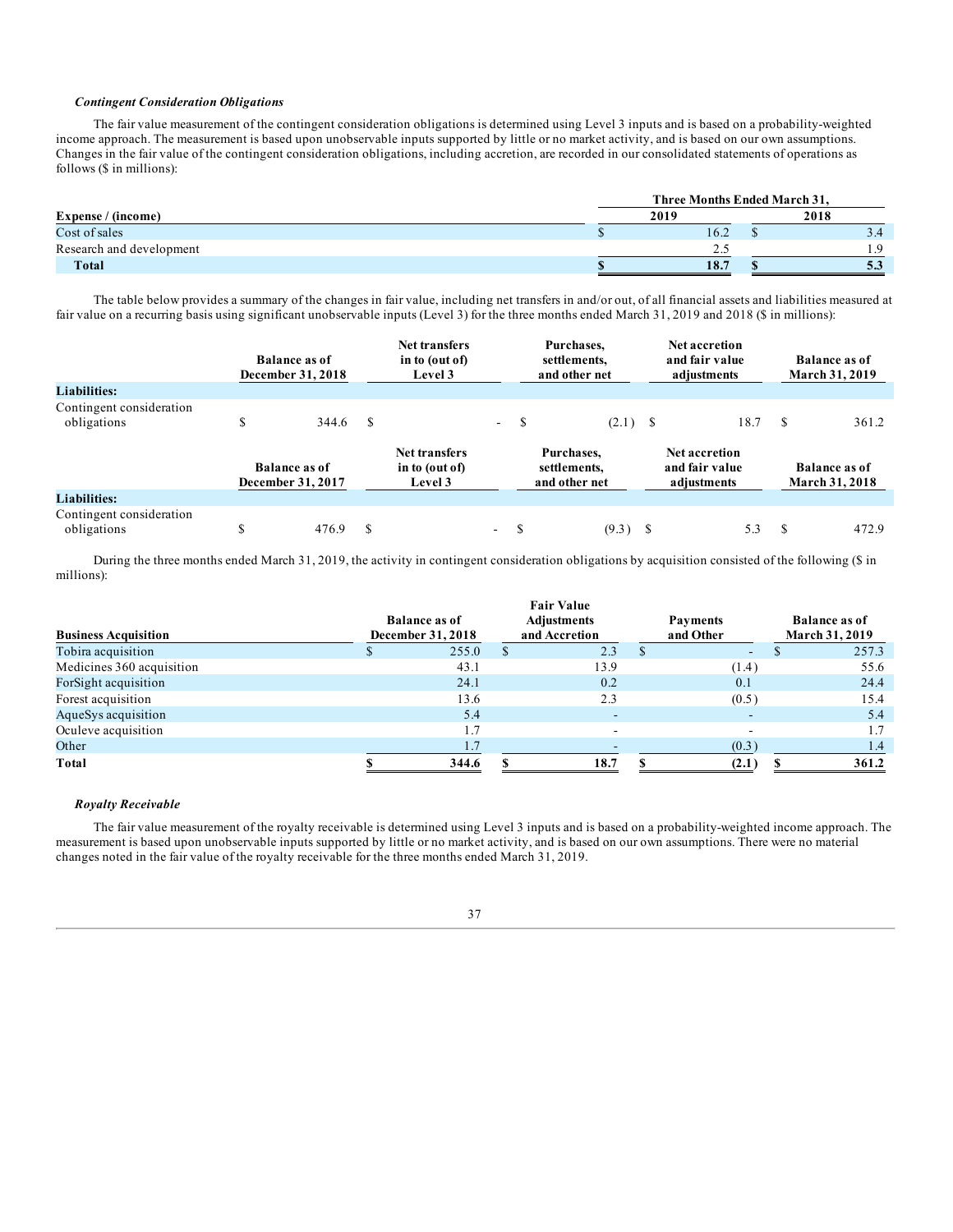***Contingent Consideration Obligations***

The fair value measurement of the contingent consideration obligations is determined using Level 3 inputs and is based on a probability-weighted income approach. The measurement is based upon unobservable inputs supported by little or no market activity, and is based on our own assumptions. Changes in the fair value of the contingent consideration obligations, including accretion, are recorded in our consolidated statements of operations as follows ($ in millions):

| | Three Months Ended March 31, | |
|---|---|---|
| **Expense / (income)** | **2019** | **2018** |
| Cost of sales | $ 16.2 | $ 3.4 |
| Research and development | 2.5 | 1.9 |
| **Total** | **$ 18.7** | **$ 5.3** |

The table below provides a summary of the changes in fair value, including net transfers in and/or out, of all financial assets and liabilities measured at fair value on a recurring basis using significant unobservable inputs (Level 3) for the three months ended March 31, 2019 and 2018 ($ in millions):

| | Balance as of December 31, 2018 | Net transfers in to (out of) Level 3 | Purchases, settlements, and other net | Net accretion and fair value adjustments | Balance as of March 31, 2019 |
|---|---|---|---|---|---|
| **Liabilities:** | | | | | |
| Contingent consideration obligations | $ 344.6 | $ - | $ (2.1) | $ 18.7 | $ 361.2 |

| | Balance as of December 31, 2017 | Net transfers in to (out of) Level 3 | Purchases, settlements, and other net | Net accretion and fair value adjustments | Balance as of March 31, 2018 |
|---|---|---|---|---|---|
| **Liabilities:** | | | | | |
| Contingent consideration obligations | $ 476.9 | $ - | $ (9.3) | $ 5.3 | $ 472.9 |

During the three months ended March 31, 2019, the activity in contingent consideration obligations by acquisition consisted of the following ($ in millions):

| Business Acquisition | Balance as of December 31, 2018 | Fair Value Adjustments and Accretion | Payments and Other | Balance as of March 31, 2019 |
|---|---|---|---|---|
| Tobira acquisition | $ 255.0 | $ 2.3 | $ - | $ 257.3 |
| Medicines 360 acquisition | 43.1 | 13.9 | (1.4) | 55.6 |
| ForSight acquisition | 24.1 | 0.2 | 0.1 | 24.4 |
| Forest acquisition | 13.6 | 2.3 | (0.5) | 15.4 |
| AqueSys acquisition | 5.4 | - | - | 5.4 |
| Oculeve acquisition | 1.7 | - | - | 1.7 |
| Other | 1.7 | - | (0.3) | 1.4 |
| **Total** | **$ 344.6** | **$ 18.7** | **$ (2.1)** | **$ 361.2** |

***Royalty Receivable***

The fair value measurement of the royalty receivable is determined using Level 3 inputs and is based on a probability-weighted income approach. The measurement is based upon unobservable inputs supported by little or no market activity, and is based on our own assumptions. There were no material changes noted in the fair value of the royalty receivable for the three months ended March 31, 2019.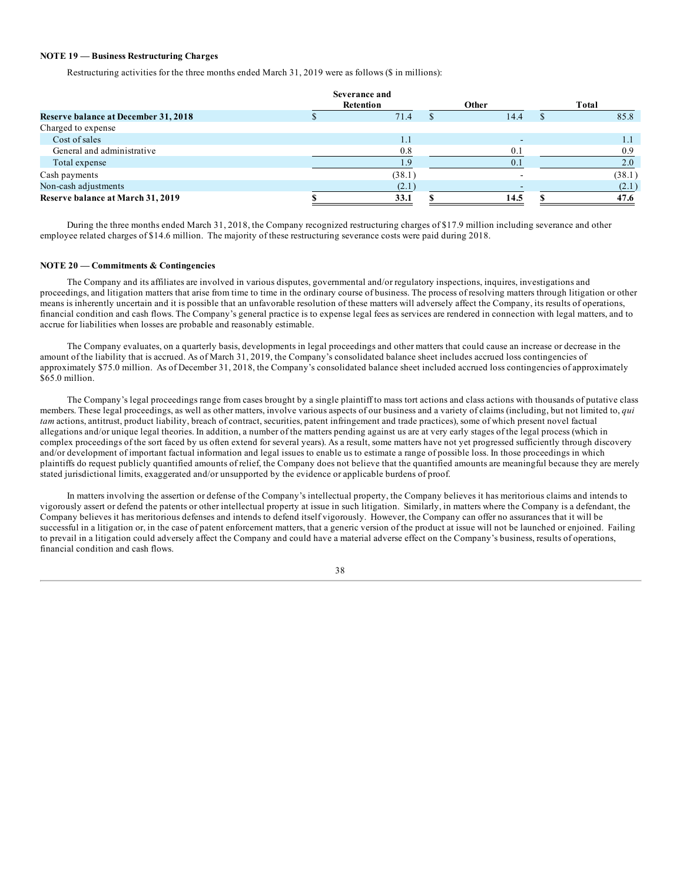**NOTE 19 — Business Restructuring Charges**

Restructuring activities for the three months ended March 31, 2019 were as follows ($ in millions):

| | Severance and Retention | Other | Total |
|---|---|---|---|
| **Reserve balance at December 31, 2018** | $ 71.4 | $ 14.4 | $ 85.8 |
| Charged to expense | | | |
| Cost of sales | 1.1 | - | 1.1 |
| General and administrative | 0.8 | 0.1 | 0.9 |
| Total expense | 1.9 | 0.1 | 2.0 |
| Cash payments | (38.1) | - | (38.1) |
| Non-cash adjustments | (2.1) | - | (2.1) |
| **Reserve balance at March 31, 2019** | **$ 33.1** | **$ 14.5** | **$ 47.6** |

During the three months ended March 31, 2018, the Company recognized restructuring charges of $17.9 million including severance and other employee related charges of $14.6 million. The majority of these restructuring severance costs were paid during 2018.

**NOTE 20 — Commitments & Contingencies**

The Company and its affiliates are involved in various disputes, governmental and/or regulatory inspections, inquires, investigations and proceedings, and litigation matters that arise from time to time in the ordinary course of business. The process of resolving matters through litigation or other means is inherently uncertain and it is possible that an unfavorable resolution of these matters will adversely affect the Company, its results of operations, financial condition and cash flows. The Company's general practice is to expense legal fees as services are rendered in connection with legal matters, and to accrue for liabilities when losses are probable and reasonably estimable.

The Company evaluates, on a quarterly basis, developments in legal proceedings and other matters that could cause an increase or decrease in the amount of the liability that is accrued. As of March 31, 2019, the Company's consolidated balance sheet includes accrued loss contingencies of approximately $75.0 million. As of December 31, 2018, the Company's consolidated balance sheet included accrued loss contingencies of approximately $65.0 million.

The Company's legal proceedings range from cases brought by a single plaintiff to mass tort actions and class actions with thousands of putative class members. These legal proceedings, as well as other matters, involve various aspects of our business and a variety of claims (including, but not limited to, *qui tam* actions, antitrust, product liability, breach of contract, securities, patent infringement and trade practices), some of which present novel factual allegations and/or unique legal theories. In addition, a number of the matters pending against us are at very early stages of the legal process (which in complex proceedings of the sort faced by us often extend for several years). As a result, some matters have not yet progressed sufficiently through discovery and/or development of important factual information and legal issues to enable us to estimate a range of possible loss. In those proceedings in which plaintiffs do request publicly quantified amounts of relief, the Company does not believe that the quantified amounts are meaningful because they are merely stated jurisdictional limits, exaggerated and/or unsupported by the evidence or applicable burdens of proof.

In matters involving the assertion or defense of the Company's intellectual property, the Company believes it has meritorious claims and intends to vigorously assert or defend the patents or other intellectual property at issue in such litigation. Similarly, in matters where the Company is a defendant, the Company believes it has meritorious defenses and intends to defend itself vigorously. However, the Company can offer no assurances that it will be successful in a litigation or, in the case of patent enforcement matters, that a generic version of the product at issue will not be launched or enjoined. Failing to prevail in a litigation could adversely affect the Company and could have a material adverse effect on the Company's business, results of operations, financial condition and cash flows.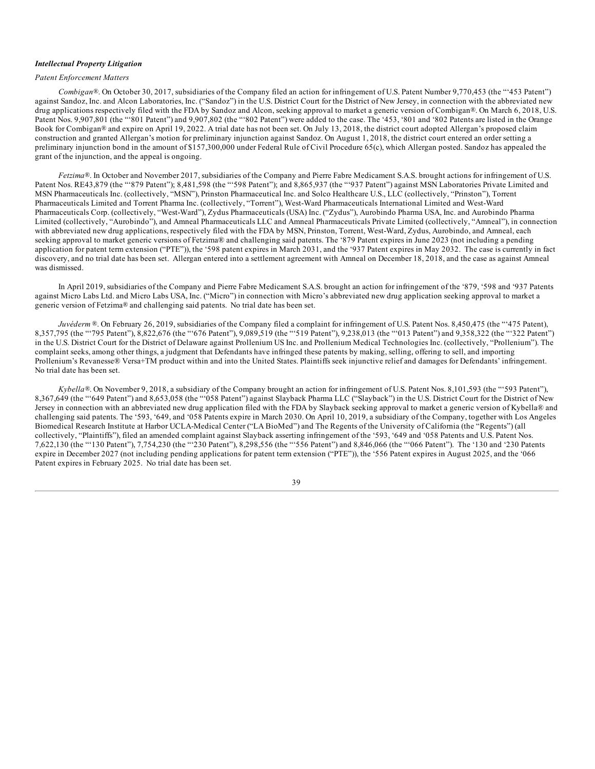***Intellectual Property Litigation***

*Patent Enforcement Matters*

*Combigan®*. On October 30, 2017, subsidiaries of the Company filed an action for infringement of U.S. Patent Number 9,770,453 (the "'453 Patent") against Sandoz, Inc. and Alcon Laboratories, Inc. ("Sandoz") in the U.S. District Court for the District of New Jersey, in connection with the abbreviated new drug applications respectively filed with the FDA by Sandoz and Alcon, seeking approval to market a generic version of Combigan®. On March 6, 2018, U.S. Patent Nos. 9,907,801 (the "'801 Patent") and 9,907,802 (the "'802 Patent") were added to the case. The '453, '801 and '802 Patents are listed in the Orange Book for Combigan® and expire on April 19, 2022. A trial date has not been set. On July 13, 2018, the district court adopted Allergan's proposed claim construction and granted Allergan's motion for preliminary injunction against Sandoz. On August 1, 2018, the district court entered an order setting a preliminary injunction bond in the amount of $157,300,000 under Federal Rule of Civil Procedure 65(c), which Allergan posted. Sandoz has appealed the grant of the injunction, and the appeal is ongoing.

*Fetzima®*. In October and November 2017, subsidiaries of the Company and Pierre Fabre Medicament S.A.S. brought actions for infringement of U.S. Patent Nos. RE43,879 (the "'879 Patent"); 8,481,598 (the "'598 Patent"); and 8,865,937 (the "'937 Patent") against MSN Laboratories Private Limited and MSN Pharmaceuticals Inc. (collectively, "MSN"), Prinston Pharmaceutical Inc. and Solco Healthcare U.S., LLC (collectively, "Prinston"), Torrent Pharmaceuticals Limited and Torrent Pharma Inc. (collectively, "Torrent"), West-Ward Pharmaceuticals International Limited and West-Ward Pharmaceuticals Corp. (collectively, "West-Ward"), Zydus Pharmaceuticals (USA) Inc. ("Zydus"), Aurobindo Pharma USA, Inc. and Aurobindo Pharma Limited (collectively, "Aurobindo"), and Amneal Pharmaceuticals LLC and Amneal Pharmaceuticals Private Limited (collectively, "Amneal"), in connection with abbreviated new drug applications, respectively filed with the FDA by MSN, Prinston, Torrent, West-Ward, Zydus, Aurobindo, and Amneal, each seeking approval to market generic versions of Fetzima® and challenging said patents. The '879 Patent expires in June 2023 (not including a pending application for patent term extension ("PTE")), the '598 patent expires in March 2031, and the '937 Patent expires in May 2032. The case is currently in fact discovery, and no trial date has been set. Allergan entered into a settlement agreement with Amneal on December 18, 2018, and the case as against Amneal was dismissed.

In April 2019, subsidiaries of the Company and Pierre Fabre Medicament S.A.S. brought an action for infringement of the '879, '598 and '937 Patents against Micro Labs Ltd. and Micro Labs USA, Inc. ("Micro") in connection with Micro's abbreviated new drug application seeking approval to market a generic version of Fetzima® and challenging said patents. No trial date has been set.

*Juvéderm ®*. On February 26, 2019, subsidiaries of the Company filed a complaint for infringement of U.S. Patent Nos. 8,450,475 (the "'475 Patent), 8,357,795 (the "'795 Patent"), 8,822,676 (the "'676 Patent"), 9,089,519 (the "'519 Patent"), 9,238,013 (the "'013 Patent") and 9,358,322 (the "'322 Patent") in the U.S. District Court for the District of Delaware against Prollenium US Inc. and Prollenium Medical Technologies Inc. (collectively, "Prollenium"). The complaint seeks, among other things, a judgment that Defendants have infringed these patents by making, selling, offering to sell, and importing Prollenium's Revanesse® Versa+TM product within and into the United States. Plaintiffs seek injunctive relief and damages for Defendants' infringement. No trial date has been set.

*Kybella®*. On November 9, 2018, a subsidiary of the Company brought an action for infringement of U.S. Patent Nos. 8,101,593 (the "'593 Patent"), 8,367,649 (the "'649 Patent") and 8,653,058 (the "'058 Patent") against Slayback Pharma LLC ("Slayback") in the U.S. District Court for the District of New Jersey in connection with an abbreviated new drug application filed with the FDA by Slayback seeking approval to market a generic version of Kybella® and challenging said patents. The '593, '649, and '058 Patents expire in March 2030. On April 10, 2019, a subsidiary of the Company, together with Los Angeles Biomedical Research Institute at Harbor UCLA-Medical Center ("LA BioMed") and The Regents of the University of California (the "Regents") (all collectively, "Plaintiffs"), filed an amended complaint against Slayback asserting infringement of the '593, '649 and '058 Patents and U.S. Patent Nos. 7,622,130 (the "'130 Patent"), 7,754,230 (the "'230 Patent"), 8,298,556 (the "'556 Patent") and 8,846,066 (the "'066 Patent"). The '130 and '230 Patents expire in December 2027 (not including pending applications for patent term extension ("PTE")), the '556 Patent expires in August 2025, and the '066 Patent expires in February 2025. No trial date has been set.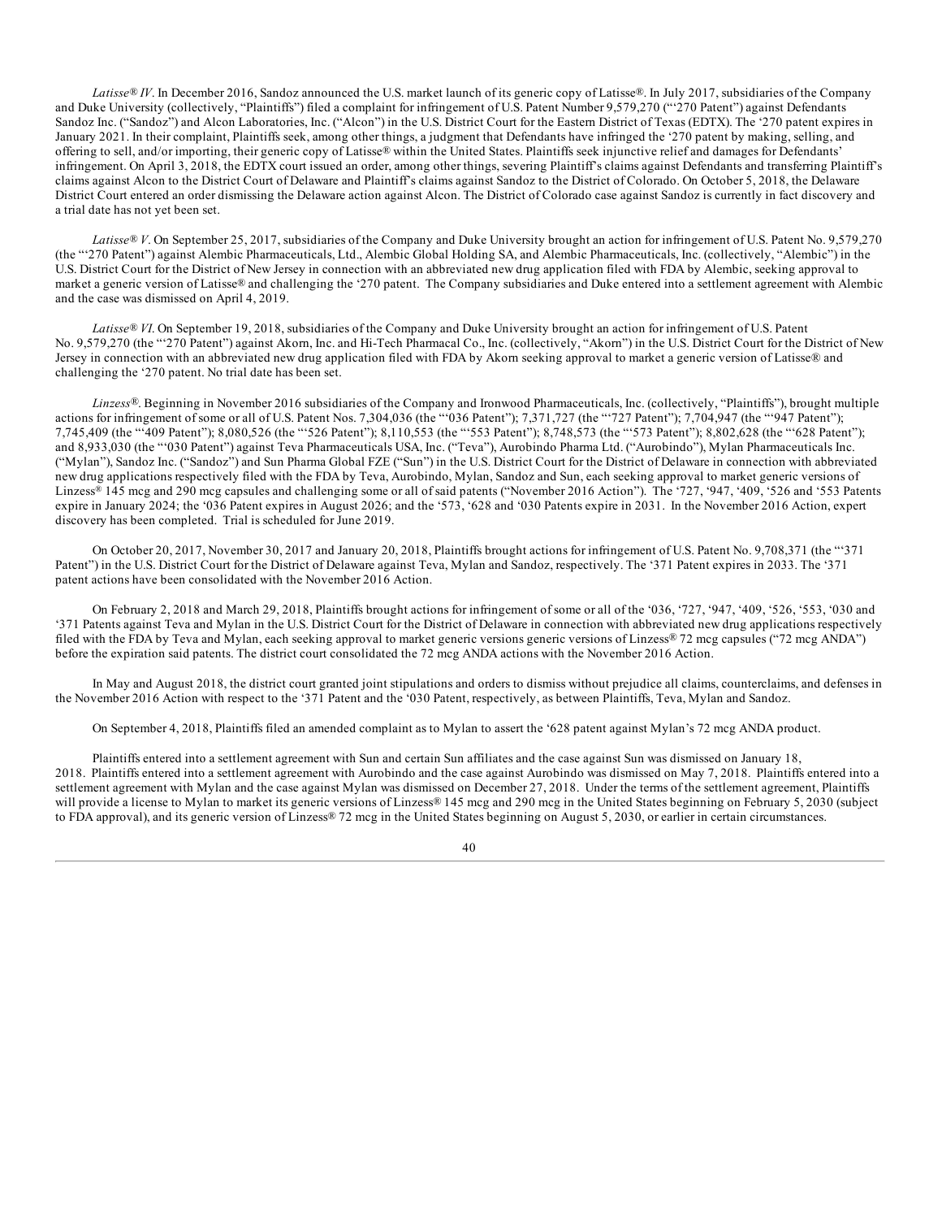*Latisse® IV*. In December 2016, Sandoz announced the U.S. market launch of its generic copy of Latisse®. In July 2017, subsidiaries of the Company and Duke University (collectively, "Plaintiffs") filed a complaint for infringement of U.S. Patent Number 9,579,270 ("'270 Patent") against Defendants Sandoz Inc. ("Sandoz") and Alcon Laboratories, Inc. ("Alcon") in the U.S. District Court for the Eastern District of Texas (EDTX). The '270 patent expires in January 2021. In their complaint, Plaintiffs seek, among other things, a judgment that Defendants have infringed the '270 patent by making, selling, and offering to sell, and/or importing, their generic copy of Latisse® within the United States. Plaintiffs seek injunctive relief and damages for Defendants' infringement. On April 3, 2018, the EDTX court issued an order, among other things, severing Plaintiff's claims against Defendants and transferring Plaintiff's claims against Alcon to the District Court of Delaware and Plaintiff's claims against Sandoz to the District of Colorado. On October 5, 2018, the Delaware District Court entered an order dismissing the Delaware action against Alcon. The District of Colorado case against Sandoz is currently in fact discovery and a trial date has not yet been set.

*Latisse® V*. On September 25, 2017, subsidiaries of the Company and Duke University brought an action for infringement of U.S. Patent No. 9,579,270 (the "'270 Patent") against Alembic Pharmaceuticals, Ltd., Alembic Global Holding SA, and Alembic Pharmaceuticals, Inc. (collectively, "Alembic") in the U.S. District Court for the District of New Jersey in connection with an abbreviated new drug application filed with FDA by Alembic, seeking approval to market a generic version of Latisse® and challenging the '270 patent. The Company subsidiaries and Duke entered into a settlement agreement with Alembic and the case was dismissed on April 4, 2019.

*Latisse® VI*. On September 19, 2018, subsidiaries of the Company and Duke University brought an action for infringement of U.S. Patent No. 9,579,270 (the "'270 Patent") against Akorn, Inc. and Hi-Tech Pharmacal Co., Inc. (collectively, "Akorn") in the U.S. District Court for the District of New Jersey in connection with an abbreviated new drug application filed with FDA by Akorn seeking approval to market a generic version of Latisse® and challenging the '270 patent. No trial date has been set.

*Linzess®*. Beginning in November 2016 subsidiaries of the Company and Ironwood Pharmaceuticals, Inc. (collectively, "Plaintiffs"), brought multiple actions for infringement of some or all of U.S. Patent Nos. 7,304,036 (the "'036 Patent"); 7,371,727 (the "'727 Patent"); 7,704,947 (the "'947 Patent"); 7,745,409 (the "'409 Patent"); 8,080,526 (the "'526 Patent"); 8,110,553 (the "'553 Patent"); 8,748,573 (the "'573 Patent"); 8,802,628 (the "'628 Patent"); and 8,933,030 (the "'030 Patent") against Teva Pharmaceuticals USA, Inc. ("Teva"), Aurobindo Pharma Ltd. ("Aurobindo"), Mylan Pharmaceuticals Inc. ("Mylan"), Sandoz Inc. ("Sandoz") and Sun Pharma Global FZE ("Sun") in the U.S. District Court for the District of Delaware in connection with abbreviated new drug applications respectively filed with the FDA by Teva, Aurobindo, Mylan, Sandoz and Sun, each seeking approval to market generic versions of Linzess® 145 mcg and 290 mcg capsules and challenging some or all of said patents ("November 2016 Action"). The '727, '947, '409, '526 and '553 Patents expire in January 2024; the '036 Patent expires in August 2026; and the '573, '628 and '030 Patents expire in 2031. In the November 2016 Action, expert discovery has been completed. Trial is scheduled for June 2019.

On October 20, 2017, November 30, 2017 and January 20, 2018, Plaintiffs brought actions for infringement of U.S. Patent No. 9,708,371 (the "'371 Patent") in the U.S. District Court for the District of Delaware against Teva, Mylan and Sandoz, respectively. The '371 Patent expires in 2033. The '371 patent actions have been consolidated with the November 2016 Action.

On February 2, 2018 and March 29, 2018, Plaintiffs brought actions for infringement of some or all of the '036, '727, '947, '409, '526, '553, '030 and '371 Patents against Teva and Mylan in the U.S. District Court for the District of Delaware in connection with abbreviated new drug applications respectively filed with the FDA by Teva and Mylan, each seeking approval to market generic versions generic versions of Linzess® 72 mcg capsules ("72 mcg ANDA") before the expiration said patents. The district court consolidated the 72 mcg ANDA actions with the November 2016 Action.

In May and August 2018, the district court granted joint stipulations and orders to dismiss without prejudice all claims, counterclaims, and defenses in the November 2016 Action with respect to the '371 Patent and the '030 Patent, respectively, as between Plaintiffs, Teva, Mylan and Sandoz.

On September 4, 2018, Plaintiffs filed an amended complaint as to Mylan to assert the '628 patent against Mylan's 72 mcg ANDA product.

Plaintiffs entered into a settlement agreement with Sun and certain Sun affiliates and the case against Sun was dismissed on January 18, 2018. Plaintiffs entered into a settlement agreement with Aurobindo and the case against Aurobindo was dismissed on May 7, 2018. Plaintiffs entered into a settlement agreement with Mylan and the case against Mylan was dismissed on December 27, 2018. Under the terms of the settlement agreement, Plaintiffs will provide a license to Mylan to market its generic versions of Linzess® 145 mcg and 290 mcg in the United States beginning on February 5, 2030 (subject to FDA approval), and its generic version of Linzess® 72 mcg in the United States beginning on August 5, 2030, or earlier in certain circumstances.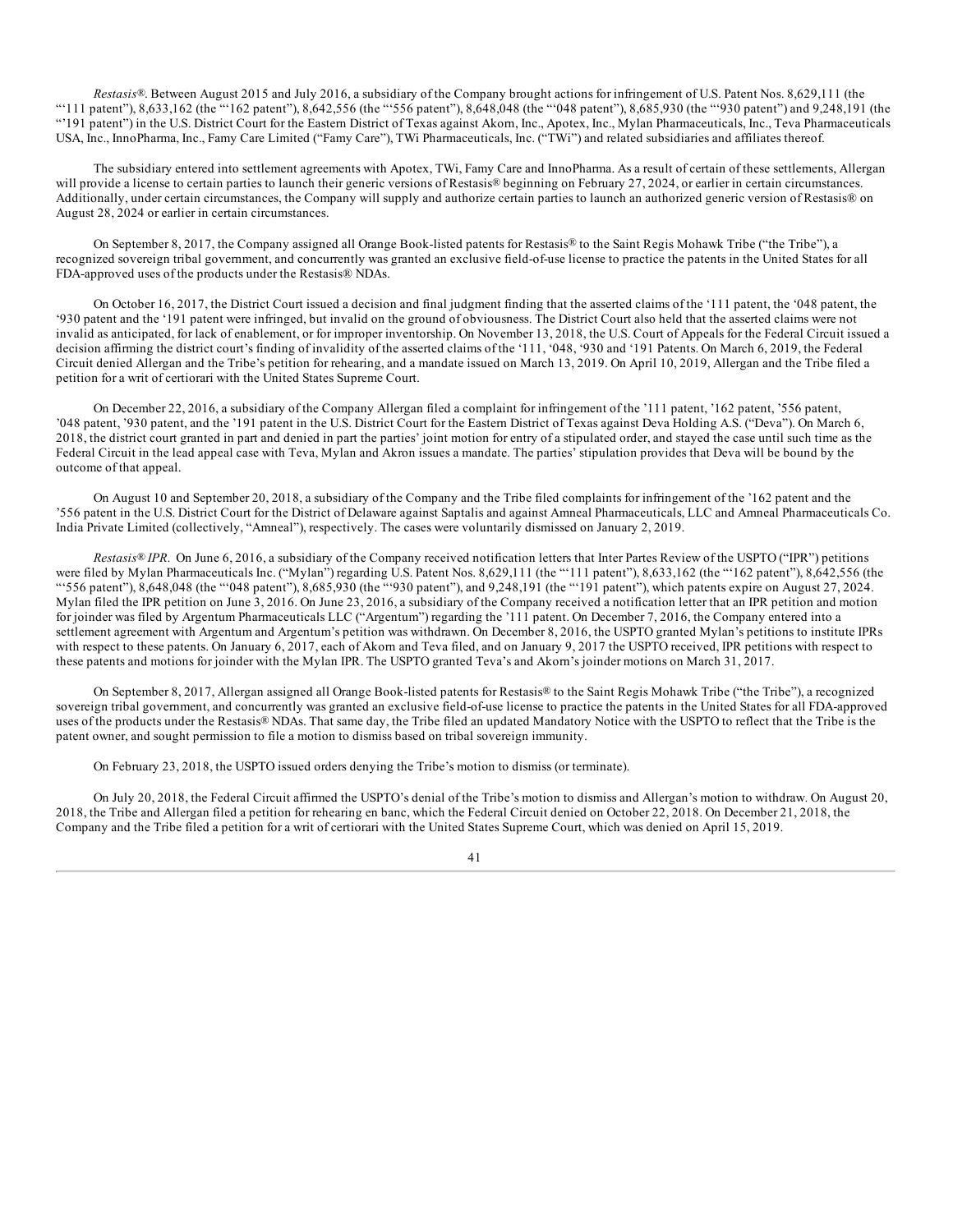*Restasis®*. Between August 2015 and July 2016, a subsidiary of the Company brought actions for infringement of U.S. Patent Nos. 8,629,111 (the "'111 patent"), 8,633,162 (the "'162 patent"), 8,642,556 (the "'556 patent"), 8,648,048 (the "'048 patent"), 8,685,930 (the "'930 patent") and 9,248,191 (the "'191 patent") in the U.S. District Court for the Eastern District of Texas against Akorn, Inc., Apotex, Inc., Mylan Pharmaceuticals, Inc., Teva Pharmaceuticals USA, Inc., InnoPharma, Inc., Famy Care Limited ("Famy Care"), TWi Pharmaceuticals, Inc. ("TWi") and related subsidiaries and affiliates thereof.

The subsidiary entered into settlement agreements with Apotex, TWi, Famy Care and InnoPharma. As a result of certain of these settlements, Allergan will provide a license to certain parties to launch their generic versions of Restasis® beginning on February 27, 2024, or earlier in certain circumstances. Additionally, under certain circumstances, the Company will supply and authorize certain parties to launch an authorized generic version of Restasis® on August 28, 2024 or earlier in certain circumstances.

On September 8, 2017, the Company assigned all Orange Book-listed patents for Restasis® to the Saint Regis Mohawk Tribe ("the Tribe"), a recognized sovereign tribal government, and concurrently was granted an exclusive field-of-use license to practice the patents in the United States for all FDA-approved uses of the products under the Restasis® NDAs.

On October 16, 2017, the District Court issued a decision and final judgment finding that the asserted claims of the '111 patent, the '048 patent, the '930 patent and the '191 patent were infringed, but invalid on the ground of obviousness. The District Court also held that the asserted claims were not invalid as anticipated, for lack of enablement, or for improper inventorship. On November 13, 2018, the U.S. Court of Appeals for the Federal Circuit issued a decision affirming the district court's finding of invalidity of the asserted claims of the '111, '048, '930 and '191 Patents. On March 6, 2019, the Federal Circuit denied Allergan and the Tribe's petition for rehearing, and a mandate issued on March 13, 2019. On April 10, 2019, Allergan and the Tribe filed a petition for a writ of certiorari with the United States Supreme Court.

On December 22, 2016, a subsidiary of the Company Allergan filed a complaint for infringement of the '111 patent, '162 patent, '556 patent, '048 patent, '930 patent, and the '191 patent in the U.S. District Court for the Eastern District of Texas against Deva Holding A.S. ("Deva"). On March 6, 2018, the district court granted in part and denied in part the parties' joint motion for entry of a stipulated order, and stayed the case until such time as the Federal Circuit in the lead appeal case with Teva, Mylan and Akron issues a mandate. The parties' stipulation provides that Deva will be bound by the outcome of that appeal.

On August 10 and September 20, 2018, a subsidiary of the Company and the Tribe filed complaints for infringement of the '162 patent and the '556 patent in the U.S. District Court for the District of Delaware against Saptalis and against Amneal Pharmaceuticals, LLC and Amneal Pharmaceuticals Co. India Private Limited (collectively, "Amneal"), respectively. The cases were voluntarily dismissed on January 2, 2019.

*Restasis® IPR*. On June 6, 2016, a subsidiary of the Company received notification letters that Inter Partes Review of the USPTO ("IPR") petitions were filed by Mylan Pharmaceuticals Inc. ("Mylan") regarding U.S. Patent Nos. 8,629,111 (the "'111 patent"), 8,633,162 (the "'162 patent"), 8,642,556 (the "'556 patent"), 8,648,048 (the "'048 patent"), 8,685,930 (the "'930 patent"), and 9,248,191 (the "'191 patent"), which patents expire on August 27, 2024. Mylan filed the IPR petition on June 3, 2016. On June 23, 2016, a subsidiary of the Company received a notification letter that an IPR petition and motion for joinder was filed by Argentum Pharmaceuticals LLC ("Argentum") regarding the '111 patent. On December 7, 2016, the Company entered into a settlement agreement with Argentum and Argentum's petition was withdrawn. On December 8, 2016, the USPTO granted Mylan's petitions to institute IPRs with respect to these patents. On January 6, 2017, each of Akorn and Teva filed, and on January 9, 2017 the USPTO received, IPR petitions with respect to these patents and motions for joinder with the Mylan IPR. The USPTO granted Teva's and Akorn's joinder motions on March 31, 2017.

On September 8, 2017, Allergan assigned all Orange Book-listed patents for Restasis® to the Saint Regis Mohawk Tribe ("the Tribe"), a recognized sovereign tribal government, and concurrently was granted an exclusive field-of-use license to practice the patents in the United States for all FDA-approved uses of the products under the Restasis® NDAs. That same day, the Tribe filed an updated Mandatory Notice with the USPTO to reflect that the Tribe is the patent owner, and sought permission to file a motion to dismiss based on tribal sovereign immunity.

On February 23, 2018, the USPTO issued orders denying the Tribe's motion to dismiss (or terminate).

On July 20, 2018, the Federal Circuit affirmed the USPTO's denial of the Tribe's motion to dismiss and Allergan's motion to withdraw. On August 20, 2018, the Tribe and Allergan filed a petition for rehearing en banc, which the Federal Circuit denied on October 22, 2018. On December 21, 2018, the Company and the Tribe filed a petition for a writ of certiorari with the United States Supreme Court, which was denied on April 15, 2019.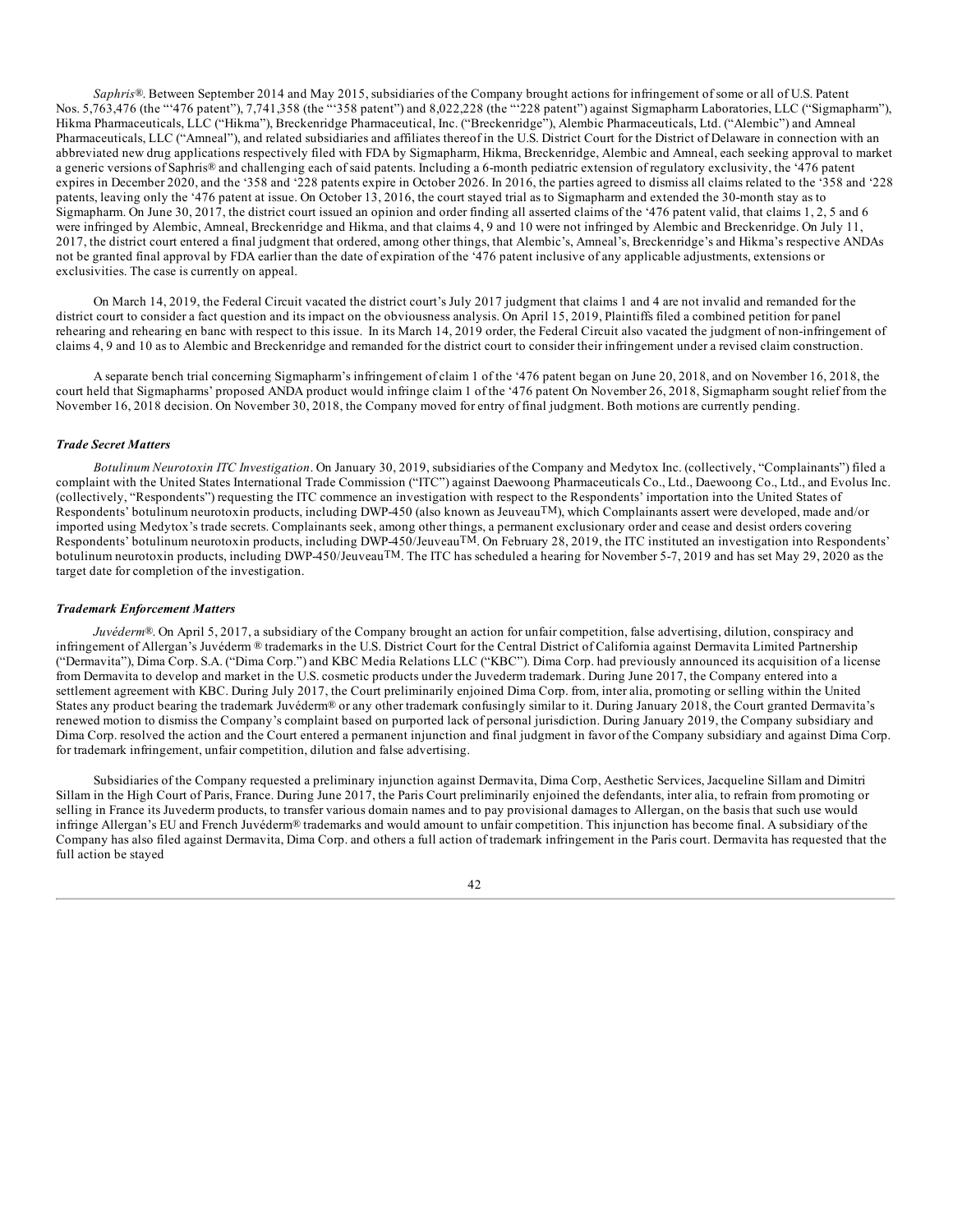*Saphris®*. Between September 2014 and May 2015, subsidiaries of the Company brought actions for infringement of some or all of U.S. Patent Nos. 5,763,476 (the "'476 patent"), 7,741,358 (the "'358 patent") and 8,022,228 (the "'228 patent") against Sigmapharm Laboratories, LLC ("Sigmapharm"), Hikma Pharmaceuticals, LLC ("Hikma"), Breckenridge Pharmaceutical, Inc. ("Breckenridge"), Alembic Pharmaceuticals, Ltd. ("Alembic") and Amneal Pharmaceuticals, LLC ("Amneal"), and related subsidiaries and affiliates thereof in the U.S. District Court for the District of Delaware in connection with an abbreviated new drug applications respectively filed with FDA by Sigmapharm, Hikma, Breckenridge, Alembic and Amneal, each seeking approval to market a generic versions of Saphris® and challenging each of said patents. Including a 6-month pediatric extension of regulatory exclusivity, the '476 patent expires in December 2020, and the '358 and '228 patents expire in October 2026. In 2016, the parties agreed to dismiss all claims related to the '358 and '228 patents, leaving only the '476 patent at issue. On October 13, 2016, the court stayed trial as to Sigmapharm and extended the 30-month stay as to Sigmapharm. On June 30, 2017, the district court issued an opinion and order finding all asserted claims of the '476 patent valid, that claims 1, 2, 5 and 6 were infringed by Alembic, Amneal, Breckenridge and Hikma, and that claims 4, 9 and 10 were not infringed by Alembic and Breckenridge. On July 11, 2017, the district court entered a final judgment that ordered, among other things, that Alembic's, Amneal's, Breckenridge's and Hikma's respective ANDAs not be granted final approval by FDA earlier than the date of expiration of the '476 patent inclusive of any applicable adjustments, extensions or exclusivities. The case is currently on appeal.

On March 14, 2019, the Federal Circuit vacated the district court's July 2017 judgment that claims 1 and 4 are not invalid and remanded for the district court to consider a fact question and its impact on the obviousness analysis. On April 15, 2019, Plaintiffs filed a combined petition for panel rehearing and rehearing en banc with respect to this issue. In its March 14, 2019 order, the Federal Circuit also vacated the judgment of non-infringement of claims 4, 9 and 10 as to Alembic and Breckenridge and remanded for the district court to consider their infringement under a revised claim construction.

A separate bench trial concerning Sigmapharm's infringement of claim 1 of the '476 patent began on June 20, 2018, and on November 16, 2018, the court held that Sigmapharms' proposed ANDA product would infringe claim 1 of the '476 patent On November 26, 2018, Sigmapharm sought relief from the November 16, 2018 decision. On November 30, 2018, the Company moved for entry of final judgment. Both motions are currently pending.

***Trade Secret Matters***

*Botulinum Neurotoxin ITC Investigation*. On January 30, 2019, subsidiaries of the Company and Medytox Inc. (collectively, "Complainants") filed a complaint with the United States International Trade Commission ("ITC") against Daewoong Pharmaceuticals Co., Ltd., Daewoong Co., Ltd., and Evolus Inc. (collectively, "Respondents") requesting the ITC commence an investigation with respect to the Respondents' importation into the United States of Respondents' botulinum neurotoxin products, including DWP-450 (also known as Jeuveau™), which Complainants assert were developed, made and/or imported using Medytox's trade secrets. Complainants seek, among other things, a permanent exclusionary order and cease and desist orders covering Respondents' botulinum neurotoxin products, including DWP-450/Jeuveau™. On February 28, 2019, the ITC instituted an investigation into Respondents' botulinum neurotoxin products, including DWP-450/Jeuveau™. The ITC has scheduled a hearing for November 5-7, 2019 and has set May 29, 2020 as the target date for completion of the investigation.

***Trademark Enforcement Matters***

*Juvéderm®*. On April 5, 2017, a subsidiary of the Company brought an action for unfair competition, false advertising, dilution, conspiracy and infringement of Allergan's Juvéderm ® trademarks in the U.S. District Court for the Central District of California against Dermavita Limited Partnership ("Dermavita"), Dima Corp. S.A. ("Dima Corp.") and KBC Media Relations LLC ("KBC"). Dima Corp. had previously announced its acquisition of a license from Dermavita to develop and market in the U.S. cosmetic products under the Juvederm trademark. During June 2017, the Company entered into a settlement agreement with KBC. During July 2017, the Court preliminarily enjoined Dima Corp. from, inter alia, promoting or selling within the United States any product bearing the trademark Juvéderm® or any other trademark confusingly similar to it. During January 2018, the Court granted Dermavita's renewed motion to dismiss the Company's complaint based on purported lack of personal jurisdiction. During January 2019, the Company subsidiary and Dima Corp. resolved the action and the Court entered a permanent injunction and final judgment in favor of the Company subsidiary and against Dima Corp. for trademark infringement, unfair competition, dilution and false advertising.

Subsidiaries of the Company requested a preliminary injunction against Dermavita, Dima Corp, Aesthetic Services, Jacqueline Sillam and Dimitri Sillam in the High Court of Paris, France. During June 2017, the Paris Court preliminarily enjoined the defendants, inter alia, to refrain from promoting or selling in France its Juvederm products, to transfer various domain names and to pay provisional damages to Allergan, on the basis that such use would infringe Allergan's EU and French Juvéderm® trademarks and would amount to unfair competition. This injunction has become final. A subsidiary of the Company has also filed against Dermavita, Dima Corp. and others a full action of trademark infringement in the Paris court. Dermavita has requested that the full action be stayed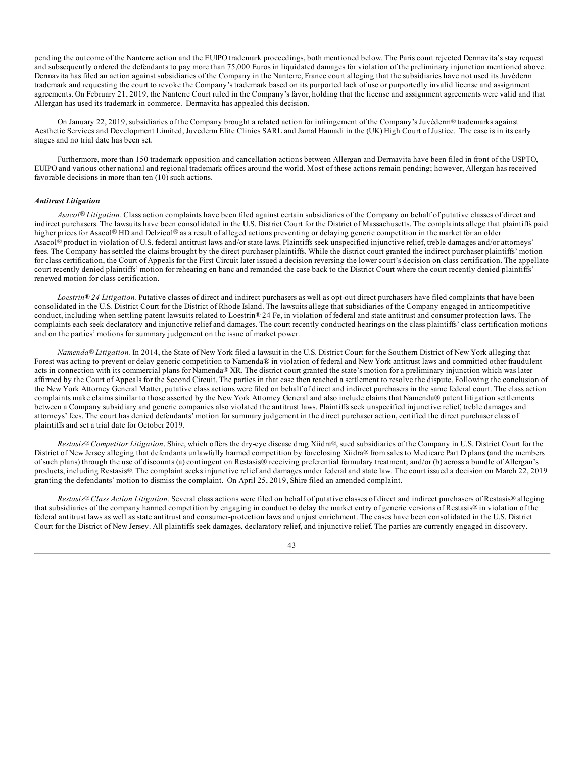pending the outcome of the Nanterre action and the EUIPO trademark proceedings, both mentioned below. The Paris court rejected Dermavita's stay request and subsequently ordered the defendants to pay more than 75,000 Euros in liquidated damages for violation of the preliminary injunction mentioned above. Dermavita has filed an action against subsidiaries of the Company in the Nanterre, France court alleging that the subsidiaries have not used its Juvéderm trademark and requesting the court to revoke the Company's trademark based on its purported lack of use or purportedly invalid license and assignment agreements. On February 21, 2019, the Nanterre Court ruled in the Company's favor, holding that the license and assignment agreements were valid and that Allergan has used its trademark in commerce. Dermavita has appealed this decision.

On January 22, 2019, subsidiaries of the Company brought a related action for infringement of the Company's Juvéderm® trademarks against Aesthetic Services and Development Limited, Juvederm Elite Clinics SARL and Jamal Hamadi in the (UK) High Court of Justice. The case is in its early stages and no trial date has been set.

Furthermore, more than 150 trademark opposition and cancellation actions between Allergan and Dermavita have been filed in front of the USPTO, EUIPO and various other national and regional trademark offices around the world. Most of these actions remain pending; however, Allergan has received favorable decisions in more than ten (10) such actions.

***Antitrust Litigation***

*Asacol® Litigation*. Class action complaints have been filed against certain subsidiaries of the Company on behalf of putative classes of direct and indirect purchasers. The lawsuits have been consolidated in the U.S. District Court for the District of Massachusetts. The complaints allege that plaintiffs paid higher prices for Asacol® HD and Delzicol® as a result of alleged actions preventing or delaying generic competition in the market for an older Asacol® product in violation of U.S. federal antitrust laws and/or state laws. Plaintiffs seek unspecified injunctive relief, treble damages and/or attorneys' fees. The Company has settled the claims brought by the direct purchaser plaintiffs. While the district court granted the indirect purchaser plaintiffs' motion for class certification, the Court of Appeals for the First Circuit later issued a decision reversing the lower court's decision on class certification. The appellate court recently denied plaintiffs' motion for rehearing en banc and remanded the case back to the District Court where the court recently denied plaintiffs' renewed motion for class certification.

*Loestrin® 24 Litigation*. Putative classes of direct and indirect purchasers as well as opt-out direct purchasers have filed complaints that have been consolidated in the U.S. District Court for the District of Rhode Island. The lawsuits allege that subsidiaries of the Company engaged in anticompetitive conduct, including when settling patent lawsuits related to Loestrin® 24 Fe, in violation of federal and state antitrust and consumer protection laws. The complaints each seek declaratory and injunctive relief and damages. The court recently conducted hearings on the class plaintiffs' class certification motions and on the parties' motions for summary judgement on the issue of market power.

*Namenda® Litigation*. In 2014, the State of New York filed a lawsuit in the U.S. District Court for the Southern District of New York alleging that Forest was acting to prevent or delay generic competition to Namenda® in violation of federal and New York antitrust laws and committed other fraudulent acts in connection with its commercial plans for Namenda® XR. The district court granted the state's motion for a preliminary injunction which was later affirmed by the Court of Appeals for the Second Circuit. The parties in that case then reached a settlement to resolve the dispute. Following the conclusion of the New York Attorney General Matter, putative class actions were filed on behalf of direct and indirect purchasers in the same federal court. The class action complaints make claims similar to those asserted by the New York Attorney General and also include claims that Namenda® patent litigation settlements between a Company subsidiary and generic companies also violated the antitrust laws. Plaintiffs seek unspecified injunctive relief, treble damages and attorneys' fees. The court has denied defendants' motion for summary judgement in the direct purchaser action, certified the direct purchaser class of plaintiffs and set a trial date for October 2019.

*Restasis® Competitor Litigation*. Shire, which offers the dry-eye disease drug Xiidra®, sued subsidiaries of the Company in U.S. District Court for the District of New Jersey alleging that defendants unlawfully harmed competition by foreclosing Xiidra® from sales to Medicare Part D plans (and the members of such plans) through the use of discounts (a) contingent on Restasis® receiving preferential formulary treatment; and/or (b) across a bundle of Allergan's products, including Restasis®. The complaint seeks injunctive relief and damages under federal and state law. The court issued a decision on March 22, 2019 granting the defendants' motion to dismiss the complaint. On April 25, 2019, Shire filed an amended complaint.

*Restasis® Class Action Litigation*. Several class actions were filed on behalf of putative classes of direct and indirect purchasers of Restasis® alleging that subsidiaries of the company harmed competition by engaging in conduct to delay the market entry of generic versions of Restasis® in violation of the federal antitrust laws as well as state antitrust and consumer-protection laws and unjust enrichment. The cases have been consolidated in the U.S. District Court for the District of New Jersey. All plaintiffs seek damages, declaratory relief, and injunctive relief. The parties are currently engaged in discovery.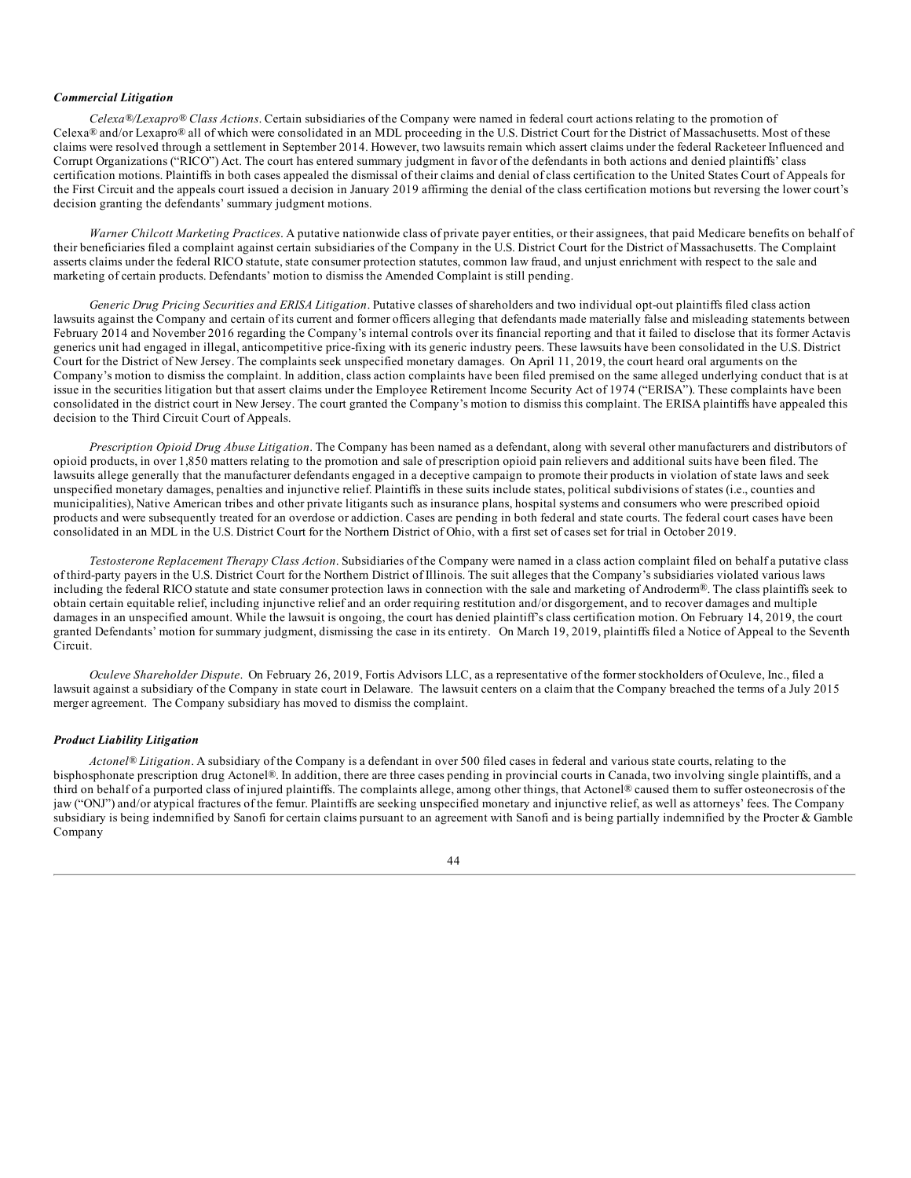### *Commercial Litigation*

*Celexa®/Lexapro® Class Actions*. Certain subsidiaries of the Company were named in federal court actions relating to the promotion of Celexa® and/or Lexapro® all of which were consolidated in an MDL proceeding in the U.S. District Court for the District of Massachusetts. Most of these claims were resolved through a settlement in September 2014. However, two lawsuits remain which assert claims under the federal Racketeer Influenced and Corrupt Organizations ("RICO") Act. The court has entered summary judgment in favor of the defendants in both actions and denied plaintiffs' class certification motions. Plaintiffs in both cases appealed the dismissal of their claims and denial of class certification to the United States Court of Appeals for the First Circuit and the appeals court issued a decision in January 2019 affirming the denial of the class certification motions but reversing the lower court's decision granting the defendants' summary judgment motions.

*Warner Chilcott Marketing Practices*. A putative nationwide class of private payer entities, or their assignees, that paid Medicare benefits on behalf of their beneficiaries filed a complaint against certain subsidiaries of the Company in the U.S. District Court for the District of Massachusetts. The Complaint asserts claims under the federal RICO statute, state consumer protection statutes, common law fraud, and unjust enrichment with respect to the sale and marketing of certain products. Defendants' motion to dismiss the Amended Complaint is still pending.

*Generic Drug Pricing Securities and ERISA Litigation*. Putative classes of shareholders and two individual opt-out plaintiffs filed class action lawsuits against the Company and certain of its current and former officers alleging that defendants made materially false and misleading statements between February 2014 and November 2016 regarding the Company's internal controls over its financial reporting and that it failed to disclose that its former Actavis generics unit had engaged in illegal, anticompetitive price-fixing with its generic industry peers. These lawsuits have been consolidated in the U.S. District Court for the District of New Jersey. The complaints seek unspecified monetary damages. On April 11, 2019, the court heard oral arguments on the Company's motion to dismiss the complaint. In addition, class action complaints have been filed premised on the same alleged underlying conduct that is at issue in the securities litigation but that assert claims under the Employee Retirement Income Security Act of 1974 ("ERISA"). These complaints have been consolidated in the district court in New Jersey. The court granted the Company's motion to dismiss this complaint. The ERISA plaintiffs have appealed this decision to the Third Circuit Court of Appeals.

*Prescription Opioid Drug Abuse Litigation*. The Company has been named as a defendant, along with several other manufacturers and distributors of opioid products, in over 1,850 matters relating to the promotion and sale of prescription opioid pain relievers and additional suits have been filed. The lawsuits allege generally that the manufacturer defendants engaged in a deceptive campaign to promote their products in violation of state laws and seek unspecified monetary damages, penalties and injunctive relief. Plaintiffs in these suits include states, political subdivisions of states (i.e., counties and municipalities), Native American tribes and other private litigants such as insurance plans, hospital systems and consumers who were prescribed opioid products and were subsequently treated for an overdose or addiction. Cases are pending in both federal and state courts. The federal court cases have been consolidated in an MDL in the U.S. District Court for the Northern District of Ohio, with a first set of cases set for trial in October 2019.

*Testosterone Replacement Therapy Class Action*. Subsidiaries of the Company were named in a class action complaint filed on behalf a putative class of third-party payers in the U.S. District Court for the Northern District of Illinois. The suit alleges that the Company's subsidiaries violated various laws including the federal RICO statute and state consumer protection laws in connection with the sale and marketing of Androderm®. The class plaintiffs seek to obtain certain equitable relief, including injunctive relief and an order requiring restitution and/or disgorgement, and to recover damages and multiple damages in an unspecified amount. While the lawsuit is ongoing, the court has denied plaintiff's class certification motion. On February 14, 2019, the court granted Defendants' motion for summary judgment, dismissing the case in its entirety. On March 19, 2019, plaintiffs filed a Notice of Appeal to the Seventh Circuit.

*Oculeve Shareholder Dispute*. On February 26, 2019, Fortis Advisors LLC, as a representative of the former stockholders of Oculeve, Inc., filed a lawsuit against a subsidiary of the Company in state court in Delaware. The lawsuit centers on a claim that the Company breached the terms of a July 2015 merger agreement. The Company subsidiary has moved to dismiss the complaint.

### *Product Liability Litigation*

*Actonel® Litigation*. A subsidiary of the Company is a defendant in over 500 filed cases in federal and various state courts, relating to the bisphosphonate prescription drug Actonel®. In addition, there are three cases pending in provincial courts in Canada, two involving single plaintiffs, and a third on behalf of a purported class of injured plaintiffs. The complaints allege, among other things, that Actonel® caused them to suffer osteonecrosis of the jaw ("ONJ") and/or atypical fractures of the femur. Plaintiffs are seeking unspecified monetary and injunctive relief, as well as attorneys' fees. The Company subsidiary is being indemnified by Sanofi for certain claims pursuant to an agreement with Sanofi and is being partially indemnified by the Procter & Gamble Company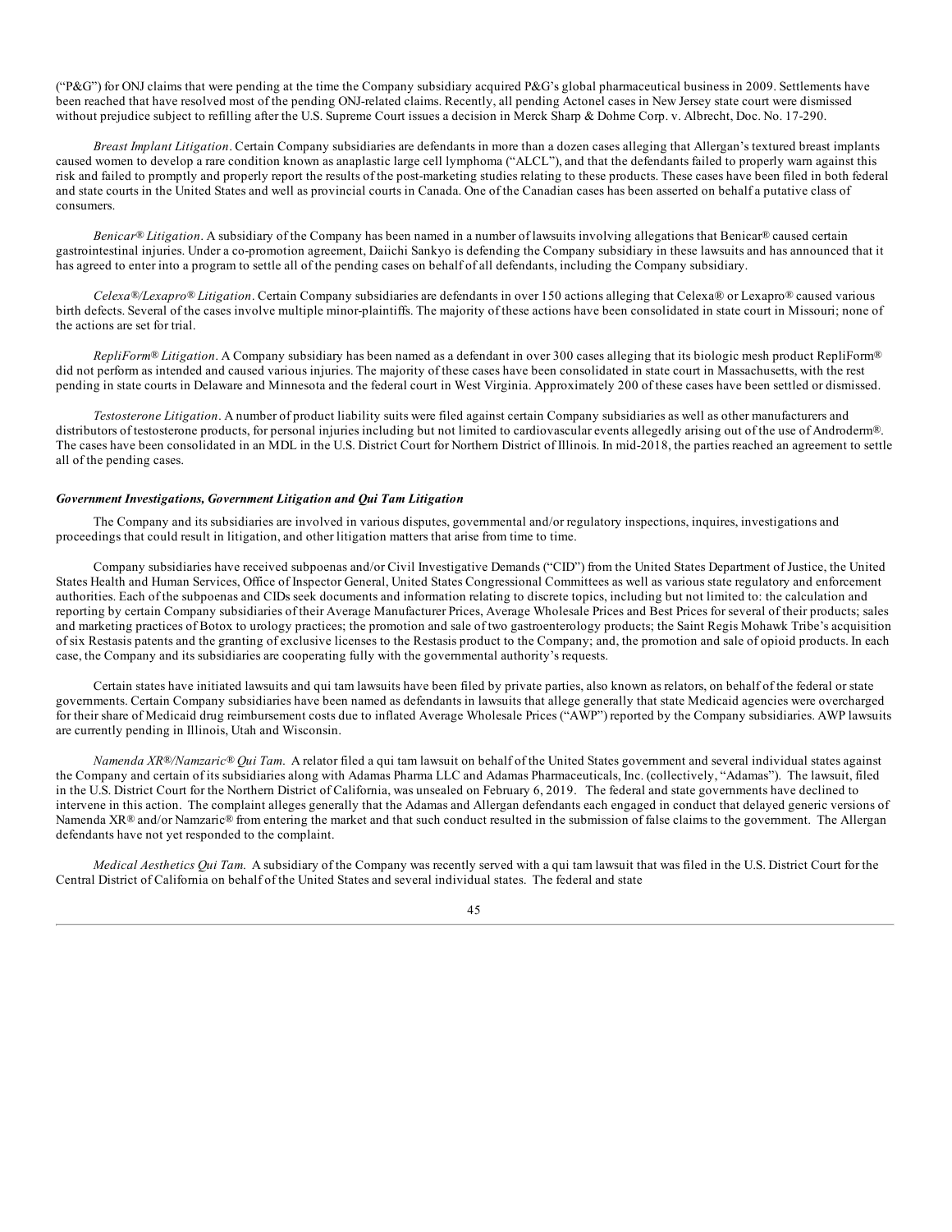(“P&G”) for ONJ claims that were pending at the time the Company subsidiary acquired P&G’s global pharmaceutical business in 2009. Settlements have been reached that have resolved most of the pending ONJ-related claims. Recently, all pending Actonel cases in New Jersey state court were dismissed without prejudice subject to refilling after the U.S. Supreme Court issues a decision in Merck Sharp & Dohme Corp. v. Albrecht, Doc. No. 17-290.

*Breast Implant Litigation*. Certain Company subsidiaries are defendants in more than a dozen cases alleging that Allergan’s textured breast implants caused women to develop a rare condition known as anaplastic large cell lymphoma (“ALCL”), and that the defendants failed to properly warn against this risk and failed to promptly and properly report the results of the post-marketing studies relating to these products. These cases have been filed in both federal and state courts in the United States and well as provincial courts in Canada. One of the Canadian cases has been asserted on behalf a putative class of consumers.

*Benicar® Litigation*. A subsidiary of the Company has been named in a number of lawsuits involving allegations that Benicar® caused certain gastrointestinal injuries. Under a co-promotion agreement, Daiichi Sankyo is defending the Company subsidiary in these lawsuits and has announced that it has agreed to enter into a program to settle all of the pending cases on behalf of all defendants, including the Company subsidiary.

*Celexa®/Lexapro® Litigation*. Certain Company subsidiaries are defendants in over 150 actions alleging that Celexa® or Lexapro® caused various birth defects. Several of the cases involve multiple minor-plaintiffs. The majority of these actions have been consolidated in state court in Missouri; none of the actions are set for trial.

*RepliForm® Litigation*. A Company subsidiary has been named as a defendant in over 300 cases alleging that its biologic mesh product RepliForm® did not perform as intended and caused various injuries. The majority of these cases have been consolidated in state court in Massachusetts, with the rest pending in state courts in Delaware and Minnesota and the federal court in West Virginia. Approximately 200 of these cases have been settled or dismissed.

*Testosterone Litigation*. A number of product liability suits were filed against certain Company subsidiaries as well as other manufacturers and distributors of testosterone products, for personal injuries including but not limited to cardiovascular events allegedly arising out of the use of Androderm®. The cases have been consolidated in an MDL in the U.S. District Court for Northern District of Illinois. In mid-2018, the parties reached an agreement to settle all of the pending cases.

***Government Investigations, Government Litigation and Qui Tam Litigation***

The Company and its subsidiaries are involved in various disputes, governmental and/or regulatory inspections, inquires, investigations and proceedings that could result in litigation, and other litigation matters that arise from time to time.

Company subsidiaries have received subpoenas and/or Civil Investigative Demands (“CID”) from the United States Department of Justice, the United States Health and Human Services, Office of Inspector General, United States Congressional Committees as well as various state regulatory and enforcement authorities. Each of the subpoenas and CIDs seek documents and information relating to discrete topics, including but not limited to: the calculation and reporting by certain Company subsidiaries of their Average Manufacturer Prices, Average Wholesale Prices and Best Prices for several of their products; sales and marketing practices of Botox to urology practices; the promotion and sale of two gastroenterology products; the Saint Regis Mohawk Tribe’s acquisition of six Restasis patents and the granting of exclusive licenses to the Restasis product to the Company; and, the promotion and sale of opioid products. In each case, the Company and its subsidiaries are cooperating fully with the governmental authority’s requests.

Certain states have initiated lawsuits and qui tam lawsuits have been filed by private parties, also known as relators, on behalf of the federal or state governments. Certain Company subsidiaries have been named as defendants in lawsuits that allege generally that state Medicaid agencies were overcharged for their share of Medicaid drug reimbursement costs due to inflated Average Wholesale Prices (“AWP”) reported by the Company subsidiaries. AWP lawsuits are currently pending in Illinois, Utah and Wisconsin.

*Namenda XR®/Namzaric® Qui Tam*. A relator filed a qui tam lawsuit on behalf of the United States government and several individual states against the Company and certain of its subsidiaries along with Adamas Pharma LLC and Adamas Pharmaceuticals, Inc. (collectively, “Adamas”). The lawsuit, filed in the U.S. District Court for the Northern District of California, was unsealed on February 6, 2019. The federal and state governments have declined to intervene in this action. The complaint alleges generally that the Adamas and Allergan defendants each engaged in conduct that delayed generic versions of Namenda XR® and/or Namzaric® from entering the market and that such conduct resulted in the submission of false claims to the government. The Allergan defendants have not yet responded to the complaint.

*Medical Aesthetics Qui Tam*. A subsidiary of the Company was recently served with a qui tam lawsuit that was filed in the U.S. District Court for the Central District of California on behalf of the United States and several individual states. The federal and state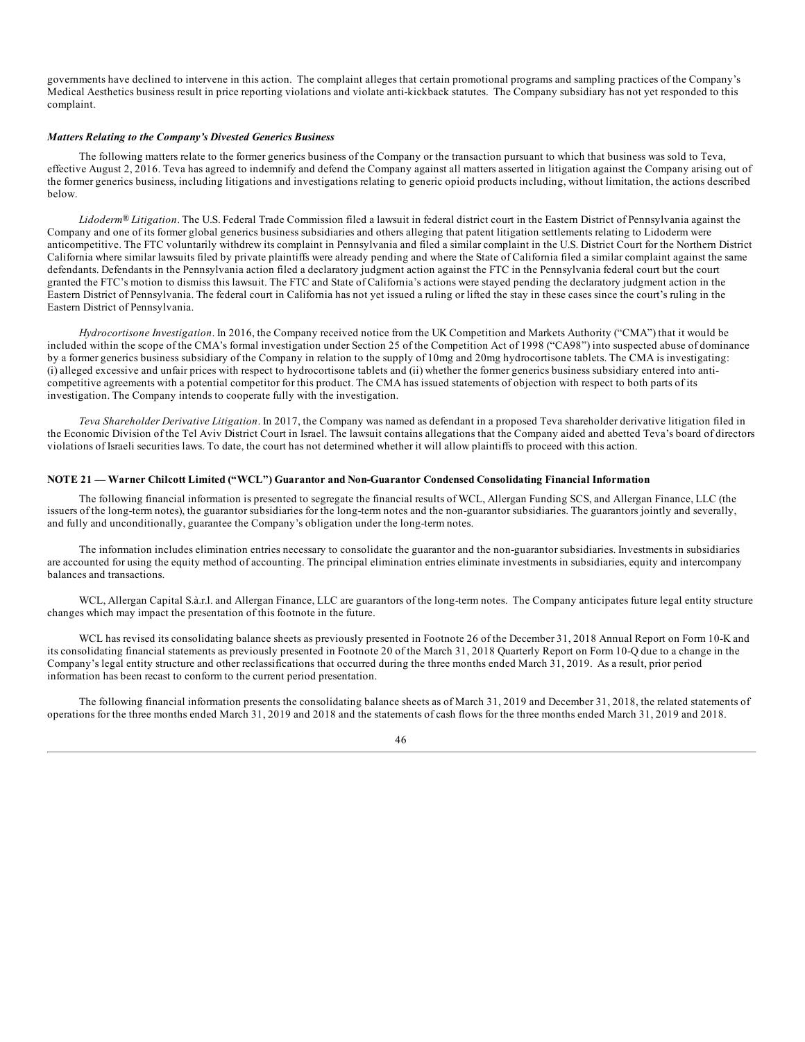governments have declined to intervene in this action. The complaint alleges that certain promotional programs and sampling practices of the Company's Medical Aesthetics business result in price reporting violations and violate anti-kickback statutes. The Company subsidiary has not yet responded to this complaint.

***Matters Relating to the Company's Divested Generics Business***

The following matters relate to the former generics business of the Company or the transaction pursuant to which that business was sold to Teva, effective August 2, 2016. Teva has agreed to indemnify and defend the Company against all matters asserted in litigation against the Company arising out of the former generics business, including litigations and investigations relating to generic opioid products including, without limitation, the actions described below.

*Lidoderm® Litigation*. The U.S. Federal Trade Commission filed a lawsuit in federal district court in the Eastern District of Pennsylvania against the Company and one of its former global generics business subsidiaries and others alleging that patent litigation settlements relating to Lidoderm were anticompetitive. The FTC voluntarily withdrew its complaint in Pennsylvania and filed a similar complaint in the U.S. District Court for the Northern District California where similar lawsuits filed by private plaintiffs were already pending and where the State of California filed a similar complaint against the same defendants. Defendants in the Pennsylvania action filed a declaratory judgment action against the FTC in the Pennsylvania federal court but the court granted the FTC's motion to dismiss this lawsuit. The FTC and State of California's actions were stayed pending the declaratory judgment action in the Eastern District of Pennsylvania. The federal court in California has not yet issued a ruling or lifted the stay in these cases since the court's ruling in the Eastern District of Pennsylvania.

*Hydrocortisone Investigation*. In 2016, the Company received notice from the UK Competition and Markets Authority ("CMA") that it would be included within the scope of the CMA's formal investigation under Section 25 of the Competition Act of 1998 ("CA98") into suspected abuse of dominance by a former generics business subsidiary of the Company in relation to the supply of 10mg and 20mg hydrocortisone tablets. The CMA is investigating: (i) alleged excessive and unfair prices with respect to hydrocortisone tablets and (ii) whether the former generics business subsidiary entered into anti-competitive agreements with a potential competitor for this product. The CMA has issued statements of objection with respect to both parts of its investigation. The Company intends to cooperate fully with the investigation.

*Teva Shareholder Derivative Litigation*. In 2017, the Company was named as defendant in a proposed Teva shareholder derivative litigation filed in the Economic Division of the Tel Aviv District Court in Israel. The lawsuit contains allegations that the Company aided and abetted Teva's board of directors violations of Israeli securities laws. To date, the court has not determined whether it will allow plaintiffs to proceed with this action.

**NOTE 21 — Warner Chilcott Limited ("WCL") Guarantor and Non-Guarantor Condensed Consolidating Financial Information**

The following financial information is presented to segregate the financial results of WCL, Allergan Funding SCS, and Allergan Finance, LLC (the issuers of the long-term notes), the guarantor subsidiaries for the long-term notes and the non-guarantor subsidiaries. The guarantors jointly and severally, and fully and unconditionally, guarantee the Company's obligation under the long-term notes.

The information includes elimination entries necessary to consolidate the guarantor and the non-guarantor subsidiaries. Investments in subsidiaries are accounted for using the equity method of accounting. The principal elimination entries eliminate investments in subsidiaries, equity and intercompany balances and transactions.

WCL, Allergan Capital S.à.r.l. and Allergan Finance, LLC are guarantors of the long-term notes. The Company anticipates future legal entity structure changes which may impact the presentation of this footnote in the future.

WCL has revised its consolidating balance sheets as previously presented in Footnote 26 of the December 31, 2018 Annual Report on Form 10-K and its consolidating financial statements as previously presented in Footnote 20 of the March 31, 2018 Quarterly Report on Form 10-Q due to a change in the Company's legal entity structure and other reclassifications that occurred during the three months ended March 31, 2019. As a result, prior period information has been recast to conform to the current period presentation.

The following financial information presents the consolidating balance sheets as of March 31, 2019 and December 31, 2018, the related statements of operations for the three months ended March 31, 2019 and 2018 and the statements of cash flows for the three months ended March 31, 2019 and 2018.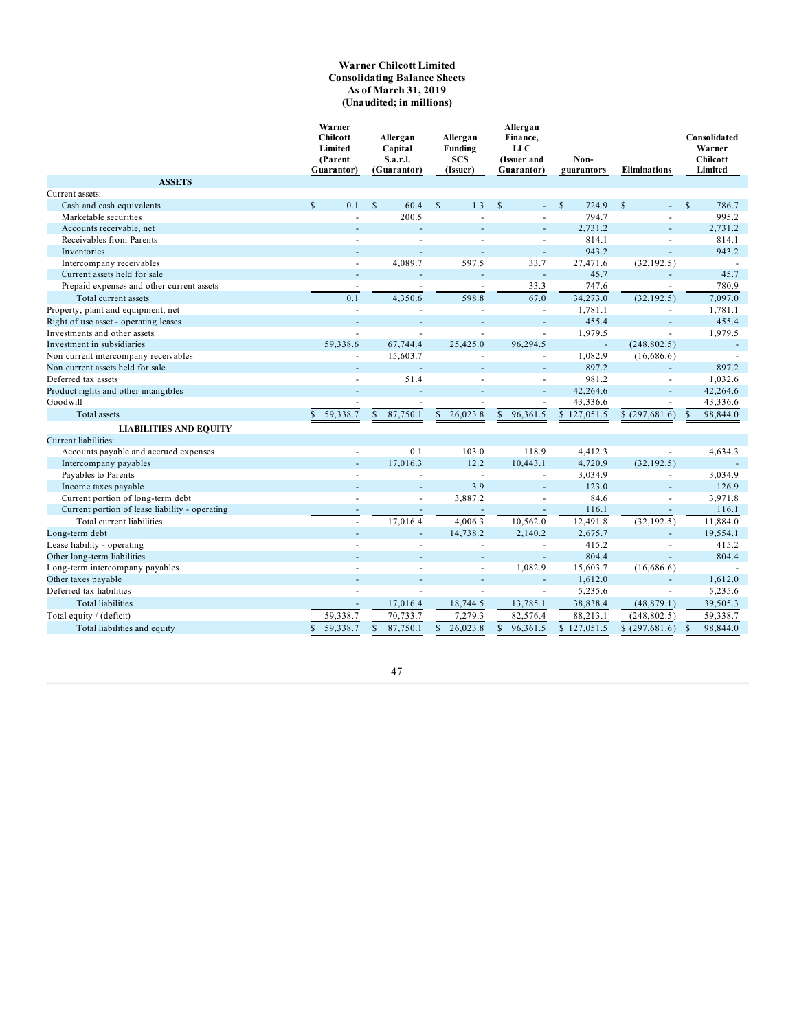**Warner Chilcott Limited**
**Consolidating Balance Sheets**
**As of March 31, 2019**
**(Unaudited; in millions)**

| | Warner Chilcott Limited (Parent Guarantor) | Allergan Capital S.a.r.l. (Guarantor) | Allergan Funding SCS (Issuer) | Allergan Finance, LLC (Issuer and Guarantor) | Non-guarantors | Eliminations | Consolidated Warner Chilcott Limited |
|---|---|---|---|---|---|---|---|
| **ASSETS** | | | | | | | |
| Current assets: | | | | | | | |
| Cash and cash equivalents | $ 0.1 | $ 60.4 | $ 1.3 | $ - | $ 724.9 | $ - | $ 786.7 |
| Marketable securities | - | 200.5 | - | - | 794.7 | - | 995.2 |
| Accounts receivable, net | - | - | - | - | 2,731.2 | - | 2,731.2 |
| Receivables from Parents | - | - | - | - | 814.1 | - | 814.1 |
| Inventories | - | - | - | - | 943.2 | - | 943.2 |
| Intercompany receivables | - | 4,089.7 | 597.5 | 33.7 | 27,471.6 | (32,192.5) | - |
| Current assets held for sale | - | - | - | - | 45.7 | - | 45.7 |
| Prepaid expenses and other current assets | - | - | - | 33.3 | 747.6 | - | 780.9 |
| Total current assets | 0.1 | 4,350.6 | 598.8 | 67.0 | 34,273.0 | (32,192.5) | 7,097.0 |
| Property, plant and equipment, net | - | - | - | - | 1,781.1 | - | 1,781.1 |
| Right of use asset - operating leases | - | - | - | - | 455.4 | - | 455.4 |
| Investments and other assets | - | - | - | - | 1,979.5 | - | 1,979.5 |
| Investment in subsidiaries | 59,338.6 | 67,744.4 | 25,425.0 | 96,294.5 | - | (248,802.5) | - |
| Non current intercompany receivables | - | 15,603.7 | - | - | 1,082.9 | (16,686.6) | - |
| Non current assets held for sale | - | - | - | - | 897.2 | - | 897.2 |
| Deferred tax assets | - | 51.4 | - | - | 981.2 | - | 1,032.6 |
| Product rights and other intangibles | - | - | - | - | 42,264.6 | - | 42,264.6 |
| Goodwill | - | - | - | - | 43,336.6 | - | 43,336.6 |
| Total assets | $ 59,338.7 | $ 87,750.1 | $ 26,023.8 | $ 96,361.5 | $ 127,051.5 | $ (297,681.6) | $ 98,844.0 |
| **LIABILITIES AND EQUITY** | | | | | | | |
| Current liabilities: | | | | | | | |
| Accounts payable and accrued expenses | - | 0.1 | 103.0 | 118.9 | 4,412.3 | - | 4,634.3 |
| Intercompany payables | - | 17,016.3 | 12.2 | 10,443.1 | 4,720.9 | (32,192.5) | - |
| Payables to Parents | - | - | - | - | 3,034.9 | - | 3,034.9 |
| Income taxes payable | - | - | 3.9 | - | 123.0 | - | 126.9 |
| Current portion of long-term debt | - | - | 3,887.2 | - | 84.6 | - | 3,971.8 |
| Current portion of lease liability - operating | - | - | - | - | 116.1 | - | 116.1 |
| Total current liabilities | - | 17,016.4 | 4,006.3 | 10,562.0 | 12,491.8 | (32,192.5) | 11,884.0 |
| Long-term debt | - | - | 14,738.2 | 2,140.2 | 2,675.7 | - | 19,554.1 |
| Lease liability - operating | - | - | - | - | 415.2 | - | 415.2 |
| Other long-term liabilities | - | - | - | - | 804.4 | - | 804.4 |
| Long-term intercompany payables | - | - | - | 1,082.9 | 15,603.7 | (16,686.6) | - |
| Other taxes payable | - | - | - | - | 1,612.0 | - | 1,612.0 |
| Deferred tax liabilities | - | - | - | - | 5,235.6 | - | 5,235.6 |
| Total liabilities | - | 17,016.4 | 18,744.5 | 13,785.1 | 38,838.4 | (48,879.1) | 39,505.3 |
| Total equity / (deficit) | 59,338.7 | 70,733.7 | 7,279.3 | 82,576.4 | 88,213.1 | (248,802.5) | 59,338.7 |
| Total liabilities and equity | $ 59,338.7 | $ 87,750.1 | $ 26,023.8 | $ 96,361.5 | $ 127,051.5 | $ (297,681.6) | $ 98,844.0 |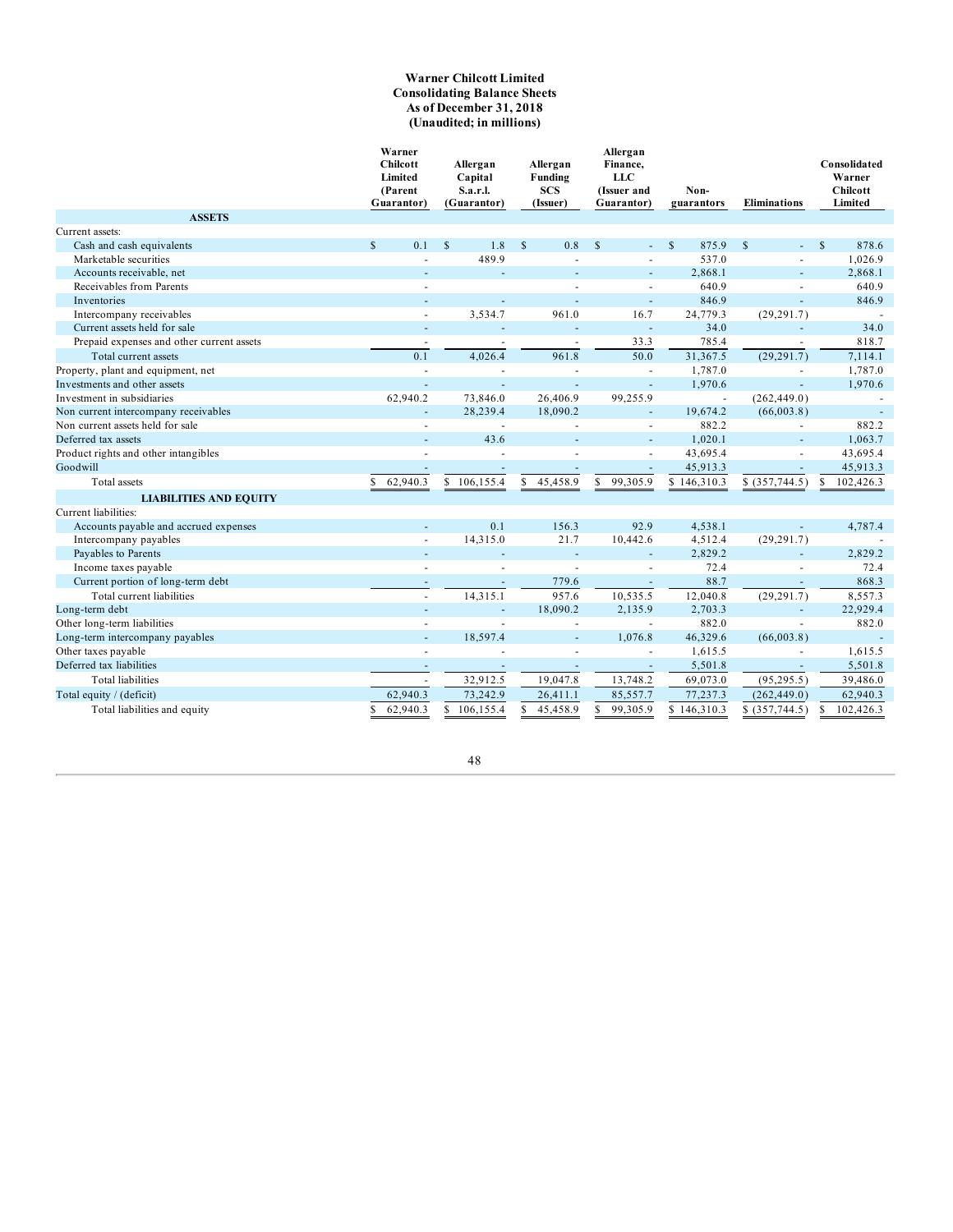**Warner Chilcott Limited**
**Consolidating Balance Sheets**
**As of December 31, 2018**
**(Unaudited; in millions)**

| | Warner Chilcott Limited (Parent Guarantor) | Allergan Capital S.a.r.l. (Guarantor) | Allergan Funding SCS (Issuer) | Allergan Finance, LLC (Issuer and Guarantor) | Non-guarantors | Eliminations | Consolidated Warner Chilcott Limited |
|---|---|---|---|---|---|---|---|
| **ASSETS** | | | | | | | |
| Current assets: | | | | | | | |
| Cash and cash equivalents | $ 0.1 | $ 1.8 | $ 0.8 | $ - | $ 875.9 | $ - | $ 878.6 |
| Marketable securities | - | 489.9 | - | - | 537.0 | - | 1,026.9 |
| Accounts receivable, net | - | - | - | - | 2,868.1 | - | 2,868.1 |
| Receivables from Parents | - | | - | - | 640.9 | - | 640.9 |
| Inventories | - | - | - | - | 846.9 | - | 846.9 |
| Intercompany receivables | - | 3,534.7 | 961.0 | 16.7 | 24,779.3 | (29,291.7) | - |
| Current assets held for sale | - | - | - | - | 34.0 | - | 34.0 |
| Prepaid expenses and other current assets | - | - | - | 33.3 | 785.4 | - | 818.7 |
| Total current assets | 0.1 | 4,026.4 | 961.8 | 50.0 | 31,367.5 | (29,291.7) | 7,114.1 |
| Property, plant and equipment, net | - | - | - | - | 1,787.0 | - | 1,787.0 |
| Investments and other assets | - | - | - | - | 1,970.6 | - | 1,970.6 |
| Investment in subsidiaries | 62,940.2 | 73,846.0 | 26,406.9 | 99,255.9 | - | (262,449.0) | - |
| Non current intercompany receivables | - | 28,239.4 | 18,090.2 | - | 19,674.2 | (66,003.8) | - |
| Non current assets held for sale | - | - | - | - | 882.2 | - | 882.2 |
| Deferred tax assets | - | 43.6 | - | - | 1,020.1 | - | 1,063.7 |
| Product rights and other intangibles | - | - | - | - | 43,695.4 | - | 43,695.4 |
| Goodwill | - | - | - | - | 45,913.3 | - | 45,913.3 |
| Total assets | $ 62,940.3 | $ 106,155.4 | $ 45,458.9 | $ 99,305.9 | $ 146,310.3 | $ (357,744.5) | $ 102,426.3 |
| **LIABILITIES AND EQUITY** | | | | | | | |
| Current liabilities: | | | | | | | |
| Accounts payable and accrued expenses | - | 0.1 | 156.3 | 92.9 | 4,538.1 | - | 4,787.4 |
| Intercompany payables | - | 14,315.0 | 21.7 | 10,442.6 | 4,512.4 | (29,291.7) | - |
| Payables to Parents | - | - | - | - | 2,829.2 | - | 2,829.2 |
| Income taxes payable | - | - | - | - | 72.4 | - | 72.4 |
| Current portion of long-term debt | - | - | 779.6 | - | 88.7 | - | 868.3 |
| Total current liabilities | - | 14,315.1 | 957.6 | 10,535.5 | 12,040.8 | (29,291.7) | 8,557.3 |
| Long-term debt | - | - | 18,090.2 | 2,135.9 | 2,703.3 | - | 22,929.4 |
| Other long-term liabilities | - | - | - | - | 882.0 | - | 882.0 |
| Long-term intercompany payables | - | 18,597.4 | - | 1,076.8 | 46,329.6 | (66,003.8) | - |
| Other taxes payable | - | - | - | - | 1,615.5 | - | 1,615.5 |
| Deferred tax liabilities | - | - | - | - | 5,501.8 | - | 5,501.8 |
| Total liabilities | - | 32,912.5 | 19,047.8 | 13,748.2 | 69,073.0 | (95,295.5) | 39,486.0 |
| Total equity / (deficit) | 62,940.3 | 73,242.9 | 26,411.1 | 85,557.7 | 77,237.3 | (262,449.0) | 62,940.3 |
| Total liabilities and equity | $ 62,940.3 | $ 106,155.4 | $ 45,458.9 | $ 99,305.9 | $ 146,310.3 | $ (357,744.5) | $ 102,426.3 |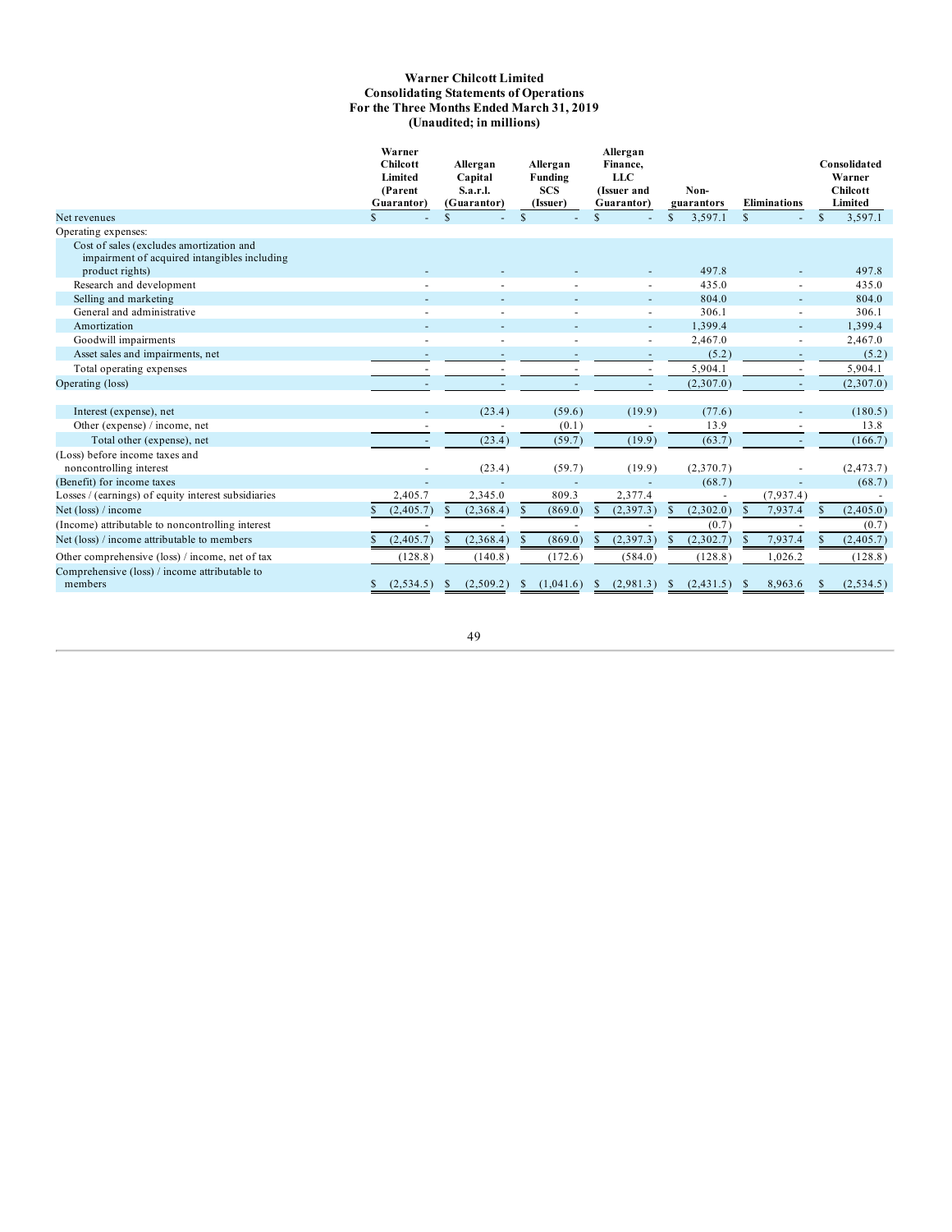**Warner Chilcott Limited**
**Consolidating Statements of Operations**
**For the Three Months Ended March 31, 2019**
**(Unaudited; in millions)**

| | Warner Chilcott Limited (Parent Guarantor) | Allergan Capital S.a.r.l. (Guarantor) | Allergan Funding SCS (Issuer) | Allergan Finance, LLC (Issuer and Guarantor) | Non-guarantors | Eliminations | Consolidated Warner Chilcott Limited |
|---|---|---|---|---|---|---|---|
| Net revenues | $ - | $ - | $ - | $ - | $ 3,597.1 | $ - | $ 3,597.1 |
| Operating expenses: | | | | | | | |
| Cost of sales (excludes amortization and impairment of acquired intangibles including product rights) | - | - | - | - | 497.8 | - | 497.8 |
| Research and development | - | - | - | - | 435.0 | - | 435.0 |
| Selling and marketing | - | - | - | - | 804.0 | - | 804.0 |
| General and administrative | - | - | - | - | 306.1 | - | 306.1 |
| Amortization | - | - | - | - | 1,399.4 | - | 1,399.4 |
| Goodwill impairments | - | - | - | - | 2,467.0 | - | 2,467.0 |
| Asset sales and impairments, net | - | - | - | - | (5.2) | - | (5.2) |
| Total operating expenses | - | - | - | - | 5,904.1 | - | 5,904.1 |
| Operating (loss) | - | - | - | - | (2,307.0) | - | (2,307.0) |
| | | | | | | | |
| Interest (expense), net | - | (23.4) | (59.6) | (19.9) | (77.6) | - | (180.5) |
| Other (expense) / income, net | - | - | (0.1) | - | 13.9 | - | 13.8 |
| Total other (expense), net | - | (23.4) | (59.7) | (19.9) | (63.7) | - | (166.7) |
| (Loss) before income taxes and noncontrolling interest | - | (23.4) | (59.7) | (19.9) | (2,370.7) | - | (2,473.7) |
| (Benefit) for income taxes | - | - | - | - | (68.7) | - | (68.7) |
| Losses / (earnings) of equity interest subsidiaries | 2,405.7 | 2,345.0 | 809.3 | 2,377.4 | - | (7,937.4) | - |
| Net (loss) / income | $ (2,405.7) | $ (2,368.4) | $ (869.0) | $ (2,397.3) | $ (2,302.0) | $ 7,937.4 | $ (2,405.0) |
| (Income) attributable to noncontrolling interest | - | - | - | - | (0.7) | - | (0.7) |
| Net (loss) / income attributable to members | $ (2,405.7) | $ (2,368.4) | $ (869.0) | $ (2,397.3) | $ (2,302.7) | $ 7,937.4 | $ (2,405.7) |
| Other comprehensive (loss) / income, net of tax | (128.8) | (140.8) | (172.6) | (584.0) | (128.8) | 1,026.2 | (128.8) |
| Comprehensive (loss) / income attributable to members | $ (2,534.5) | $ (2,509.2) | $ (1,041.6) | $ (2,981.3) | $ (2,431.5) | $ 8,963.6 | $ (2,534.5) |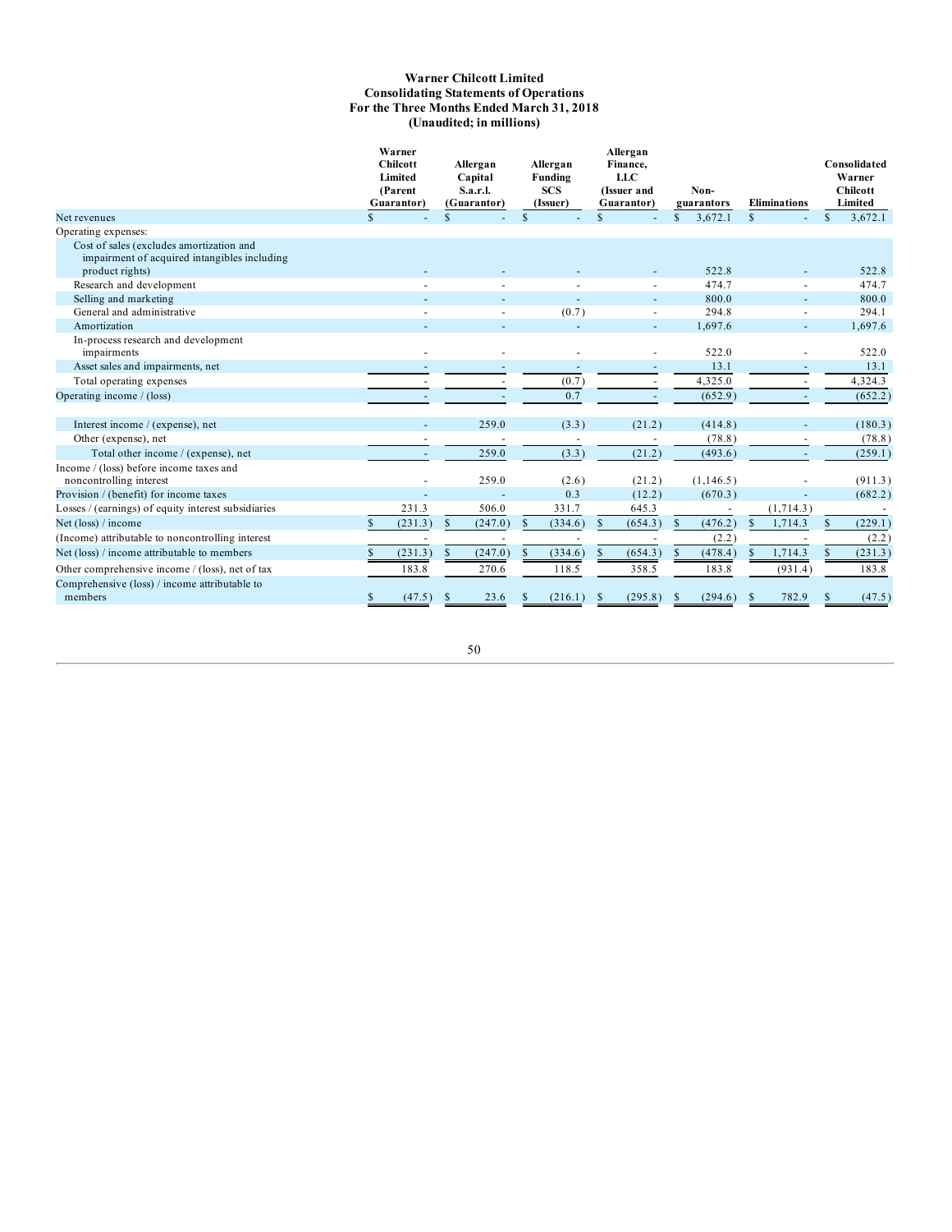**Warner Chilcott Limited**
**Consolidating Statements of Operations**
**For the Three Months Ended March 31, 2018**
**(Unaudited; in millions)**

| | Warner Chilcott Limited (Parent Guarantor) | Allergan Capital S.a.r.l. (Guarantor) | Allergan Funding SCS (Issuer) | Allergan Finance, LLC (Issuer and Guarantor) | Non-guarantors | Eliminations | Consolidated Warner Chilcott Limited |
|---|---|---|---|---|---|---|---|
| Net revenues | $ - | $ - | $ - | $ - | $ 3,672.1 | $ - | $ 3,672.1 |
| Operating expenses: | | | | | | | |
| Cost of sales (excludes amortization and impairment of acquired intangibles including product rights) | - | - | - | - | 522.8 | - | 522.8 |
| Research and development | - | - | - | - | 474.7 | - | 474.7 |
| Selling and marketing | - | - | - | - | 800.0 | - | 800.0 |
| General and administrative | - | - | (0.7) | - | 294.8 | - | 294.1 |
| Amortization | - | - | - | - | 1,697.6 | - | 1,697.6 |
| In-process research and development impairments | - | - | - | - | 522.0 | - | 522.0 |
| Asset sales and impairments, net | - | - | - | - | 13.1 | - | 13.1 |
| Total operating expenses | - | - | (0.7) | - | 4,325.0 | - | 4,324.3 |
| Operating income / (loss) | - | - | 0.7 | - | (652.9) | - | (652.2) |
| | | | | | | | |
| Interest income / (expense), net | - | 259.0 | (3.3) | (21.2) | (414.8) | - | (180.3) |
| Other (expense), net | - | - | - | - | (78.8) | - | (78.8) |
| Total other income / (expense), net | - | 259.0 | (3.3) | (21.2) | (493.6) | - | (259.1) |
| Income / (loss) before income taxes and noncontrolling interest | - | 259.0 | (2.6) | (21.2) | (1,146.5) | - | (911.3) |
| Provision / (benefit) for income taxes | - | - | 0.3 | (12.2) | (670.3) | - | (682.2) |
| Losses / (earnings) of equity interest subsidiaries | 231.3 | 506.0 | 331.7 | 645.3 | - | (1,714.3) | - |
| Net (loss) / income | $ (231.3) | $ (247.0) | $ (334.6) | $ (654.3) | $ (476.2) | $ 1,714.3 | $ (229.1) |
| (Income) attributable to noncontrolling interest | - | - | - | - | (2.2) | - | (2.2) |
| Net (loss) / income attributable to members | $ (231.3) | $ (247.0) | $ (334.6) | $ (654.3) | $ (478.4) | $ 1,714.3 | $ (231.3) |
| Other comprehensive income / (loss), net of tax | 183.8 | 270.6 | 118.5 | 358.5 | 183.8 | (931.4) | 183.8 |
| Comprehensive (loss) / income attributable to members | $ (47.5) | $ 23.6 | $ (216.1) | $ (295.8) | $ (294.6) | $ 782.9 | $ (47.5) |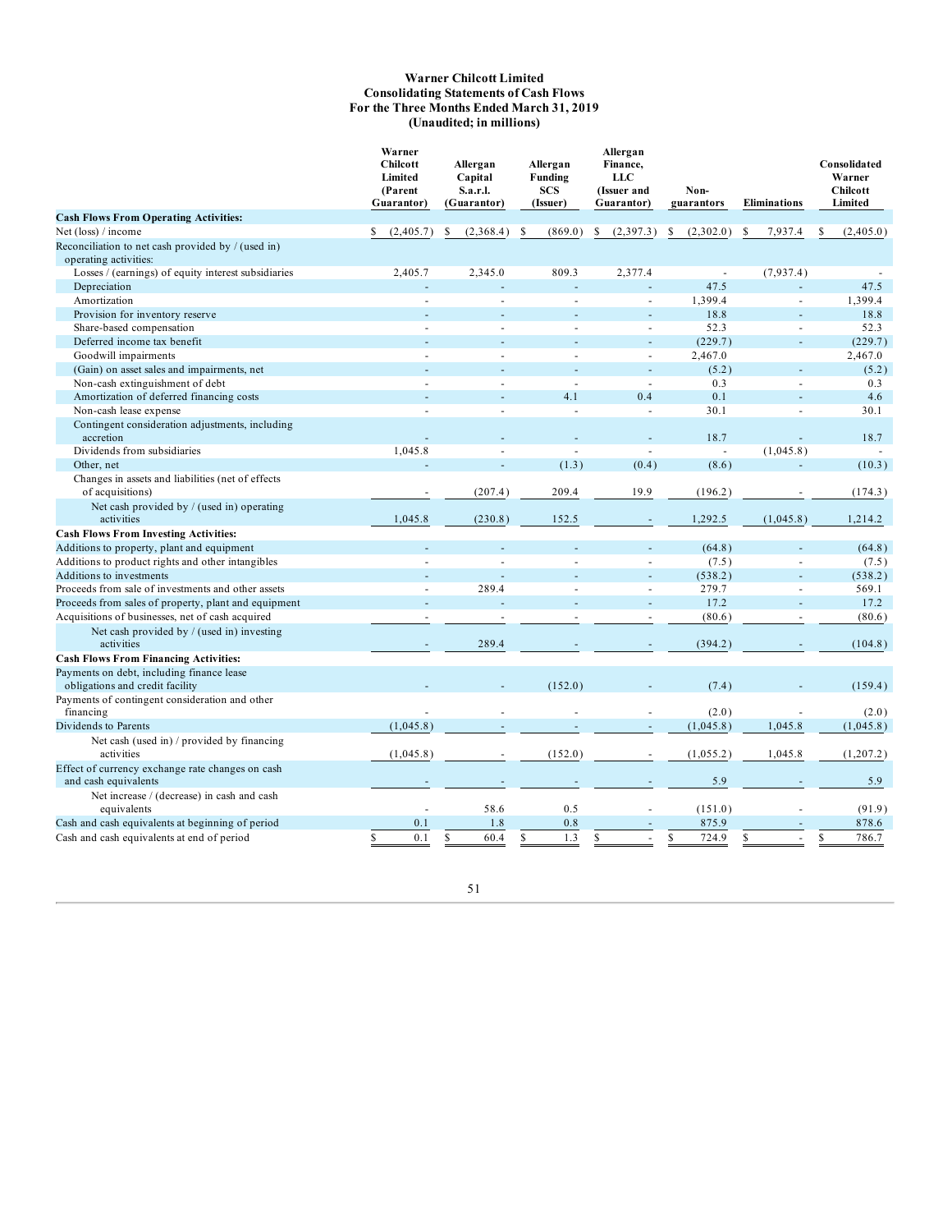**Warner Chilcott Limited**
**Consolidating Statements of Cash Flows**
**For the Three Months Ended March 31, 2019**
**(Unaudited; in millions)**

| | Warner Chilcott Limited (Parent Guarantor) | Allergan Capital S.a.r.l. (Guarantor) | Allergan Funding SCS (Issuer) | Allergan Finance, LLC (Issuer and Guarantor) | Non-guarantors | Eliminations | Consolidated Warner Chilcott Limited |
|---|---|---|---|---|---|---|---|
| **Cash Flows From Operating Activities:** | | | | | | | |
| Net (loss) / income | $ (2,405.7) | $ (2,368.4) | $ (869.0) | $ (2,397.3) | $ (2,302.0) | $ 7,937.4 | $ (2,405.0) |
| Reconciliation to net cash provided by / (used in) operating activities: | | | | | | | |
| Losses / (earnings) of equity interest subsidiaries | 2,405.7 | 2,345.0 | 809.3 | 2,377.4 | - | (7,937.4) | - |
| Depreciation | - | - | - | - | 47.5 | - | 47.5 |
| Amortization | - | - | - | - | 1,399.4 | - | 1,399.4 |
| Provision for inventory reserve | - | - | - | - | 18.8 | - | 18.8 |
| Share-based compensation | - | - | - | - | 52.3 | - | 52.3 |
| Deferred income tax benefit | - | - | - | - | (229.7) | - | (229.7) |
| Goodwill impairments | - | - | - | - | 2,467.0 | - | 2,467.0 |
| (Gain) on asset sales and impairments, net | - | - | - | - | (5.2) | - | (5.2) |
| Non-cash extinguishment of debt | - | - | - | - | 0.3 | - | 0.3 |
| Amortization of deferred financing costs | - | - | 4.1 | 0.4 | 0.1 | - | 4.6 |
| Non-cash lease expense | - | - | - | - | 30.1 | - | 30.1 |
| Contingent consideration adjustments, including accretion | - | - | - | - | 18.7 | - | 18.7 |
| Dividends from subsidiaries | 1,045.8 | - | - | - | - | (1,045.8) | - |
| Other, net | - | - | (1.3) | (0.4) | (8.6) | - | (10.3) |
| Changes in assets and liabilities (net of effects of acquisitions) | - | (207.4) | 209.4 | 19.9 | (196.2) | - | (174.3) |
| Net cash provided by / (used in) operating activities | 1,045.8 | (230.8) | 152.5 | - | 1,292.5 | (1,045.8) | 1,214.2 |
| **Cash Flows From Investing Activities:** | | | | | | | |
| Additions to property, plant and equipment | - | - | - | - | (64.8) | - | (64.8) |
| Additions to product rights and other intangibles | - | - | - | - | (7.5) | - | (7.5) |
| Additions to investments | - | - | - | - | (538.2) | - | (538.2) |
| Proceeds from sale of investments and other assets | - | 289.4 | - | - | 279.7 | - | 569.1 |
| Proceeds from sales of property, plant and equipment | - | - | - | - | 17.2 | - | 17.2 |
| Acquisitions of businesses, net of cash acquired | - | - | - | - | (80.6) | - | (80.6) |
| Net cash provided by / (used in) investing activities | - | 289.4 | - | - | (394.2) | - | (104.8) |
| **Cash Flows From Financing Activities:** | | | | | | | |
| Payments on debt, including finance lease obligations and credit facility | - | - | (152.0) | - | (7.4) | - | (159.4) |
| Payments of contingent consideration and other financing | - | - | - | - | (2.0) | - | (2.0) |
| Dividends to Parents | (1,045.8) | - | - | - | (1,045.8) | 1,045.8 | (1,045.8) |
| Net cash (used in) / provided by financing activities | (1,045.8) | - | (152.0) | - | (1,055.2) | 1,045.8 | (1,207.2) |
| Effect of currency exchange rate changes on cash and cash equivalents | - | - | - | - | 5.9 | - | 5.9 |
| Net increase / (decrease) in cash and cash equivalents | - | 58.6 | 0.5 | - | (151.0) | - | (91.9) |
| Cash and cash equivalents at beginning of period | 0.1 | 1.8 | 0.8 | - | 875.9 | - | 878.6 |
| Cash and cash equivalents at end of period | $ 0.1 | $ 60.4 | $ 1.3 | $ - | $ 724.9 | $ - | $ 786.7 |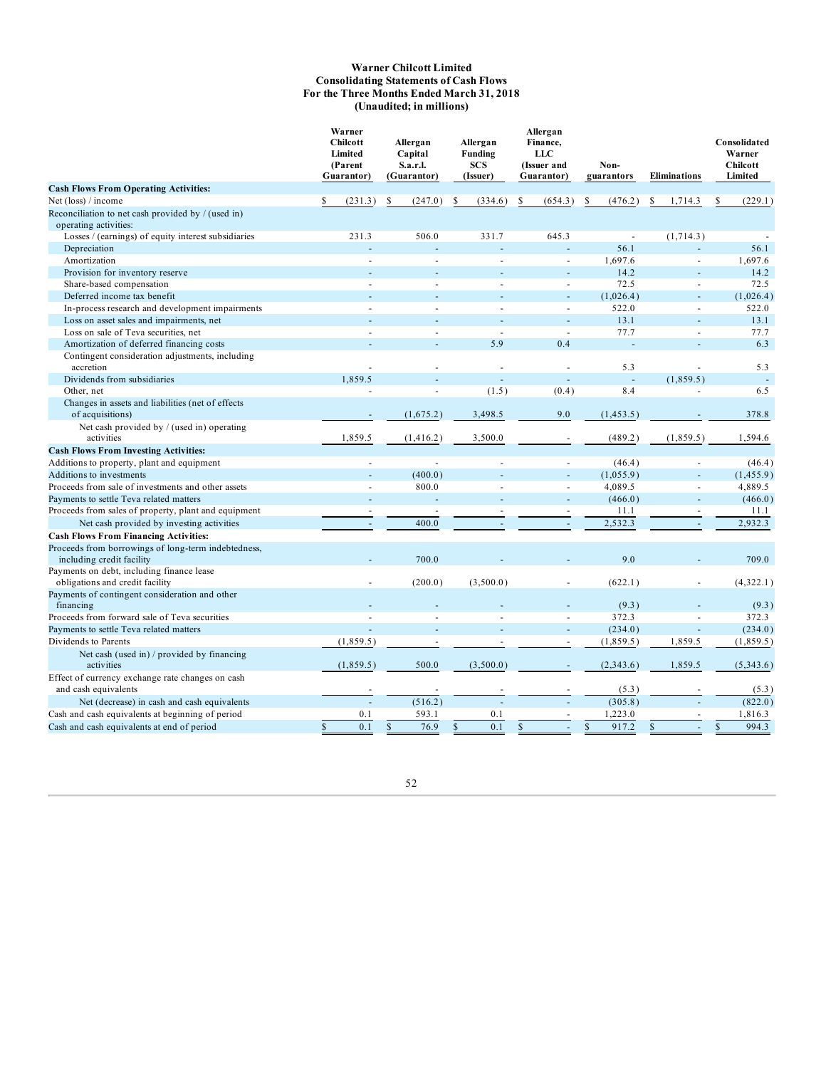**Warner Chilcott Limited**
**Consolidating Statements of Cash Flows**
**For the Three Months Ended March 31, 2018**
**(Unaudited; in millions)**

| | Warner Chilcott Limited (Parent Guarantor) | Allergan Capital S.a.r.l. (Guarantor) | Allergan Funding SCS (Issuer) | Allergan Finance, LLC (Issuer and Guarantor) | Non-guarantors | Eliminations | Consolidated Warner Chilcott Limited |
|---|---|---|---|---|---|---|---|
| **Cash Flows From Operating Activities:** | | | | | | | |
| Net (loss) / income | $ (231.3) | $ (247.0) | $ (334.6) | $ (654.3) | $ (476.2) | $ 1,714.3 | $ (229.1) |
| Reconciliation to net cash provided by / (used in) operating activities: | | | | | | | |
| Losses / (earnings) of equity interest subsidiaries | 231.3 | 506.0 | 331.7 | 645.3 | - | (1,714.3) | - |
| Depreciation | - | - | - | - | 56.1 | - | 56.1 |
| Amortization | - | - | - | - | 1,697.6 | - | 1,697.6 |
| Provision for inventory reserve | - | - | - | - | 14.2 | - | 14.2 |
| Share-based compensation | - | - | - | - | 72.5 | - | 72.5 |
| Deferred income tax benefit | - | - | - | - | (1,026.4) | - | (1,026.4) |
| In-process research and development impairments | - | - | - | - | 522.0 | - | 522.0 |
| Loss on asset sales and impairments, net | - | - | - | - | 13.1 | - | 13.1 |
| Loss on sale of Teva securities, net | - | - | - | - | 77.7 | - | 77.7 |
| Amortization of deferred financing costs | - | - | 5.9 | 0.4 | - | - | 6.3 |
| Contingent consideration adjustments, including accretion | - | - | - | - | 5.3 | - | 5.3 |
| Dividends from subsidiaries | 1,859.5 | - | - | - | - | (1,859.5) | - |
| Other, net | - | - | (1.5) | (0.4) | 8.4 | - | 6.5 |
| Changes in assets and liabilities (net of effects of acquisitions) | - | (1,675.2) | 3,498.5 | 9.0 | (1,453.5) | - | 378.8 |
| Net cash provided by / (used in) operating activities | 1,859.5 | (1,416.2) | 3,500.0 | - | (489.2) | (1,859.5) | 1,594.6 |
| **Cash Flows From Investing Activities:** | | | | | | | |
| Additions to property, plant and equipment | - | - | - | - | (46.4) | - | (46.4) |
| Additions to investments | - | (400.0) | - | - | (1,055.9) | - | (1,455.9) |
| Proceeds from sale of investments and other assets | - | 800.0 | - | - | 4,089.5 | - | 4,889.5 |
| Payments to settle Teva related matters | - | - | - | - | (466.0) | - | (466.0) |
| Proceeds from sales of property, plant and equipment | - | - | - | - | 11.1 | - | 11.1 |
| Net cash provided by investing activities | - | 400.0 | - | - | 2,532.3 | - | 2,932.3 |
| **Cash Flows From Financing Activities:** | | | | | | | |
| Proceeds from borrowings of long-term indebtedness, including credit facility | - | 700.0 | - | - | 9.0 | - | 709.0 |
| Payments on debt, including finance lease obligations and credit facility | - | (200.0) | (3,500.0) | - | (622.1) | - | (4,322.1) |
| Payments of contingent consideration and other financing | - | - | - | - | (9.3) | - | (9.3) |
| Proceeds from forward sale of Teva securities | - | - | - | - | 372.3 | - | 372.3 |
| Payments to settle Teva related matters | - | - | - | - | (234.0) | - | (234.0) |
| Dividends to Parents | (1,859.5) | - | - | - | (1,859.5) | 1,859.5 | (1,859.5) |
| Net cash (used in) / provided by financing activities | (1,859.5) | 500.0 | (3,500.0) | - | (2,343.6) | 1,859.5 | (5,343.6) |
| Effect of currency exchange rate changes on cash and cash equivalents | - | - | - | - | (5.3) | - | (5.3) |
| Net (decrease) in cash and cash equivalents | - | (516.2) | - | - | (305.8) | - | (822.0) |
| Cash and cash equivalents at beginning of period | 0.1 | 593.1 | 0.1 | - | 1,223.0 | - | 1,816.3 |
| Cash and cash equivalents at end of period | $ 0.1 | $ 76.9 | $ 0.1 | $ - | $ 917.2 | $ - | $ 994.3 |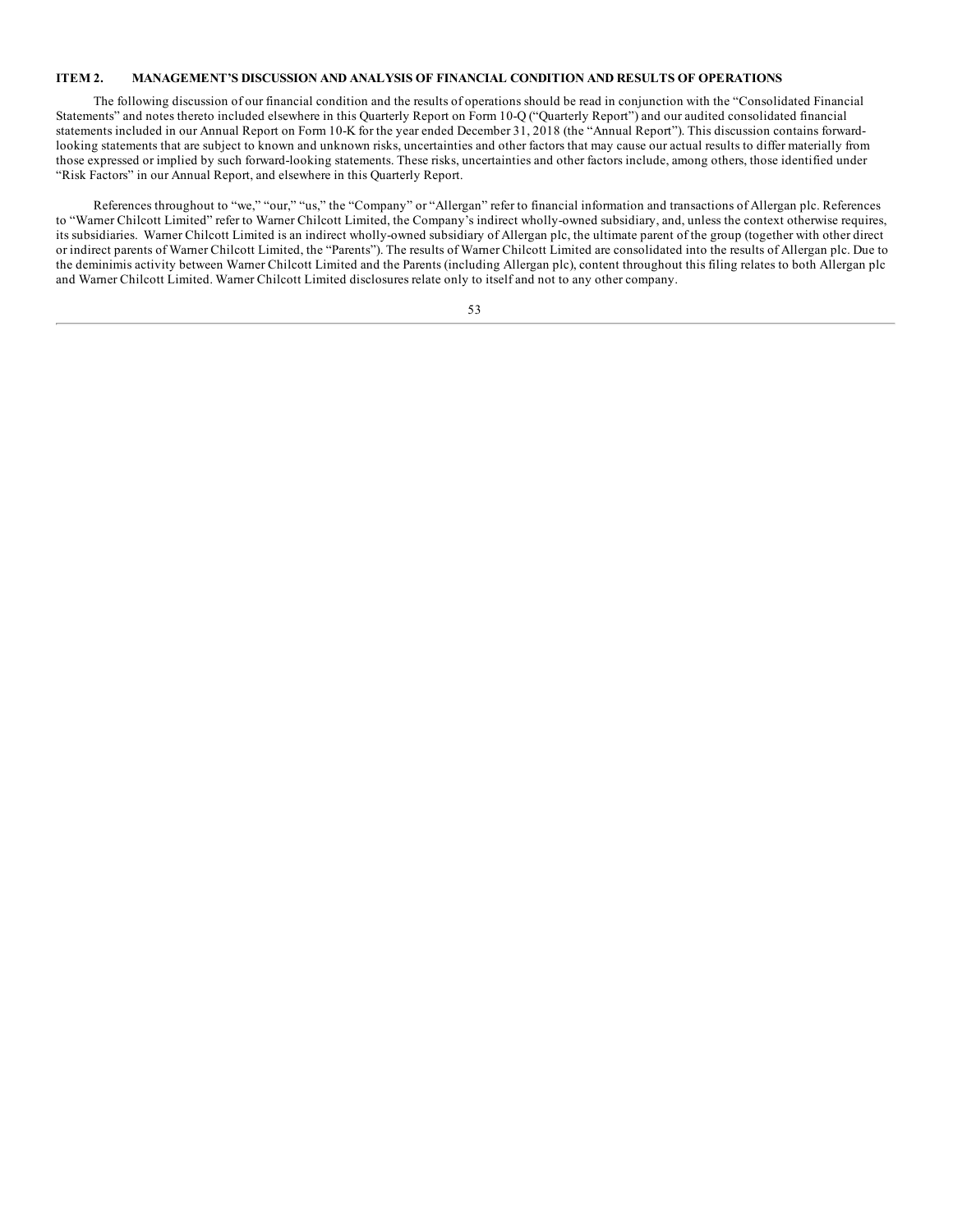## ITEM 2. MANAGEMENT'S DISCUSSION AND ANALYSIS OF FINANCIAL CONDITION AND RESULTS OF OPERATIONS

The following discussion of our financial condition and the results of operations should be read in conjunction with the "Consolidated Financial Statements" and notes thereto included elsewhere in this Quarterly Report on Form 10-Q ("Quarterly Report") and our audited consolidated financial statements included in our Annual Report on Form 10-K for the year ended December 31, 2018 (the "Annual Report"). This discussion contains forward-looking statements that are subject to known and unknown risks, uncertainties and other factors that may cause our actual results to differ materially from those expressed or implied by such forward-looking statements. These risks, uncertainties and other factors include, among others, those identified under "Risk Factors" in our Annual Report, and elsewhere in this Quarterly Report.

References throughout to "we," "our," "us," the "Company" or "Allergan" refer to financial information and transactions of Allergan plc. References to "Warner Chilcott Limited" refer to Warner Chilcott Limited, the Company's indirect wholly-owned subsidiary, and, unless the context otherwise requires, its subsidiaries. Warner Chilcott Limited is an indirect wholly-owned subsidiary of Allergan plc, the ultimate parent of the group (together with other direct or indirect parents of Warner Chilcott Limited, the "Parents"). The results of Warner Chilcott Limited are consolidated into the results of Allergan plc. Due to the deminimis activity between Warner Chilcott Limited and the Parents (including Allergan plc), content throughout this filing relates to both Allergan plc and Warner Chilcott Limited. Warner Chilcott Limited disclosures relate only to itself and not to any other company.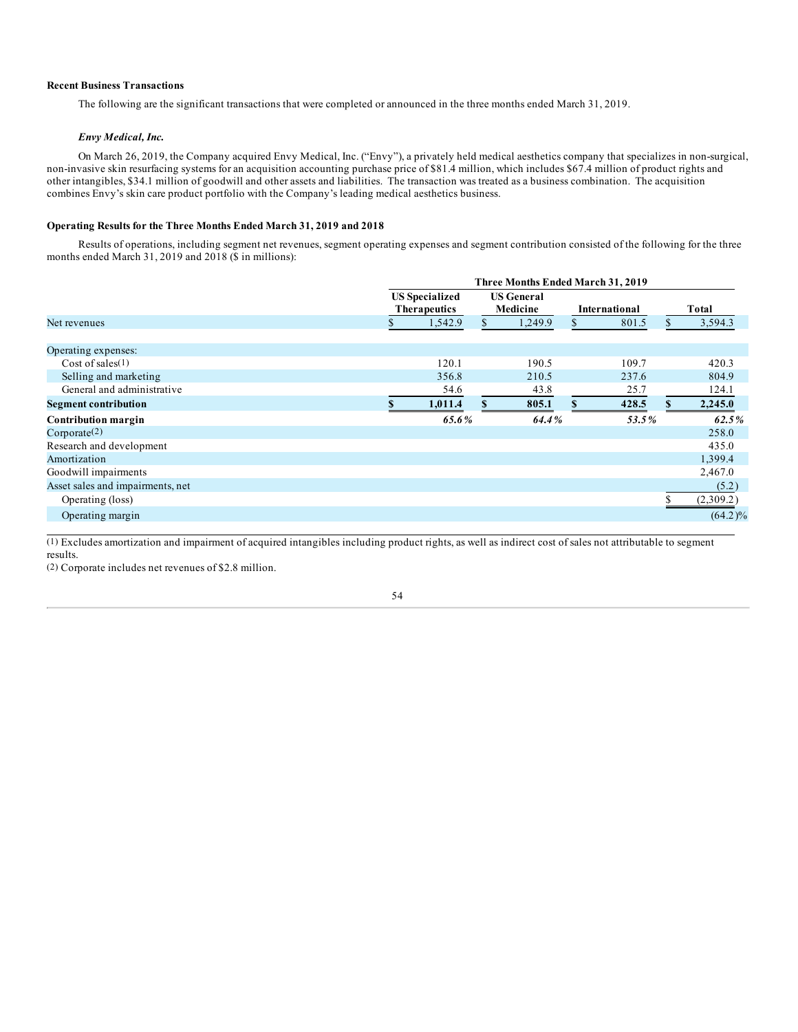### Recent Business Transactions

The following are the significant transactions that were completed or announced in the three months ended March 31, 2019.

#### *Envy Medical, Inc.*

On March 26, 2019, the Company acquired Envy Medical, Inc. ("Envy"), a privately held medical aesthetics company that specializes in non-surgical, non-invasive skin resurfacing systems for an acquisition accounting purchase price of $81.4 million, which includes $67.4 million of product rights and other intangibles, $34.1 million of goodwill and other assets and liabilities. The transaction was treated as a business combination. The acquisition combines Envy's skin care product portfolio with the Company's leading medical aesthetics business.

### Operating Results for the Three Months Ended March 31, 2019 and 2018

Results of operations, including segment net revenues, segment operating expenses and segment contribution consisted of the following for the three months ended March 31, 2019 and 2018 ($ in millions):

| | Three Months Ended March 31, 2019 | | | |
|---|---|---|---|---|
| | US Specialized Therapeutics | US General Medicine | International | Total |
| Net revenues | $ 1,542.9 | $ 1,249.9 | $ 801.5 | $ 3,594.3 |
| Operating expenses: | | | | |
| Cost of sales[1] | 120.1 | 190.5 | 109.7 | 420.3 |
| Selling and marketing | 356.8 | 210.5 | 237.6 | 804.9 |
| General and administrative | 54.6 | 43.8 | 25.7 | 124.1 |
| **Segment contribution** | **$ 1,011.4** | **$ 805.1** | **$ 428.5** | **$ 2,245.0** |
| **Contribution margin** | ***65.6%*** | ***64.4%*** | ***53.5%*** | ***62.5%*** |
| Corporate[2] | | | | 258.0 |
| Research and development | | | | 435.0 |
| Amortization | | | | 1,399.4 |
| Goodwill impairments | | | | 2,467.0 |
| Asset sales and impairments, net | | | | (5.2) |
| Operating (loss) | | | | $ (2,309.2) |
| Operating margin | | | | (64.2)% |

(1) Excludes amortization and impairment of acquired intangibles including product rights, as well as indirect cost of sales not attributable to segment results.

(2) Corporate includes net revenues of $2.8 million.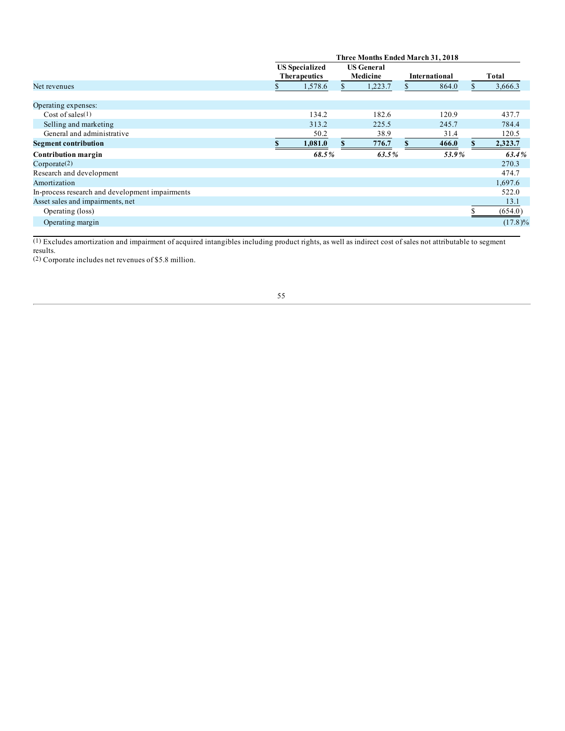| | Three Months Ended March 31, 2018 | | | |
|---|---|---|---|---|
| | US Specialized Therapeutics | US General Medicine | International | Total |
| Net revenues | $ 1,578.6 | $ 1,223.7 | $ 864.0 | $ 3,666.3 |
| Operating expenses: | | | | |
| Cost of sales(1) | 134.2 | 182.6 | 120.9 | 437.7 |
| Selling and marketing | 313.2 | 225.5 | 245.7 | 784.4 |
| General and administrative | 50.2 | 38.9 | 31.4 | 120.5 |
| **Segment contribution** | **$ 1,081.0** | **$ 776.7** | **$ 466.0** | **$ 2,323.7** |
| **Contribution margin** | ***68.5%*** | ***63.5%*** | ***53.9%*** | ***63.4%*** |
| Corporate(2) | | | | 270.3 |
| Research and development | | | | 474.7 |
| Amortization | | | | 1,697.6 |
| In-process research and development impairments | | | | 522.0 |
| Asset sales and impairments, net | | | | 13.1 |
| Operating (loss) | | | | $ (654.0) |
| Operating margin | | | | (17.8)% |

(1) Excludes amortization and impairment of acquired intangibles including product rights, as well as indirect cost of sales not attributable to segment results.

(2) Corporate includes net revenues of $5.8 million.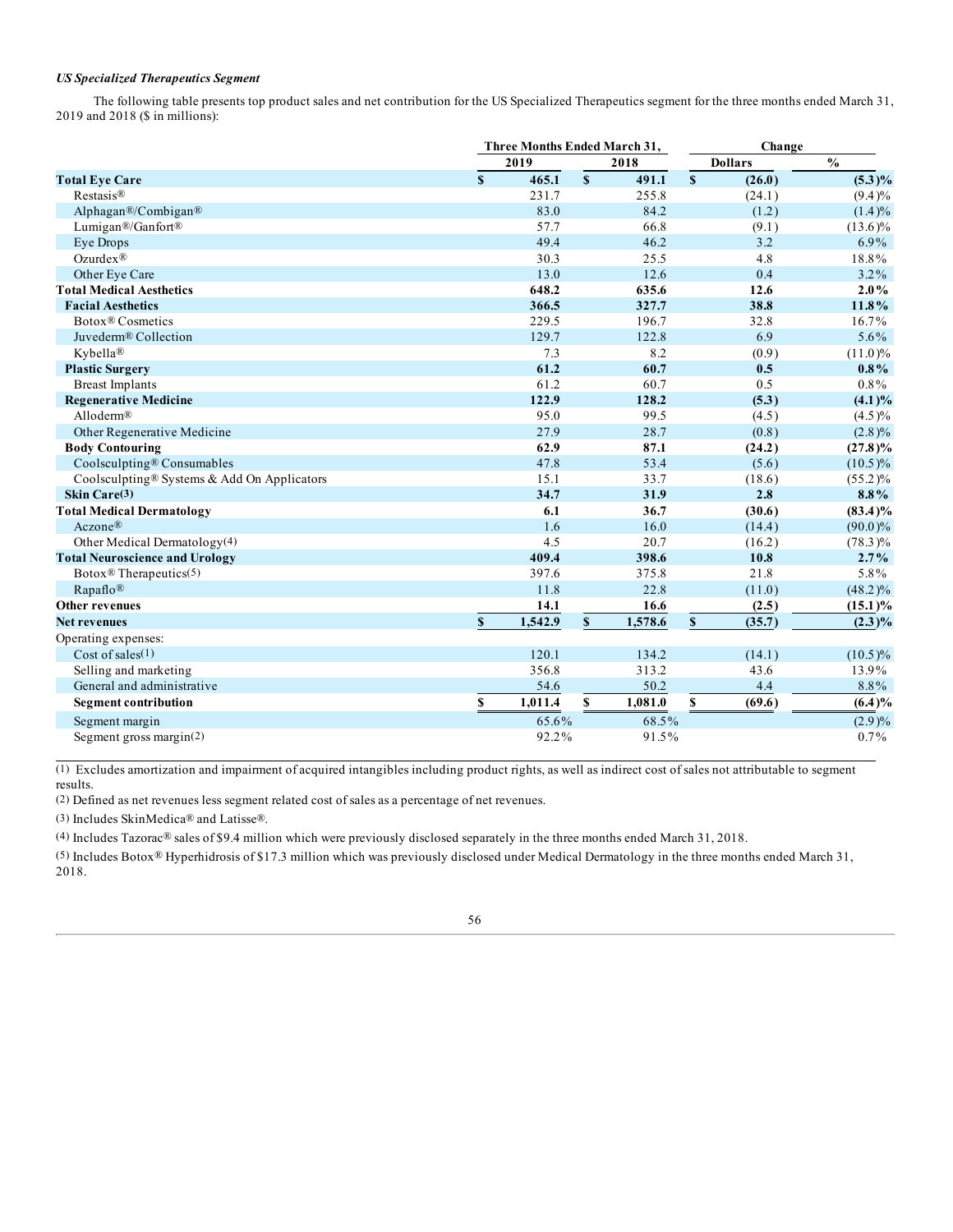***US Specialized Therapeutics Segment***

The following table presents top product sales and net contribution for the US Specialized Therapeutics segment for the three months ended March 31, 2019 and 2018 ($ in millions):

| | Three Months Ended March 31, | | Change | |
|---|---|---|---|---|
| | 2019 | 2018 | Dollars | % |
| **Total Eye Care** | **$ 465.1** | **$ 491.1** | **$ (26.0)** | **(5.3)%** |
| Restasis® | 231.7 | 255.8 | (24.1) | (9.4)% |
| Alphagan®/Combigan® | 83.0 | 84.2 | (1.2) | (1.4)% |
| Lumigan®/Ganfort® | 57.7 | 66.8 | (9.1) | (13.6)% |
| Eye Drops | 49.4 | 46.2 | 3.2 | 6.9% |
| Ozurdex® | 30.3 | 25.5 | 4.8 | 18.8% |
| Other Eye Care | 13.0 | 12.6 | 0.4 | 3.2% |
| **Total Medical Aesthetics** | **648.2** | **635.6** | **12.6** | **2.0%** |
| **Facial Aesthetics** | **366.5** | **327.7** | **38.8** | **11.8%** |
| Botox® Cosmetics | 229.5 | 196.7 | 32.8 | 16.7% |
| Juvederm® Collection | 129.7 | 122.8 | 6.9 | 5.6% |
| Kybella® | 7.3 | 8.2 | (0.9) | (11.0)% |
| **Plastic Surgery** | **61.2** | **60.7** | **0.5** | **0.8%** |
| Breast Implants | 61.2 | 60.7 | 0.5 | 0.8% |
| **Regenerative Medicine** | **122.9** | **128.2** | **(5.3)** | **(4.1)%** |
| Alloderm® | 95.0 | 99.5 | (4.5) | (4.5)% |
| Other Regenerative Medicine | 27.9 | 28.7 | (0.8) | (2.8)% |
| **Body Contouring** | **62.9** | **87.1** | **(24.2)** | **(27.8)%** |
| Coolsculpting® Consumables | 47.8 | 53.4 | (5.6) | (10.5)% |
| Coolsculpting® Systems & Add On Applicators | 15.1 | 33.7 | (18.6) | (55.2)% |
| **Skin Care(3)** | **34.7** | **31.9** | **2.8** | **8.8%** |
| **Total Medical Dermatology** | **6.1** | **36.7** | **(30.6)** | **(83.4)%** |
| Aczone® | 1.6 | 16.0 | (14.4) | (90.0)% |
| Other Medical Dermatology(4) | 4.5 | 20.7 | (16.2) | (78.3)% |
| **Total Neuroscience and Urology** | **409.4** | **398.6** | **10.8** | **2.7%** |
| Botox® Therapeutics(5) | 397.6 | 375.8 | 21.8 | 5.8% |
| Rapaflo® | 11.8 | 22.8 | (11.0) | (48.2)% |
| **Other revenues** | **14.1** | **16.6** | **(2.5)** | **(15.1)%** |
| **Net revenues** | **$ 1,542.9** | **$ 1,578.6** | **$ (35.7)** | **(2.3)%** |
| Operating expenses: | | | | |
| Cost of sales(1) | 120.1 | 134.2 | (14.1) | (10.5)% |
| Selling and marketing | 356.8 | 313.2 | 43.6 | 13.9% |
| General and administrative | 54.6 | 50.2 | 4.4 | 8.8% |
| **Segment contribution** | **$ 1,011.4** | **$ 1,081.0** | **$ (69.6)** | **(6.4)%** |
| Segment margin | 65.6% | 68.5% | | (2.9)% |
| Segment gross margin(2) | 92.2% | 91.5% | | 0.7% |

(1) Excludes amortization and impairment of acquired intangibles including product rights, as well as indirect cost of sales not attributable to segment results.

(2) Defined as net revenues less segment related cost of sales as a percentage of net revenues.

(3) Includes SkinMedica® and Latisse®.

(4) Includes Tazorac® sales of $9.4 million which were previously disclosed separately in the three months ended March 31, 2018.

(5) Includes Botox® Hyperhidrosis of $17.3 million which was previously disclosed under Medical Dermatology in the three months ended March 31, 2018.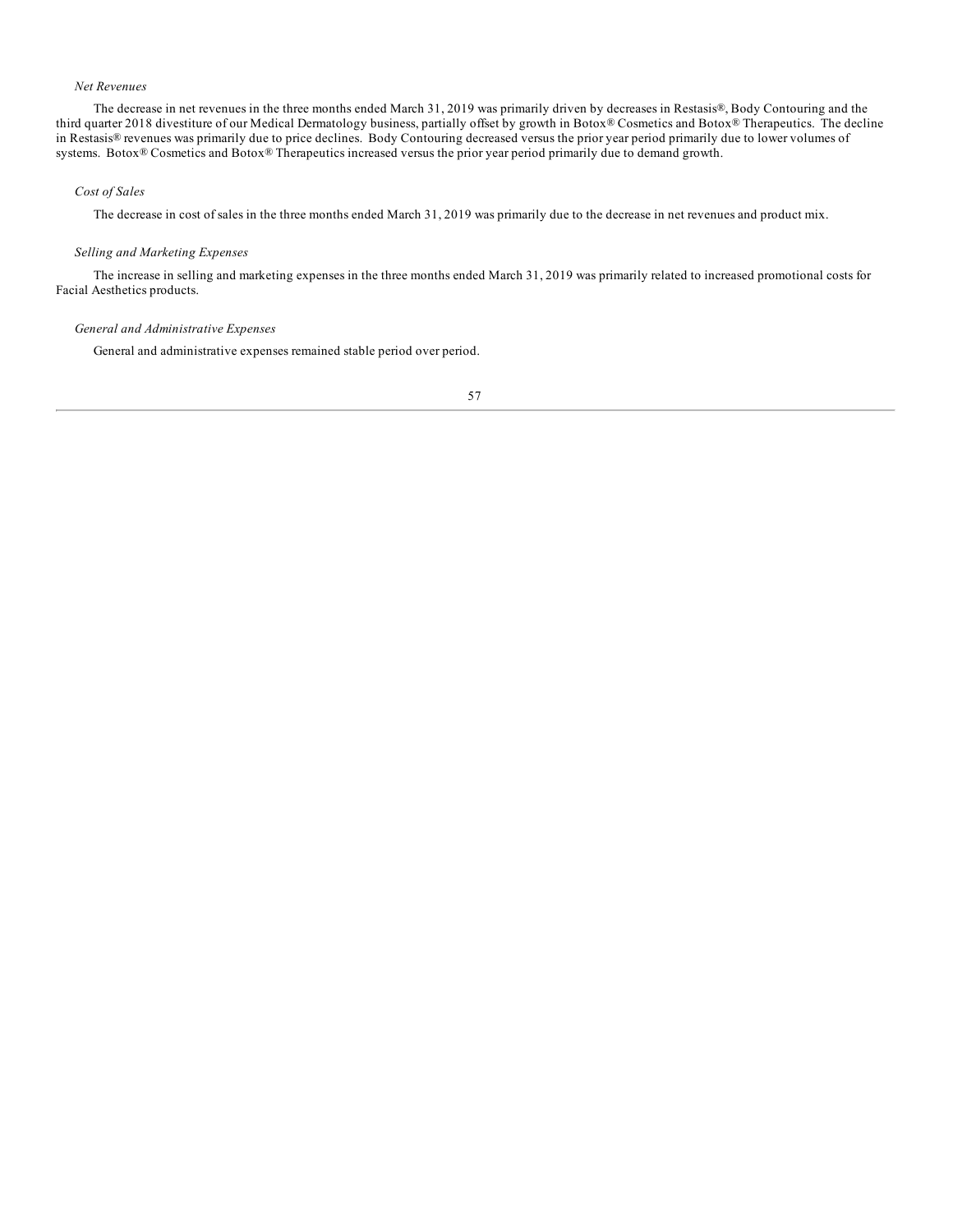*Net Revenues*

The decrease in net revenues in the three months ended March 31, 2019 was primarily driven by decreases in Restasis®, Body Contouring and the third quarter 2018 divestiture of our Medical Dermatology business, partially offset by growth in Botox® Cosmetics and Botox® Therapeutics. The decline in Restasis® revenues was primarily due to price declines. Body Contouring decreased versus the prior year period primarily due to lower volumes of systems. Botox® Cosmetics and Botox® Therapeutics increased versus the prior year period primarily due to demand growth.

*Cost of Sales*

The decrease in cost of sales in the three months ended March 31, 2019 was primarily due to the decrease in net revenues and product mix.

*Selling and Marketing Expenses*

The increase in selling and marketing expenses in the three months ended March 31, 2019 was primarily related to increased promotional costs for Facial Aesthetics products.

*General and Administrative Expenses*

General and administrative expenses remained stable period over period.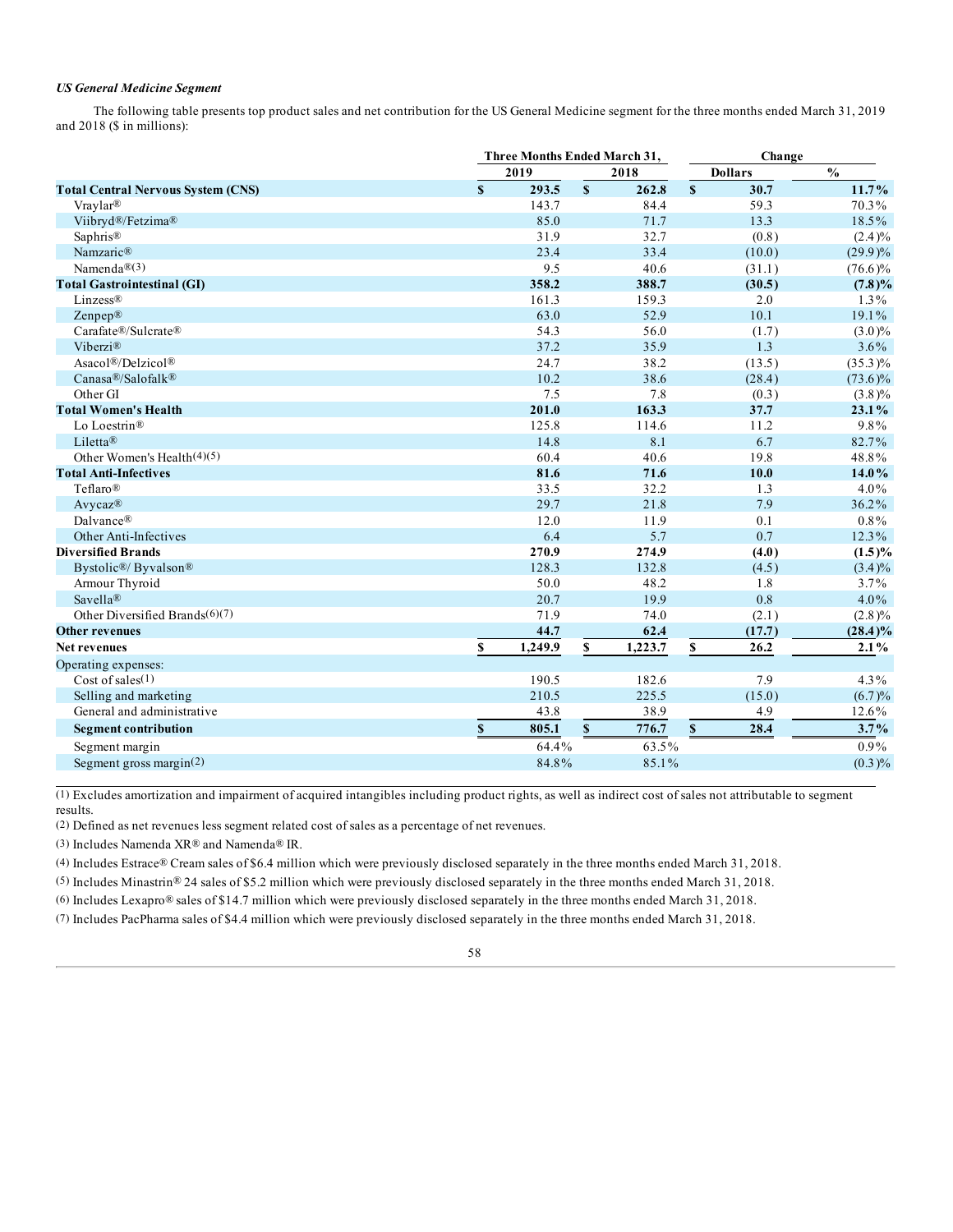*US General Medicine Segment*

The following table presents top product sales and net contribution for the US General Medicine segment for the three months ended March 31, 2019 and 2018 ($ in millions):

| | Three Months Ended March 31, | | Change | |
|---|---|---|---|---|
| | 2019 | 2018 | Dollars | % |
| **Total Central Nervous System (CNS)** | **$ 293.5** | **$ 262.8** | **$ 30.7** | **11.7%** |
| Vraylar® | 143.7 | 84.4 | 59.3 | 70.3% |
| Viibryd®/Fetzima® | 85.0 | 71.7 | 13.3 | 18.5% |
| Saphris® | 31.9 | 32.7 | (0.8) | (2.4)% |
| Namzaric® | 23.4 | 33.4 | (10.0) | (29.9)% |
| Namenda®(3) | 9.5 | 40.6 | (31.1) | (76.6)% |
| **Total Gastrointestinal (GI)** | **358.2** | **388.7** | **(30.5)** | **(7.8)%** |
| Linzess® | 161.3 | 159.3 | 2.0 | 1.3% |
| Zenpep® | 63.0 | 52.9 | 10.1 | 19.1% |
| Carafate®/Sulcrate® | 54.3 | 56.0 | (1.7) | (3.0)% |
| Viberzi® | 37.2 | 35.9 | 1.3 | 3.6% |
| Asacol®/Delzicol® | 24.7 | 38.2 | (13.5) | (35.3)% |
| Canasa®/Salofalk® | 10.2 | 38.6 | (28.4) | (73.6)% |
| Other GI | 7.5 | 7.8 | (0.3) | (3.8)% |
| **Total Women's Health** | **201.0** | **163.3** | **37.7** | **23.1%** |
| Lo Loestrin® | 125.8 | 114.6 | 11.2 | 9.8% |
| Liletta® | 14.8 | 8.1 | 6.7 | 82.7% |
| Other Women's Health(4)(5) | 60.4 | 40.6 | 19.8 | 48.8% |
| **Total Anti-Infectives** | **81.6** | **71.6** | **10.0** | **14.0%** |
| Teflaro® | 33.5 | 32.2 | 1.3 | 4.0% |
| Avycaz® | 29.7 | 21.8 | 7.9 | 36.2% |
| Dalvance® | 12.0 | 11.9 | 0.1 | 0.8% |
| Other Anti-Infectives | 6.4 | 5.7 | 0.7 | 12.3% |
| **Diversified Brands** | **270.9** | **274.9** | **(4.0)** | **(1.5)%** |
| Bystolic®/ Byvalson® | 128.3 | 132.8 | (4.5) | (3.4)% |
| Armour Thyroid | 50.0 | 48.2 | 1.8 | 3.7% |
| Savella® | 20.7 | 19.9 | 0.8 | 4.0% |
| Other Diversified Brands(6)(7) | 71.9 | 74.0 | (2.1) | (2.8)% |
| **Other revenues** | **44.7** | **62.4** | **(17.7)** | **(28.4)%** |
| **Net revenues** | **$ 1,249.9** | **$ 1,223.7** | **$ 26.2** | **2.1%** |
| Operating expenses: | | | | |
| Cost of sales(1) | 190.5 | 182.6 | 7.9 | 4.3% |
| Selling and marketing | 210.5 | 225.5 | (15.0) | (6.7)% |
| General and administrative | 43.8 | 38.9 | 4.9 | 12.6% |
| **Segment contribution** | **$ 805.1** | **$ 776.7** | **$ 28.4** | **3.7%** |
| Segment margin | 64.4% | 63.5% | | 0.9% |
| Segment gross margin(2) | 84.8% | 85.1% | | (0.3)% |

(1) Excludes amortization and impairment of acquired intangibles including product rights, as well as indirect cost of sales not attributable to segment results.

(2) Defined as net revenues less segment related cost of sales as a percentage of net revenues.

(3) Includes Namenda XR® and Namenda® IR.

(4) Includes Estrace® Cream sales of $6.4 million which were previously disclosed separately in the three months ended March 31, 2018.

(5) Includes Minastrin® 24 sales of $5.2 million which were previously disclosed separately in the three months ended March 31, 2018.

(6) Includes Lexapro® sales of $14.7 million which were previously disclosed separately in the three months ended March 31, 2018.

(7) Includes PacPharma sales of $4.4 million which were previously disclosed separately in the three months ended March 31, 2018.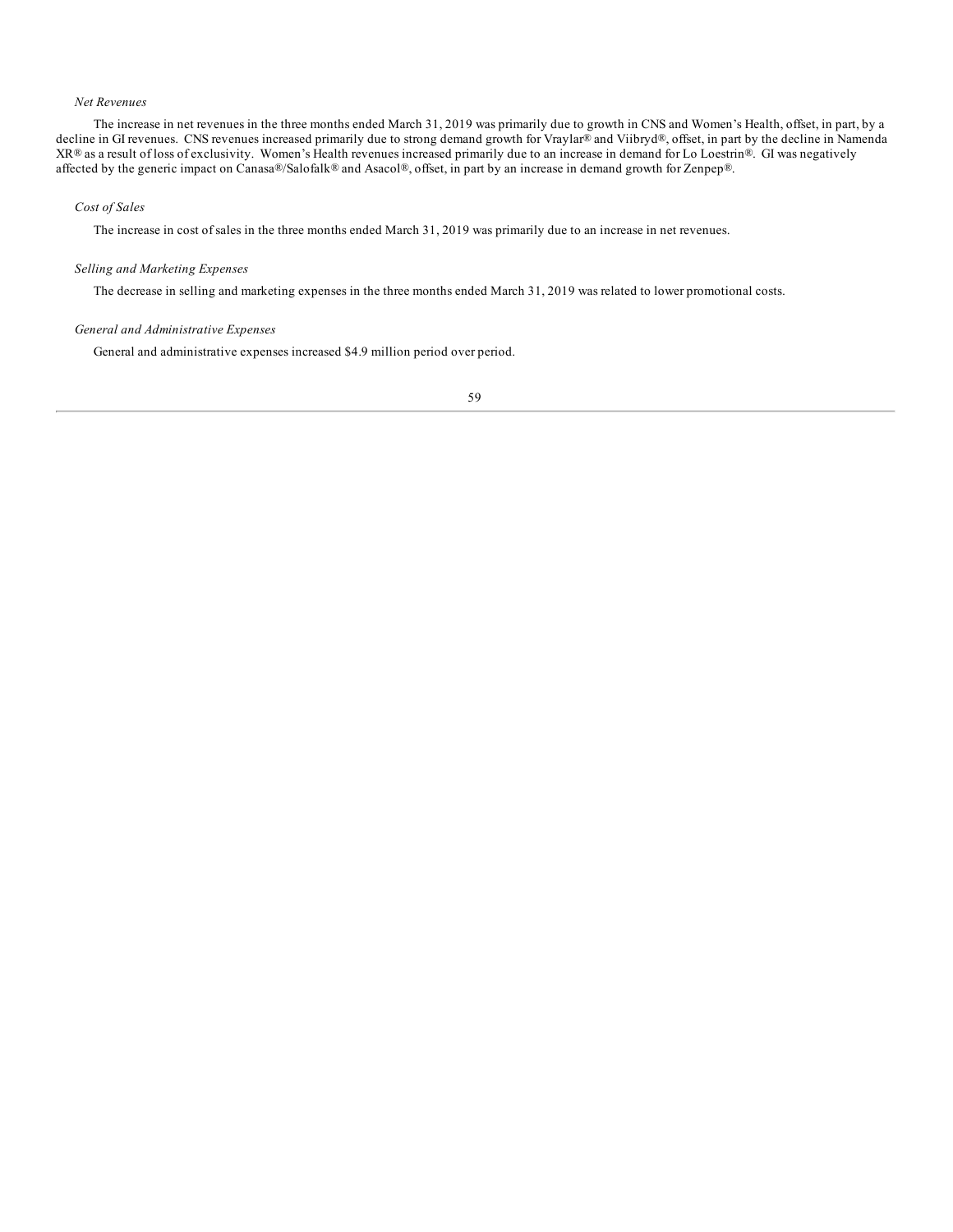*Net Revenues*

The increase in net revenues in the three months ended March 31, 2019 was primarily due to growth in CNS and Women's Health, offset, in part, by a decline in GI revenues. CNS revenues increased primarily due to strong demand growth for Vraylar® and Viibryd®, offset, in part by the decline in Namenda XR® as a result of loss of exclusivity. Women's Health revenues increased primarily due to an increase in demand for Lo Loestrin®. GI was negatively affected by the generic impact on Canasa®/Salofalk® and Asacol®, offset, in part by an increase in demand growth for Zenpep®.

*Cost of Sales*

The increase in cost of sales in the three months ended March 31, 2019 was primarily due to an increase in net revenues.

*Selling and Marketing Expenses*

The decrease in selling and marketing expenses in the three months ended March 31, 2019 was related to lower promotional costs.

*General and Administrative Expenses*

General and administrative expenses increased $4.9 million period over period.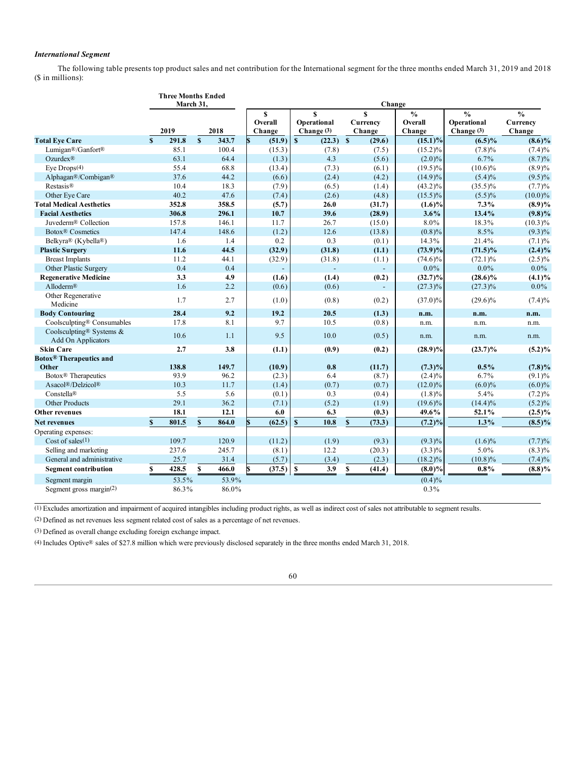### *International Segment*

The following table presents top product sales and net contribution for the International segment for the three months ended March 31, 2019 and 2018 ($ in millions):

| | Three Months Ended March 31, | | Change | | | | | |
|---|---|---|---|---|---|---|---|---|
| | 2019 | 2018 | $ Overall Change | $ Operational Change (3) | $ Currency Change | % Overall Change | % Operational Change (3) | % Currency Change |
| **Total Eye Care** | **$ 291.8** | **$ 343.7** | **$ (51.9)** | **$ (22.3)** | **$ (29.6)** | **(15.1)%** | **(6.5)%** | **(8.6)%** |
| Lumigan®/Ganfort® | 85.1 | 100.4 | (15.3) | (7.8) | (7.5) | (15.2)% | (7.8)% | (7.4)% |
| Ozurdex® | 63.1 | 64.4 | (1.3) | 4.3 | (5.6) | (2.0)% | 6.7% | (8.7)% |
| Eye Drops(4) | 55.4 | 68.8 | (13.4) | (7.3) | (6.1) | (19.5)% | (10.6)% | (8.9)% |
| Alphagan®/Combigan® | 37.6 | 44.2 | (6.6) | (2.4) | (4.2) | (14.9)% | (5.4)% | (9.5)% |
| Restasis® | 10.4 | 18.3 | (7.9) | (6.5) | (1.4) | (43.2)% | (35.5)% | (7.7)% |
| Other Eye Care | 40.2 | 47.6 | (7.4) | (2.6) | (4.8) | (15.5)% | (5.5)% | (10.0)% |
| **Total Medical Aesthetics** | **352.8** | **358.5** | **(5.7)** | **26.0** | **(31.7)** | **(1.6)%** | **7.3%** | **(8.9)%** |
| **Facial Aesthetics** | **306.8** | **296.1** | **10.7** | **39.6** | **(28.9)** | **3.6%** | **13.4%** | **(9.8)%** |
| Juvederm® Collection | 157.8 | 146.1 | 11.7 | 26.7 | (15.0) | 8.0% | 18.3% | (10.3)% |
| Botox® Cosmetics | 147.4 | 148.6 | (1.2) | 12.6 | (13.8) | (0.8)% | 8.5% | (9.3)% |
| Belkyra® (Kybella®) | 1.6 | 1.4 | 0.2 | 0.3 | (0.1) | 14.3% | 21.4% | (7.1)% |
| **Plastic Surgery** | **11.6** | **44.5** | **(32.9)** | **(31.8)** | **(1.1)** | **(73.9)%** | **(71.5)%** | **(2.4)%** |
| Breast Implants | 11.2 | 44.1 | (32.9) | (31.8) | (1.1) | (74.6)% | (72.1)% | (2.5)% |
| Other Plastic Surgery | 0.4 | 0.4 | - | - | - | 0.0% | 0.0% | 0.0% |
| **Regenerative Medicine** | **3.3** | **4.9** | **(1.6)** | **(1.4)** | **(0.2)** | **(32.7)%** | **(28.6)%** | **(4.1)%** |
| Alloderm® | 1.6 | 2.2 | (0.6) | (0.6) | - | (27.3)% | (27.3)% | 0.0% |
| Other Regenerative Medicine | 1.7 | 2.7 | (1.0) | (0.8) | (0.2) | (37.0)% | (29.6)% | (7.4)% |
| **Body Contouring** | **28.4** | **9.2** | **19.2** | **20.5** | **(1.3)** | **n.m.** | **n.m.** | **n.m.** |
| Coolsculpting® Consumables | 17.8 | 8.1 | 9.7 | 10.5 | (0.8) | n.m. | n.m. | n.m. |
| Coolsculpting® Systems & Add On Applicators | 10.6 | 1.1 | 9.5 | 10.0 | (0.5) | n.m. | n.m. | n.m. |
| **Skin Care** | **2.7** | **3.8** | **(1.1)** | **(0.9)** | **(0.2)** | **(28.9)%** | **(23.7)%** | **(5.2)%** |
| **Botox® Therapeutics and Other** | **138.8** | **149.7** | **(10.9)** | **0.8** | **(11.7)** | **(7.3)%** | **0.5%** | **(7.8)%** |
| Botox® Therapeutics | 93.9 | 96.2 | (2.3) | 6.4 | (8.7) | (2.4)% | 6.7% | (9.1)% |
| Asacol®/Delzicol® | 10.3 | 11.7 | (1.4) | (0.7) | (0.7) | (12.0)% | (6.0)% | (6.0)% |
| Constella® | 5.5 | 5.6 | (0.1) | 0.3 | (0.4) | (1.8)% | 5.4% | (7.2)% |
| Other Products | 29.1 | 36.2 | (7.1) | (5.2) | (1.9) | (19.6)% | (14.4)% | (5.2)% |
| **Other revenues** | **18.1** | **12.1** | **6.0** | **6.3** | **(0.3)** | **49.6%** | **52.1%** | **(2.5)%** |
| **Net revenues** | **$ 801.5** | **$ 864.0** | **$ (62.5)** | **$ 10.8** | **$ (73.3)** | **(7.2)%** | **1.3%** | **(8.5)%** |
| Operating expenses: | | | | | | | | |
| Cost of sales(1) | 109.7 | 120.9 | (11.2) | (1.9) | (9.3) | (9.3)% | (1.6)% | (7.7)% |
| Selling and marketing | 237.6 | 245.7 | (8.1) | 12.2 | (20.3) | (3.3)% | 5.0% | (8.3)% |
| General and administrative | 25.7 | 31.4 | (5.7) | (3.4) | (2.3) | (18.2)% | (10.8)% | (7.4)% |
| **Segment contribution** | **$ 428.5** | **$ 466.0** | **$ (37.5)** | **$ 3.9** | **$ (41.4)** | **(8.0)%** | **0.8%** | **(8.8)%** |
| Segment margin | 53.5% | 53.9% | | | | (0.4)% | | |
| Segment gross margin(2) | 86.3% | 86.0% | | | | 0.3% | | |

(1) Excludes amortization and impairment of acquired intangibles including product rights, as well as indirect cost of sales not attributable to segment results.

(2) Defined as net revenues less segment related cost of sales as a percentage of net revenues.

(3) Defined as overall change excluding foreign exchange impact.

(4) Includes Optive® sales of $27.8 million which were previously disclosed separately in the three months ended March 31, 2018.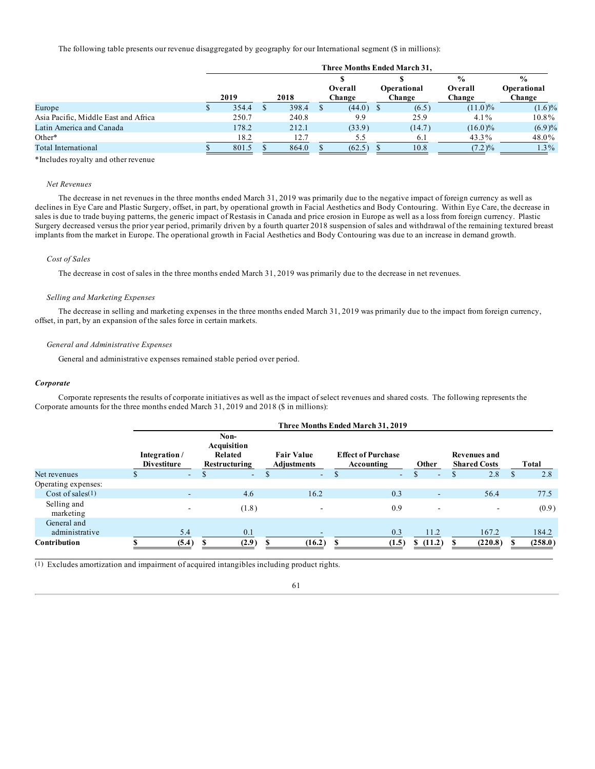The following table presents our revenue disaggregated by geography for our International segment ($ in millions):

| | Three Months Ended March 31, | | | | | |
|---|---|---|---|---|---|---|
| | 2019 | 2018 | $ Overall Change | $ Operational Change | % Overall Change | % Operational Change |
| Europe | $ 354.4 | $ 398.4 | $ (44.0) | $ (6.5) | (11.0)% | (1.6)% |
| Asia Pacific, Middle East and Africa | 250.7 | 240.8 | 9.9 | 25.9 | 4.1% | 10.8% |
| Latin America and Canada | 178.2 | 212.1 | (33.9) | (14.7) | (16.0)% | (6.9)% |
| Other* | 18.2 | 12.7 | 5.5 | 6.1 | 43.3% | 48.0% |
| Total International | $ 801.5 | $ 864.0 | $ (62.5) | $ 10.8 | (7.2)% | 1.3% |

*Includes royalty and other revenue

*Net Revenues*

The decrease in net revenues in the three months ended March 31, 2019 was primarily due to the negative impact of foreign currency as well as declines in Eye Care and Plastic Surgery, offset, in part, by operational growth in Facial Aesthetics and Body Contouring. Within Eye Care, the decrease in sales is due to trade buying patterns, the generic impact of Restasis in Canada and price erosion in Europe as well as a loss from foreign currency. Plastic Surgery decreased versus the prior year period, primarily driven by a fourth quarter 2018 suspension of sales and withdrawal of the remaining textured breast implants from the market in Europe. The operational growth in Facial Aesthetics and Body Contouring was due to an increase in demand growth.

*Cost of Sales*

The decrease in cost of sales in the three months ended March 31, 2019 was primarily due to the decrease in net revenues.

*Selling and Marketing Expenses*

The decrease in selling and marketing expenses in the three months ended March 31, 2019 was primarily due to the impact from foreign currency, offset, in part, by an expansion of the sales force in certain markets.

*General and Administrative Expenses*

General and administrative expenses remained stable period over period.

***Corporate***

Corporate represents the results of corporate initiatives as well as the impact of select revenues and shared costs. The following represents the Corporate amounts for the three months ended March 31, 2019 and 2018 ($ in millions):

| | Three Months Ended March 31, 2019 | | | | | | |
|---|---|---|---|---|---|---|---|
| | Integration / Divestiture | Non-Acquisition Related Restructuring | Fair Value Adjustments | Effect of Purchase Accounting | Other | Revenues and Shared Costs | Total |
| Net revenues | $ - | $ - | $ - | $ - | $ - | $ 2.8 | $ 2.8 |
| Operating expenses: | | | | | | | |
| Cost of sales(1) | - | 4.6 | 16.2 | 0.3 | - | 56.4 | 77.5 |
| Selling and marketing | - | (1.8) | - | 0.9 | - | - | (0.9) |
| General and administrative | 5.4 | 0.1 | - | 0.3 | 11.2 | 167.2 | 184.2 |
| **Contribution** | **$ (5.4)** | **$ (2.9)** | **$ (16.2)** | **$ (1.5)** | **$ (11.2)** | **$ (220.8)** | **$ (258.0)** |

(1) Excludes amortization and impairment of acquired intangibles including product rights.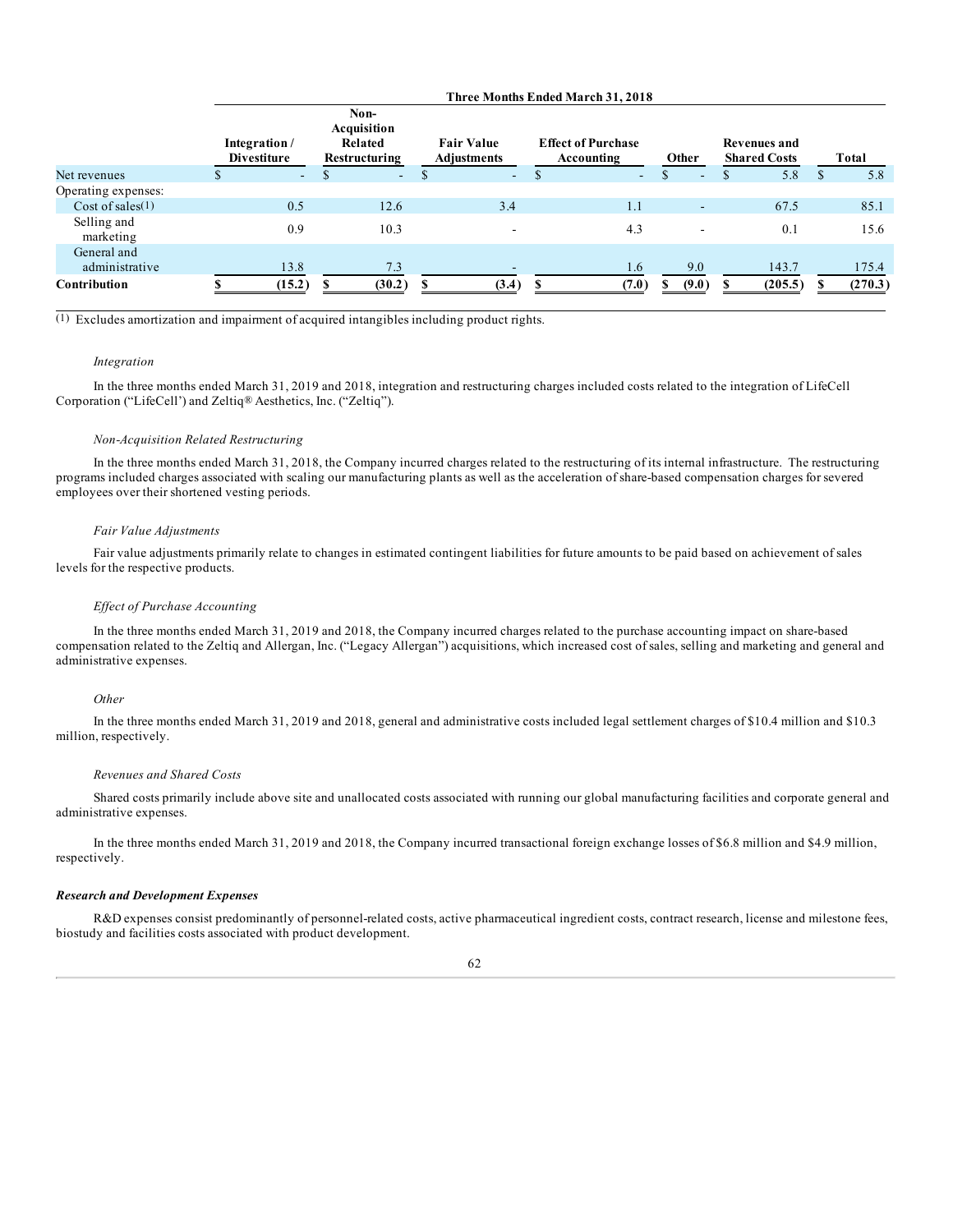| | Three Months Ended March 31, 2018 | | | | | | |
|---|---|---|---|---|---|---|---|
| | Integration / Divestiture | Non-Acquisition Related Restructuring | Fair Value Adjustments | Effect of Purchase Accounting | Other | Revenues and Shared Costs | Total |
| Net revenues | $ - | $ - | $ - | $ - | $ - | $ 5.8 | $ 5.8 |
| Operating expenses: | | | | | | | |
| Cost of sales(1) | 0.5 | 12.6 | 3.4 | 1.1 | - | 67.5 | 85.1 |
| Selling and marketing | 0.9 | 10.3 | - | 4.3 | - | 0.1 | 15.6 |
| General and administrative | 13.8 | 7.3 | - | 1.6 | 9.0 | 143.7 | 175.4 |
| **Contribution** | **$ (15.2)** | **$ (30.2)** | **$ (3.4)** | **$ (7.0)** | **$ (9.0)** | **$ (205.5)** | **$ (270.3)** |

(1) Excludes amortization and impairment of acquired intangibles including product rights.

*Integration*

In the three months ended March 31, 2019 and 2018, integration and restructuring charges included costs related to the integration of LifeCell Corporation ("LifeCell') and Zeltiq® Aesthetics, Inc. ("Zeltiq").

*Non-Acquisition Related Restructuring*

In the three months ended March 31, 2018, the Company incurred charges related to the restructuring of its internal infrastructure. The restructuring programs included charges associated with scaling our manufacturing plants as well as the acceleration of share-based compensation charges for severed employees over their shortened vesting periods.

*Fair Value Adjustments*

Fair value adjustments primarily relate to changes in estimated contingent liabilities for future amounts to be paid based on achievement of sales levels for the respective products.

*Effect of Purchase Accounting*

In the three months ended March 31, 2019 and 2018, the Company incurred charges related to the purchase accounting impact on share-based compensation related to the Zeltiq and Allergan, Inc. ("Legacy Allergan") acquisitions, which increased cost of sales, selling and marketing and general and administrative expenses.

*Other*

In the three months ended March 31, 2019 and 2018, general and administrative costs included legal settlement charges of $10.4 million and $10.3 million, respectively.

*Revenues and Shared Costs*

Shared costs primarily include above site and unallocated costs associated with running our global manufacturing facilities and corporate general and administrative expenses.

In the three months ended March 31, 2019 and 2018, the Company incurred transactional foreign exchange losses of $6.8 million and $4.9 million, respectively.

***Research and Development Expenses***

R&D expenses consist predominantly of personnel-related costs, active pharmaceutical ingredient costs, contract research, license and milestone fees, biostudy and facilities costs associated with product development.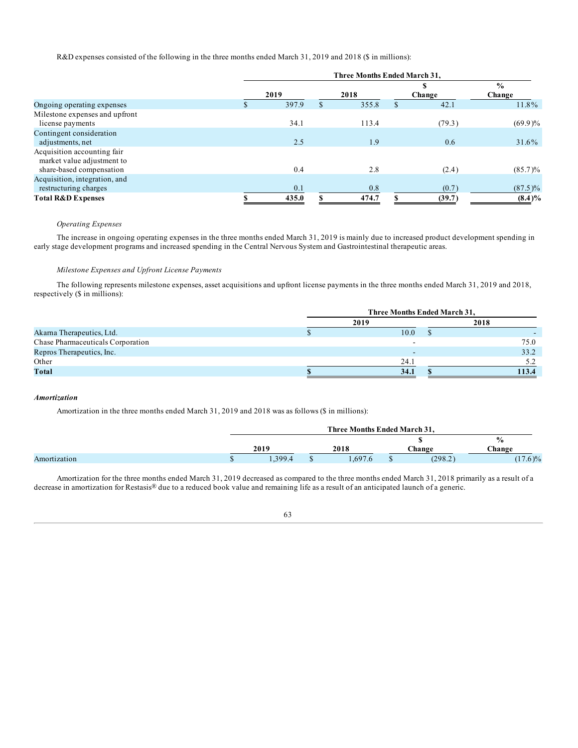R&D expenses consisted of the following in the three months ended March 31, 2019 and 2018 ($ in millions):

| | Three Months Ended March 31, | | | |
|---|---|---|---|---|
| | 2019 | 2018 | $ Change | % Change |
| Ongoing operating expenses | $ 397.9 | $ 355.8 | $ 42.1 | 11.8% |
| Milestone expenses and upfront license payments | 34.1 | 113.4 | (79.3) | (69.9)% |
| Contingent consideration adjustments, net | 2.5 | 1.9 | 0.6 | 31.6% |
| Acquisition accounting fair market value adjustment to share-based compensation | 0.4 | 2.8 | (2.4) | (85.7)% |
| Acquisition, integration, and restructuring charges | 0.1 | 0.8 | (0.7) | (87.5)% |
| **Total R&D Expenses** | **$ 435.0** | **$ 474.7** | **$ (39.7)** | **(8.4)%** |

*Operating Expenses*

The increase in ongoing operating expenses in the three months ended March 31, 2019 is mainly due to increased product development spending in early stage development programs and increased spending in the Central Nervous System and Gastrointestinal therapeutic areas.

*Milestone Expenses and Upfront License Payments*

The following represents milestone expenses, asset acquisitions and upfront license payments in the three months ended March 31, 2019 and 2018, respectively ($ in millions):

| | Three Months Ended March 31, | |
|---|---|---|
| | 2019 | 2018 |
| Akarna Therapeutics, Ltd. | $ 10.0 | $ - |
| Chase Pharmaceuticals Corporation | - | 75.0 |
| Repros Therapeutics, Inc. | - | 33.2 |
| Other | 24.1 | 5.2 |
| **Total** | **$ 34.1** | **$ 113.4** |

***Amortization***

Amortization in the three months ended March 31, 2019 and 2018 was as follows ($ in millions):

| | Three Months Ended March 31, | | | |
|---|---|---|---|---|
| | 2019 | 2018 | $ Change | % Change |
| Amortization | $ 1,399.4 | $ 1,697.6 | $ (298.2) | (17.6)% |

Amortization for the three months ended March 31, 2019 decreased as compared to the three months ended March 31, 2018 primarily as a result of a decrease in amortization for Restasis® due to a reduced book value and remaining life as a result of an anticipated launch of a generic.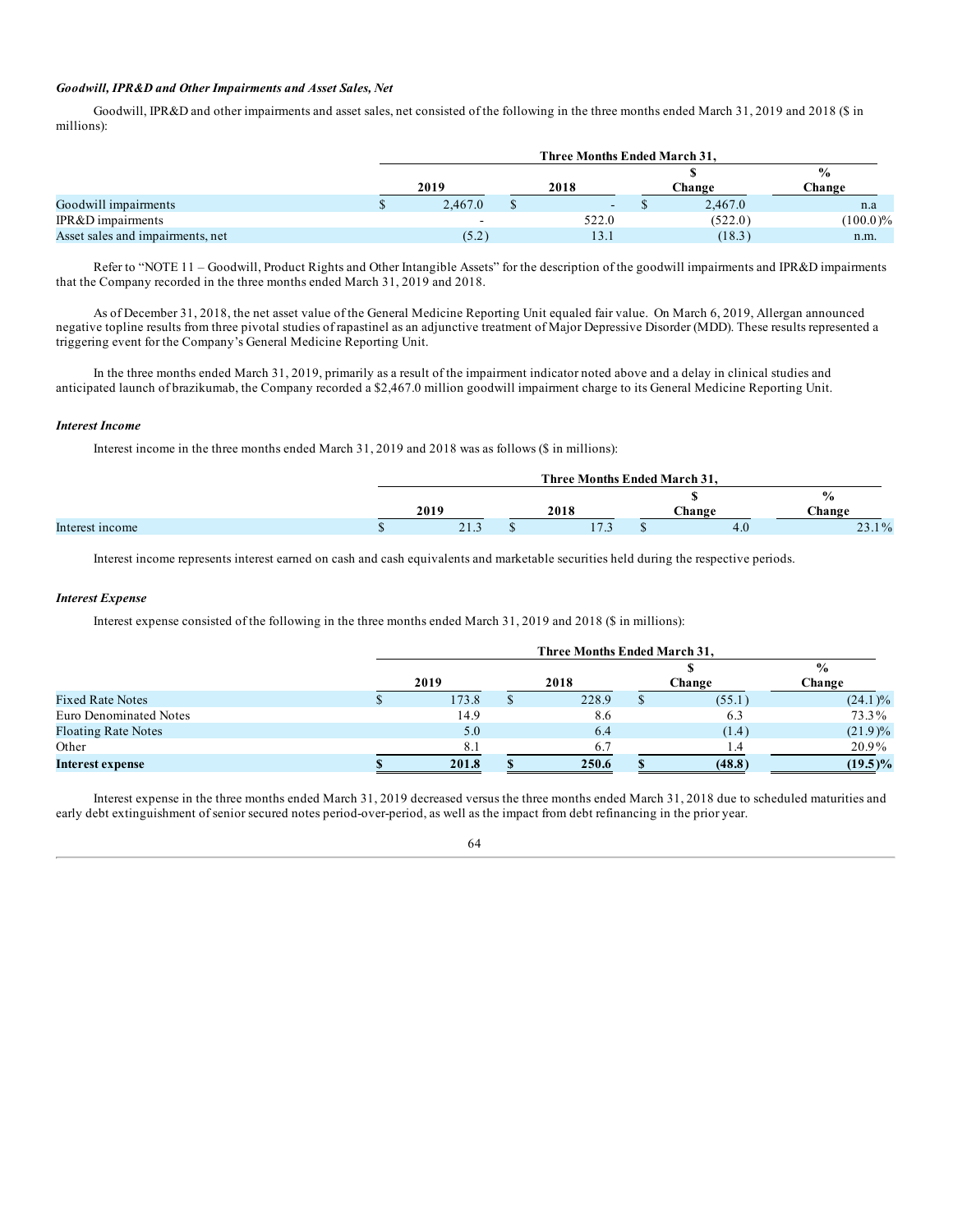### *Goodwill, IPR&D and Other Impairments and Asset Sales, Net*

Goodwill, IPR&D and other impairments and asset sales, net consisted of the following in the three months ended March 31, 2019 and 2018 ($ in millions):

| | Three Months Ended March 31, | | | |
|---|---|---|---|---|
| | 2019 | 2018 | $ Change | % Change |
| Goodwill impairments | $ 2,467.0 | $ - | $ 2,467.0 | n.a |
| IPR&D impairments | - | 522.0 | (522.0) | (100.0)% |
| Asset sales and impairments, net | (5.2) | 13.1 | (18.3) | n.m. |

Refer to "NOTE 11 – Goodwill, Product Rights and Other Intangible Assets" for the description of the goodwill impairments and IPR&D impairments that the Company recorded in the three months ended March 31, 2019 and 2018.

As of December 31, 2018, the net asset value of the General Medicine Reporting Unit equaled fair value. On March 6, 2019, Allergan announced negative topline results from three pivotal studies of rapastinel as an adjunctive treatment of Major Depressive Disorder (MDD). These results represented a triggering event for the Company's General Medicine Reporting Unit.

In the three months ended March 31, 2019, primarily as a result of the impairment indicator noted above and a delay in clinical studies and anticipated launch of brazikumab, the Company recorded a $2,467.0 million goodwill impairment charge to its General Medicine Reporting Unit.

### *Interest Income*

Interest income in the three months ended March 31, 2019 and 2018 was as follows ($ in millions):

| | Three Months Ended March 31, | | | |
|---|---|---|---|---|
| | 2019 | 2018 | $ Change | % Change |
| Interest income | $ 21.3 | $ 17.3 | $ 4.0 | 23.1% |

Interest income represents interest earned on cash and cash equivalents and marketable securities held during the respective periods.

### *Interest Expense*

Interest expense consisted of the following in the three months ended March 31, 2019 and 2018 ($ in millions):

| | Three Months Ended March 31, | | | |
|---|---|---|---|---|
| | 2019 | 2018 | $ Change | % Change |
| Fixed Rate Notes | $ 173.8 | $ 228.9 | $ (55.1) | (24.1)% |
| Euro Denominated Notes | 14.9 | 8.6 | 6.3 | 73.3% |
| Floating Rate Notes | 5.0 | 6.4 | (1.4) | (21.9)% |
| Other | 8.1 | 6.7 | 1.4 | 20.9% |
| **Interest expense** | **$ 201.8** | **$ 250.6** | **$ (48.8)** | **(19.5)%** |

Interest expense in the three months ended March 31, 2019 decreased versus the three months ended March 31, 2018 due to scheduled maturities and early debt extinguishment of senior secured notes period-over-period, as well as the impact from debt refinancing in the prior year.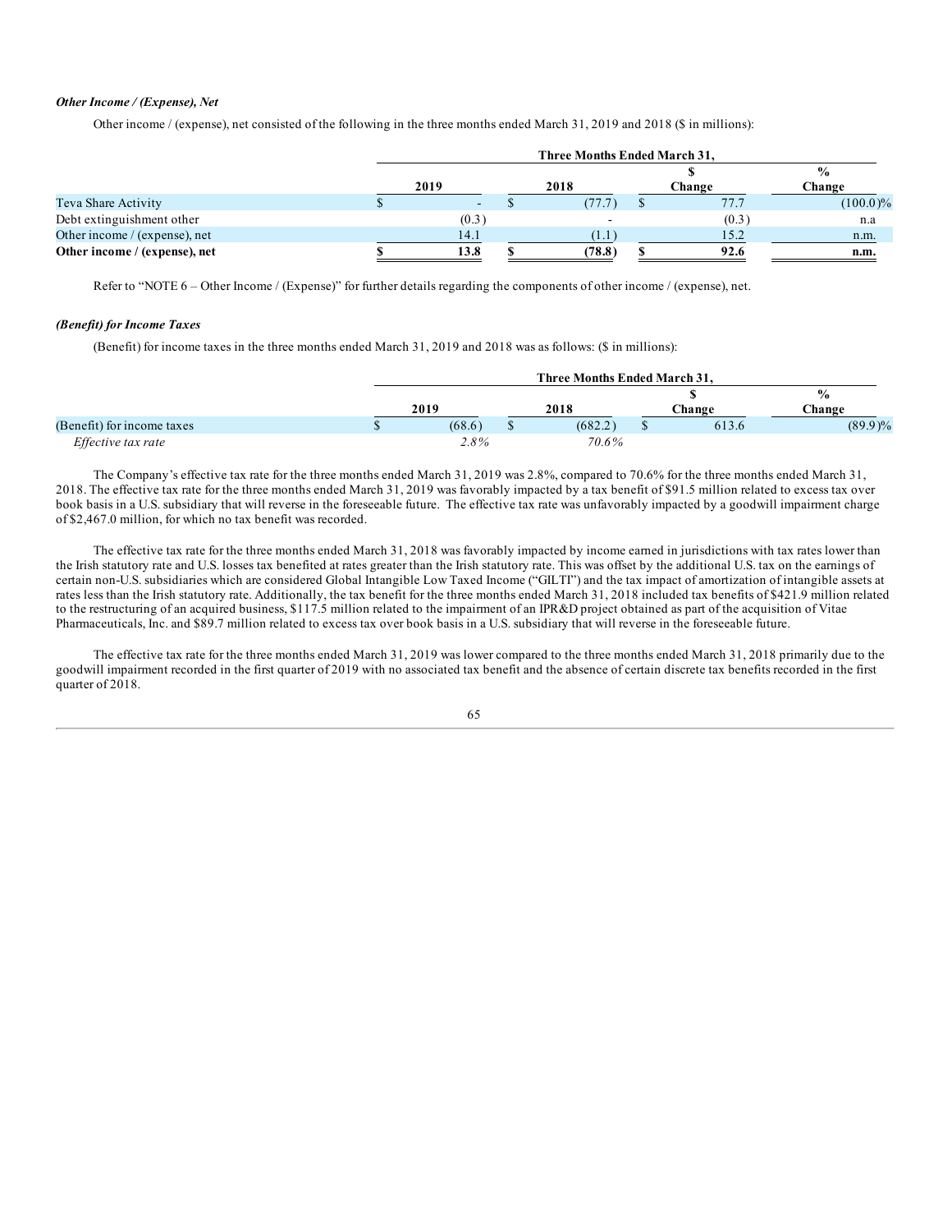*Other Income / (Expense), Net*

Other income / (expense), net consisted of the following in the three months ended March 31, 2019 and 2018 ($ in millions):

| | Three Months Ended March 31, | | | |
|---|---|---|---|---|
| | 2019 | 2018 | $ Change | % Change |
| Teva Share Activity | $ - | $ (77.7) | $ 77.7 | (100.0)% |
| Debt extinguishment other | (0.3) | - | (0.3) | n.a |
| Other income / (expense), net | 14.1 | (1.1) | 15.2 | n.m. |
| **Other income / (expense), net** | **$ 13.8** | **$ (78.8)** | **$ 92.6** | **n.m.** |

Refer to "NOTE 6 – Other Income / (Expense)" for further details regarding the components of other income / (expense), net.

***(Benefit) for Income Taxes***

(Benefit) for income taxes in the three months ended March 31, 2019 and 2018 was as follows: ($ in millions):

| | Three Months Ended March 31, | | | |
|---|---|---|---|---|
| | 2019 | 2018 | $ Change | % Change |
| (Benefit) for income taxes | $ (68.6) | $ (682.2) | $ 613.6 | (89.9)% |
| *Effective tax rate* | *2.8%* | *70.6%* | | |

The Company's effective tax rate for the three months ended March 31, 2019 was 2.8%, compared to 70.6% for the three months ended March 31, 2018. The effective tax rate for the three months ended March 31, 2019 was favorably impacted by a tax benefit of $91.5 million related to excess tax over book basis in a U.S. subsidiary that will reverse in the foreseeable future. The effective tax rate was unfavorably impacted by a goodwill impairment charge of $2,467.0 million, for which no tax benefit was recorded.

The effective tax rate for the three months ended March 31, 2018 was favorably impacted by income earned in jurisdictions with tax rates lower than the Irish statutory rate and U.S. losses tax benefited at rates greater than the Irish statutory rate. This was offset by the additional U.S. tax on the earnings of certain non-U.S. subsidiaries which are considered Global Intangible Low Taxed Income ("GILTI") and the tax impact of amortization of intangible assets at rates less than the Irish statutory rate. Additionally, the tax benefit for the three months ended March 31, 2018 included tax benefits of $421.9 million related to the restructuring of an acquired business, $117.5 million related to the impairment of an IPR&D project obtained as part of the acquisition of Vitae Pharmaceuticals, Inc. and $89.7 million related to excess tax over book basis in a U.S. subsidiary that will reverse in the foreseeable future.

The effective tax rate for the three months ended March 31, 2019 was lower compared to the three months ended March 31, 2018 primarily due to the goodwill impairment recorded in the first quarter of 2019 with no associated tax benefit and the absence of certain discrete tax benefits recorded in the first quarter of 2018.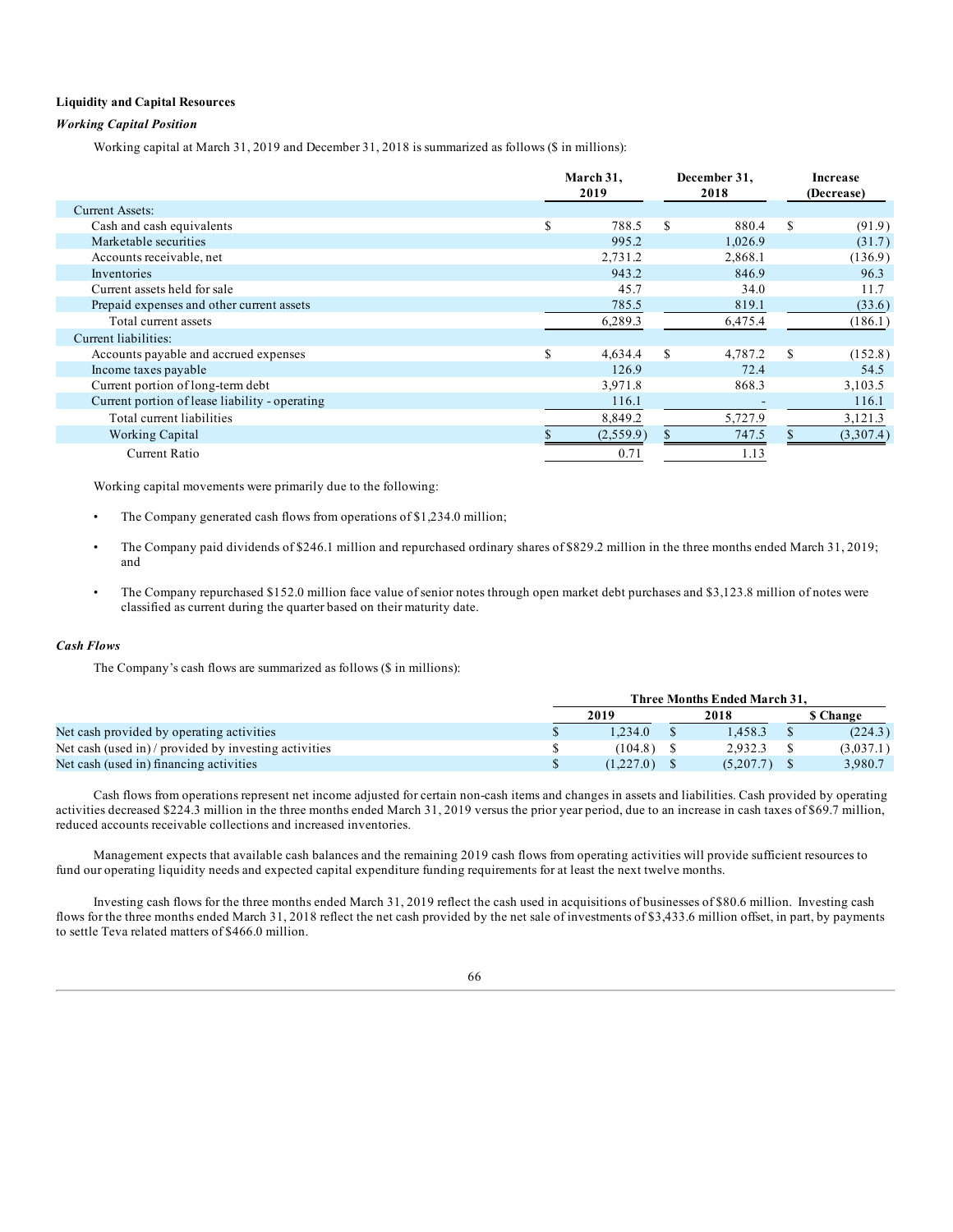**Liquidity and Capital Resources**

***Working Capital Position***

Working capital at March 31, 2019 and December 31, 2018 is summarized as follows ($ in millions):

| | March 31, 2019 | December 31, 2018 | Increase (Decrease) |
|---|---|---|---|
| Current Assets: | | | |
| Cash and cash equivalents | $ 788.5 | $ 880.4 | $ (91.9) |
| Marketable securities | 995.2 | 1,026.9 | (31.7) |
| Accounts receivable, net | 2,731.2 | 2,868.1 | (136.9) |
| Inventories | 943.2 | 846.9 | 96.3 |
| Current assets held for sale | 45.7 | 34.0 | 11.7 |
| Prepaid expenses and other current assets | 785.5 | 819.1 | (33.6) |
| Total current assets | 6,289.3 | 6,475.4 | (186.1) |
| Current liabilities: | | | |
| Accounts payable and accrued expenses | $ 4,634.4 | $ 4,787.2 | $ (152.8) |
| Income taxes payable | 126.9 | 72.4 | 54.5 |
| Current portion of long-term debt | 3,971.8 | 868.3 | 3,103.5 |
| Current portion of lease liability - operating | 116.1 | - | 116.1 |
| Total current liabilities | 8,849.2 | 5,727.9 | 3,121.3 |
| Working Capital | $ (2,559.9) | $ 747.5 | $ (3,307.4) |
| Current Ratio | 0.71 | 1.13 | |

Working capital movements were primarily due to the following:

- The Company generated cash flows from operations of $1,234.0 million;
- The Company paid dividends of $246.1 million and repurchased ordinary shares of $829.2 million in the three months ended March 31, 2019; and
- The Company repurchased $152.0 million face value of senior notes through open market debt purchases and $3,123.8 million of notes were classified as current during the quarter based on their maturity date.

***Cash Flows***

The Company's cash flows are summarized as follows ($ in millions):

| | Three Months Ended March 31, | | |
|---|---|---|---|
| | 2019 | 2018 | $ Change |
| Net cash provided by operating activities | $ 1,234.0 | $ 1,458.3 | $ (224.3) |
| Net cash (used in) / provided by investing activities | $ (104.8) | $ 2,932.3 | $ (3,037.1) |
| Net cash (used in) financing activities | $ (1,227.0) | $ (5,207.7) | $ 3,980.7 |

Cash flows from operations represent net income adjusted for certain non-cash items and changes in assets and liabilities. Cash provided by operating activities decreased $224.3 million in the three months ended March 31, 2019 versus the prior year period, due to an increase in cash taxes of $69.7 million, reduced accounts receivable collections and increased inventories.

Management expects that available cash balances and the remaining 2019 cash flows from operating activities will provide sufficient resources to fund our operating liquidity needs and expected capital expenditure funding requirements for at least the next twelve months.

Investing cash flows for the three months ended March 31, 2019 reflect the cash used in acquisitions of businesses of $80.6 million. Investing cash flows for the three months ended March 31, 2018 reflect the net cash provided by the net sale of investments of $3,433.6 million offset, in part, by payments to settle Teva related matters of $466.0 million.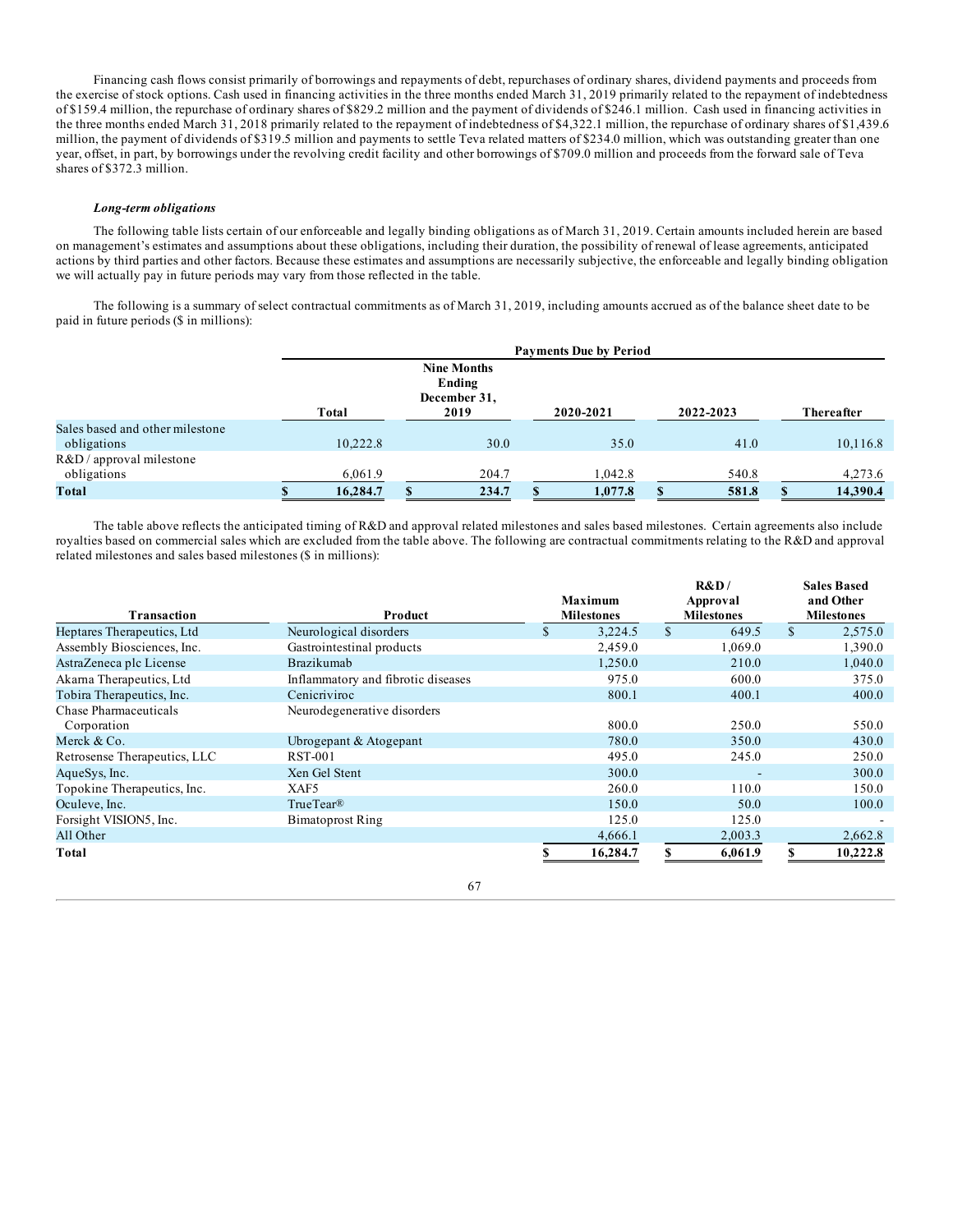Financing cash flows consist primarily of borrowings and repayments of debt, repurchases of ordinary shares, dividend payments and proceeds from the exercise of stock options. Cash used in financing activities in the three months ended March 31, 2019 primarily related to the repayment of indebtedness of $159.4 million, the repurchase of ordinary shares of $829.2 million and the payment of dividends of $246.1 million. Cash used in financing activities in the three months ended March 31, 2018 primarily related to the repayment of indebtedness of $4,322.1 million, the repurchase of ordinary shares of $1,439.6 million, the payment of dividends of $319.5 million and payments to settle Teva related matters of $234.0 million, which was outstanding greater than one year, offset, in part, by borrowings under the revolving credit facility and other borrowings of $709.0 million and proceeds from the forward sale of Teva shares of $372.3 million.

***Long-term obligations***

The following table lists certain of our enforceable and legally binding obligations as of March 31, 2019. Certain amounts included herein are based on management's estimates and assumptions about these obligations, including their duration, the possibility of renewal of lease agreements, anticipated actions by third parties and other factors. Because these estimates and assumptions are necessarily subjective, the enforceable and legally binding obligation we will actually pay in future periods may vary from those reflected in the table.

The following is a summary of select contractual commitments as of March 31, 2019, including amounts accrued as of the balance sheet date to be paid in future periods ($ in millions):

| | Payments Due by Period | | | | |
|---|---|---|---|---|---|
| | Total | Nine Months Ending December 31, 2019 | 2020-2021 | 2022-2023 | Thereafter |
| Sales based and other milestone obligations | 10,222.8 | 30.0 | 35.0 | 41.0 | 10,116.8 |
| R&D / approval milestone obligations | 6,061.9 | 204.7 | 1,042.8 | 540.8 | 4,273.6 |
| **Total** | **$ 16,284.7** | **$ 234.7** | **$ 1,077.8** | **$ 581.8** | **$ 14,390.4** |

The table above reflects the anticipated timing of R&D and approval related milestones and sales based milestones. Certain agreements also include royalties based on commercial sales which are excluded from the table above. The following are contractual commitments relating to the R&D and approval related milestones and sales based milestones ($ in millions):

| Transaction | Product | Maximum Milestones | R&D / Approval Milestones | Sales Based and Other Milestones |
|---|---|---|---|---|
| Heptares Therapeutics, Ltd | Neurological disorders | $ 3,224.5 | $ 649.5 | $ 2,575.0 |
| Assembly Biosciences, Inc. | Gastrointestinal products | 2,459.0 | 1,069.0 | 1,390.0 |
| AstraZeneca plc License | Brazikumab | 1,250.0 | 210.0 | 1,040.0 |
| Akarna Therapeutics, Ltd | Inflammatory and fibrotic diseases | 975.0 | 600.0 | 375.0 |
| Tobira Therapeutics, Inc. | Cenicriviroc | 800.1 | 400.1 | 400.0 |
| Chase Pharmaceuticals Corporation | Neurodegenerative disorders | 800.0 | 250.0 | 550.0 |
| Merck & Co. | Ubrogepant & Atogepant | 780.0 | 350.0 | 430.0 |
| Retrosense Therapeutics, LLC | RST-001 | 495.0 | 245.0 | 250.0 |
| AqueSys, Inc. | Xen Gel Stent | 300.0 | - | 300.0 |
| Topokine Therapeutics, Inc. | XAF5 | 260.0 | 110.0 | 150.0 |
| Oculeve, Inc. | TrueTear® | 150.0 | 50.0 | 100.0 |
| Forsight VISION5, Inc. | Bimatoprost Ring | 125.0 | 125.0 | - |
| All Other | | 4,666.1 | 2,003.3 | 2,662.8 |
| **Total** | | **$ 16,284.7** | **$ 6,061.9** | **$ 10,222.8** |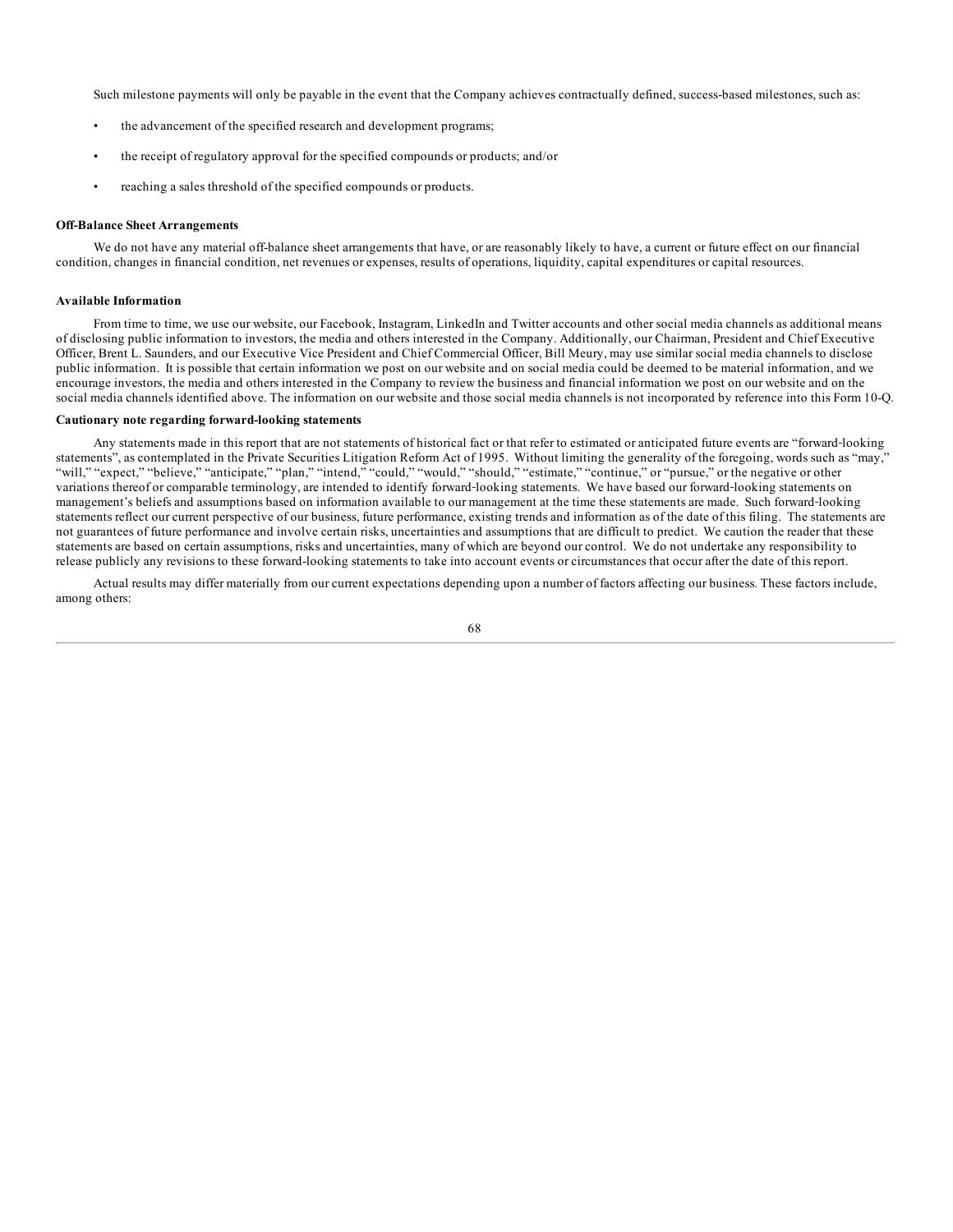Such milestone payments will only be payable in the event that the Company achieves contractually defined, success-based milestones, such as:

- the advancement of the specified research and development programs;
- the receipt of regulatory approval for the specified compounds or products; and/or
- reaching a sales threshold of the specified compounds or products.

**Off-Balance Sheet Arrangements**

We do not have any material off-balance sheet arrangements that have, or are reasonably likely to have, a current or future effect on our financial condition, changes in financial condition, net revenues or expenses, results of operations, liquidity, capital expenditures or capital resources.

**Available Information**

From time to time, we use our website, our Facebook, Instagram, LinkedIn and Twitter accounts and other social media channels as additional means of disclosing public information to investors, the media and others interested in the Company. Additionally, our Chairman, President and Chief Executive Officer, Brent L. Saunders, and our Executive Vice President and Chief Commercial Officer, Bill Meury, may use similar social media channels to disclose public information. It is possible that certain information we post on our website and on social media could be deemed to be material information, and we encourage investors, the media and others interested in the Company to review the business and financial information we post on our website and on the social media channels identified above. The information on our website and those social media channels is not incorporated by reference into this Form 10-Q.

**Cautionary note regarding forward-looking statements**

Any statements made in this report that are not statements of historical fact or that refer to estimated or anticipated future events are "forward-looking statements", as contemplated in the Private Securities Litigation Reform Act of 1995. Without limiting the generality of the foregoing, words such as "may," "will," "expect," "believe," "anticipate," "plan," "intend," "could," "would," "should," "estimate," "continue," or "pursue," or the negative or other variations thereof or comparable terminology, are intended to identify forward-looking statements. We have based our forward-looking statements on management's beliefs and assumptions based on information available to our management at the time these statements are made. Such forward-looking statements reflect our current perspective of our business, future performance, existing trends and information as of the date of this filing. The statements are not guarantees of future performance and involve certain risks, uncertainties and assumptions that are difficult to predict. We caution the reader that these statements are based on certain assumptions, risks and uncertainties, many of which are beyond our control. We do not undertake any responsibility to release publicly any revisions to these forward-looking statements to take into account events or circumstances that occur after the date of this report.

Actual results may differ materially from our current expectations depending upon a number of factors affecting our business. These factors include, among others: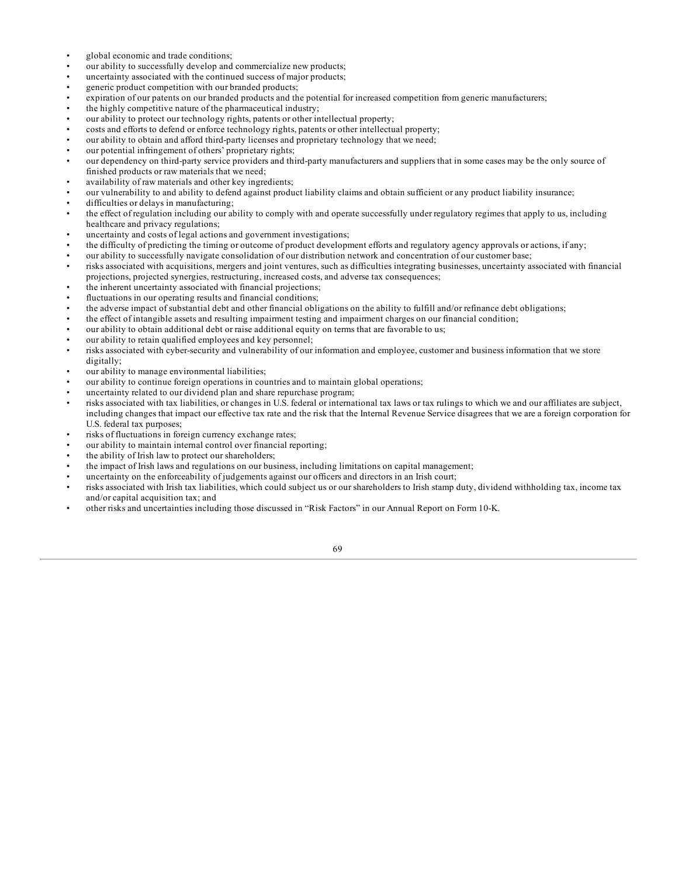- global economic and trade conditions;
- our ability to successfully develop and commercialize new products;
- uncertainty associated with the continued success of major products;
- generic product competition with our branded products;
- expiration of our patents on our branded products and the potential for increased competition from generic manufacturers;
- the highly competitive nature of the pharmaceutical industry;
- our ability to protect our technology rights, patents or other intellectual property;
- costs and efforts to defend or enforce technology rights, patents or other intellectual property;
- our ability to obtain and afford third-party licenses and proprietary technology that we need;
- our potential infringement of others' proprietary rights;
- our dependency on third-party service providers and third-party manufacturers and suppliers that in some cases may be the only source of finished products or raw materials that we need;
- availability of raw materials and other key ingredients;
- our vulnerability to and ability to defend against product liability claims and obtain sufficient or any product liability insurance;
- difficulties or delays in manufacturing;
- the effect of regulation including our ability to comply with and operate successfully under regulatory regimes that apply to us, including healthcare and privacy regulations;
- uncertainty and costs of legal actions and government investigations;
- the difficulty of predicting the timing or outcome of product development efforts and regulatory agency approvals or actions, if any;
- our ability to successfully navigate consolidation of our distribution network and concentration of our customer base;
- risks associated with acquisitions, mergers and joint ventures, such as difficulties integrating businesses, uncertainty associated with financial projections, projected synergies, restructuring, increased costs, and adverse tax consequences;
- the inherent uncertainty associated with financial projections;
- fluctuations in our operating results and financial conditions;
- the adverse impact of substantial debt and other financial obligations on the ability to fulfill and/or refinance debt obligations;
- the effect of intangible assets and resulting impairment testing and impairment charges on our financial condition;
- our ability to obtain additional debt or raise additional equity on terms that are favorable to us;
- our ability to retain qualified employees and key personnel;
- risks associated with cyber-security and vulnerability of our information and employee, customer and business information that we store digitally;
- our ability to manage environmental liabilities;
- our ability to continue foreign operations in countries and to maintain global operations;
- uncertainty related to our dividend plan and share repurchase program;
- risks associated with tax liabilities, or changes in U.S. federal or international tax laws or tax rulings to which we and our affiliates are subject, including changes that impact our effective tax rate and the risk that the Internal Revenue Service disagrees that we are a foreign corporation for U.S. federal tax purposes;
- risks of fluctuations in foreign currency exchange rates;
- our ability to maintain internal control over financial reporting;
- the ability of Irish law to protect our shareholders;
- the impact of Irish laws and regulations on our business, including limitations on capital management;
- uncertainty on the enforceability of judgements against our officers and directors in an Irish court;
- risks associated with Irish tax liabilities, which could subject us or our shareholders to Irish stamp duty, dividend withholding tax, income tax and/or capital acquisition tax; and
- other risks and uncertainties including those discussed in "Risk Factors" in our Annual Report on Form 10-K.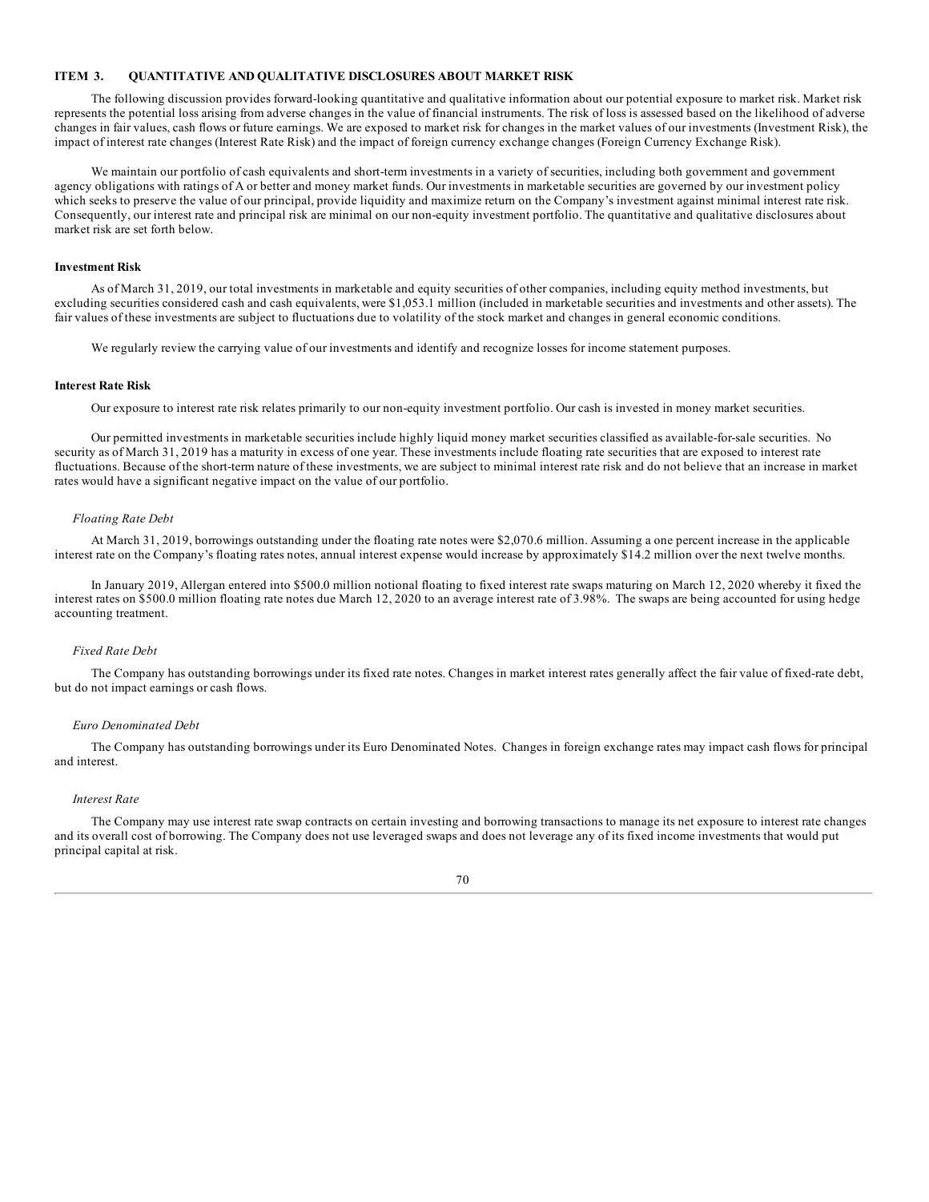## ITEM 3. QUANTITATIVE AND QUALITATIVE DISCLOSURES ABOUT MARKET RISK

The following discussion provides forward-looking quantitative and qualitative information about our potential exposure to market risk. Market risk represents the potential loss arising from adverse changes in the value of financial instruments. The risk of loss is assessed based on the likelihood of adverse changes in fair values, cash flows or future earnings. We are exposed to market risk for changes in the market values of our investments (Investment Risk), the impact of interest rate changes (Interest Rate Risk) and the impact of foreign currency exchange changes (Foreign Currency Exchange Risk).

We maintain our portfolio of cash equivalents and short-term investments in a variety of securities, including both government and government agency obligations with ratings of A or better and money market funds. Our investments in marketable securities are governed by our investment policy which seeks to preserve the value of our principal, provide liquidity and maximize return on the Company's investment against minimal interest rate risk. Consequently, our interest rate and principal risk are minimal on our non-equity investment portfolio. The quantitative and qualitative disclosures about market risk are set forth below.

### Investment Risk

As of March 31, 2019, our total investments in marketable and equity securities of other companies, including equity method investments, but excluding securities considered cash and cash equivalents, were $1,053.1 million (included in marketable securities and investments and other assets). The fair values of these investments are subject to fluctuations due to volatility of the stock market and changes in general economic conditions.

We regularly review the carrying value of our investments and identify and recognize losses for income statement purposes.

### Interest Rate Risk

Our exposure to interest rate risk relates primarily to our non-equity investment portfolio. Our cash is invested in money market securities.

Our permitted investments in marketable securities include highly liquid money market securities classified as available-for-sale securities. No security as of March 31, 2019 has a maturity in excess of one year. These investments include floating rate securities that are exposed to interest rate fluctuations. Because of the short-term nature of these investments, we are subject to minimal interest rate risk and do not believe that an increase in market rates would have a significant negative impact on the value of our portfolio.

#### *Floating Rate Debt*

At March 31, 2019, borrowings outstanding under the floating rate notes were $2,070.6 million. Assuming a one percent increase in the applicable interest rate on the Company's floating rates notes, annual interest expense would increase by approximately $14.2 million over the next twelve months.

In January 2019, Allergan entered into $500.0 million notional floating to fixed interest rate swaps maturing on March 12, 2020 whereby it fixed the interest rates on $500.0 million floating rate notes due March 12, 2020 to an average interest rate of 3.98%. The swaps are being accounted for using hedge accounting treatment.

#### *Fixed Rate Debt*

The Company has outstanding borrowings under its fixed rate notes. Changes in market interest rates generally affect the fair value of fixed-rate debt, but do not impact earnings or cash flows.

#### *Euro Denominated Debt*

The Company has outstanding borrowings under its Euro Denominated Notes. Changes in foreign exchange rates may impact cash flows for principal and interest.

#### *Interest Rate*

The Company may use interest rate swap contracts on certain investing and borrowing transactions to manage its net exposure to interest rate changes and its overall cost of borrowing. The Company does not use leveraged swaps and does not leverage any of its fixed income investments that would put principal capital at risk.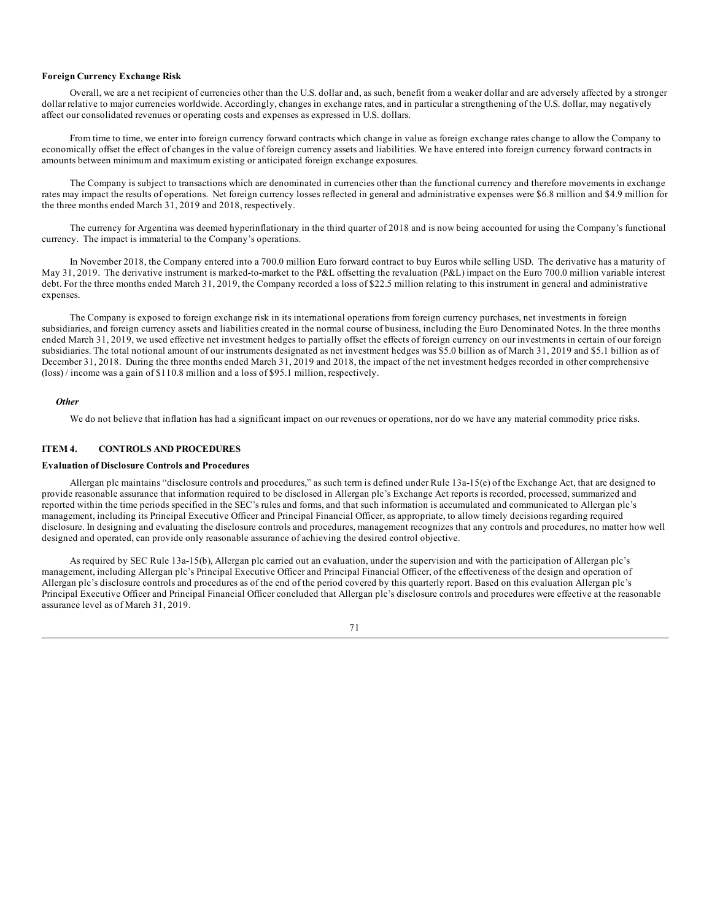**Foreign Currency Exchange Risk**

Overall, we are a net recipient of currencies other than the U.S. dollar and, as such, benefit from a weaker dollar and are adversely affected by a stronger dollar relative to major currencies worldwide. Accordingly, changes in exchange rates, and in particular a strengthening of the U.S. dollar, may negatively affect our consolidated revenues or operating costs and expenses as expressed in U.S. dollars.

From time to time, we enter into foreign currency forward contracts which change in value as foreign exchange rates change to allow the Company to economically offset the effect of changes in the value of foreign currency assets and liabilities. We have entered into foreign currency forward contracts in amounts between minimum and maximum existing or anticipated foreign exchange exposures.

The Company is subject to transactions which are denominated in currencies other than the functional currency and therefore movements in exchange rates may impact the results of operations. Net foreign currency losses reflected in general and administrative expenses were $6.8 million and $4.9 million for the three months ended March 31, 2019 and 2018, respectively.

The currency for Argentina was deemed hyperinflationary in the third quarter of 2018 and is now being accounted for using the Company's functional currency. The impact is immaterial to the Company's operations.

In November 2018, the Company entered into a 700.0 million Euro forward contract to buy Euros while selling USD. The derivative has a maturity of May 31, 2019. The derivative instrument is marked-to-market to the P&L offsetting the revaluation (P&L) impact on the Euro 700.0 million variable interest debt. For the three months ended March 31, 2019, the Company recorded a loss of $22.5 million relating to this instrument in general and administrative expenses.

The Company is exposed to foreign exchange risk in its international operations from foreign currency purchases, net investments in foreign subsidiaries, and foreign currency assets and liabilities created in the normal course of business, including the Euro Denominated Notes. In the three months ended March 31, 2019, we used effective net investment hedges to partially offset the effects of foreign currency on our investments in certain of our foreign subsidiaries. The total notional amount of our instruments designated as net investment hedges was $5.0 billion as of March 31, 2019 and $5.1 billion as of December 31, 2018. During the three months ended March 31, 2019 and 2018, the impact of the net investment hedges recorded in other comprehensive (loss) / income was a gain of $110.8 million and a loss of $95.1 million, respectively.

***Other***

We do not believe that inflation has had a significant impact on our revenues or operations, nor do we have any material commodity price risks.

## ITEM 4. CONTROLS AND PROCEDURES

**Evaluation of Disclosure Controls and Procedures**

Allergan plc maintains "disclosure controls and procedures," as such term is defined under Rule 13a-15(e) of the Exchange Act, that are designed to provide reasonable assurance that information required to be disclosed in Allergan plc's Exchange Act reports is recorded, processed, summarized and reported within the time periods specified in the SEC's rules and forms, and that such information is accumulated and communicated to Allergan plc's management, including its Principal Executive Officer and Principal Financial Officer, as appropriate, to allow timely decisions regarding required disclosure. In designing and evaluating the disclosure controls and procedures, management recognizes that any controls and procedures, no matter how well designed and operated, can provide only reasonable assurance of achieving the desired control objective.

As required by SEC Rule 13a-15(b), Allergan plc carried out an evaluation, under the supervision and with the participation of Allergan plc's management, including Allergan plc's Principal Executive Officer and Principal Financial Officer, of the effectiveness of the design and operation of Allergan plc's disclosure controls and procedures as of the end of the period covered by this quarterly report. Based on this evaluation Allergan plc's Principal Executive Officer and Principal Financial Officer concluded that Allergan plc's disclosure controls and procedures were effective at the reasonable assurance level as of March 31, 2019.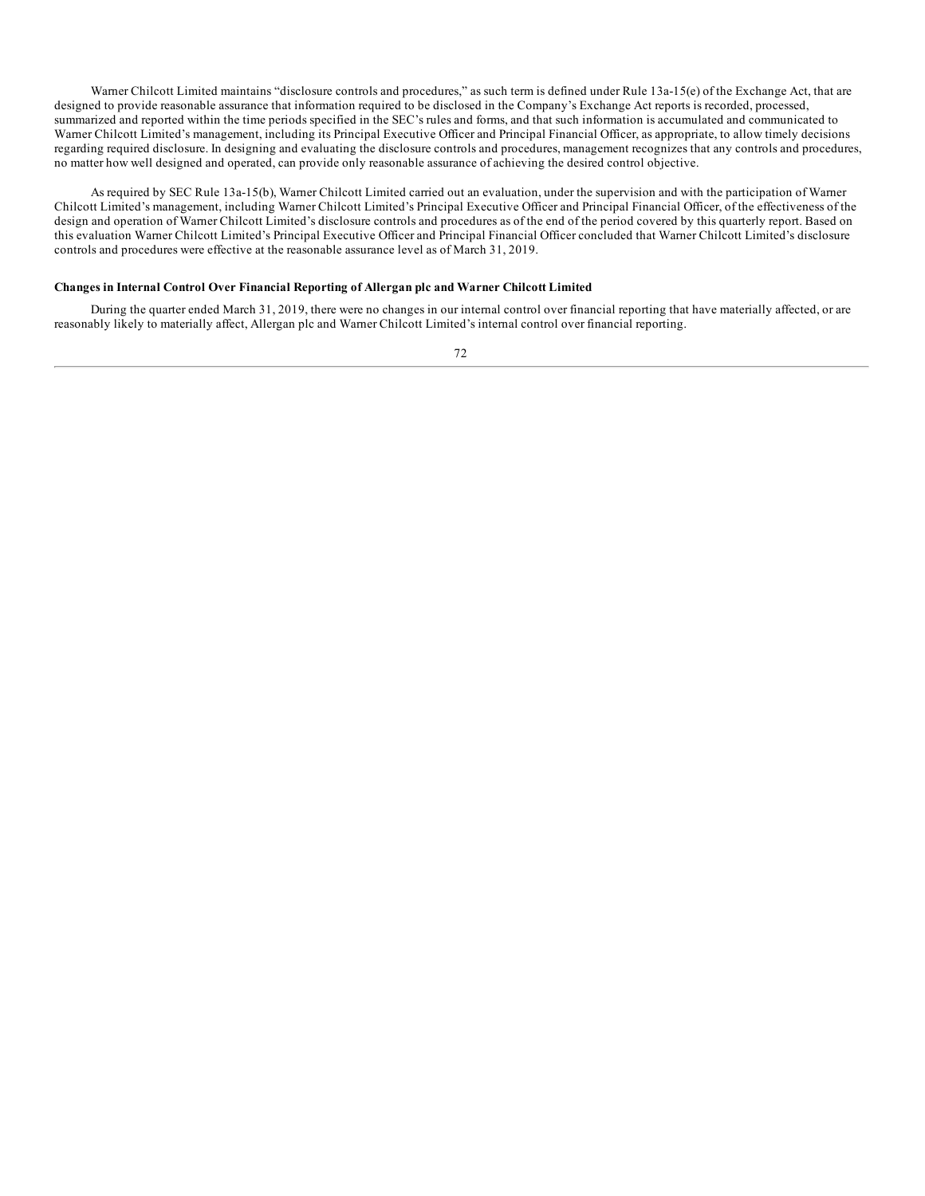Warner Chilcott Limited maintains "disclosure controls and procedures," as such term is defined under Rule 13a-15(e) of the Exchange Act, that are designed to provide reasonable assurance that information required to be disclosed in the Company's Exchange Act reports is recorded, processed, summarized and reported within the time periods specified in the SEC's rules and forms, and that such information is accumulated and communicated to Warner Chilcott Limited's management, including its Principal Executive Officer and Principal Financial Officer, as appropriate, to allow timely decisions regarding required disclosure. In designing and evaluating the disclosure controls and procedures, management recognizes that any controls and procedures, no matter how well designed and operated, can provide only reasonable assurance of achieving the desired control objective.

As required by SEC Rule 13a-15(b), Warner Chilcott Limited carried out an evaluation, under the supervision and with the participation of Warner Chilcott Limited's management, including Warner Chilcott Limited's Principal Executive Officer and Principal Financial Officer, of the effectiveness of the design and operation of Warner Chilcott Limited's disclosure controls and procedures as of the end of the period covered by this quarterly report. Based on this evaluation Warner Chilcott Limited's Principal Executive Officer and Principal Financial Officer concluded that Warner Chilcott Limited's disclosure controls and procedures were effective at the reasonable assurance level as of March 31, 2019.

**Changes in Internal Control Over Financial Reporting of Allergan plc and Warner Chilcott Limited**

During the quarter ended March 31, 2019, there were no changes in our internal control over financial reporting that have materially affected, or are reasonably likely to materially affect, Allergan plc and Warner Chilcott Limited's internal control over financial reporting.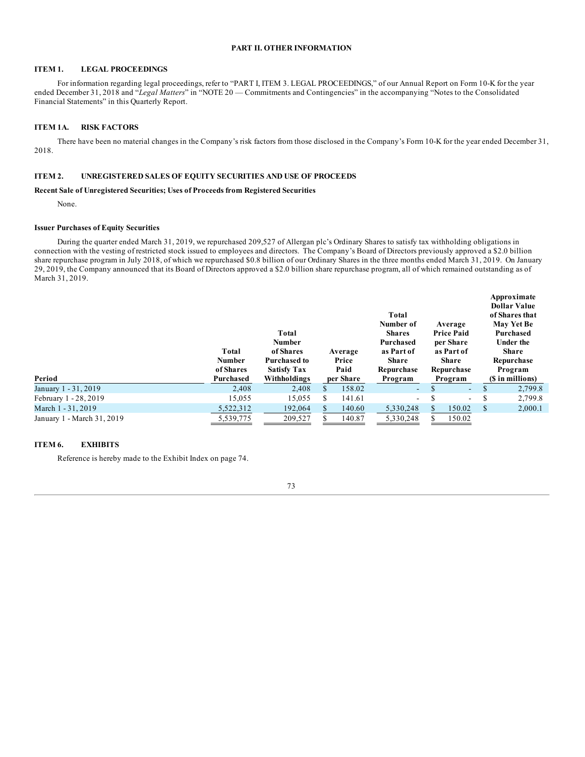## PART II. OTHER INFORMATION

### ITEM 1. LEGAL PROCEEDINGS

For information regarding legal proceedings, refer to "PART I, ITEM 3. LEGAL PROCEEDINGS," of our Annual Report on Form 10-K for the year ended December 31, 2018 and "*Legal Matters*" in "NOTE 20 — Commitments and Contingencies" in the accompanying "Notes to the Consolidated Financial Statements" in this Quarterly Report.

### ITEM 1A. RISK FACTORS

There have been no material changes in the Company's risk factors from those disclosed in the Company's Form 10-K for the year ended December 31, 2018.

### ITEM 2. UNREGISTERED SALES OF EQUITY SECURITIES AND USE OF PROCEEDS

**Recent Sale of Unregistered Securities; Uses of Proceeds from Registered Securities**

None.

**Issuer Purchases of Equity Securities**

During the quarter ended March 31, 2019, we repurchased 209,527 of Allergan plc's Ordinary Shares to satisfy tax withholding obligations in connection with the vesting of restricted stock issued to employees and directors. The Company's Board of Directors previously approved a $2.0 billion share repurchase program in July 2018, of which we repurchased $0.8 billion of our Ordinary Shares in the three months ended March 31, 2019. On January 29, 2019, the Company announced that its Board of Directors approved a $2.0 billion share repurchase program, all of which remained outstanding as of March 31, 2019.

| Period | Total Number of Shares Purchased | Total Number of Shares Purchased to Satisfy Tax Withholdings | Average Price Paid per Share | Total Number of Shares Purchased as Part of Share Repurchase Program | Average Price Paid per Share as Part of Share Repurchase Program | Approximate Dollar Value of Shares that May Yet Be Purchased Under the Share Repurchase Program ($ in millions) |
|---|---|---|---|---|---|---|
| January 1 - 31, 2019 | 2,408 | 2,408 | $ 158.02 | - | $ - | $ 2,799.8 |
| February 1 - 28, 2019 | 15,055 | 15,055 | $ 141.61 | - | $ - | $ 2,799.8 |
| March 1 - 31, 2019 | 5,522,312 | 192,064 | $ 140.60 | 5,330,248 | $ 150.02 | $ 2,000.1 |
| January 1 - March 31, 2019 | 5,539,775 | 209,527 | $ 140.87 | 5,330,248 | $ 150.02 | |

### ITEM 6. EXHIBITS

Reference is hereby made to the Exhibit Index on page 74.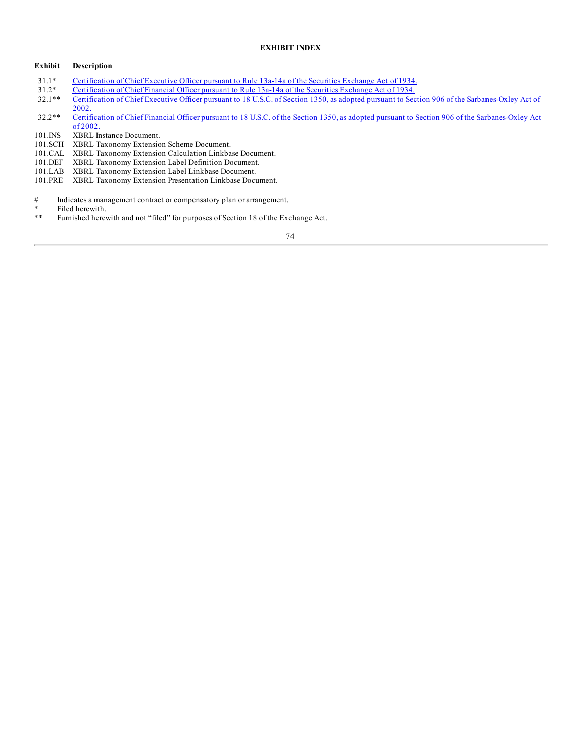**EXHIBIT INDEX**

| Exhibit | Description |
|---|---|
| 31.1* | Certification of Chief Executive Officer pursuant to Rule 13a-14a of the Securities Exchange Act of 1934. |
| 31.2* | Certification of Chief Financial Officer pursuant to Rule 13a-14a of the Securities Exchange Act of 1934. |
| 32.1** | Certification of Chief Executive Officer pursuant to 18 U.S.C. of Section 1350, as adopted pursuant to Section 906 of the Sarbanes-Oxley Act of 2002. |
| 32.2** | Certification of Chief Financial Officer pursuant to 18 U.S.C. of the Section 1350, as adopted pursuant to Section 906 of the Sarbanes-Oxley Act of 2002. |
| 101.INS | XBRL Instance Document. |
| 101.SCH | XBRL Taxonomy Extension Scheme Document. |
| 101.CAL | XBRL Taxonomy Extension Calculation Linkbase Document. |
| 101.DEF | XBRL Taxonomy Extension Label Definition Document. |
| 101.LAB | XBRL Taxonomy Extension Label Linkbase Document. |
| 101.PRE | XBRL Taxonomy Extension Presentation Linkbase Document. |

\# Indicates a management contract or compensatory plan or arrangement.

\* Filed herewith.

\*\* Furnished herewith and not "filed" for purposes of Section 18 of the Exchange Act.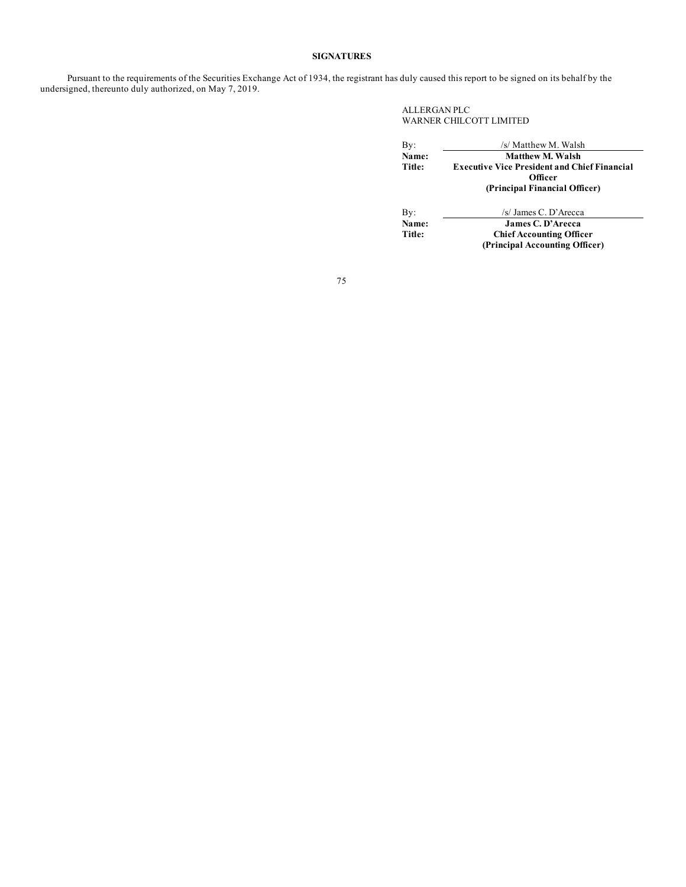## SIGNATURES

Pursuant to the requirements of the Securities Exchange Act of 1934, the registrant has duly caused this report to be signed on its behalf by the undersigned, thereunto duly authorized, on May 7, 2019.

ALLERGAN PLC
WARNER CHILCOTT LIMITED

| | |
|---|---|
| By: | /s/ Matthew M. Walsh |
| **Name:** | **Matthew M. Walsh** |
| **Title:** | **Executive Vice President and Chief Financial Officer (Principal Financial Officer)** |
| By: | /s/ James C. D'Arecca |
| **Name:** | **James C. D'Arecca** |
| **Title:** | **Chief Accounting Officer (Principal Accounting Officer)** |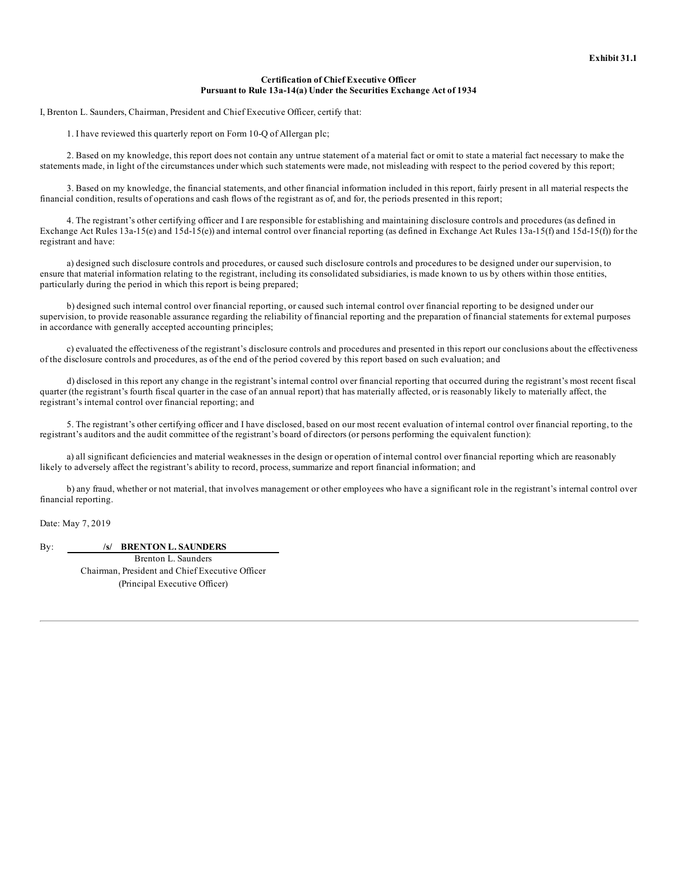**Exhibit 31.1**

**Certification of Chief Executive Officer**
**Pursuant to Rule 13a-14(a) Under the Securities Exchange Act of 1934**

I, Brenton L. Saunders, Chairman, President and Chief Executive Officer, certify that:

1. I have reviewed this quarterly report on Form 10-Q of Allergan plc;

2. Based on my knowledge, this report does not contain any untrue statement of a material fact or omit to state a material fact necessary to make the statements made, in light of the circumstances under which such statements were made, not misleading with respect to the period covered by this report;

3. Based on my knowledge, the financial statements, and other financial information included in this report, fairly present in all material respects the financial condition, results of operations and cash flows of the registrant as of, and for, the periods presented in this report;

4. The registrant's other certifying officer and I are responsible for establishing and maintaining disclosure controls and procedures (as defined in Exchange Act Rules 13a-15(e) and 15d-15(e)) and internal control over financial reporting (as defined in Exchange Act Rules 13a-15(f) and 15d-15(f)) for the registrant and have:

a) designed such disclosure controls and procedures, or caused such disclosure controls and procedures to be designed under our supervision, to ensure that material information relating to the registrant, including its consolidated subsidiaries, is made known to us by others within those entities, particularly during the period in which this report is being prepared;

b) designed such internal control over financial reporting, or caused such internal control over financial reporting to be designed under our supervision, to provide reasonable assurance regarding the reliability of financial reporting and the preparation of financial statements for external purposes in accordance with generally accepted accounting principles;

c) evaluated the effectiveness of the registrant's disclosure controls and procedures and presented in this report our conclusions about the effectiveness of the disclosure controls and procedures, as of the end of the period covered by this report based on such evaluation; and

d) disclosed in this report any change in the registrant's internal control over financial reporting that occurred during the registrant's most recent fiscal quarter (the registrant's fourth fiscal quarter in the case of an annual report) that has materially affected, or is reasonably likely to materially affect, the registrant's internal control over financial reporting; and

5. The registrant's other certifying officer and I have disclosed, based on our most recent evaluation of internal control over financial reporting, to the registrant's auditors and the audit committee of the registrant's board of directors (or persons performing the equivalent function):

a) all significant deficiencies and material weaknesses in the design or operation of internal control over financial reporting which are reasonably likely to adversely affect the registrant's ability to record, process, summarize and report financial information; and

b) any fraud, whether or not material, that involves management or other employees who have a significant role in the registrant's internal control over financial reporting.

Date: May 7, 2019

By: **/s/ BRENTON L. SAUNDERS**
Brenton L. Saunders
Chairman, President and Chief Executive Officer
(Principal Executive Officer)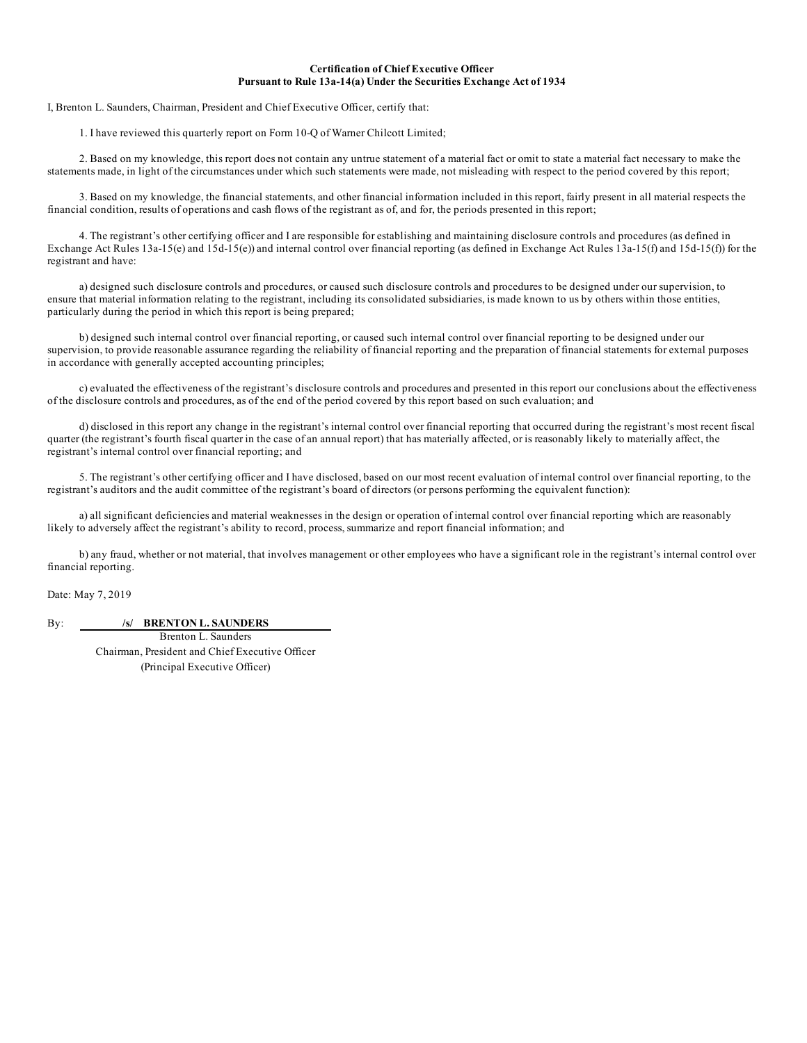**Certification of Chief Executive Officer**
**Pursuant to Rule 13a-14(a) Under the Securities Exchange Act of 1934**

I, Brenton L. Saunders, Chairman, President and Chief Executive Officer, certify that:

1. I have reviewed this quarterly report on Form 10-Q of Warner Chilcott Limited;

2. Based on my knowledge, this report does not contain any untrue statement of a material fact or omit to state a material fact necessary to make the statements made, in light of the circumstances under which such statements were made, not misleading with respect to the period covered by this report;

3. Based on my knowledge, the financial statements, and other financial information included in this report, fairly present in all material respects the financial condition, results of operations and cash flows of the registrant as of, and for, the periods presented in this report;

4. The registrant's other certifying officer and I are responsible for establishing and maintaining disclosure controls and procedures (as defined in Exchange Act Rules 13a-15(e) and 15d-15(e)) and internal control over financial reporting (as defined in Exchange Act Rules 13a-15(f) and 15d-15(f)) for the registrant and have:

a) designed such disclosure controls and procedures, or caused such disclosure controls and procedures to be designed under our supervision, to ensure that material information relating to the registrant, including its consolidated subsidiaries, is made known to us by others within those entities, particularly during the period in which this report is being prepared;

b) designed such internal control over financial reporting, or caused such internal control over financial reporting to be designed under our supervision, to provide reasonable assurance regarding the reliability of financial reporting and the preparation of financial statements for external purposes in accordance with generally accepted accounting principles;

c) evaluated the effectiveness of the registrant's disclosure controls and procedures and presented in this report our conclusions about the effectiveness of the disclosure controls and procedures, as of the end of the period covered by this report based on such evaluation; and

d) disclosed in this report any change in the registrant's internal control over financial reporting that occurred during the registrant's most recent fiscal quarter (the registrant's fourth fiscal quarter in the case of an annual report) that has materially affected, or is reasonably likely to materially affect, the registrant's internal control over financial reporting; and

5. The registrant's other certifying officer and I have disclosed, based on our most recent evaluation of internal control over financial reporting, to the registrant's auditors and the audit committee of the registrant's board of directors (or persons performing the equivalent function):

a) all significant deficiencies and material weaknesses in the design or operation of internal control over financial reporting which are reasonably likely to adversely affect the registrant's ability to record, process, summarize and report financial information; and

b) any fraud, whether or not material, that involves management or other employees who have a significant role in the registrant's internal control over financial reporting.

Date: May 7, 2019

By: **/s/ BRENTON L. SAUNDERS**

Brenton L. Saunders
Chairman, President and Chief Executive Officer
(Principal Executive Officer)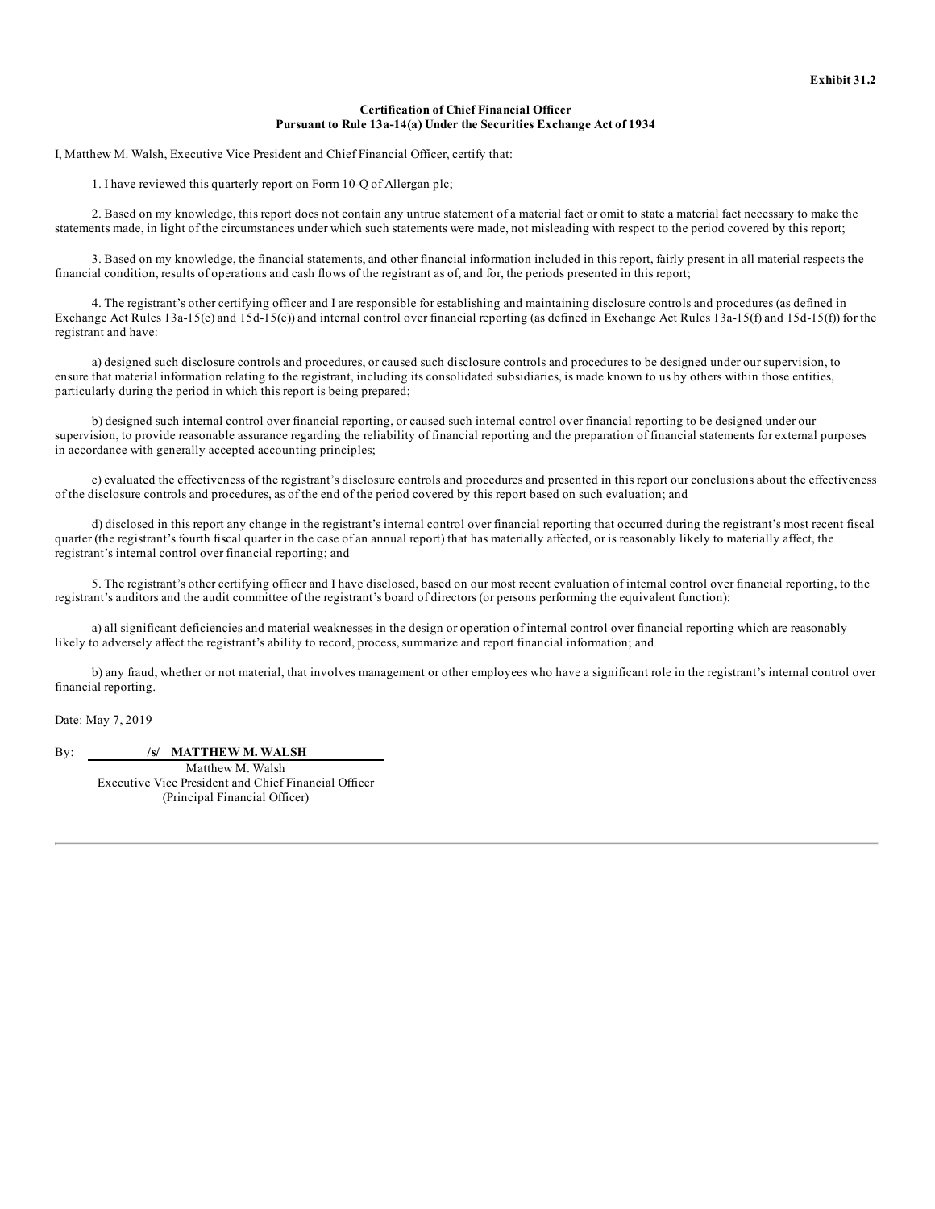**Exhibit 31.2**

**Certification of Chief Financial Officer**
**Pursuant to Rule 13a-14(a) Under the Securities Exchange Act of 1934**

I, Matthew M. Walsh, Executive Vice President and Chief Financial Officer, certify that:

1. I have reviewed this quarterly report on Form 10-Q of Allergan plc;

2. Based on my knowledge, this report does not contain any untrue statement of a material fact or omit to state a material fact necessary to make the statements made, in light of the circumstances under which such statements were made, not misleading with respect to the period covered by this report;

3. Based on my knowledge, the financial statements, and other financial information included in this report, fairly present in all material respects the financial condition, results of operations and cash flows of the registrant as of, and for, the periods presented in this report;

4. The registrant's other certifying officer and I are responsible for establishing and maintaining disclosure controls and procedures (as defined in Exchange Act Rules 13a-15(e) and 15d-15(e)) and internal control over financial reporting (as defined in Exchange Act Rules 13a-15(f) and 15d-15(f)) for the registrant and have:

a) designed such disclosure controls and procedures, or caused such disclosure controls and procedures to be designed under our supervision, to ensure that material information relating to the registrant, including its consolidated subsidiaries, is made known to us by others within those entities, particularly during the period in which this report is being prepared;

b) designed such internal control over financial reporting, or caused such internal control over financial reporting to be designed under our supervision, to provide reasonable assurance regarding the reliability of financial reporting and the preparation of financial statements for external purposes in accordance with generally accepted accounting principles;

c) evaluated the effectiveness of the registrant's disclosure controls and procedures and presented in this report our conclusions about the effectiveness of the disclosure controls and procedures, as of the end of the period covered by this report based on such evaluation; and

d) disclosed in this report any change in the registrant's internal control over financial reporting that occurred during the registrant's most recent fiscal quarter (the registrant's fourth fiscal quarter in the case of an annual report) that has materially affected, or is reasonably likely to materially affect, the registrant's internal control over financial reporting; and

5. The registrant's other certifying officer and I have disclosed, based on our most recent evaluation of internal control over financial reporting, to the registrant's auditors and the audit committee of the registrant's board of directors (or persons performing the equivalent function):

a) all significant deficiencies and material weaknesses in the design or operation of internal control over financial reporting which are reasonably likely to adversely affect the registrant's ability to record, process, summarize and report financial information; and

b) any fraud, whether or not material, that involves management or other employees who have a significant role in the registrant's internal control over financial reporting.

Date: May 7, 2019

By: **/s/ MATTHEW M. WALSH**
Matthew M. Walsh
Executive Vice President and Chief Financial Officer
(Principal Financial Officer)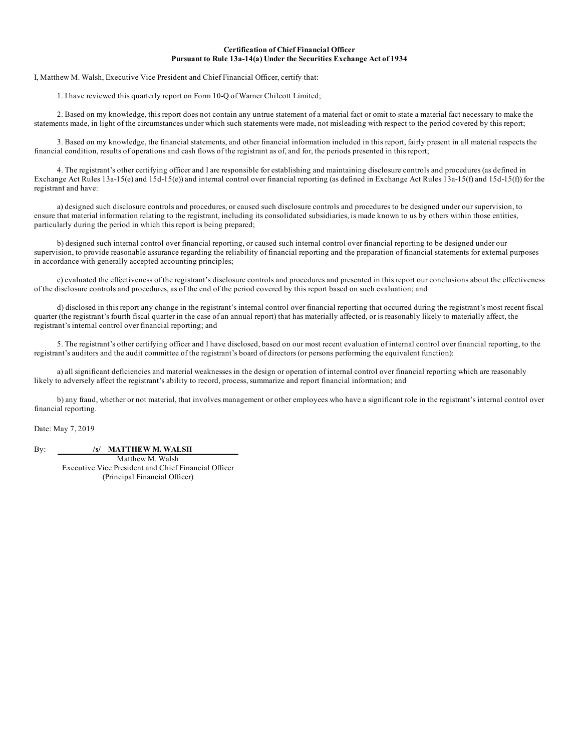**Certification of Chief Financial Officer**
**Pursuant to Rule 13a-14(a) Under the Securities Exchange Act of 1934**

I, Matthew M. Walsh, Executive Vice President and Chief Financial Officer, certify that:

1. I have reviewed this quarterly report on Form 10-Q of Warner Chilcott Limited;

2. Based on my knowledge, this report does not contain any untrue statement of a material fact or omit to state a material fact necessary to make the statements made, in light of the circumstances under which such statements were made, not misleading with respect to the period covered by this report;

3. Based on my knowledge, the financial statements, and other financial information included in this report, fairly present in all material respects the financial condition, results of operations and cash flows of the registrant as of, and for, the periods presented in this report;

4. The registrant's other certifying officer and I are responsible for establishing and maintaining disclosure controls and procedures (as defined in Exchange Act Rules 13a-15(e) and 15d-15(e)) and internal control over financial reporting (as defined in Exchange Act Rules 13a-15(f) and 15d-15(f)) for the registrant and have:

a) designed such disclosure controls and procedures, or caused such disclosure controls and procedures to be designed under our supervision, to ensure that material information relating to the registrant, including its consolidated subsidiaries, is made known to us by others within those entities, particularly during the period in which this report is being prepared;

b) designed such internal control over financial reporting, or caused such internal control over financial reporting to be designed under our supervision, to provide reasonable assurance regarding the reliability of financial reporting and the preparation of financial statements for external purposes in accordance with generally accepted accounting principles;

c) evaluated the effectiveness of the registrant's disclosure controls and procedures and presented in this report our conclusions about the effectiveness of the disclosure controls and procedures, as of the end of the period covered by this report based on such evaluation; and

d) disclosed in this report any change in the registrant's internal control over financial reporting that occurred during the registrant's most recent fiscal quarter (the registrant's fourth fiscal quarter in the case of an annual report) that has materially affected, or is reasonably likely to materially affect, the registrant's internal control over financial reporting; and

5. The registrant's other certifying officer and I have disclosed, based on our most recent evaluation of internal control over financial reporting, to the registrant's auditors and the audit committee of the registrant's board of directors (or persons performing the equivalent function):

a) all significant deficiencies and material weaknesses in the design or operation of internal control over financial reporting which are reasonably likely to adversely affect the registrant's ability to record, process, summarize and report financial information; and

b) any fraud, whether or not material, that involves management or other employees who have a significant role in the registrant's internal control over financial reporting.

Date: May 7, 2019

By: **/s/ MATTHEW M. WALSH**

Matthew M. Walsh
Executive Vice President and Chief Financial Officer
(Principal Financial Officer)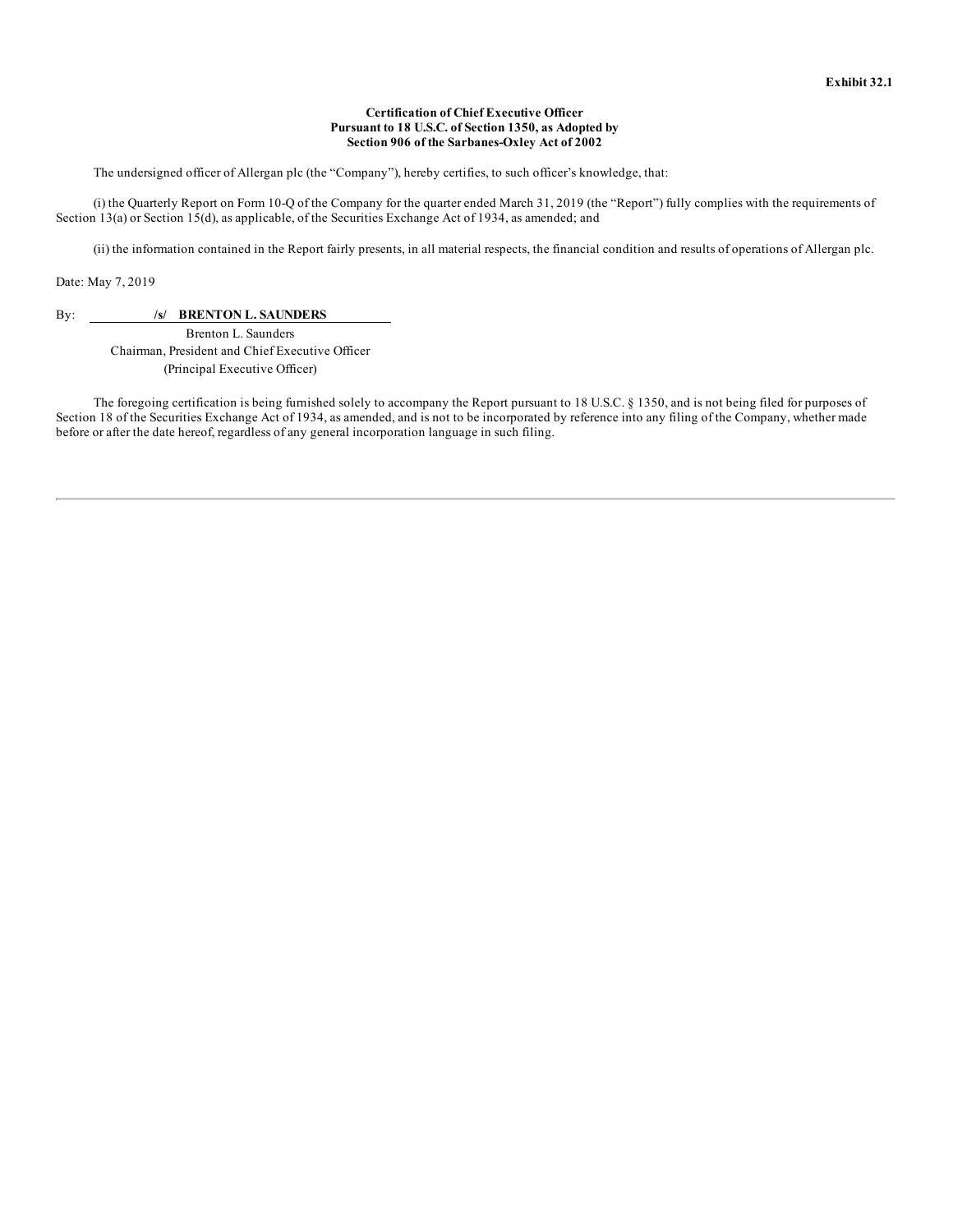**Exhibit 32.1**

**Certification of Chief Executive Officer**
**Pursuant to 18 U.S.C. of Section 1350, as Adopted by**
**Section 906 of the Sarbanes-Oxley Act of 2002**

The undersigned officer of Allergan plc (the "Company"), hereby certifies, to such officer's knowledge, that:

(i) the Quarterly Report on Form 10-Q of the Company for the quarter ended March 31, 2019 (the "Report") fully complies with the requirements of Section 13(a) or Section 15(d), as applicable, of the Securities Exchange Act of 1934, as amended; and

(ii) the information contained in the Report fairly presents, in all material respects, the financial condition and results of operations of Allergan plc.

Date: May 7, 2019

By: **/s/ BRENTON L. SAUNDERS**
Brenton L. Saunders
Chairman, President and Chief Executive Officer
(Principal Executive Officer)

The foregoing certification is being furnished solely to accompany the Report pursuant to 18 U.S.C. § 1350, and is not being filed for purposes of Section 18 of the Securities Exchange Act of 1934, as amended, and is not to be incorporated by reference into any filing of the Company, whether made before or after the date hereof, regardless of any general incorporation language in such filing.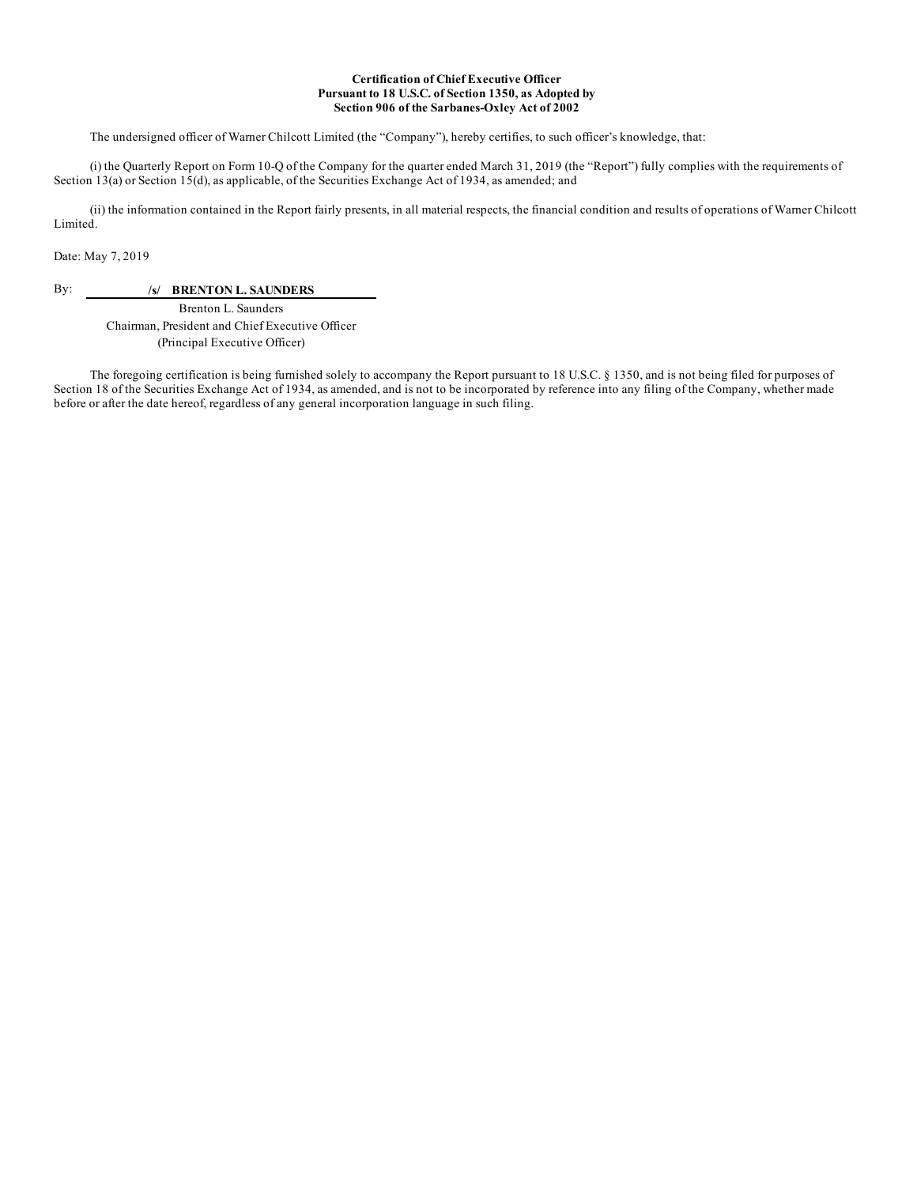**Certification of Chief Executive Officer**
**Pursuant to 18 U.S.C. of Section 1350, as Adopted by**
**Section 906 of the Sarbanes-Oxley Act of 2002**

The undersigned officer of Warner Chilcott Limited (the "Company"), hereby certifies, to such officer's knowledge, that:

(i) the Quarterly Report on Form 10-Q of the Company for the quarter ended March 31, 2019 (the "Report") fully complies with the requirements of Section 13(a) or Section 15(d), as applicable, of the Securities Exchange Act of 1934, as amended; and

(ii) the information contained in the Report fairly presents, in all material respects, the financial condition and results of operations of Warner Chilcott Limited.

Date: May 7, 2019

By: **/s/ BRENTON L. SAUNDERS**

Brenton L. Saunders
Chairman, President and Chief Executive Officer
(Principal Executive Officer)

The foregoing certification is being furnished solely to accompany the Report pursuant to 18 U.S.C. § 1350, and is not being filed for purposes of Section 18 of the Securities Exchange Act of 1934, as amended, and is not to be incorporated by reference into any filing of the Company, whether made before or after the date hereof, regardless of any general incorporation language in such filing.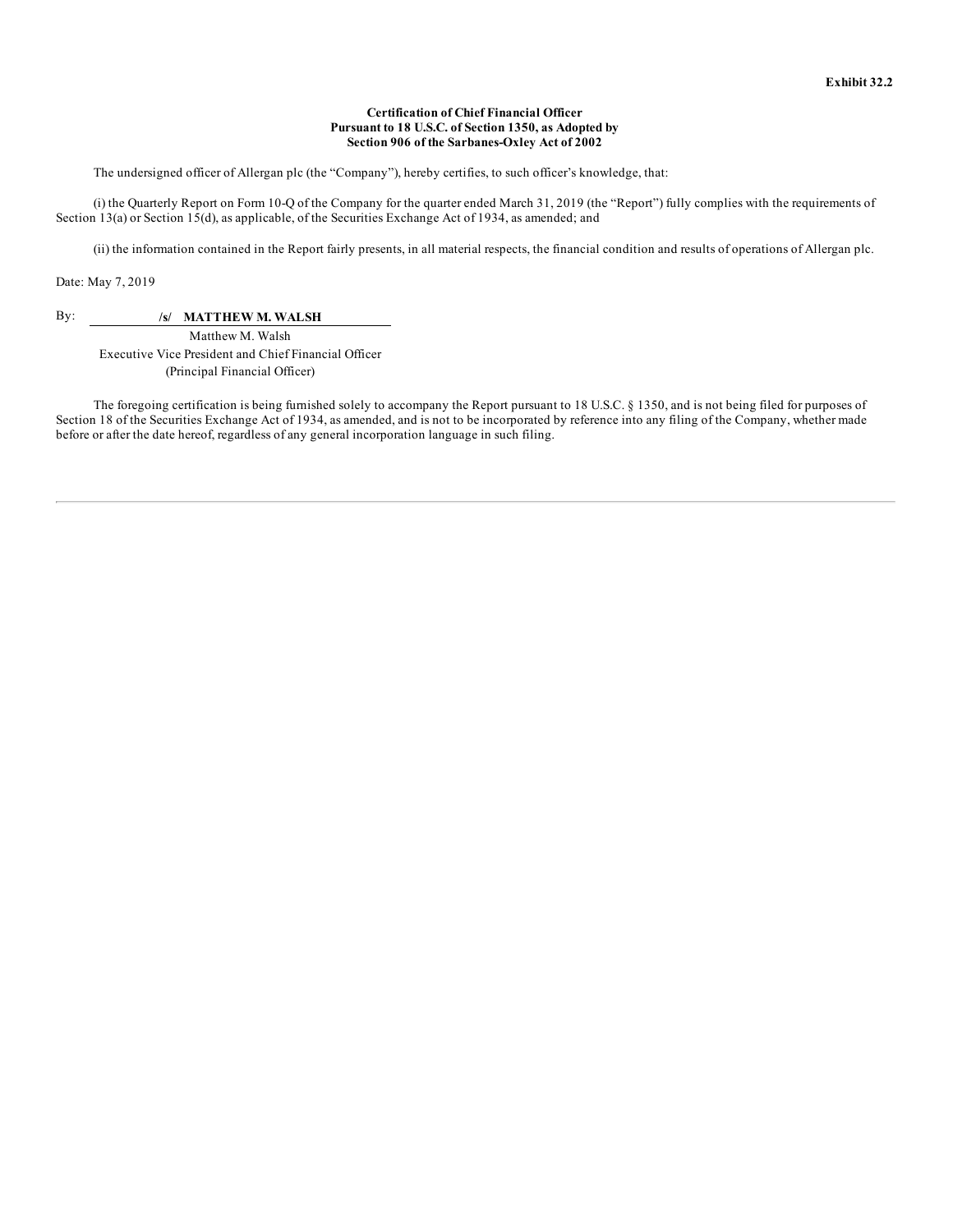**Exhibit 32.2**

**Certification of Chief Financial Officer
Pursuant to 18 U.S.C. of Section 1350, as Adopted by
Section 906 of the Sarbanes-Oxley Act of 2002**

The undersigned officer of Allergan plc (the "Company"), hereby certifies, to such officer's knowledge, that:

(i) the Quarterly Report on Form 10-Q of the Company for the quarter ended March 31, 2019 (the "Report") fully complies with the requirements of Section 13(a) or Section 15(d), as applicable, of the Securities Exchange Act of 1934, as amended; and

(ii) the information contained in the Report fairly presents, in all material respects, the financial condition and results of operations of Allergan plc.

Date: May 7, 2019

By: **/s/ MATTHEW M. WALSH**

Matthew M. Walsh
Executive Vice President and Chief Financial Officer
(Principal Financial Officer)

The foregoing certification is being furnished solely to accompany the Report pursuant to 18 U.S.C. § 1350, and is not being filed for purposes of Section 18 of the Securities Exchange Act of 1934, as amended, and is not to be incorporated by reference into any filing of the Company, whether made before or after the date hereof, regardless of any general incorporation language in such filing.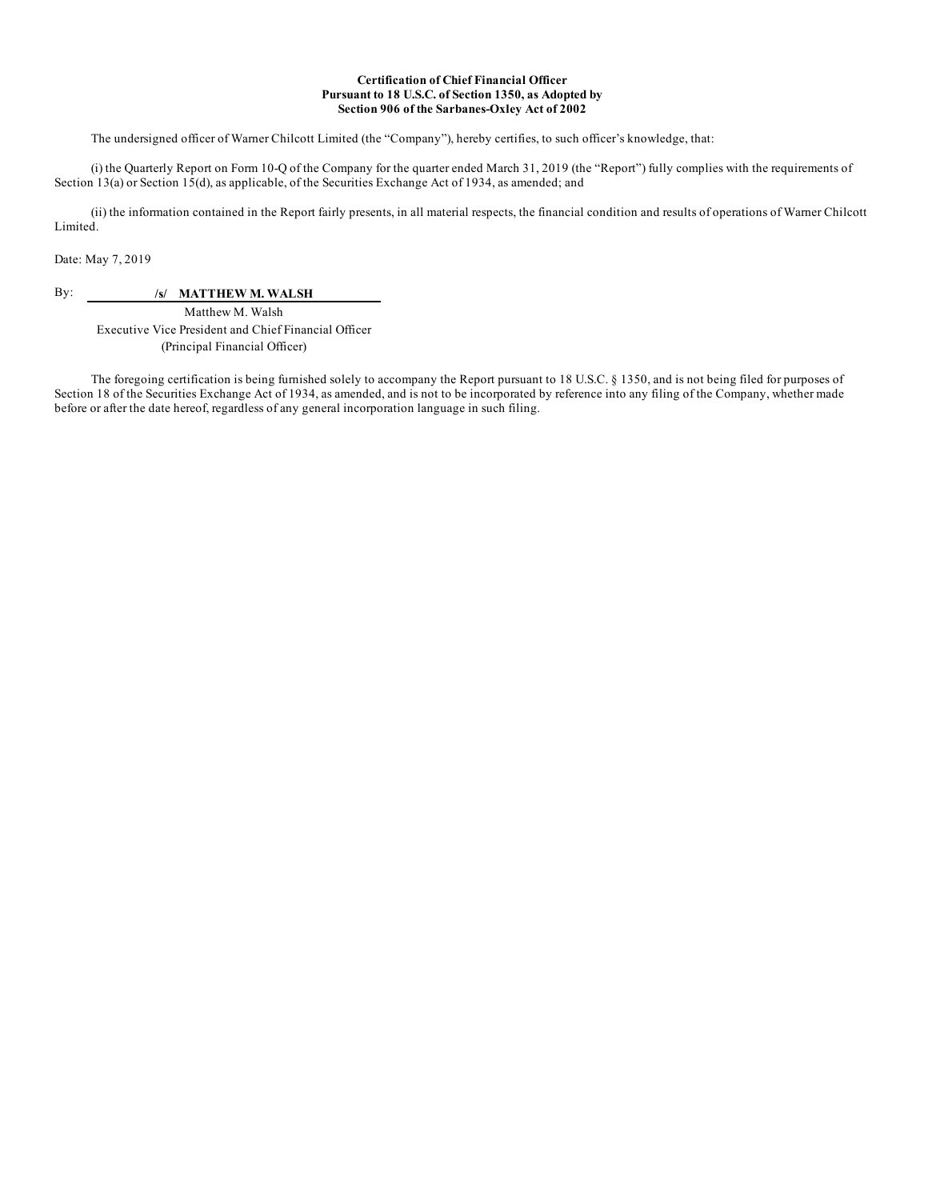**Certification of Chief Financial Officer**
**Pursuant to 18 U.S.C. of Section 1350, as Adopted by**
**Section 906 of the Sarbanes-Oxley Act of 2002**

The undersigned officer of Warner Chilcott Limited (the "Company"), hereby certifies, to such officer's knowledge, that:

(i) the Quarterly Report on Form 10-Q of the Company for the quarter ended March 31, 2019 (the "Report") fully complies with the requirements of Section 13(a) or Section 15(d), as applicable, of the Securities Exchange Act of 1934, as amended; and

(ii) the information contained in the Report fairly presents, in all material respects, the financial condition and results of operations of Warner Chilcott Limited.

Date: May 7, 2019

By: **/s/ MATTHEW M. WALSH**

Matthew M. Walsh
Executive Vice President and Chief Financial Officer
(Principal Financial Officer)

The foregoing certification is being furnished solely to accompany the Report pursuant to 18 U.S.C. § 1350, and is not being filed for purposes of Section 18 of the Securities Exchange Act of 1934, as amended, and is not to be incorporated by reference into any filing of the Company, whether made before or after the date hereof, regardless of any general incorporation language in such filing.